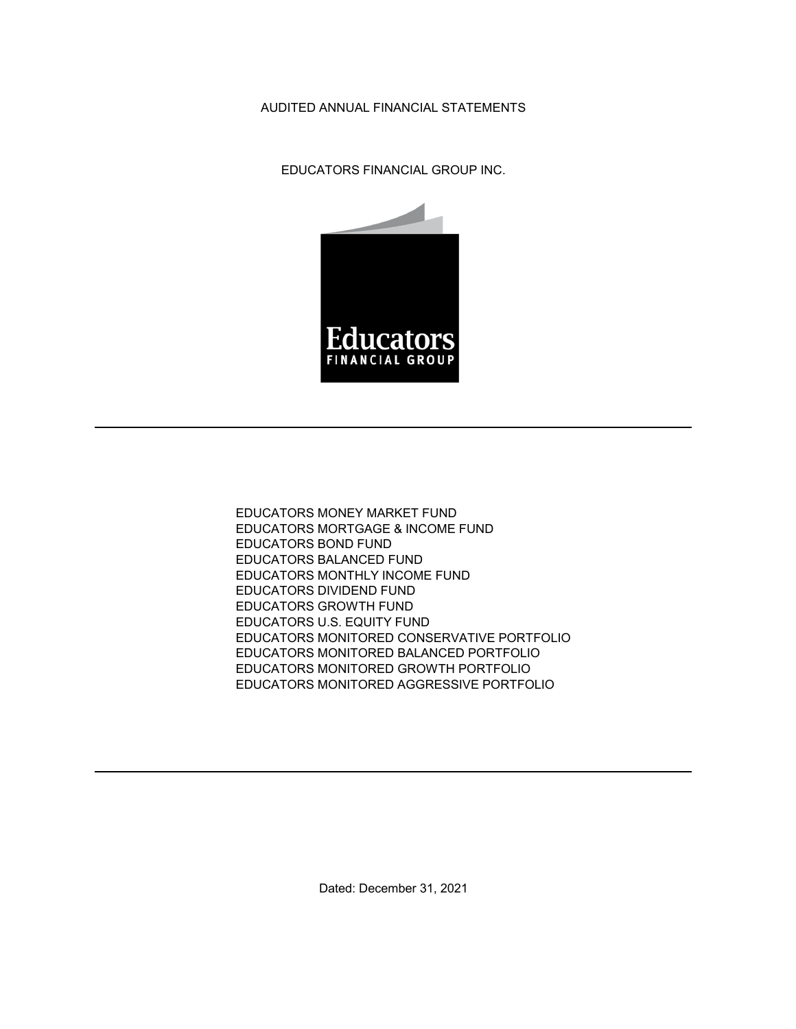# AUDITED ANNUAL FINANCIAL STATEMENTS

## EDUCATORS FINANCIAL GROUP INC.

Educators
FINANCIAL GROUP

---

EDUCATORS MONEY MARKET FUND
EDUCATORS MORTGAGE & INCOME FUND
EDUCATORS BOND FUND
EDUCATORS BALANCED FUND
EDUCATORS MONTHLY INCOME FUND
EDUCATORS DIVIDEND FUND
EDUCATORS GROWTH FUND
EDUCATORS U.S. EQUITY FUND
EDUCATORS MONITORED CONSERVATIVE PORTFOLIO
EDUCATORS MONITORED BALANCED PORTFOLIO
EDUCATORS MONITORED GROWTH PORTFOLIO
EDUCATORS MONITORED AGGRESSIVE PORTFOLIO

---

Dated: December 31, 2021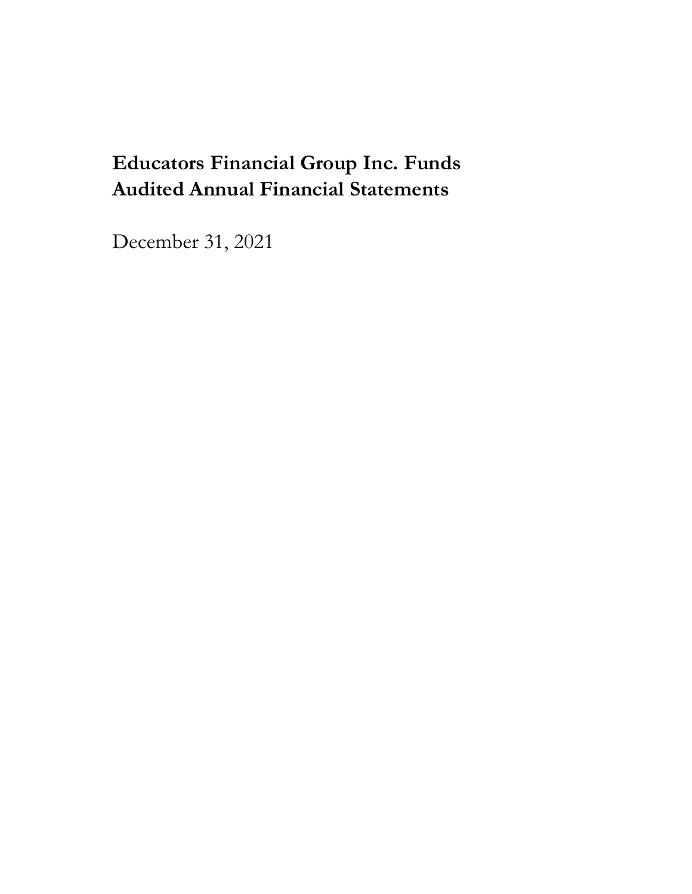# Educators Financial Group Inc. Funds
# Audited Annual Financial Statements

December 31, 2021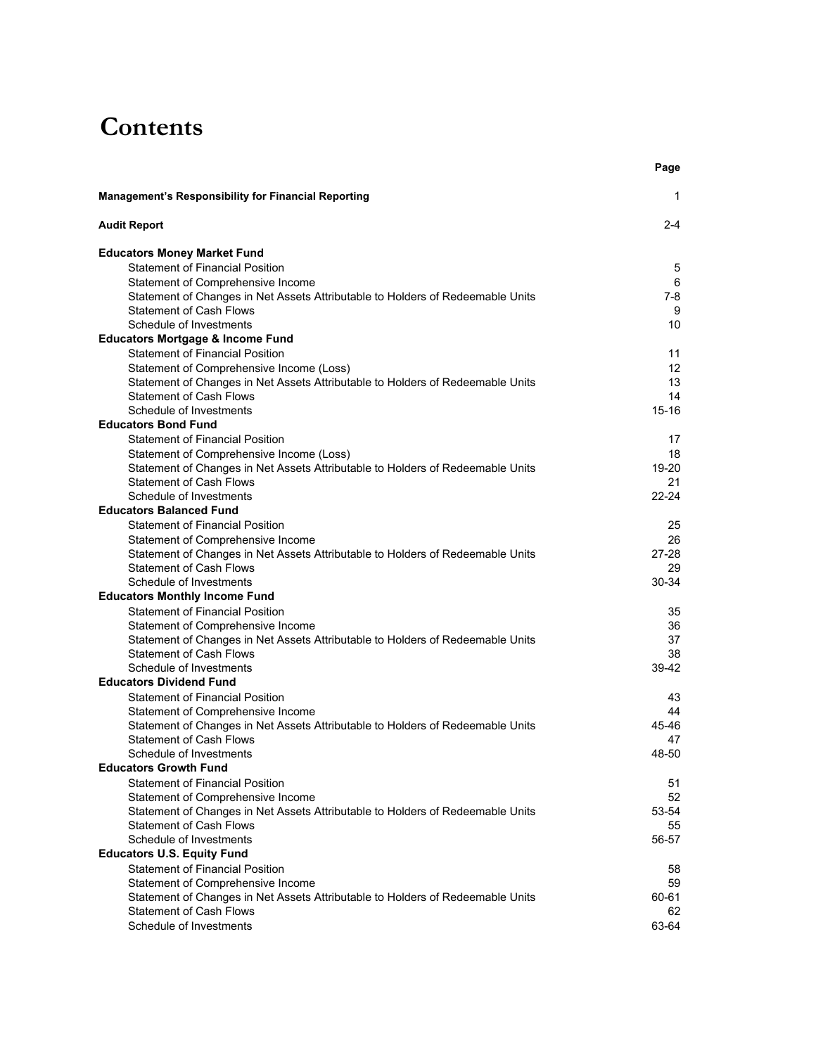# Contents

| | Page |
|---|---|
| **Management's Responsibility for Financial Reporting** | 1 |
| **Audit Report** | 2-4 |
| **Educators Money Market Fund** | |
| Statement of Financial Position | 5 |
| Statement of Comprehensive Income | 6 |
| Statement of Changes in Net Assets Attributable to Holders of Redeemable Units | 7-8 |
| Statement of Cash Flows | 9 |
| Schedule of Investments | 10 |
| **Educators Mortgage & Income Fund** | |
| Statement of Financial Position | 11 |
| Statement of Comprehensive Income (Loss) | 12 |
| Statement of Changes in Net Assets Attributable to Holders of Redeemable Units | 13 |
| Statement of Cash Flows | 14 |
| Schedule of Investments | 15-16 |
| **Educators Bond Fund** | |
| Statement of Financial Position | 17 |
| Statement of Comprehensive Income (Loss) | 18 |
| Statement of Changes in Net Assets Attributable to Holders of Redeemable Units | 19-20 |
| Statement of Cash Flows | 21 |
| Schedule of Investments | 22-24 |
| **Educators Balanced Fund** | |
| Statement of Financial Position | 25 |
| Statement of Comprehensive Income | 26 |
| Statement of Changes in Net Assets Attributable to Holders of Redeemable Units | 27-28 |
| Statement of Cash Flows | 29 |
| Schedule of Investments | 30-34 |
| **Educators Monthly Income Fund** | |
| Statement of Financial Position | 35 |
| Statement of Comprehensive Income | 36 |
| Statement of Changes in Net Assets Attributable to Holders of Redeemable Units | 37 |
| Statement of Cash Flows | 38 |
| Schedule of Investments | 39-42 |
| **Educators Dividend Fund** | |
| Statement of Financial Position | 43 |
| Statement of Comprehensive Income | 44 |
| Statement of Changes in Net Assets Attributable to Holders of Redeemable Units | 45-46 |
| Statement of Cash Flows | 47 |
| Schedule of Investments | 48-50 |
| **Educators Growth Fund** | |
| Statement of Financial Position | 51 |
| Statement of Comprehensive Income | 52 |
| Statement of Changes in Net Assets Attributable to Holders of Redeemable Units | 53-54 |
| Statement of Cash Flows | 55 |
| Schedule of Investments | 56-57 |
| **Educators U.S. Equity Fund** | |
| Statement of Financial Position | 58 |
| Statement of Comprehensive Income | 59 |
| Statement of Changes in Net Assets Attributable to Holders of Redeemable Units | 60-61 |
| Statement of Cash Flows | 62 |
| Schedule of Investments | 63-64 |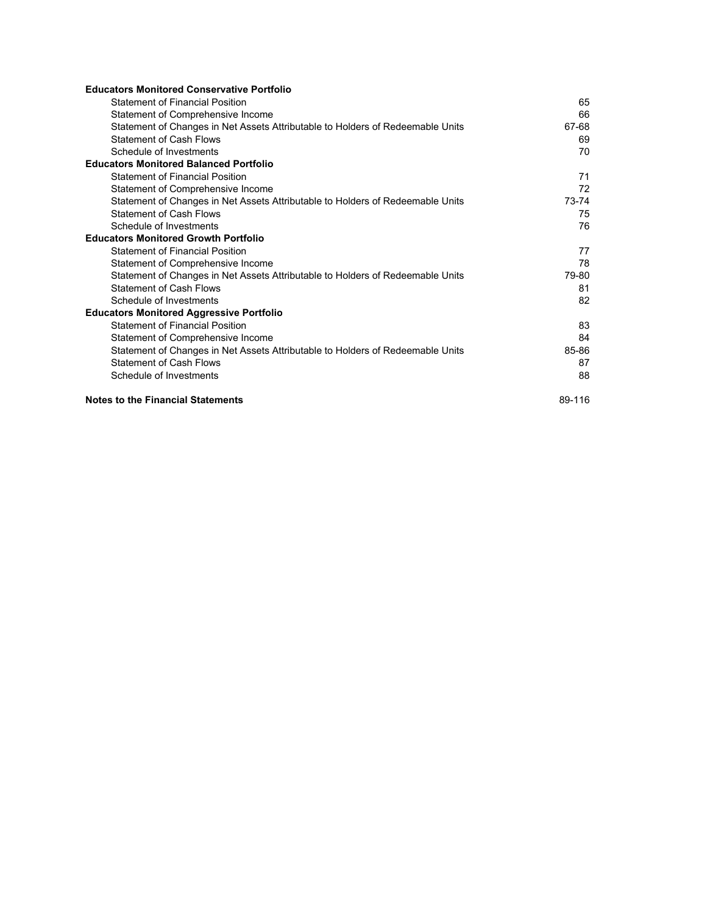| | |
|---|---|
| **Educators Monitored Conservative Portfolio** | |
| Statement of Financial Position | 65 |
| Statement of Comprehensive Income | 66 |
| Statement of Changes in Net Assets Attributable to Holders of Redeemable Units | 67-68 |
| Statement of Cash Flows | 69 |
| Schedule of Investments | 70 |
| **Educators Monitored Balanced Portfolio** | |
| Statement of Financial Position | 71 |
| Statement of Comprehensive Income | 72 |
| Statement of Changes in Net Assets Attributable to Holders of Redeemable Units | 73-74 |
| Statement of Cash Flows | 75 |
| Schedule of Investments | 76 |
| **Educators Monitored Growth Portfolio** | |
| Statement of Financial Position | 77 |
| Statement of Comprehensive Income | 78 |
| Statement of Changes in Net Assets Attributable to Holders of Redeemable Units | 79-80 |
| Statement of Cash Flows | 81 |
| Schedule of Investments | 82 |
| **Educators Monitored Aggressive Portfolio** | |
| Statement of Financial Position | 83 |
| Statement of Comprehensive Income | 84 |
| Statement of Changes in Net Assets Attributable to Holders of Redeemable Units | 85-86 |
| Statement of Cash Flows | 87 |
| Schedule of Investments | 88 |
| **Notes to the Financial Statements** | 89-116 |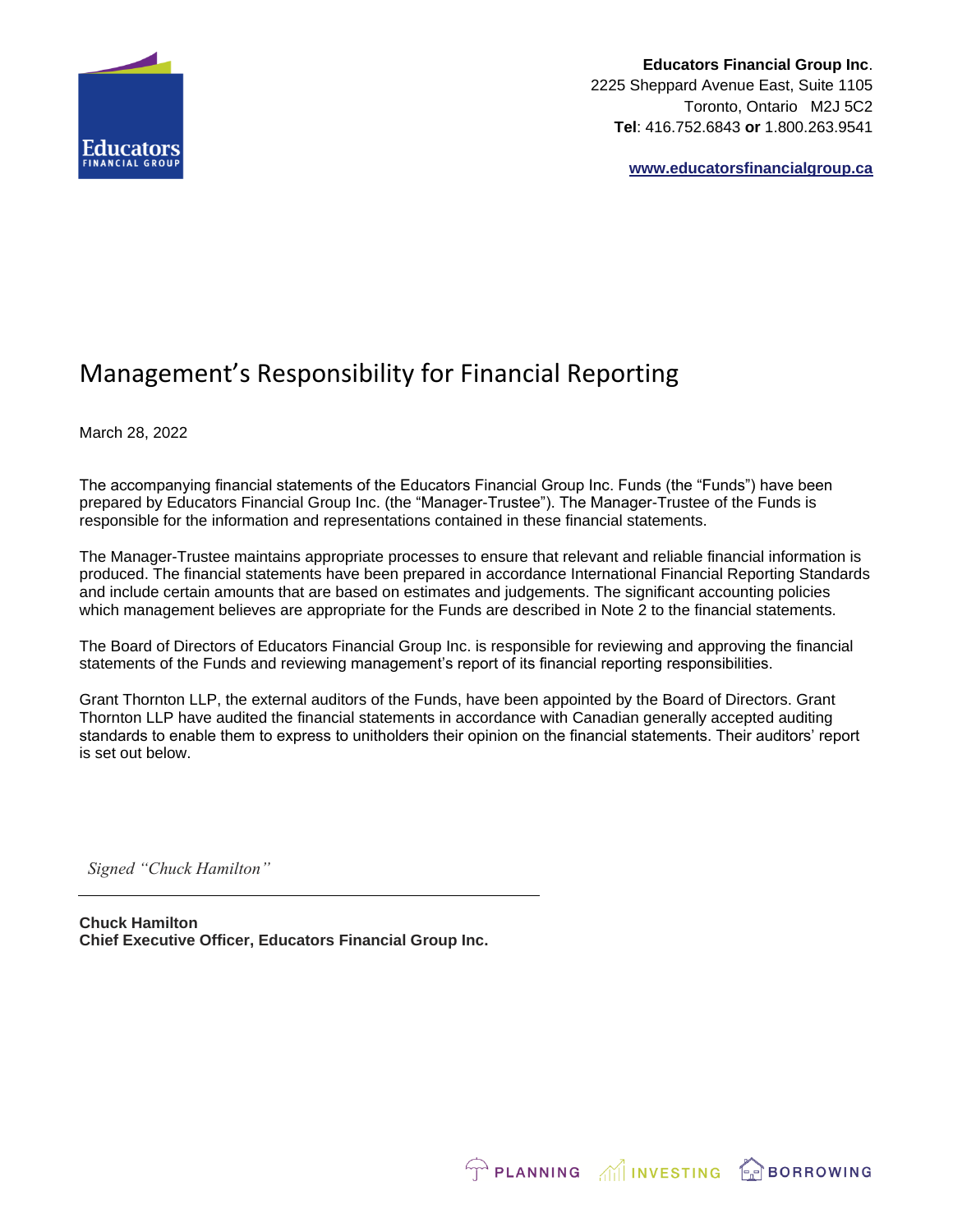**Educators Financial Group Inc**.
2225 Sheppard Avenue East, Suite 1105
Toronto, Ontario M2J 5C2
**Tel**: 416.752.6843 **or** 1.800.263.9541

**www.educatorsfinancialgroup.ca**

# Management's Responsibility for Financial Reporting

March 28, 2022

The accompanying financial statements of the Educators Financial Group Inc. Funds (the "Funds") have been prepared by Educators Financial Group Inc. (the "Manager-Trustee"). The Manager-Trustee of the Funds is responsible for the information and representations contained in these financial statements.

The Manager-Trustee maintains appropriate processes to ensure that relevant and reliable financial information is produced. The financial statements have been prepared in accordance International Financial Reporting Standards and include certain amounts that are based on estimates and judgements. The significant accounting policies which management believes are appropriate for the Funds are described in Note 2 to the financial statements.

The Board of Directors of Educators Financial Group Inc. is responsible for reviewing and approving the financial statements of the Funds and reviewing management's report of its financial reporting responsibilities.

Grant Thornton LLP, the external auditors of the Funds, have been appointed by the Board of Directors. Grant Thornton LLP have audited the financial statements in accordance with Canadian generally accepted auditing standards to enable them to express to unitholders their opinion on the financial statements. Their auditors' report is set out below.

*Signed "Chuck Hamilton"*

**Chuck Hamilton**
**Chief Executive Officer, Educators Financial Group Inc.**

PLANNING INVESTING BORROWING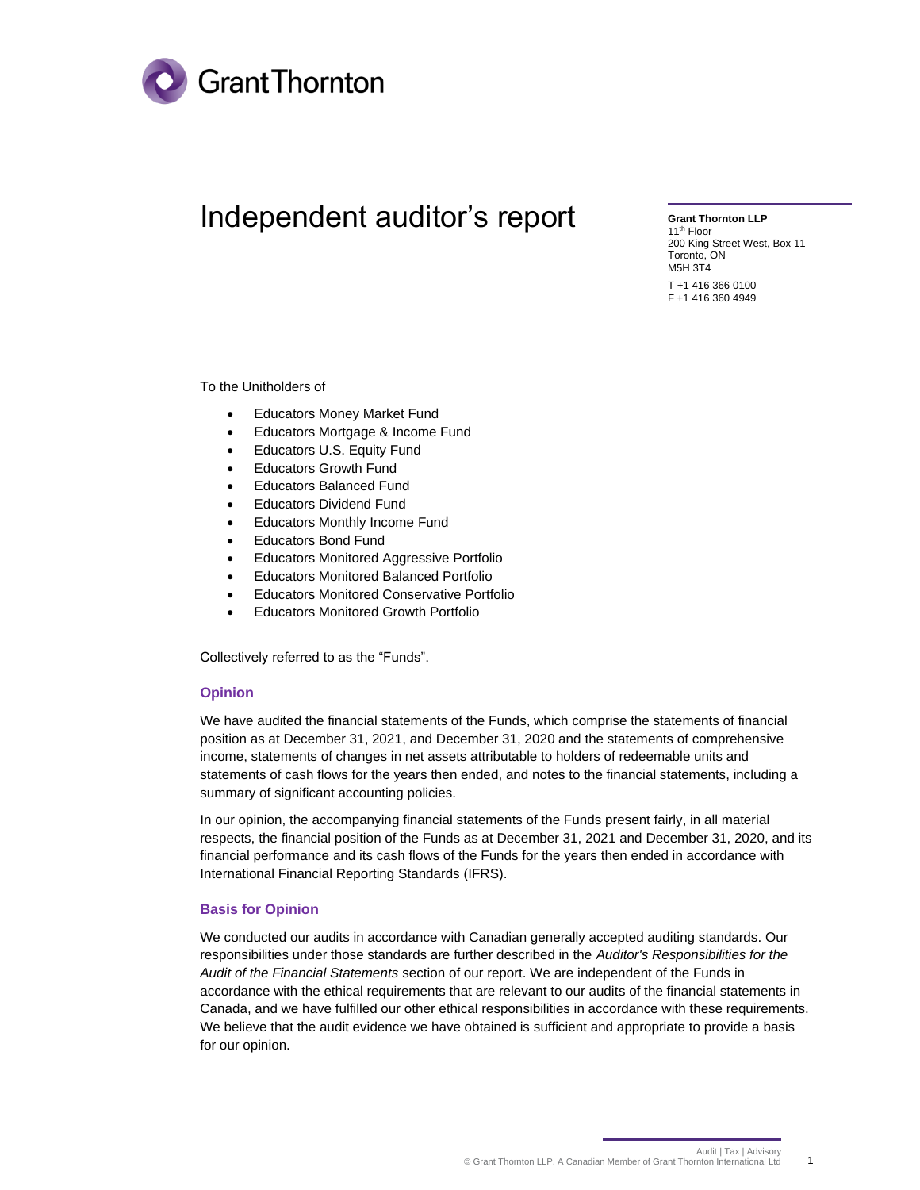# Independent auditor's report

**Grant Thornton LLP**
11th Floor
200 King Street West, Box 11
Toronto, ON
M5H 3T4

T +1 416 366 0100
F +1 416 360 4949

To the Unitholders of

- Educators Money Market Fund
- Educators Mortgage & Income Fund
- Educators U.S. Equity Fund
- Educators Growth Fund
- Educators Balanced Fund
- Educators Dividend Fund
- Educators Monthly Income Fund
- Educators Bond Fund
- Educators Monitored Aggressive Portfolio
- Educators Monitored Balanced Portfolio
- Educators Monitored Conservative Portfolio
- Educators Monitored Growth Portfolio

Collectively referred to as the "Funds".

### Opinion

We have audited the financial statements of the Funds, which comprise the statements of financial position as at December 31, 2021, and December 31, 2020 and the statements of comprehensive income, statements of changes in net assets attributable to holders of redeemable units and statements of cash flows for the years then ended, and notes to the financial statements, including a summary of significant accounting policies.

In our opinion, the accompanying financial statements of the Funds present fairly, in all material respects, the financial position of the Funds as at December 31, 2021 and December 31, 2020, and its financial performance and its cash flows of the Funds for the years then ended in accordance with International Financial Reporting Standards (IFRS).

### Basis for Opinion

We conducted our audits in accordance with Canadian generally accepted auditing standards. Our responsibilities under those standards are further described in the *Auditor's Responsibilities for the Audit of the Financial Statements* section of our report. We are independent of the Funds in accordance with the ethical requirements that are relevant to our audits of the financial statements in Canada, and we have fulfilled our other ethical responsibilities in accordance with these requirements. We believe that the audit evidence we have obtained is sufficient and appropriate to provide a basis for our opinion.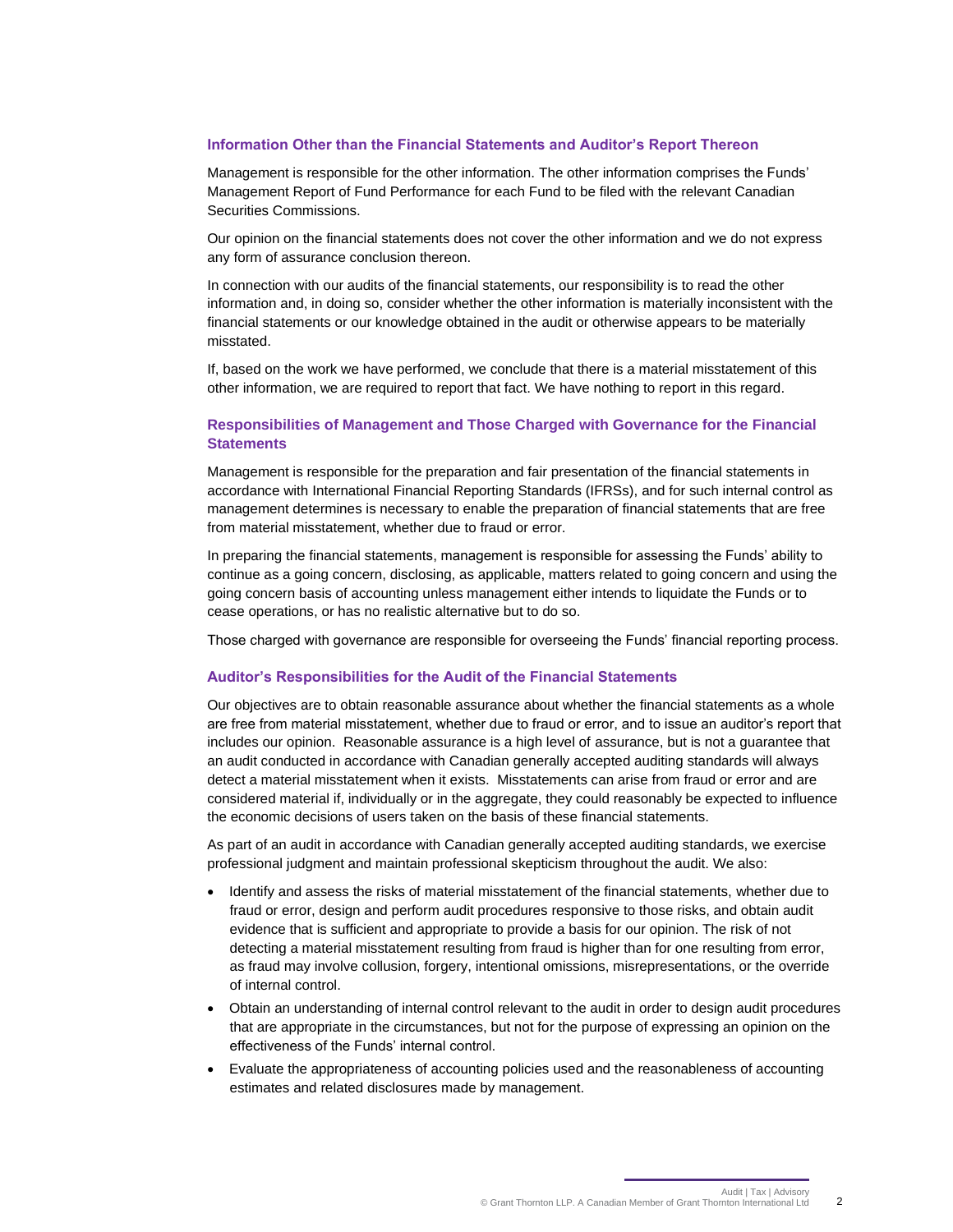### Information Other than the Financial Statements and Auditor's Report Thereon

Management is responsible for the other information. The other information comprises the Funds' Management Report of Fund Performance for each Fund to be filed with the relevant Canadian Securities Commissions.

Our opinion on the financial statements does not cover the other information and we do not express any form of assurance conclusion thereon.

In connection with our audits of the financial statements, our responsibility is to read the other information and, in doing so, consider whether the other information is materially inconsistent with the financial statements or our knowledge obtained in the audit or otherwise appears to be materially misstated.

If, based on the work we have performed, we conclude that there is a material misstatement of this other information, we are required to report that fact. We have nothing to report in this regard.

### Responsibilities of Management and Those Charged with Governance for the Financial Statements

Management is responsible for the preparation and fair presentation of the financial statements in accordance with International Financial Reporting Standards (IFRSs), and for such internal control as management determines is necessary to enable the preparation of financial statements that are free from material misstatement, whether due to fraud or error.

In preparing the financial statements, management is responsible for assessing the Funds' ability to continue as a going concern, disclosing, as applicable, matters related to going concern and using the going concern basis of accounting unless management either intends to liquidate the Funds or to cease operations, or has no realistic alternative but to do so.

Those charged with governance are responsible for overseeing the Funds' financial reporting process.

### Auditor's Responsibilities for the Audit of the Financial Statements

Our objectives are to obtain reasonable assurance about whether the financial statements as a whole are free from material misstatement, whether due to fraud or error, and to issue an auditor's report that includes our opinion. Reasonable assurance is a high level of assurance, but is not a guarantee that an audit conducted in accordance with Canadian generally accepted auditing standards will always detect a material misstatement when it exists. Misstatements can arise from fraud or error and are considered material if, individually or in the aggregate, they could reasonably be expected to influence the economic decisions of users taken on the basis of these financial statements.

As part of an audit in accordance with Canadian generally accepted auditing standards, we exercise professional judgment and maintain professional skepticism throughout the audit. We also:

- Identify and assess the risks of material misstatement of the financial statements, whether due to fraud or error, design and perform audit procedures responsive to those risks, and obtain audit evidence that is sufficient and appropriate to provide a basis for our opinion. The risk of not detecting a material misstatement resulting from fraud is higher than for one resulting from error, as fraud may involve collusion, forgery, intentional omissions, misrepresentations, or the override of internal control.
- Obtain an understanding of internal control relevant to the audit in order to design audit procedures that are appropriate in the circumstances, but not for the purpose of expressing an opinion on the effectiveness of the Funds' internal control.
- Evaluate the appropriateness of accounting policies used and the reasonableness of accounting estimates and related disclosures made by management.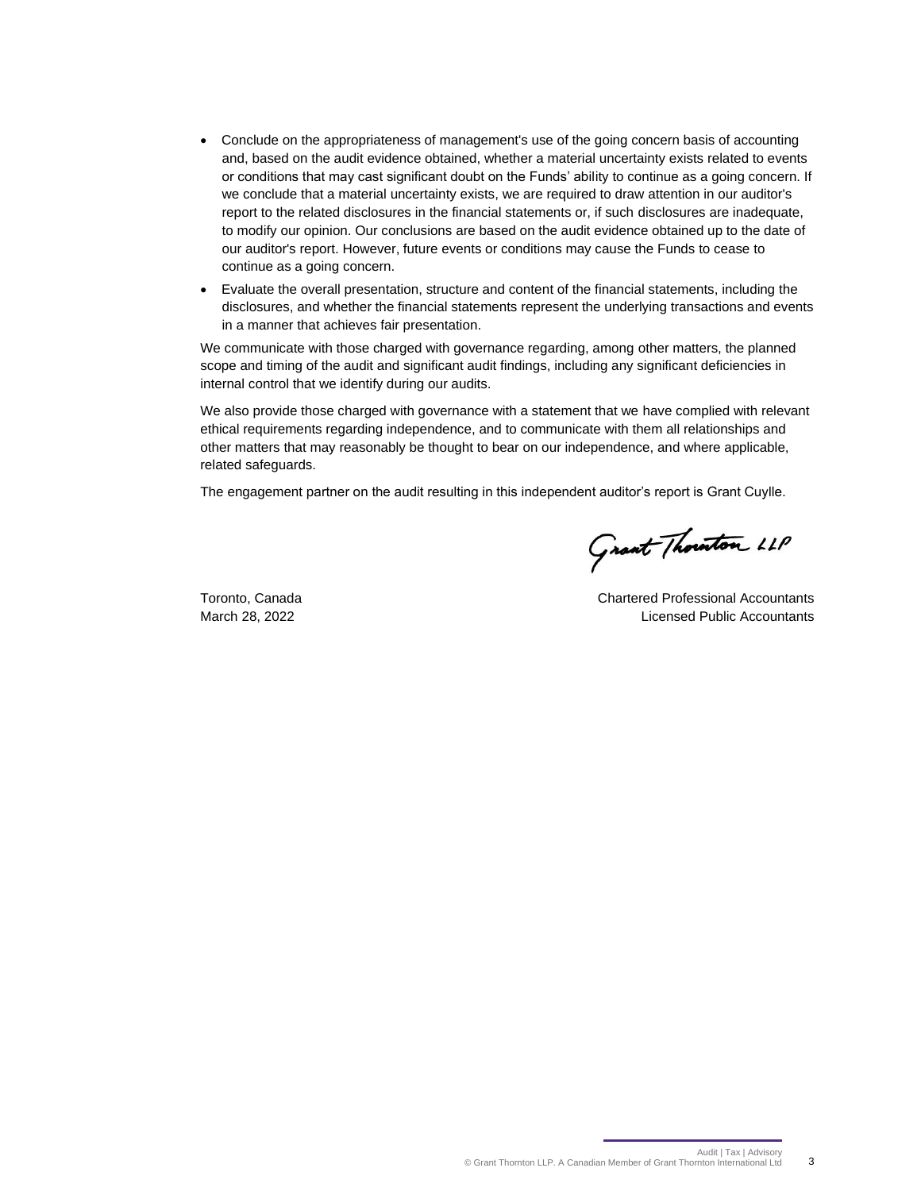- Conclude on the appropriateness of management's use of the going concern basis of accounting and, based on the audit evidence obtained, whether a material uncertainty exists related to events or conditions that may cast significant doubt on the Funds' ability to continue as a going concern. If we conclude that a material uncertainty exists, we are required to draw attention in our auditor's report to the related disclosures in the financial statements or, if such disclosures are inadequate, to modify our opinion. Our conclusions are based on the audit evidence obtained up to the date of our auditor's report. However, future events or conditions may cause the Funds to cease to continue as a going concern.
- Evaluate the overall presentation, structure and content of the financial statements, including the disclosures, and whether the financial statements represent the underlying transactions and events in a manner that achieves fair presentation.

We communicate with those charged with governance regarding, among other matters, the planned scope and timing of the audit and significant audit findings, including any significant deficiencies in internal control that we identify during our audits.

We also provide those charged with governance with a statement that we have complied with relevant ethical requirements regarding independence, and to communicate with them all relationships and other matters that may reasonably be thought to bear on our independence, and where applicable, related safeguards.

The engagement partner on the audit resulting in this independent auditor's report is Grant Cuylle.

Grant Thornton LLP

Toronto, Canada
March 28, 2022

Chartered Professional Accountants
Licensed Public Accountants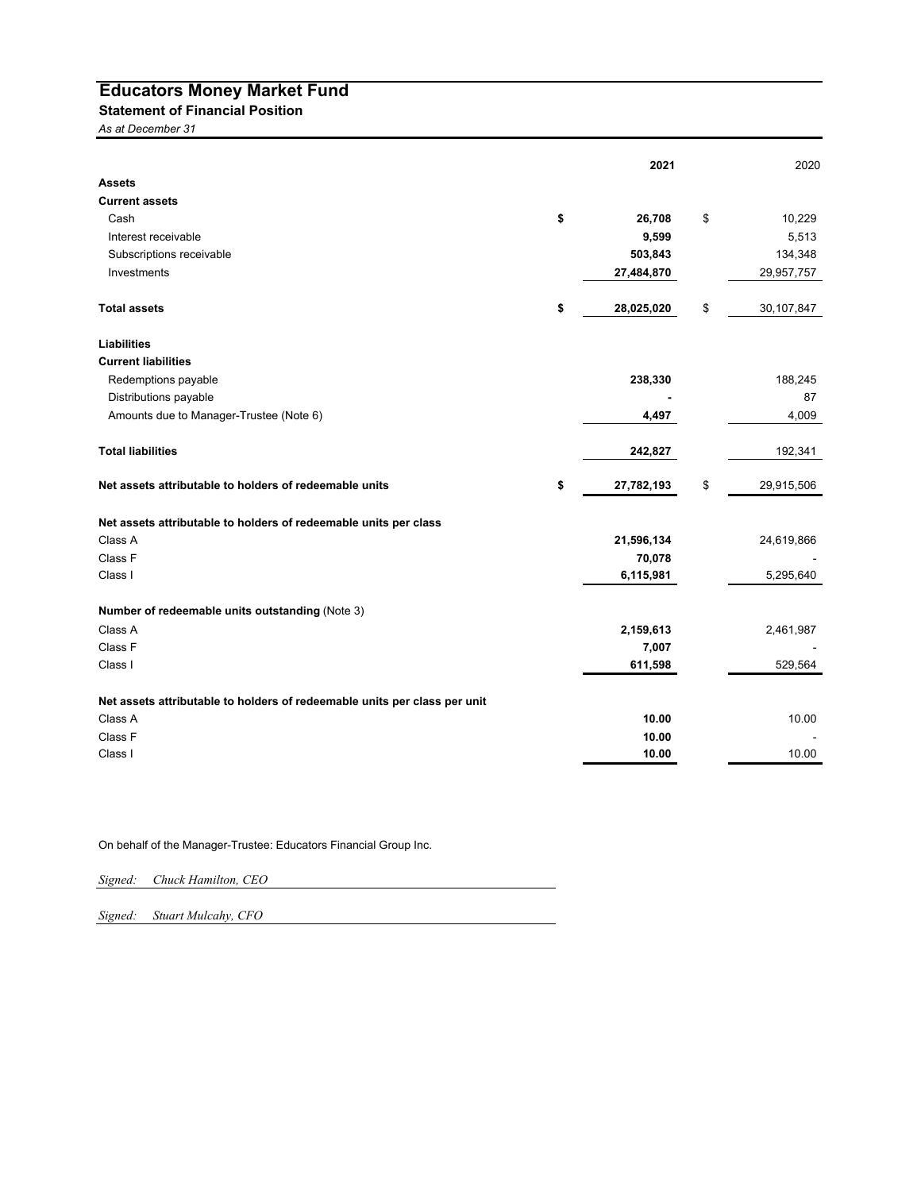# Educators Money Market Fund

## Statement of Financial Position

*As at December 31*

| | | 2021 | | 2020 |
|---|---|---|---|---|
| **Assets** | | | | |
| **Current assets** | | | | |
| Cash | **$** | **26,708** | $ | 10,229 |
| Interest receivable | | **9,599** | | 5,513 |
| Subscriptions receivable | | **503,843** | | 134,348 |
| Investments | | **27,484,870** | | 29,957,757 |
| **Total assets** | **$** | **28,025,020** | $ | 30,107,847 |
| **Liabilities** | | | | |
| **Current liabilities** | | | | |
| Redemptions payable | | **238,330** | | 188,245 |
| Distributions payable | | **-** | | 87 |
| Amounts due to Manager-Trustee (Note 6) | | **4,497** | | 4,009 |
| **Total liabilities** | | **242,827** | | 192,341 |
| **Net assets attributable to holders of redeemable units** | **$** | **27,782,193** | $ | 29,915,506 |
| **Net assets attributable to holders of redeemable units per class** | | | | |
| Class A | | **21,596,134** | | 24,619,866 |
| Class F | | **70,078** | | - |
| Class I | | **6,115,981** | | 5,295,640 |
| **Number of redeemable units outstanding** (Note 3) | | | | |
| Class A | | **2,159,613** | | 2,461,987 |
| Class F | | **7,007** | | - |
| Class I | | **611,598** | | 529,564 |
| **Net assets attributable to holders of redeemable units per class per unit** | | | | |
| Class A | | **10.00** | | 10.00 |
| Class F | | **10.00** | | - |
| Class I | | **10.00** | | 10.00 |

On behalf of the Manager-Trustee: Educators Financial Group Inc.

*Signed: Chuck Hamilton, CEO*

*Signed: Stuart Mulcahy, CFO*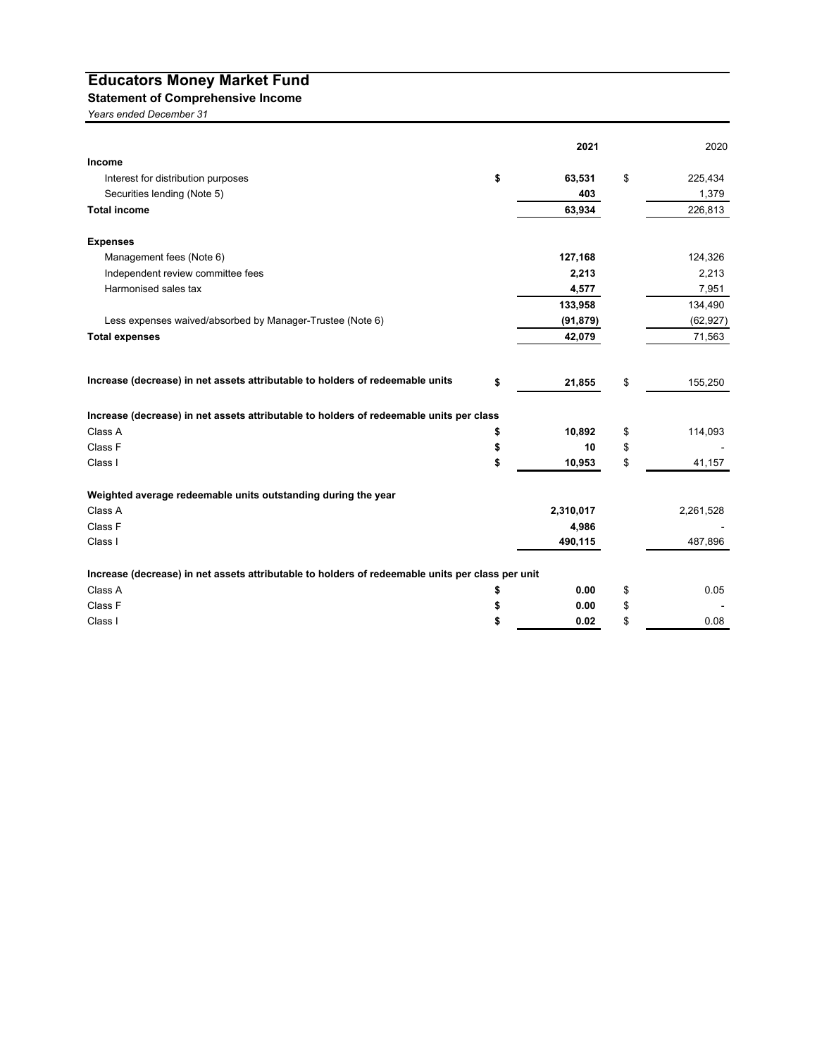# Educators Money Market Fund

## Statement of Comprehensive Income

*Years ended December 31*

| | | 2021 | | 2020 |
|---|---|---|---|---|
| **Income** | | | | |
| Interest for distribution purposes | **$** | **63,531** | $ | 225,434 |
| Securities lending (Note 5) | | **403** | | 1,379 |
| **Total income** | | **63,934** | | 226,813 |
| | | | | |
| **Expenses** | | | | |
| Management fees (Note 6) | | **127,168** | | 124,326 |
| Independent review committee fees | | **2,213** | | 2,213 |
| Harmonised sales tax | | **4,577** | | 7,951 |
| | | **133,958** | | 134,490 |
| Less expenses waived/absorbed by Manager-Trustee (Note 6) | | **(91,879)** | | (62,927) |
| **Total expenses** | | **42,079** | | 71,563 |
| | | | | |
| **Increase (decrease) in net assets attributable to holders of redeemable units** | **$** | **21,855** | $ | 155,250 |
| | | | | |
| **Increase (decrease) in net assets attributable to holders of redeemable units per class** | | | | |
| Class A | **$** | **10,892** | $ | 114,093 |
| Class F | **$** | **10** | $ | - |
| Class I | **$** | **10,953** | $ | 41,157 |
| | | | | |
| **Weighted average redeemable units outstanding during the year** | | | | |
| Class A | | **2,310,017** | | 2,261,528 |
| Class F | | **4,986** | | - |
| Class I | | **490,115** | | 487,896 |
| | | | | |
| **Increase (decrease) in net assets attributable to holders of redeemable units per class per unit** | | | | |
| Class A | **$** | **0.00** | $ | 0.05 |
| Class F | **$** | **0.00** | $ | - |
| Class I | **$** | **0.02** | $ | 0.08 |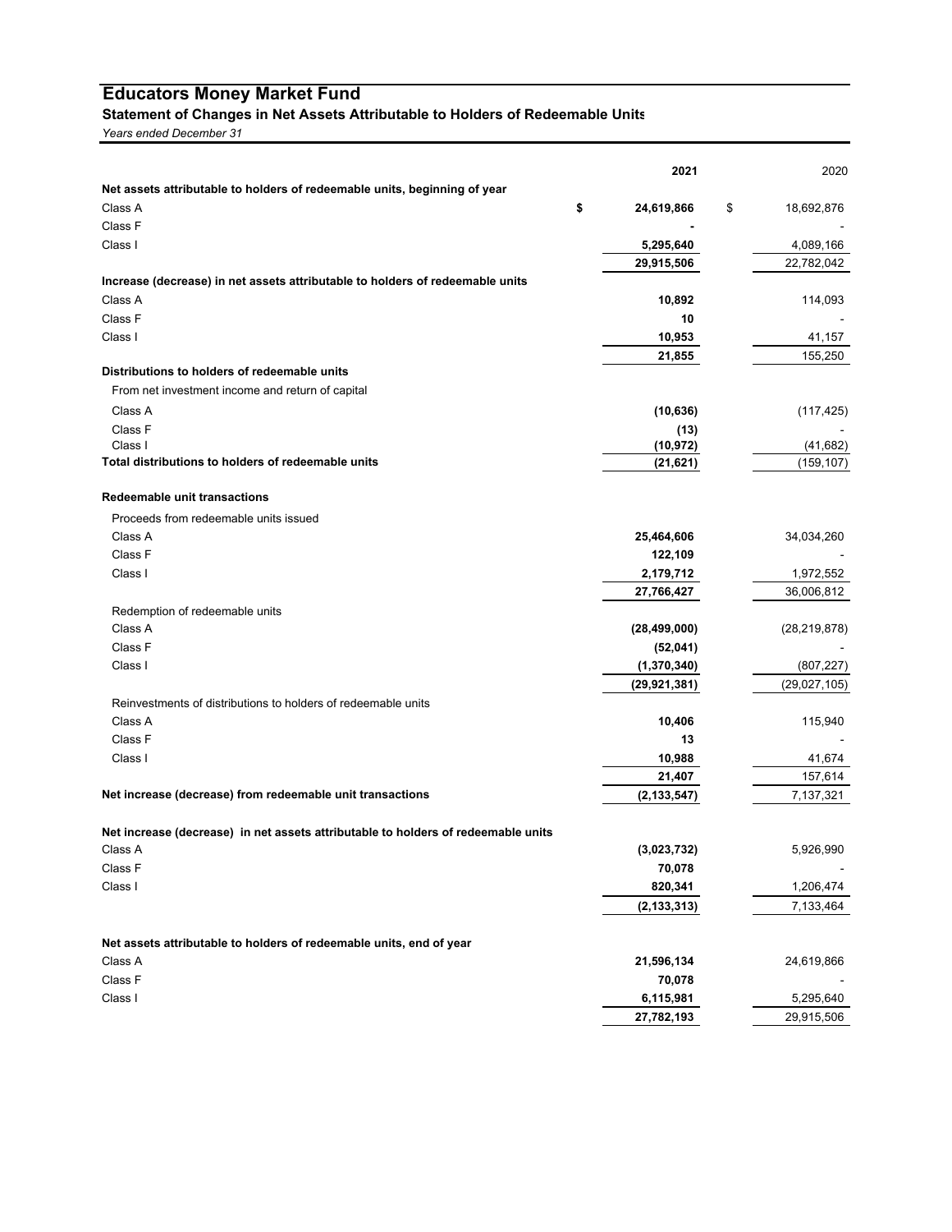# Educators Money Market Fund

## Statement of Changes in Net Assets Attributable to Holders of Redeemable Units

*Years ended December 31*

| | 2021 | 2020 |
|---|---|---|
| **Net assets attributable to holders of redeemable units, beginning of year** | | |
| Class A | $ **24,619,866** | $ 18,692,876 |
| Class F | **-** | - |
| Class I | **5,295,640** | 4,089,166 |
| | **29,915,506** | 22,782,042 |
| **Increase (decrease) in net assets attributable to holders of redeemable units** | | |
| Class A | **10,892** | 114,093 |
| Class F | **10** | - |
| Class I | **10,953** | 41,157 |
| | **21,855** | 155,250 |
| **Distributions to holders of redeemable units** | | |
| From net investment income and return of capital | | |
| Class A | **(10,636)** | (117,425) |
| Class F | **(13)** | - |
| Class I | **(10,972)** | (41,682) |
| **Total distributions to holders of redeemable units** | **(21,621)** | (159,107) |
| **Redeemable unit transactions** | | |
| Proceeds from redeemable units issued | | |
| Class A | **25,464,606** | 34,034,260 |
| Class F | **122,109** | - |
| Class I | **2,179,712** | 1,972,552 |
| | **27,766,427** | 36,006,812 |
| Redemption of redeemable units | | |
| Class A | **(28,499,000)** | (28,219,878) |
| Class F | **(52,041)** | - |
| Class I | **(1,370,340)** | (807,227) |
| | **(29,921,381)** | (29,027,105) |
| Reinvestments of distributions to holders of redeemable units | | |
| Class A | **10,406** | 115,940 |
| Class F | **13** | - |
| Class I | **10,988** | 41,674 |
| | **21,407** | 157,614 |
| **Net increase (decrease) from redeemable unit transactions** | **(2,133,547)** | 7,137,321 |
| **Net increase (decrease) in net assets attributable to holders of redeemable units** | | |
| Class A | **(3,023,732)** | 5,926,990 |
| Class F | **70,078** | - |
| Class I | **820,341** | 1,206,474 |
| | **(2,133,313)** | 7,133,464 |
| **Net assets attributable to holders of redeemable units, end of year** | | |
| Class A | **21,596,134** | 24,619,866 |
| Class F | **70,078** | - |
| Class I | **6,115,981** | 5,295,640 |
| | **27,782,193** | 29,915,506 |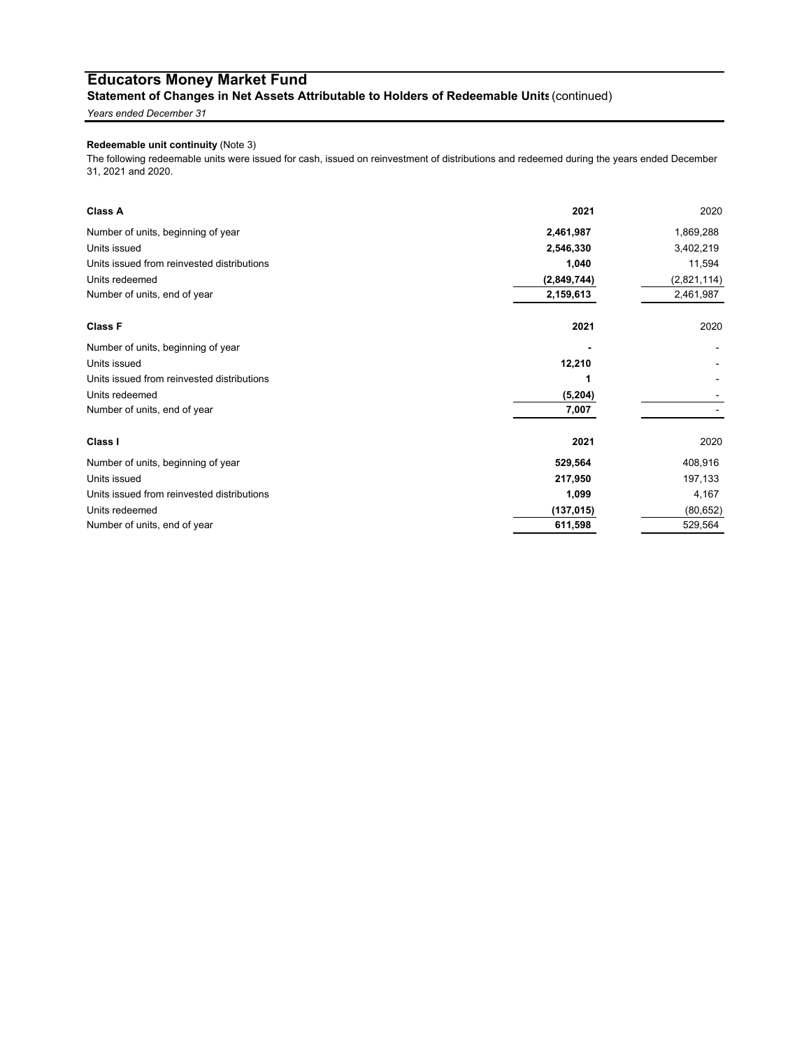# Educators Money Market Fund

**Statement of Changes in Net Assets Attributable to Holders of Redeemable Units** (continued)

*Years ended December 31*

**Redeemable unit continuity** (Note 3)

The following redeemable units were issued for cash, issued on reinvestment of distributions and redeemed during the years ended December 31, 2021 and 2020.

| **Class A** | **2021** | 2020 |
|---|---|---|
| Number of units, beginning of year | **2,461,987** | 1,869,288 |
| Units issued | **2,546,330** | 3,402,219 |
| Units issued from reinvested distributions | **1,040** | 11,594 |
| Units redeemed | **(2,849,744)** | (2,821,114) |
| Number of units, end of year | **2,159,613** | 2,461,987 |

| **Class F** | **2021** | 2020 |
|---|---|---|
| Number of units, beginning of year | **-** | - |
| Units issued | **12,210** | - |
| Units issued from reinvested distributions | **1** | - |
| Units redeemed | **(5,204)** | - |
| Number of units, end of year | **7,007** | - |

| **Class I** | **2021** | 2020 |
|---|---|---|
| Number of units, beginning of year | **529,564** | 408,916 |
| Units issued | **217,950** | 197,133 |
| Units issued from reinvested distributions | **1,099** | 4,167 |
| Units redeemed | **(137,015)** | (80,652) |
| Number of units, end of year | **611,598** | 529,564 |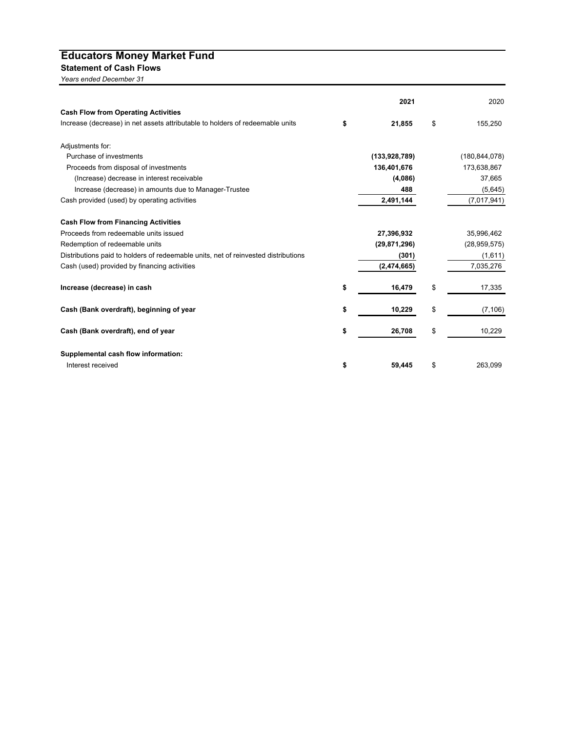# Educators Money Market Fund

## Statement of Cash Flows

*Years ended December 31*

| | | 2021 | | 2020 |
|---|---|---|---|---|
| **Cash Flow from Operating Activities** | | | | |
| Increase (decrease) in net assets attributable to holders of redeemable units | $ | 21,855 | $ | 155,250 |
| Adjustments for: | | | | |
| Purchase of investments | | (133,928,789) | | (180,844,078) |
| Proceeds from disposal of investments | | 136,401,676 | | 173,638,867 |
| (Increase) decrease in interest receivable | | (4,086) | | 37,665 |
| Increase (decrease) in amounts due to Manager-Trustee | | 488 | | (5,645) |
| Cash provided (used) by operating activities | | 2,491,144 | | (7,017,941) |
| **Cash Flow from Financing Activities** | | | | |
| Proceeds from redeemable units issued | | 27,396,932 | | 35,996,462 |
| Redemption of redeemable units | | (29,871,296) | | (28,959,575) |
| Distributions paid to holders of redeemable units, net of reinvested distributions | | (301) | | (1,611) |
| Cash (used) provided by financing activities | | (2,474,665) | | 7,035,276 |
| **Increase (decrease) in cash** | $ | 16,479 | $ | 17,335 |
| **Cash (Bank overdraft), beginning of year** | $ | 10,229 | $ | (7,106) |
| **Cash (Bank overdraft), end of year** | $ | 26,708 | $ | 10,229 |
| **Supplemental cash flow information:** | | | | |
| Interest received | $ | 59,445 | $ | 263,099 |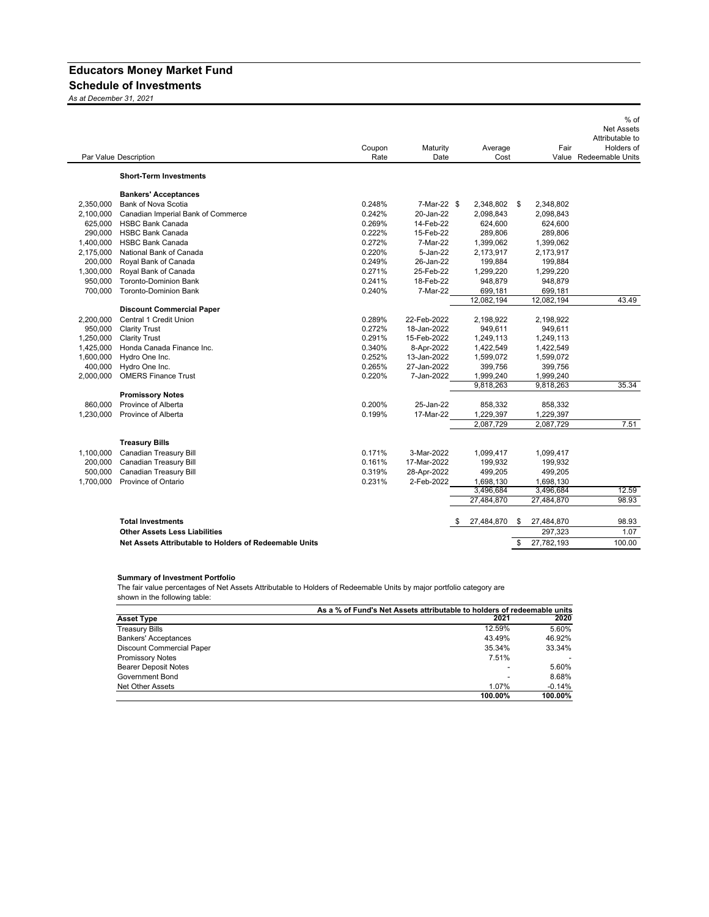# Educators Money Market Fund

## Schedule of Investments

*As at December 31, 2021*

| Par Value | Description | Coupon Rate | Maturity Date | Average Cost | Fair Value | % of Net Assets Attributable to Holders of Redeemable Units |
|---|---|---|---|---|---|---|
| | **Short-Term Investments** | | | | | |
| | **Bankers' Acceptances** | | | | | |
| 2,350,000 | Bank of Nova Scotia | 0.248% | 7-Mar-22 | $ 2,348,802 | $ 2,348,802 | |
| 2,100,000 | Canadian Imperial Bank of Commerce | 0.242% | 20-Jan-22 | 2,098,843 | 2,098,843 | |
| 625,000 | HSBC Bank Canada | 0.269% | 14-Feb-22 | 624,600 | 624,600 | |
| 290,000 | HSBC Bank Canada | 0.222% | 15-Feb-22 | 289,806 | 289,806 | |
| 1,400,000 | HSBC Bank Canada | 0.272% | 7-Mar-22 | 1,399,062 | 1,399,062 | |
| 2,175,000 | National Bank of Canada | 0.220% | 5-Jan-22 | 2,173,917 | 2,173,917 | |
| 200,000 | Royal Bank of Canada | 0.249% | 26-Jan-22 | 199,884 | 199,884 | |
| 1,300,000 | Royal Bank of Canada | 0.271% | 25-Feb-22 | 1,299,220 | 1,299,220 | |
| 950,000 | Toronto-Dominion Bank | 0.241% | 18-Feb-22 | 948,879 | 948,879 | |
| 700,000 | Toronto-Dominion Bank | 0.240% | 7-Mar-22 | 699,181 | 699,181 | |
| | | | | 12,082,194 | 12,082,194 | 43.49 |
| | **Discount Commercial Paper** | | | | | |
| 2,200,000 | Central 1 Credit Union | 0.289% | 22-Feb-2022 | 2,198,922 | 2,198,922 | |
| 950,000 | Clarity Trust | 0.272% | 18-Jan-2022 | 949,611 | 949,611 | |
| 1,250,000 | Clarity Trust | 0.291% | 15-Feb-2022 | 1,249,113 | 1,249,113 | |
| 1,425,000 | Honda Canada Finance Inc. | 0.340% | 8-Apr-2022 | 1,422,549 | 1,422,549 | |
| 1,600,000 | Hydro One Inc. | 0.252% | 13-Jan-2022 | 1,599,072 | 1,599,072 | |
| 400,000 | Hydro One Inc. | 0.265% | 27-Jan-2022 | 399,756 | 399,756 | |
| 2,000,000 | OMERS Finance Trust | 0.220% | 7-Jan-2022 | 1,999,240 | 1,999,240 | |
| | | | | 9,818,263 | 9,818,263 | 35.34 |
| | **Promissory Notes** | | | | | |
| 860,000 | Province of Alberta | 0.200% | 25-Jan-22 | 858,332 | 858,332 | |
| 1,230,000 | Province of Alberta | 0.199% | 17-Mar-22 | 1,229,397 | 1,229,397 | |
| | | | | 2,087,729 | 2,087,729 | 7.51 |
| | **Treasury Bills** | | | | | |
| 1,100,000 | Canadian Treasury Bill | 0.171% | 3-Mar-2022 | 1,099,417 | 1,099,417 | |
| 200,000 | Canadian Treasury Bill | 0.161% | 17-Mar-2022 | 199,932 | 199,932 | |
| 500,000 | Canadian Treasury Bill | 0.319% | 28-Apr-2022 | 499,205 | 499,205 | |
| 1,700,000 | Province of Ontario | 0.231% | 2-Feb-2022 | 1,698,130 | 1,698,130 | |
| | | | | 3,496,684 | 3,496,684 | 12.59 |
| | | | | 27,484,870 | 27,484,870 | 98.93 |
| | **Total Investments** | | | $ 27,484,870 | $ 27,484,870 | 98.93 |
| | **Other Assets Less Liabilities** | | | | 297,323 | 1.07 |
| | **Net Assets Attributable to Holders of Redeemable Units** | | | | $ 27,782,193 | 100.00 |

**Summary of Investment Portfolio**

The fair value percentages of Net Assets Attributable to Holders of Redeemable Units by major portfolio category are shown in the following table:

| | As a % of Fund's Net Assets attributable to holders of redeemable units | |
|---|---|---|
| **Asset Type** | **2021** | **2020** |
| Treasury Bills | 12.59% | 5.60% |
| Bankers' Acceptances | 43.49% | 46.92% |
| Discount Commercial Paper | 35.34% | 33.34% |
| Promissory Notes | 7.51% | - |
| Bearer Deposit Notes | - | 5.60% |
| Government Bond | - | 8.68% |
| Net Other Assets | 1.07% | -0.14% |
| | **100.00%** | **100.00%** |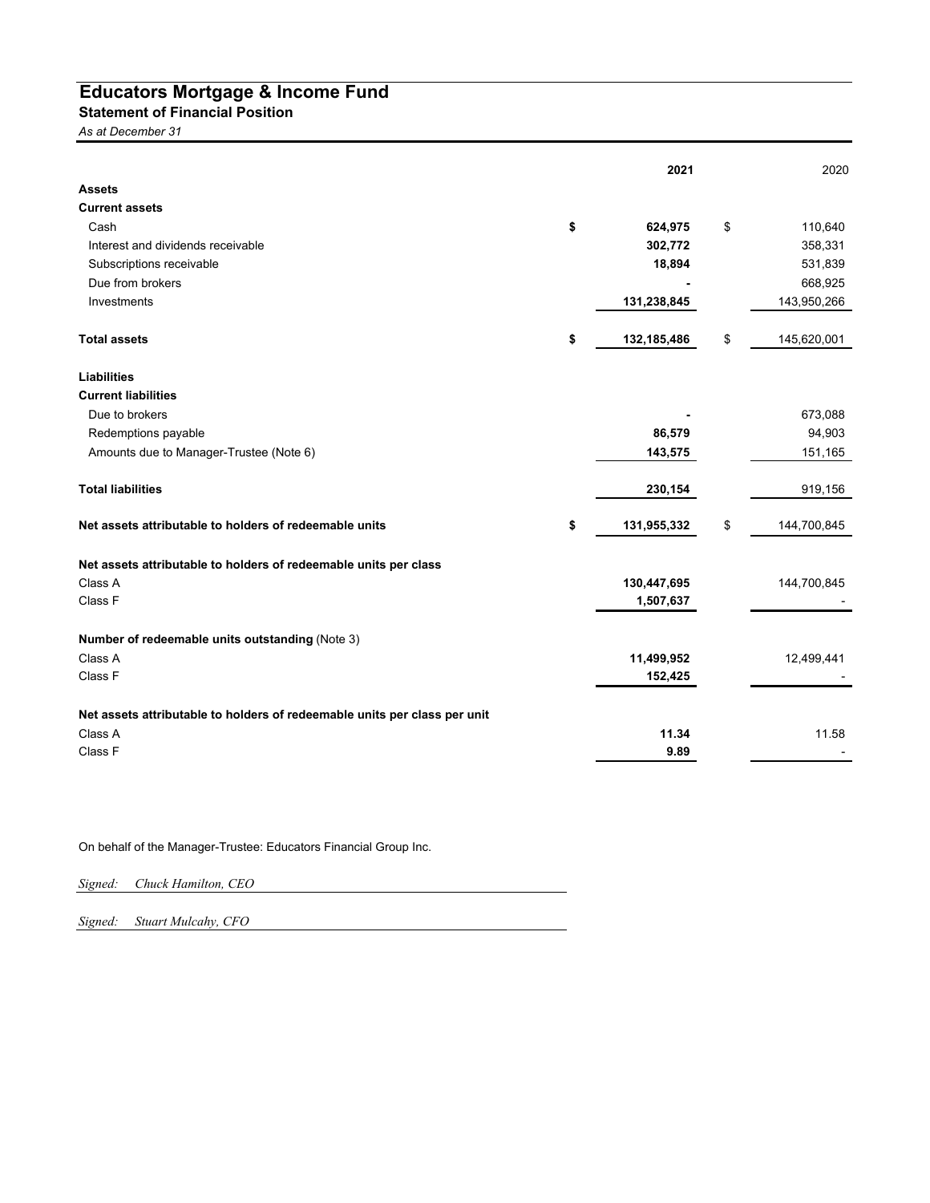# Educators Mortgage & Income Fund

## Statement of Financial Position

*As at December 31*

| | 2021 | 2020 |
|---|---|---|
| **Assets** | | |
| **Current assets** | | |
| Cash | **$ 624,975** | $ 110,640 |
| Interest and dividends receivable | **302,772** | 358,331 |
| Subscriptions receivable | **18,894** | 531,839 |
| Due from brokers | **-** | 668,925 |
| Investments | **131,238,845** | 143,950,266 |
| **Total assets** | **$ 132,185,486** | $ 145,620,001 |
| **Liabilities** | | |
| **Current liabilities** | | |
| Due to brokers | **-** | 673,088 |
| Redemptions payable | **86,579** | 94,903 |
| Amounts due to Manager-Trustee (Note 6) | **143,575** | 151,165 |
| **Total liabilities** | **230,154** | 919,156 |
| **Net assets attributable to holders of redeemable units** | **$ 131,955,332** | $ 144,700,845 |
| **Net assets attributable to holders of redeemable units per class** | | |
| Class A | **130,447,695** | 144,700,845 |
| Class F | **1,507,637** | - |
| **Number of redeemable units outstanding** (Note 3) | | |
| Class A | **11,499,952** | 12,499,441 |
| Class F | **152,425** | - |
| **Net assets attributable to holders of redeemable units per class per unit** | | |
| Class A | **11.34** | 11.58 |
| Class F | **9.89** | - |

On behalf of the Manager-Trustee: Educators Financial Group Inc.

*Signed: Chuck Hamilton, CEO*

*Signed: Stuart Mulcahy, CFO*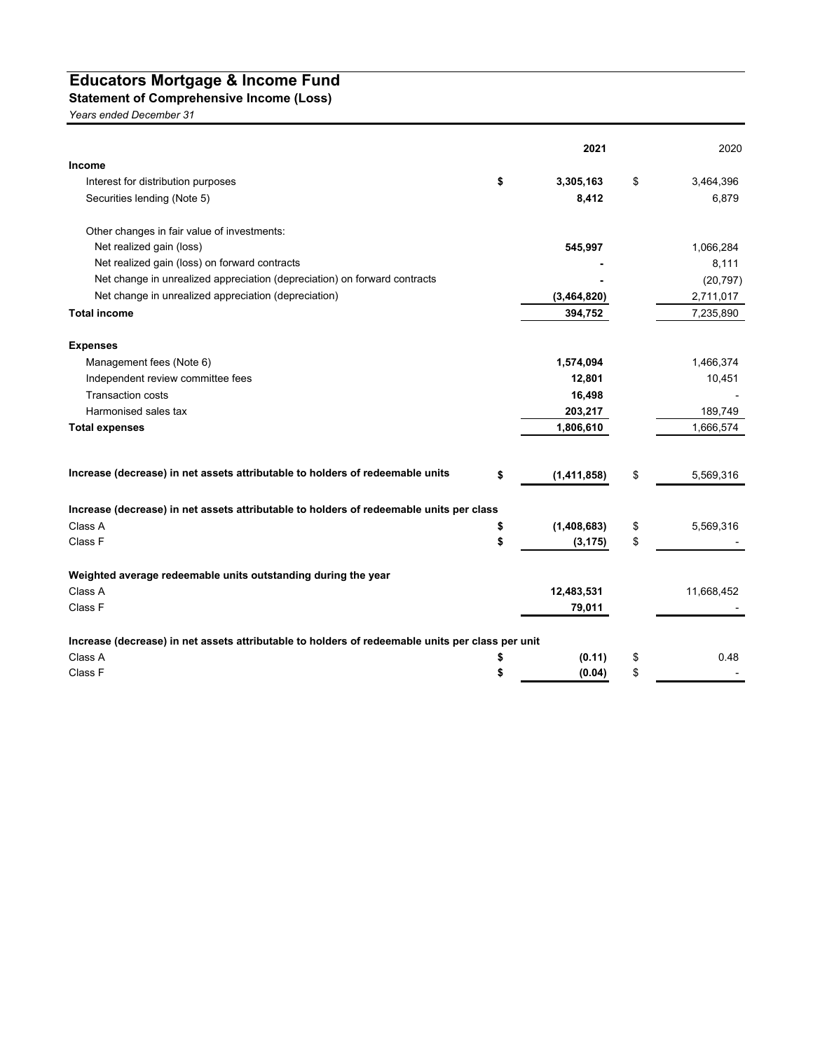# Educators Mortgage & Income Fund

## Statement of Comprehensive Income (Loss)

*Years ended December 31*

| | | 2021 | | 2020 |
|---|---|---|---|---|
| **Income** | | | | |
| Interest for distribution purposes | **$** | **3,305,163** | $ | 3,464,396 |
| Securities lending (Note 5) | | **8,412** | | 6,879 |
| | | | | |
| Other changes in fair value of investments: | | | | |
| Net realized gain (loss) | | **545,997** | | 1,066,284 |
| Net realized gain (loss) on forward contracts | | **-** | | 8,111 |
| Net change in unrealized appreciation (depreciation) on forward contracts | | **-** | | (20,797) |
| Net change in unrealized appreciation (depreciation) | | **(3,464,820)** | | 2,711,017 |
| **Total income** | | **394,752** | | 7,235,890 |
| | | | | |
| **Expenses** | | | | |
| Management fees (Note 6) | | **1,574,094** | | 1,466,374 |
| Independent review committee fees | | **12,801** | | 10,451 |
| Transaction costs | | **16,498** | | - |
| Harmonised sales tax | | **203,217** | | 189,749 |
| **Total expenses** | | **1,806,610** | | 1,666,574 |
| | | | | |
| **Increase (decrease) in net assets attributable to holders of redeemable units** | **$** | **(1,411,858)** | $ | 5,569,316 |
| | | | | |
| **Increase (decrease) in net assets attributable to holders of redeemable units per class** | | | | |
| Class A | **$** | **(1,408,683)** | $ | 5,569,316 |
| Class F | **$** | **(3,175)** | $ | - |
| | | | | |
| **Weighted average redeemable units outstanding during the year** | | | | |
| Class A | | **12,483,531** | | 11,668,452 |
| Class F | | **79,011** | | - |
| | | | | |
| **Increase (decrease) in net assets attributable to holders of redeemable units per class per unit** | | | | |
| Class A | **$** | **(0.11)** | $ | 0.48 |
| Class F | **$** | **(0.04)** | $ | - |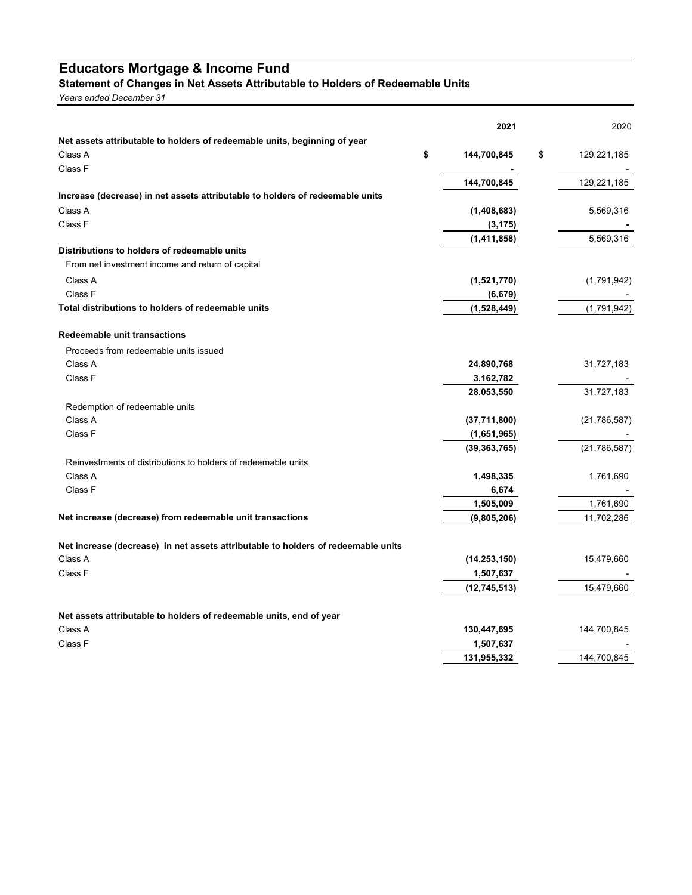# Educators Mortgage & Income Fund

## Statement of Changes in Net Assets Attributable to Holders of Redeemable Units

*Years ended December 31*

| | 2021 | 2020 |
|---|---|---|
| **Net assets attributable to holders of redeemable units, beginning of year** | | |
| Class A | $ **144,700,845** | $ 129,221,185 |
| Class F | **-** | - |
| | **144,700,845** | 129,221,185 |
| **Increase (decrease) in net assets attributable to holders of redeemable units** | | |
| Class A | **(1,408,683)** | 5,569,316 |
| Class F | **(3,175)** | **-** |
| | **(1,411,858)** | 5,569,316 |
| **Distributions to holders of redeemable units** | | |
| From net investment income and return of capital | | |
| Class A | **(1,521,770)** | (1,791,942) |
| Class F | **(6,679)** | - |
| **Total distributions to holders of redeemable units** | **(1,528,449)** | (1,791,942) |
| **Redeemable unit transactions** | | |
| Proceeds from redeemable units issued | | |
| Class A | **24,890,768** | 31,727,183 |
| Class F | **3,162,782** | - |
| | **28,053,550** | 31,727,183 |
| Redemption of redeemable units | | |
| Class A | **(37,711,800)** | (21,786,587) |
| Class F | **(1,651,965)** | - |
| | **(39,363,765)** | (21,786,587) |
| Reinvestments of distributions to holders of redeemable units | | |
| Class A | **1,498,335** | 1,761,690 |
| Class F | **6,674** | - |
| | **1,505,009** | 1,761,690 |
| **Net increase (decrease) from redeemable unit transactions** | **(9,805,206)** | 11,702,286 |
| **Net increase (decrease) in net assets attributable to holders of redeemable units** | | |
| Class A | **(14,253,150)** | 15,479,660 |
| Class F | **1,507,637** | - |
| | **(12,745,513)** | 15,479,660 |
| **Net assets attributable to holders of redeemable units, end of year** | | |
| Class A | **130,447,695** | 144,700,845 |
| Class F | **1,507,637** | - |
| | **131,955,332** | 144,700,845 |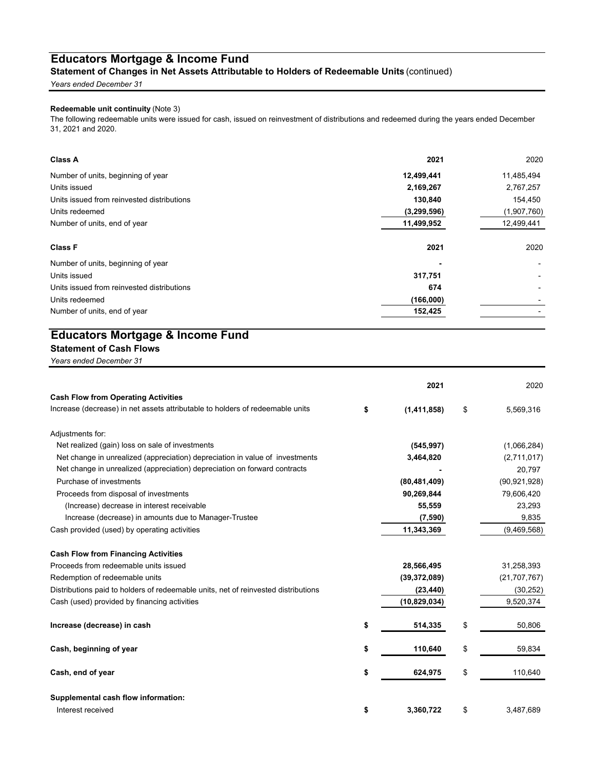# Educators Mortgage & Income Fund

**Statement of Changes in Net Assets Attributable to Holders of Redeemable Units** (continued)

*Years ended December 31*

**Redeemable unit continuity** (Note 3)

The following redeemable units were issued for cash, issued on reinvestment of distributions and redeemed during the years ended December 31, 2021 and 2020.

| **Class A** | **2021** | 2020 |
|---|---|---|
| Number of units, beginning of year | **12,499,441** | 11,485,494 |
| Units issued | **2,169,267** | 2,767,257 |
| Units issued from reinvested distributions | **130,840** | 154,450 |
| Units redeemed | **(3,299,596)** | (1,907,760) |
| Number of units, end of year | **11,499,952** | 12,499,441 |

| **Class F** | **2021** | 2020 |
|---|---|---|
| Number of units, beginning of year | **-** | - |
| Units issued | **317,751** | - |
| Units issued from reinvested distributions | **674** | - |
| Units redeemed | **(166,000)** | - |
| Number of units, end of year | **152,425** | - |

# Educators Mortgage & Income Fund

**Statement of Cash Flows**

*Years ended December 31*

| | | **2021** | | 2020 |
|---|---|---|---|---|
| **Cash Flow from Operating Activities** | | | | |
| Increase (decrease) in net assets attributable to holders of redeemable units | **$** | **(1,411,858)** | $ | 5,569,316 |
| Adjustments for: | | | | |
| Net realized (gain) loss on sale of investments | | **(545,997)** | | (1,066,284) |
| Net change in unrealized (appreciation) depreciation in value of investments | | **3,464,820** | | (2,711,017) |
| Net change in unrealized (appreciation) depreciation on forward contracts | | **-** | | 20,797 |
| Purchase of investments | | **(80,481,409)** | | (90,921,928) |
| Proceeds from disposal of investments | | **90,269,844** | | 79,606,420 |
| (Increase) decrease in interest receivable | | **55,559** | | 23,293 |
| Increase (decrease) in amounts due to Manager-Trustee | | **(7,590)** | | 9,835 |
| Cash provided (used) by operating activities | | **11,343,369** | | (9,469,568) |
| **Cash Flow from Financing Activities** | | | | |
| Proceeds from redeemable units issued | | **28,566,495** | | 31,258,393 |
| Redemption of redeemable units | | **(39,372,089)** | | (21,707,767) |
| Distributions paid to holders of redeemable units, net of reinvested distributions | | **(23,440)** | | (30,252) |
| Cash (used) provided by financing activities | | **(10,829,034)** | | 9,520,374 |
| **Increase (decrease) in cash** | **$** | **514,335** | $ | 50,806 |
| **Cash, beginning of year** | **$** | **110,640** | $ | 59,834 |
| **Cash, end of year** | **$** | **624,975** | $ | 110,640 |
| **Supplemental cash flow information:** | | | | |
| Interest received | **$** | **3,360,722** | $ | 3,487,689 |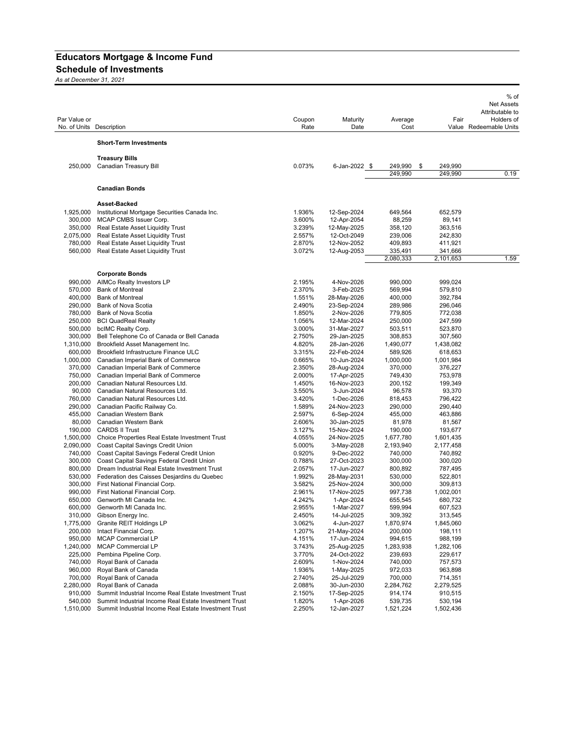# Educators Mortgage & Income Fund

## Schedule of Investments

*As at December 31, 2021*

| Par Value or No. of Units | Description | Coupon Rate | Maturity Date | Average Cost | Fair Value | % of Net Assets Attributable to Holders of Redeemable Units |
|---|---|---|---|---|---|---|
| | **Short-Term Investments** | | | | | |
| | **Treasury Bills** | | | | | |
| 250,000 | Canadian Treasury Bill | 0.073% | 6-Jan-2022 | $ 249,990 | $ 249,990 | |
| | | | | 249,990 | 249,990 | 0.19 |
| | **Canadian Bonds** | | | | | |
| | **Asset-Backed** | | | | | |
| 1,925,000 | Institutional Mortgage Securities Canada Inc. | 1.936% | 12-Sep-2024 | 649,564 | 652,579 | |
| 300,000 | MCAP CMBS Issuer Corp. | 3.600% | 12-Apr-2054 | 88,259 | 89,141 | |
| 350,000 | Real Estate Asset Liquidity Trust | 3.239% | 12-May-2025 | 358,120 | 363,516 | |
| 2,075,000 | Real Estate Asset Liquidity Trust | 2.557% | 12-Oct-2049 | 239,006 | 242,830 | |
| 780,000 | Real Estate Asset Liquidity Trust | 2.870% | 12-Nov-2052 | 409,893 | 411,921 | |
| 560,000 | Real Estate Asset Liquidity Trust | 3.072% | 12-Aug-2053 | 335,491 | 341,666 | |
| | | | | 2,080,333 | 2,101,653 | 1.59 |
| | **Corporate Bonds** | | | | | |
| 990,000 | AIMCo Realty Investors LP | 2.195% | 4-Nov-2026 | 990,000 | 999,024 | |
| 570,000 | Bank of Montreal | 2.370% | 3-Feb-2025 | 569,994 | 579,810 | |
| 400,000 | Bank of Montreal | 1.551% | 28-May-2026 | 400,000 | 392,784 | |
| 290,000 | Bank of Nova Scotia | 2.490% | 23-Sep-2024 | 289,986 | 296,046 | |
| 780,000 | Bank of Nova Scotia | 1.850% | 2-Nov-2026 | 779,805 | 772,038 | |
| 250,000 | BCI QuadReal Realty | 1.056% | 12-Mar-2024 | 250,000 | 247,599 | |
| 500,000 | bcIMC Realty Corp. | 3.000% | 31-Mar-2027 | 503,511 | 523,870 | |
| 300,000 | Bell Telephone Co of Canada or Bell Canada | 2.750% | 29-Jan-2025 | 308,853 | 307,560 | |
| 1,310,000 | Brookfield Asset Management Inc. | 4.820% | 28-Jan-2026 | 1,490,077 | 1,438,082 | |
| 600,000 | Brookfield Infrastructure Finance ULC | 3.315% | 22-Feb-2024 | 589,926 | 618,653 | |
| 1,000,000 | Canadian Imperial Bank of Commerce | 0.665% | 10-Jun-2024 | 1,000,000 | 1,001,984 | |
| 370,000 | Canadian Imperial Bank of Commerce | 2.350% | 28-Aug-2024 | 370,000 | 376,227 | |
| 750,000 | Canadian Imperial Bank of Commerce | 2.000% | 17-Apr-2025 | 749,430 | 753,978 | |
| 200,000 | Canadian Natural Resources Ltd. | 1.450% | 16-Nov-2023 | 200,152 | 199,349 | |
| 90,000 | Canadian Natural Resources Ltd. | 3.550% | 3-Jun-2024 | 96,578 | 93,370 | |
| 760,000 | Canadian Natural Resources Ltd. | 3.420% | 1-Dec-2026 | 818,453 | 796,422 | |
| 290,000 | Canadian Pacific Railway Co. | 1.589% | 24-Nov-2023 | 290,000 | 290,440 | |
| 455,000 | Canadian Western Bank | 2.597% | 6-Sep-2024 | 455,000 | 463,886 | |
| 80,000 | Canadian Western Bank | 2.606% | 30-Jan-2025 | 81,978 | 81,567 | |
| 190,000 | CARDS II Trust | 3.127% | 15-Nov-2024 | 190,000 | 193,677 | |
| 1,500,000 | Choice Properties Real Estate Investment Trust | 4.055% | 24-Nov-2025 | 1,677,780 | 1,601,435 | |
| 2,090,000 | Coast Capital Savings Credit Union | 5.000% | 3-May-2028 | 2,193,940 | 2,177,458 | |
| 740,000 | Coast Capital Savings Federal Credit Union | 0.920% | 9-Dec-2022 | 740,000 | 740,892 | |
| 300,000 | Coast Capital Savings Federal Credit Union | 0.788% | 27-Oct-2023 | 300,000 | 300,020 | |
| 800,000 | Dream Industrial Real Estate Investment Trust | 2.057% | 17-Jun-2027 | 800,892 | 787,495 | |
| 530,000 | Federation des Caisses Desjardins du Quebec | 1.992% | 28-May-2031 | 530,000 | 522,801 | |
| 300,000 | First National Financial Corp. | 3.582% | 25-Nov-2024 | 300,000 | 309,813 | |
| 990,000 | First National Financial Corp. | 2.961% | 17-Nov-2025 | 997,738 | 1,002,001 | |
| 650,000 | Genworth MI Canada Inc. | 4.242% | 1-Apr-2024 | 655,545 | 680,732 | |
| 600,000 | Genworth MI Canada Inc. | 2.955% | 1-Mar-2027 | 599,994 | 607,523 | |
| 310,000 | Gibson Energy Inc. | 2.450% | 14-Jul-2025 | 309,392 | 313,545 | |
| 1,775,000 | Granite REIT Holdings LP | 3.062% | 4-Jun-2027 | 1,870,974 | 1,845,060 | |
| 200,000 | Intact Financial Corp. | 1.207% | 21-May-2024 | 200,000 | 198,111 | |
| 950,000 | MCAP Commercial LP | 4.151% | 17-Jun-2024 | 994,615 | 988,199 | |
| 1,240,000 | MCAP Commercial LP | 3.743% | 25-Aug-2025 | 1,283,938 | 1,282,106 | |
| 225,000 | Pembina Pipeline Corp. | 3.770% | 24-Oct-2022 | 239,693 | 229,617 | |
| 740,000 | Royal Bank of Canada | 2.609% | 1-Nov-2024 | 740,000 | 757,573 | |
| 960,000 | Royal Bank of Canada | 1.936% | 1-May-2025 | 972,033 | 963,898 | |
| 700,000 | Royal Bank of Canada | 2.740% | 25-Jul-2029 | 700,000 | 714,351 | |
| 2,280,000 | Royal Bank of Canada | 2.088% | 30-Jun-2030 | 2,284,762 | 2,279,525 | |
| 910,000 | Summit Industrial Income Real Estate Investment Trust | 2.150% | 17-Sep-2025 | 914,174 | 910,515 | |
| 540,000 | Summit Industrial Income Real Estate Investment Trust | 1.820% | 1-Apr-2026 | 539,735 | 530,194 | |
| 1,510,000 | Summit Industrial Income Real Estate Investment Trust | 2.250% | 12-Jan-2027 | 1,521,224 | 1,502,436 | |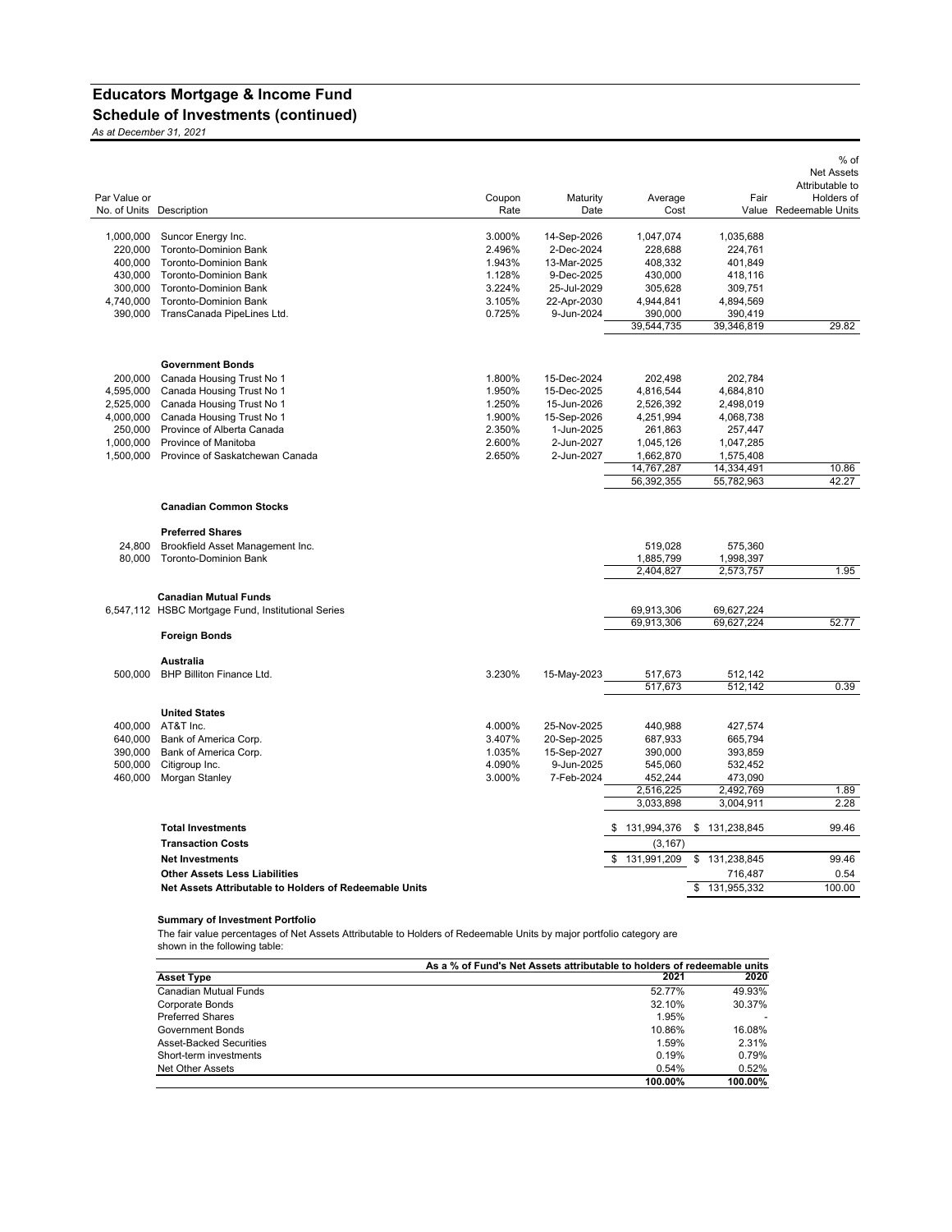# Educators Mortgage & Income Fund

## Schedule of Investments (continued)

*As at December 31, 2021*

| Par Value or No. of Units | Description | Coupon Rate | Maturity Date | Average Cost | Fair Value | % of Net Assets Attributable to Holders of Redeemable Units |
|---|---|---|---|---|---|---|
| 1,000,000 | Suncor Energy Inc. | 3.000% | 14-Sep-2026 | 1,047,074 | 1,035,688 | |
| 220,000 | Toronto-Dominion Bank | 2.496% | 2-Dec-2024 | 228,688 | 224,761 | |
| 400,000 | Toronto-Dominion Bank | 1.943% | 13-Mar-2025 | 408,332 | 401,849 | |
| 430,000 | Toronto-Dominion Bank | 1.128% | 9-Dec-2025 | 430,000 | 418,116 | |
| 300,000 | Toronto-Dominion Bank | 3.224% | 25-Jul-2029 | 305,628 | 309,751 | |
| 4,740,000 | Toronto-Dominion Bank | 3.105% | 22-Apr-2030 | 4,944,841 | 4,894,569 | |
| 390,000 | TransCanada PipeLines Ltd. | 0.725% | 9-Jun-2024 | 390,000 | 390,419 | |
| | | | | 39,544,735 | 39,346,819 | 29.82 |
| | **Government Bonds** | | | | | |
| 200,000 | Canada Housing Trust No 1 | 1.800% | 15-Dec-2024 | 202,498 | 202,784 | |
| 4,595,000 | Canada Housing Trust No 1 | 1.950% | 15-Dec-2025 | 4,816,544 | 4,684,810 | |
| 2,525,000 | Canada Housing Trust No 1 | 1.250% | 15-Jun-2026 | 2,526,392 | 2,498,019 | |
| 4,000,000 | Canada Housing Trust No 1 | 1.900% | 15-Sep-2026 | 4,251,994 | 4,068,738 | |
| 250,000 | Province of Alberta Canada | 2.350% | 1-Jun-2025 | 261,863 | 257,447 | |
| 1,000,000 | Province of Manitoba | 2.600% | 2-Jun-2027 | 1,045,126 | 1,047,285 | |
| 1,500,000 | Province of Saskatchewan Canada | 2.650% | 2-Jun-2027 | 1,662,870 | 1,575,408 | |
| | | | | 14,767,287 | 14,334,491 | 10.86 |
| | | | | 56,392,355 | 55,782,963 | 42.27 |
| | **Canadian Common Stocks** | | | | | |
| | **Preferred Shares** | | | | | |
| 24,800 | Brookfield Asset Management Inc. | | | 519,028 | 575,360 | |
| 80,000 | Toronto-Dominion Bank | | | 1,885,799 | 1,998,397 | |
| | | | | 2,404,827 | 2,573,757 | 1.95 |
| | **Canadian Mutual Funds** | | | | | |
| 6,547,112 | HSBC Mortgage Fund, Institutional Series | | | 69,913,306 | 69,627,224 | |
| | | | | 69,913,306 | 69,627,224 | 52.77 |
| | **Foreign Bonds** | | | | | |
| | **Australia** | | | | | |
| 500,000 | BHP Billiton Finance Ltd. | 3.230% | 15-May-2023 | 517,673 | 512,142 | |
| | | | | 517,673 | 512,142 | 0.39 |
| | **United States** | | | | | |
| 400,000 | AT&T Inc. | 4.000% | 25-Nov-2025 | 440,988 | 427,574 | |
| 640,000 | Bank of America Corp. | 3.407% | 20-Sep-2025 | 687,933 | 665,794 | |
| 390,000 | Bank of America Corp. | 1.035% | 15-Sep-2027 | 390,000 | 393,859 | |
| 500,000 | Citigroup Inc. | 4.090% | 9-Jun-2025 | 545,060 | 532,452 | |
| 460,000 | Morgan Stanley | 3.000% | 7-Feb-2024 | 452,244 | 473,090 | |
| | | | | 2,516,225 | 2,492,769 | 1.89 |
| | | | | 3,033,898 | 3,004,911 | 2.28 |
| | **Total Investments** | | | $ 131,994,376 | $ 131,238,845 | 99.46 |
| | **Transaction Costs** | | | (3,167) | | |
| | **Net Investments** | | | $ 131,991,209 | $ 131,238,845 | 99.46 |
| | **Other Assets Less Liabilities** | | | | 716,487 | 0.54 |
| | **Net Assets Attributable to Holders of Redeemable Units** | | | | $ 131,955,332 | 100.00 |

**Summary of Investment Portfolio**

The fair value percentages of Net Assets Attributable to Holders of Redeemable Units by major portfolio category are shown in the following table:

| | As a % of Fund's Net Assets attributable to holders of redeemable units | |
|---|---|---|
| **Asset Type** | **2021** | **2020** |
| Canadian Mutual Funds | 52.77% | 49.93% |
| Corporate Bonds | 32.10% | 30.37% |
| Preferred Shares | 1.95% | - |
| Government Bonds | 10.86% | 16.08% |
| Asset-Backed Securities | 1.59% | 2.31% |
| Short-term investments | 0.19% | 0.79% |
| Net Other Assets | 0.54% | 0.52% |
| | **100.00%** | **100.00%** |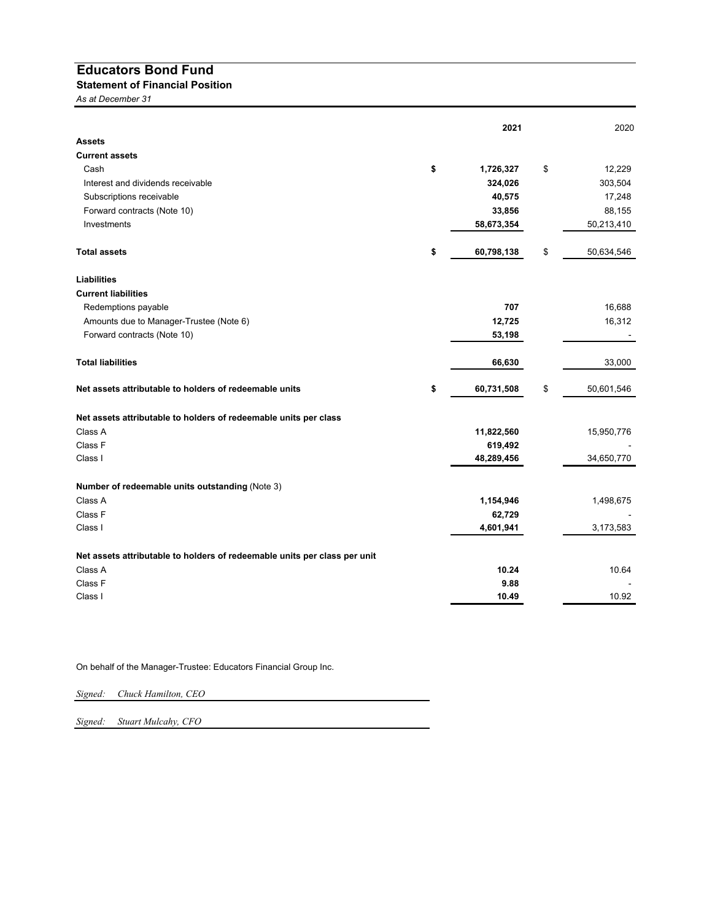# Educators Bond Fund

## Statement of Financial Position

*As at December 31*

| | | 2021 | | 2020 |
|---|---|---|---|---|
| **Assets** | | | | |
| **Current assets** | | | | |
| Cash | **$** | **1,726,327** | $ | 12,229 |
| Interest and dividends receivable | | **324,026** | | 303,504 |
| Subscriptions receivable | | **40,575** | | 17,248 |
| Forward contracts (Note 10) | | **33,856** | | 88,155 |
| Investments | | **58,673,354** | | 50,213,410 |
| **Total assets** | **$** | **60,798,138** | $ | 50,634,546 |
| **Liabilities** | | | | |
| **Current liabilities** | | | | |
| Redemptions payable | | **707** | | 16,688 |
| Amounts due to Manager-Trustee (Note 6) | | **12,725** | | 16,312 |
| Forward contracts (Note 10) | | **53,198** | | - |
| **Total liabilities** | | **66,630** | | 33,000 |
| **Net assets attributable to holders of redeemable units** | **$** | **60,731,508** | $ | 50,601,546 |
| **Net assets attributable to holders of redeemable units per class** | | | | |
| Class A | | **11,822,560** | | 15,950,776 |
| Class F | | **619,492** | | - |
| Class I | | **48,289,456** | | 34,650,770 |
| **Number of redeemable units outstanding** (Note 3) | | | | |
| Class A | | **1,154,946** | | 1,498,675 |
| Class F | | **62,729** | | - |
| Class I | | **4,601,941** | | 3,173,583 |
| **Net assets attributable to holders of redeemable units per class per unit** | | | | |
| Class A | | **10.24** | | 10.64 |
| Class F | | **9.88** | | - |
| Class I | | **10.49** | | 10.92 |

On behalf of the Manager-Trustee: Educators Financial Group Inc.

*Signed: Chuck Hamilton, CEO*

*Signed: Stuart Mulcahy, CFO*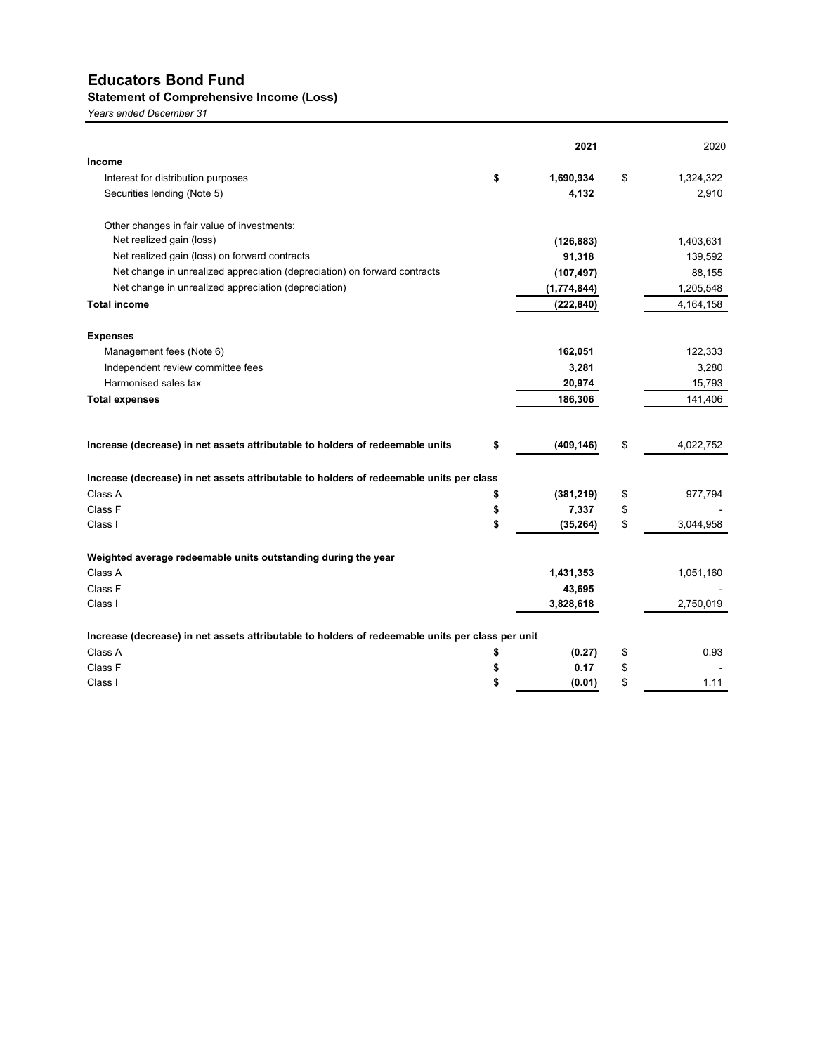# Educators Bond Fund

## Statement of Comprehensive Income (Loss)

*Years ended December 31*

| | | 2021 | | 2020 |
|---|---|---|---|---|
| **Income** | | | | |
| Interest for distribution purposes | $ | 1,690,934 | $ | 1,324,322 |
| Securities lending (Note 5) | | 4,132 | | 2,910 |
| Other changes in fair value of investments: | | | | |
| Net realized gain (loss) | | (126,883) | | 1,403,631 |
| Net realized gain (loss) on forward contracts | | 91,318 | | 139,592 |
| Net change in unrealized appreciation (depreciation) on forward contracts | | (107,497) | | 88,155 |
| Net change in unrealized appreciation (depreciation) | | (1,774,844) | | 1,205,548 |
| **Total income** | | (222,840) | | 4,164,158 |
| **Expenses** | | | | |
| Management fees (Note 6) | | 162,051 | | 122,333 |
| Independent review committee fees | | 3,281 | | 3,280 |
| Harmonised sales tax | | 20,974 | | 15,793 |
| **Total expenses** | | 186,306 | | 141,406 |
| **Increase (decrease) in net assets attributable to holders of redeemable units** | $ | (409,146) | $ | 4,022,752 |
| **Increase (decrease) in net assets attributable to holders of redeemable units per class** | | | | |
| Class A | $ | (381,219) | $ | 977,794 |
| Class F | $ | 7,337 | $ | - |
| Class I | $ | (35,264) | $ | 3,044,958 |
| **Weighted average redeemable units outstanding during the year** | | | | |
| Class A | | 1,431,353 | | 1,051,160 |
| Class F | | 43,695 | | - |
| Class I | | 3,828,618 | | 2,750,019 |
| **Increase (decrease) in net assets attributable to holders of redeemable units per class per unit** | | | | |
| Class A | $ | (0.27) | $ | 0.93 |
| Class F | $ | 0.17 | $ | - |
| Class I | $ | (0.01) | $ | 1.11 |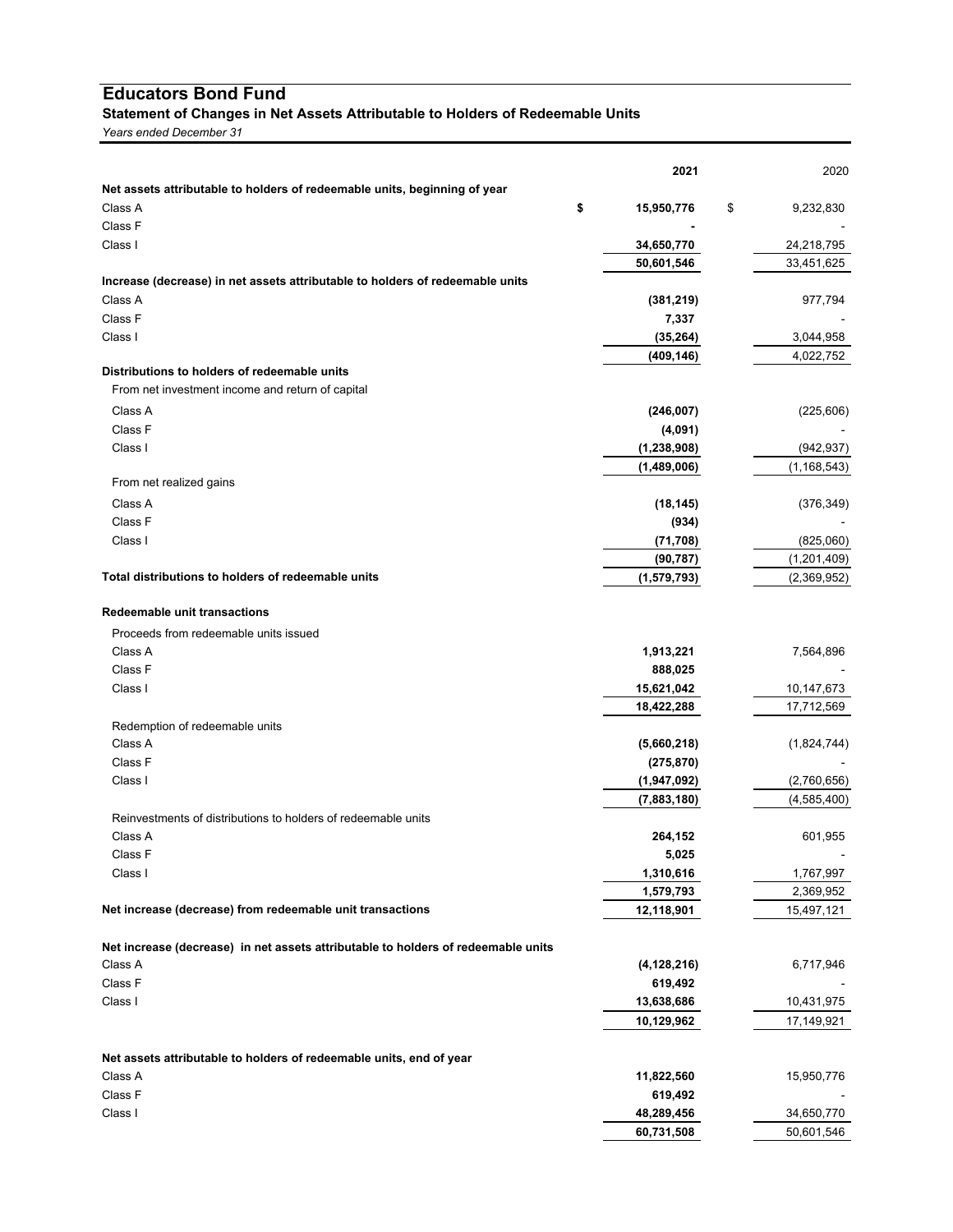# Educators Bond Fund

## Statement of Changes in Net Assets Attributable to Holders of Redeemable Units

*Years ended December 31*

| | 2021 | 2020 |
|---|---|---|
| **Net assets attributable to holders of redeemable units, beginning of year** | | |
| Class A | $ **15,950,776** | $ 9,232,830 |
| Class F | **-** | - |
| Class I | **34,650,770** | 24,218,795 |
| | **50,601,546** | 33,451,625 |
| **Increase (decrease) in net assets attributable to holders of redeemable units** | | |
| Class A | **(381,219)** | 977,794 |
| Class F | **7,337** | - |
| Class I | **(35,264)** | 3,044,958 |
| | **(409,146)** | 4,022,752 |
| **Distributions to holders of redeemable units** | | |
| From net investment income and return of capital | | |
| Class A | **(246,007)** | (225,606) |
| Class F | **(4,091)** | - |
| Class I | **(1,238,908)** | (942,937) |
| | **(1,489,006)** | (1,168,543) |
| From net realized gains | | |
| Class A | **(18,145)** | (376,349) |
| Class F | **(934)** | - |
| Class I | **(71,708)** | (825,060) |
| | **(90,787)** | (1,201,409) |
| **Total distributions to holders of redeemable units** | **(1,579,793)** | (2,369,952) |
| **Redeemable unit transactions** | | |
| Proceeds from redeemable units issued | | |
| Class A | **1,913,221** | 7,564,896 |
| Class F | **888,025** | - |
| Class I | **15,621,042** | 10,147,673 |
| | **18,422,288** | 17,712,569 |
| Redemption of redeemable units | | |
| Class A | **(5,660,218)** | (1,824,744) |
| Class F | **(275,870)** | - |
| Class I | **(1,947,092)** | (2,760,656) |
| | **(7,883,180)** | (4,585,400) |
| Reinvestments of distributions to holders of redeemable units | | |
| Class A | **264,152** | 601,955 |
| Class F | **5,025** | - |
| Class I | **1,310,616** | 1,767,997 |
| | **1,579,793** | 2,369,952 |
| **Net increase (decrease) from redeemable unit transactions** | **12,118,901** | 15,497,121 |
| **Net increase (decrease) in net assets attributable to holders of redeemable units** | | |
| Class A | **(4,128,216)** | 6,717,946 |
| Class F | **619,492** | - |
| Class I | **13,638,686** | 10,431,975 |
| | **10,129,962** | 17,149,921 |
| **Net assets attributable to holders of redeemable units, end of year** | | |
| Class A | **11,822,560** | 15,950,776 |
| Class F | **619,492** | - |
| Class I | **48,289,456** | 34,650,770 |
| | **60,731,508** | 50,601,546 |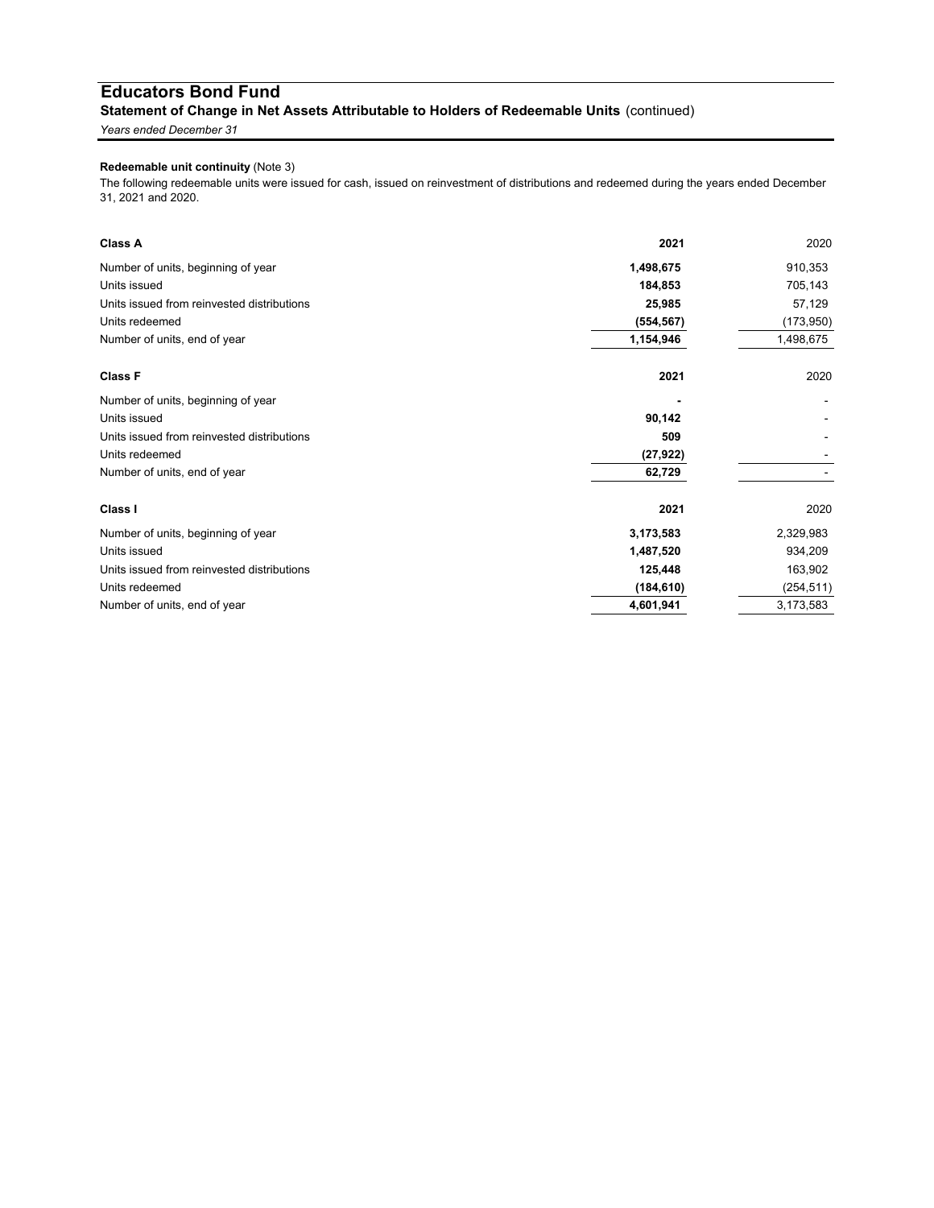# Educators Bond Fund

**Statement of Change in Net Assets Attributable to Holders of Redeemable Units** (continued)

*Years ended December 31*

**Redeemable unit continuity** (Note 3)

The following redeemable units were issued for cash, issued on reinvestment of distributions and redeemed during the years ended December 31, 2021 and 2020.

| **Class A** | **2021** | 2020 |
|---|---|---|
| Number of units, beginning of year | **1,498,675** | 910,353 |
| Units issued | **184,853** | 705,143 |
| Units issued from reinvested distributions | **25,985** | 57,129 |
| Units redeemed | **(554,567)** | (173,950) |
| Number of units, end of year | **1,154,946** | 1,498,675 |

| **Class F** | **2021** | 2020 |
|---|---|---|
| Number of units, beginning of year | **-** | - |
| Units issued | **90,142** | - |
| Units issued from reinvested distributions | **509** | - |
| Units redeemed | **(27,922)** | - |
| Number of units, end of year | **62,729** | - |

| **Class I** | **2021** | 2020 |
|---|---|---|
| Number of units, beginning of year | **3,173,583** | 2,329,983 |
| Units issued | **1,487,520** | 934,209 |
| Units issued from reinvested distributions | **125,448** | 163,902 |
| Units redeemed | **(184,610)** | (254,511) |
| Number of units, end of year | **4,601,941** | 3,173,583 |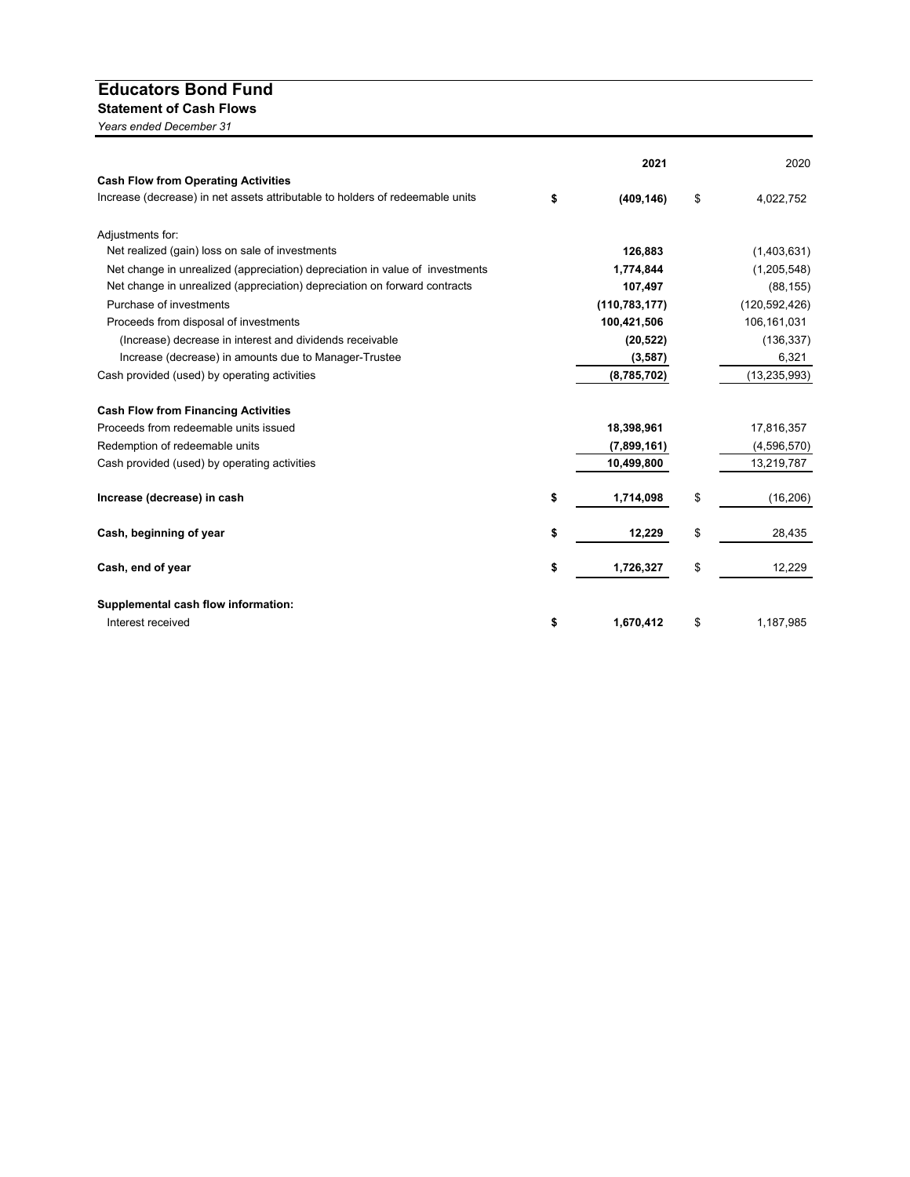# Educators Bond Fund

**Statement of Cash Flows**

*Years ended December 31*

| | **2021** | 2020 |
|---|---|---|
| **Cash Flow from Operating Activities** | | |
| Increase (decrease) in net assets attributable to holders of redeemable units | **$ (409,146)** | $ 4,022,752 |
| | | |
| Adjustments for: | | |
| Net realized (gain) loss on sale of investments | **126,883** | (1,403,631) |
| Net change in unrealized (appreciation) depreciation in value of investments | **1,774,844** | (1,205,548) |
| Net change in unrealized (appreciation) depreciation on forward contracts | **107,497** | (88,155) |
| Purchase of investments | **(110,783,177)** | (120,592,426) |
| Proceeds from disposal of investments | **100,421,506** | 106,161,031 |
| (Increase) decrease in interest and dividends receivable | **(20,522)** | (136,337) |
| Increase (decrease) in amounts due to Manager-Trustee | **(3,587)** | 6,321 |
| Cash provided (used) by operating activities | **(8,785,702)** | (13,235,993) |
| | | |
| **Cash Flow from Financing Activities** | | |
| Proceeds from redeemable units issued | **18,398,961** | 17,816,357 |
| Redemption of redeemable units | **(7,899,161)** | (4,596,570) |
| Cash provided (used) by operating activities | **10,499,800** | 13,219,787 |
| | | |
| **Increase (decrease) in cash** | **$ 1,714,098** | $ (16,206) |
| | | |
| **Cash, beginning of year** | **$ 12,229** | $ 28,435 |
| | | |
| **Cash, end of year** | **$ 1,726,327** | $ 12,229 |
| | | |
| **Supplemental cash flow information:** | | |
| Interest received | **$ 1,670,412** | $ 1,187,985 |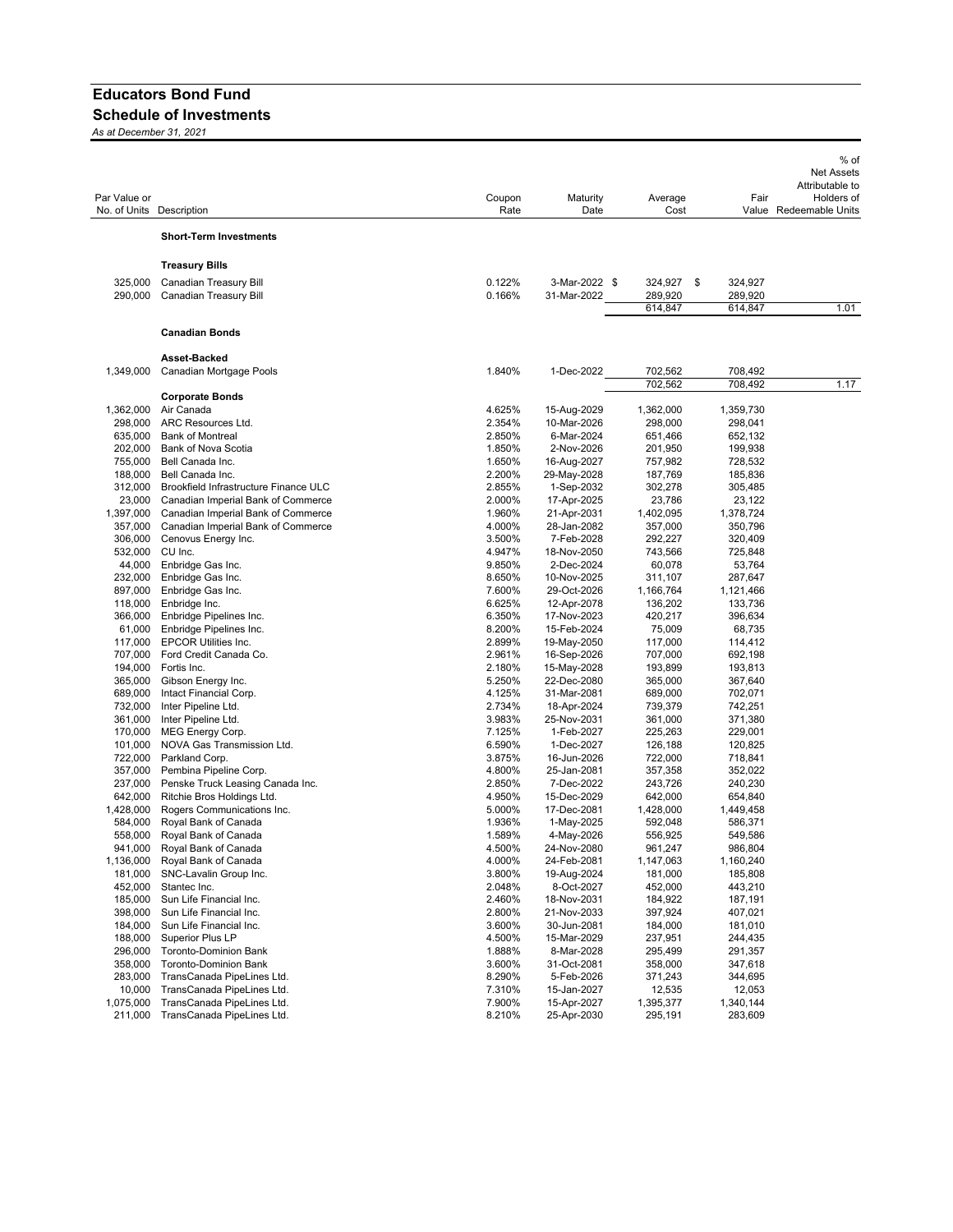# Educators Bond Fund

## Schedule of Investments

*As at December 31, 2021*

| Par Value or No. of Units | Description | Coupon Rate | Maturity Date | Average Cost | Fair Value | % of Net Assets Attributable to Holders of Redeemable Units |
|---|---|---|---|---|---|---|
| | **Short-Term Investments** | | | | | |
| | **Treasury Bills** | | | | | |
| 325,000 | Canadian Treasury Bill | 0.122% | 3-Mar-2022 | $ 324,927 | $ 324,927 | |
| 290,000 | Canadian Treasury Bill | 0.166% | 31-Mar-2022 | 289,920 | 289,920 | |
| | | | | 614,847 | 614,847 | 1.01 |
| | **Canadian Bonds** | | | | | |
| | **Asset-Backed** | | | | | |
| 1,349,000 | Canadian Mortgage Pools | 1.840% | 1-Dec-2022 | 702,562 | 708,492 | |
| | | | | 702,562 | 708,492 | 1.17 |
| | **Corporate Bonds** | | | | | |
| 1,362,000 | Air Canada | 4.625% | 15-Aug-2029 | 1,362,000 | 1,359,730 | |
| 298,000 | ARC Resources Ltd. | 2.354% | 10-Mar-2026 | 298,000 | 298,041 | |
| 635,000 | Bank of Montreal | 2.850% | 6-Mar-2024 | 651,466 | 652,132 | |
| 202,000 | Bank of Nova Scotia | 1.850% | 2-Nov-2026 | 201,950 | 199,938 | |
| 755,000 | Bell Canada Inc. | 1.650% | 16-Aug-2027 | 757,982 | 728,532 | |
| 188,000 | Bell Canada Inc. | 2.200% | 29-May-2028 | 187,769 | 185,836 | |
| 312,000 | Brookfield Infrastructure Finance ULC | 2.855% | 1-Sep-2032 | 302,278 | 305,485 | |
| 23,000 | Canadian Imperial Bank of Commerce | 2.000% | 17-Apr-2025 | 23,786 | 23,122 | |
| 1,397,000 | Canadian Imperial Bank of Commerce | 1.960% | 21-Apr-2031 | 1,402,095 | 1,378,724 | |
| 357,000 | Canadian Imperial Bank of Commerce | 4.000% | 28-Jan-2082 | 357,000 | 350,796 | |
| 306,000 | Cenovus Energy Inc. | 3.500% | 7-Feb-2028 | 292,227 | 320,409 | |
| 532,000 | CU Inc. | 4.947% | 18-Nov-2050 | 743,566 | 725,848 | |
| 44,000 | Enbridge Gas Inc. | 9.850% | 2-Dec-2024 | 60,078 | 53,764 | |
| 232,000 | Enbridge Gas Inc. | 8.650% | 10-Nov-2025 | 311,107 | 287,647 | |
| 897,000 | Enbridge Gas Inc. | 7.600% | 29-Oct-2026 | 1,166,764 | 1,121,466 | |
| 118,000 | Enbridge Inc. | 6.625% | 12-Apr-2078 | 136,202 | 133,736 | |
| 366,000 | Enbridge Pipelines Inc. | 6.350% | 17-Nov-2023 | 420,217 | 396,634 | |
| 61,000 | Enbridge Pipelines Inc. | 8.200% | 15-Feb-2024 | 75,009 | 68,735 | |
| 117,000 | EPCOR Utilities Inc. | 2.899% | 19-May-2050 | 117,000 | 114,412 | |
| 707,000 | Ford Credit Canada Co. | 2.961% | 16-Sep-2026 | 707,000 | 692,198 | |
| 194,000 | Fortis Inc. | 2.180% | 15-May-2028 | 193,899 | 193,813 | |
| 365,000 | Gibson Energy Inc. | 5.250% | 22-Dec-2080 | 365,000 | 367,640 | |
| 689,000 | Intact Financial Corp. | 4.125% | 31-Mar-2081 | 689,000 | 702,071 | |
| 732,000 | Inter Pipeline Ltd. | 2.734% | 18-Apr-2024 | 739,379 | 742,251 | |
| 361,000 | Inter Pipeline Ltd. | 3.983% | 25-Nov-2031 | 361,000 | 371,380 | |
| 170,000 | MEG Energy Corp. | 7.125% | 1-Feb-2027 | 225,263 | 229,001 | |
| 101,000 | NOVA Gas Transmission Ltd. | 6.590% | 1-Dec-2027 | 126,188 | 120,825 | |
| 722,000 | Parkland Corp. | 3.875% | 16-Jun-2026 | 722,000 | 718,841 | |
| 357,000 | Pembina Pipeline Corp. | 4.800% | 25-Jan-2081 | 357,358 | 352,022 | |
| 237,000 | Penske Truck Leasing Canada Inc. | 2.850% | 7-Dec-2022 | 243,726 | 240,230 | |
| 642,000 | Ritchie Bros Holdings Ltd. | 4.950% | 15-Dec-2029 | 642,000 | 654,840 | |
| 1,428,000 | Rogers Communications Inc. | 5.000% | 17-Dec-2081 | 1,428,000 | 1,449,458 | |
| 584,000 | Royal Bank of Canada | 1.936% | 1-May-2025 | 592,048 | 586,371 | |
| 558,000 | Royal Bank of Canada | 1.589% | 4-May-2026 | 556,925 | 549,586 | |
| 941,000 | Royal Bank of Canada | 4.500% | 24-Nov-2080 | 961,247 | 986,804 | |
| 1,136,000 | Royal Bank of Canada | 4.000% | 24-Feb-2081 | 1,147,063 | 1,160,240 | |
| 181,000 | SNC-Lavalin Group Inc. | 3.800% | 19-Aug-2024 | 181,000 | 185,808 | |
| 452,000 | Stantec Inc. | 2.048% | 8-Oct-2027 | 452,000 | 443,210 | |
| 185,000 | Sun Life Financial Inc. | 2.460% | 18-Nov-2031 | 184,922 | 187,191 | |
| 398,000 | Sun Life Financial Inc. | 2.800% | 21-Nov-2033 | 397,924 | 407,021 | |
| 184,000 | Sun Life Financial Inc. | 3.600% | 30-Jun-2081 | 184,000 | 181,010 | |
| 188,000 | Superior Plus LP | 4.500% | 15-Mar-2029 | 237,951 | 244,435 | |
| 296,000 | Toronto-Dominion Bank | 1.888% | 8-Mar-2028 | 295,499 | 291,357 | |
| 358,000 | Toronto-Dominion Bank | 3.600% | 31-Oct-2081 | 358,000 | 347,618 | |
| 283,000 | TransCanada PipeLines Ltd. | 8.290% | 5-Feb-2026 | 371,243 | 344,695 | |
| 10,000 | TransCanada PipeLines Ltd. | 7.310% | 15-Jan-2027 | 12,535 | 12,053 | |
| 1,075,000 | TransCanada PipeLines Ltd. | 7.900% | 15-Apr-2027 | 1,395,377 | 1,340,144 | |
| 211,000 | TransCanada PipeLines Ltd. | 8.210% | 25-Apr-2030 | 295,191 | 283,609 | |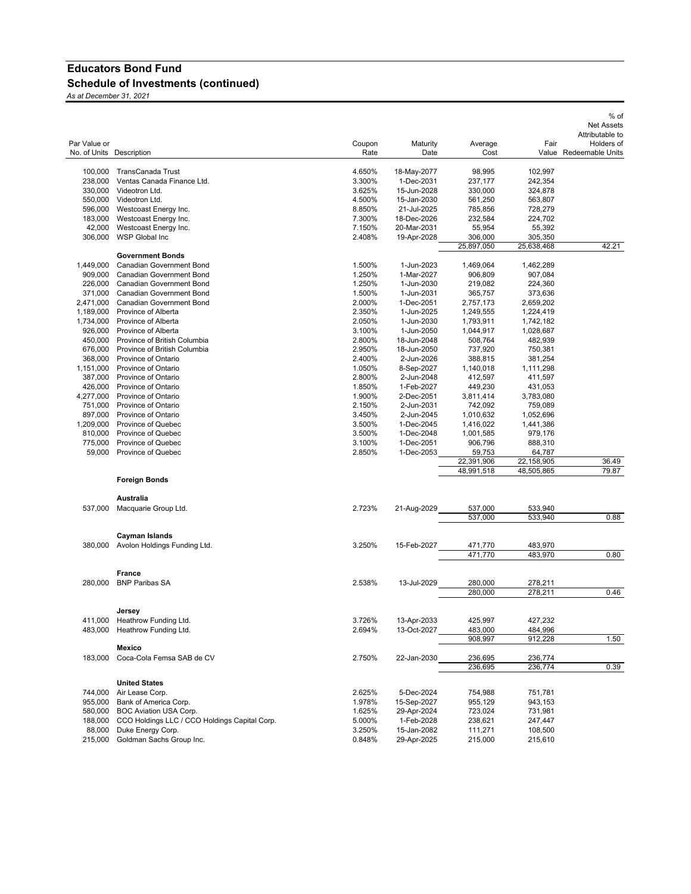# Educators Bond Fund

## Schedule of Investments (continued)

*As at December 31, 2021*

| Par Value or No. of Units | Description | Coupon Rate | Maturity Date | Average Cost | Fair Value | % of Net Assets Attributable to Holders of Redeemable Units |
|---|---|---|---|---|---|---|
| 100,000 | TransCanada Trust | 4.650% | 18-May-2077 | 98,995 | 102,997 | |
| 238,000 | Ventas Canada Finance Ltd. | 3.300% | 1-Dec-2031 | 237,177 | 242,354 | |
| 330,000 | Videotron Ltd. | 3.625% | 15-Jun-2028 | 330,000 | 324,878 | |
| 550,000 | Videotron Ltd. | 4.500% | 15-Jan-2030 | 561,250 | 563,807 | |
| 596,000 | Westcoast Energy Inc. | 8.850% | 21-Jul-2025 | 785,856 | 728,279 | |
| 183,000 | Westcoast Energy Inc. | 7.300% | 18-Dec-2026 | 232,584 | 224,702 | |
| 42,000 | Westcoast Energy Inc. | 7.150% | 20-Mar-2031 | 55,954 | 55,392 | |
| 306,000 | WSP Global Inc | 2.408% | 19-Apr-2028 | 306,000 | 305,350 | |
| | | | | 25,897,050 | 25,638,468 | 42.21 |
| | **Government Bonds** | | | | | |
| 1,449,000 | Canadian Government Bond | 1.500% | 1-Jun-2023 | 1,469,064 | 1,462,289 | |
| 909,000 | Canadian Government Bond | 1.250% | 1-Mar-2027 | 906,809 | 907,084 | |
| 226,000 | Canadian Government Bond | 1.250% | 1-Jun-2030 | 219,082 | 224,360 | |
| 371,000 | Canadian Government Bond | 1.500% | 1-Jun-2031 | 365,757 | 373,636 | |
| 2,471,000 | Canadian Government Bond | 2.000% | 1-Dec-2051 | 2,757,173 | 2,659,202 | |
| 1,189,000 | Province of Alberta | 2.350% | 1-Jun-2025 | 1,249,555 | 1,224,419 | |
| 1,734,000 | Province of Alberta | 2.050% | 1-Jun-2030 | 1,793,911 | 1,742,182 | |
| 926,000 | Province of Alberta | 3.100% | 1-Jun-2050 | 1,044,917 | 1,028,687 | |
| 450,000 | Province of British Columbia | 2.800% | 18-Jun-2048 | 508,764 | 482,939 | |
| 676,000 | Province of British Columbia | 2.950% | 18-Jun-2050 | 737,920 | 750,381 | |
| 368,000 | Province of Ontario | 2.400% | 2-Jun-2026 | 388,815 | 381,254 | |
| 1,151,000 | Province of Ontario | 1.050% | 8-Sep-2027 | 1,140,018 | 1,111,298 | |
| 387,000 | Province of Ontario | 2.800% | 2-Jun-2048 | 412,597 | 411,597 | |
| 426,000 | Province of Ontario | 1.850% | 1-Feb-2027 | 449,230 | 431,053 | |
| 4,277,000 | Province of Ontario | 1.900% | 2-Dec-2051 | 3,811,414 | 3,783,080 | |
| 751,000 | Province of Ontario | 2.150% | 2-Jun-2031 | 742,092 | 759,089 | |
| 897,000 | Province of Ontario | 3.450% | 2-Jun-2045 | 1,010,632 | 1,052,696 | |
| 1,209,000 | Province of Quebec | 3.500% | 1-Dec-2045 | 1,416,022 | 1,441,386 | |
| 810,000 | Province of Quebec | 3.500% | 1-Dec-2048 | 1,001,585 | 979,176 | |
| 775,000 | Province of Quebec | 3.100% | 1-Dec-2051 | 906,796 | 888,310 | |
| 59,000 | Province of Quebec | 2.850% | 1-Dec-2053 | 59,753 | 64,787 | |
| | | | | 22,391,906 | 22,158,905 | 36.49 |
| | | | | 48,991,518 | 48,505,865 | 79.87 |
| | **Foreign Bonds** | | | | | |
| | **Australia** | | | | | |
| 537,000 | Macquarie Group Ltd. | 2.723% | 21-Aug-2029 | 537,000 | 533,940 | |
| | | | | 537,000 | 533,940 | 0.88 |
| | **Cayman Islands** | | | | | |
| 380,000 | Avolon Holdings Funding Ltd. | 3.250% | 15-Feb-2027 | 471,770 | 483,970 | |
| | | | | 471,770 | 483,970 | 0.80 |
| | **France** | | | | | |
| 280,000 | BNP Paribas SA | 2.538% | 13-Jul-2029 | 280,000 | 278,211 | |
| | | | | 280,000 | 278,211 | 0.46 |
| | **Jersey** | | | | | |
| 411,000 | Heathrow Funding Ltd. | 3.726% | 13-Apr-2033 | 425,997 | 427,232 | |
| 483,000 | Heathrow Funding Ltd. | 2.694% | 13-Oct-2027 | 483,000 | 484,996 | |
| | | | | 908,997 | 912,228 | 1.50 |
| | **Mexico** | | | | | |
| 183,000 | Coca-Cola Femsa SAB de CV | 2.750% | 22-Jan-2030 | 236,695 | 236,774 | |
| | | | | 236,695 | 236,774 | 0.39 |
| | **United States** | | | | | |
| 744,000 | Air Lease Corp. | 2.625% | 5-Dec-2024 | 754,988 | 751,781 | |
| 955,000 | Bank of America Corp. | 1.978% | 15-Sep-2027 | 955,129 | 943,153 | |
| 580,000 | BOC Aviation USA Corp. | 1.625% | 29-Apr-2024 | 723,024 | 731,981 | |
| 188,000 | CCO Holdings LLC / CCO Holdings Capital Corp. | 5.000% | 1-Feb-2028 | 238,621 | 247,447 | |
| 88,000 | Duke Energy Corp. | 3.250% | 15-Jan-2082 | 111,271 | 108,500 | |
| 215,000 | Goldman Sachs Group Inc. | 0.848% | 29-Apr-2025 | 215,000 | 215,610 | |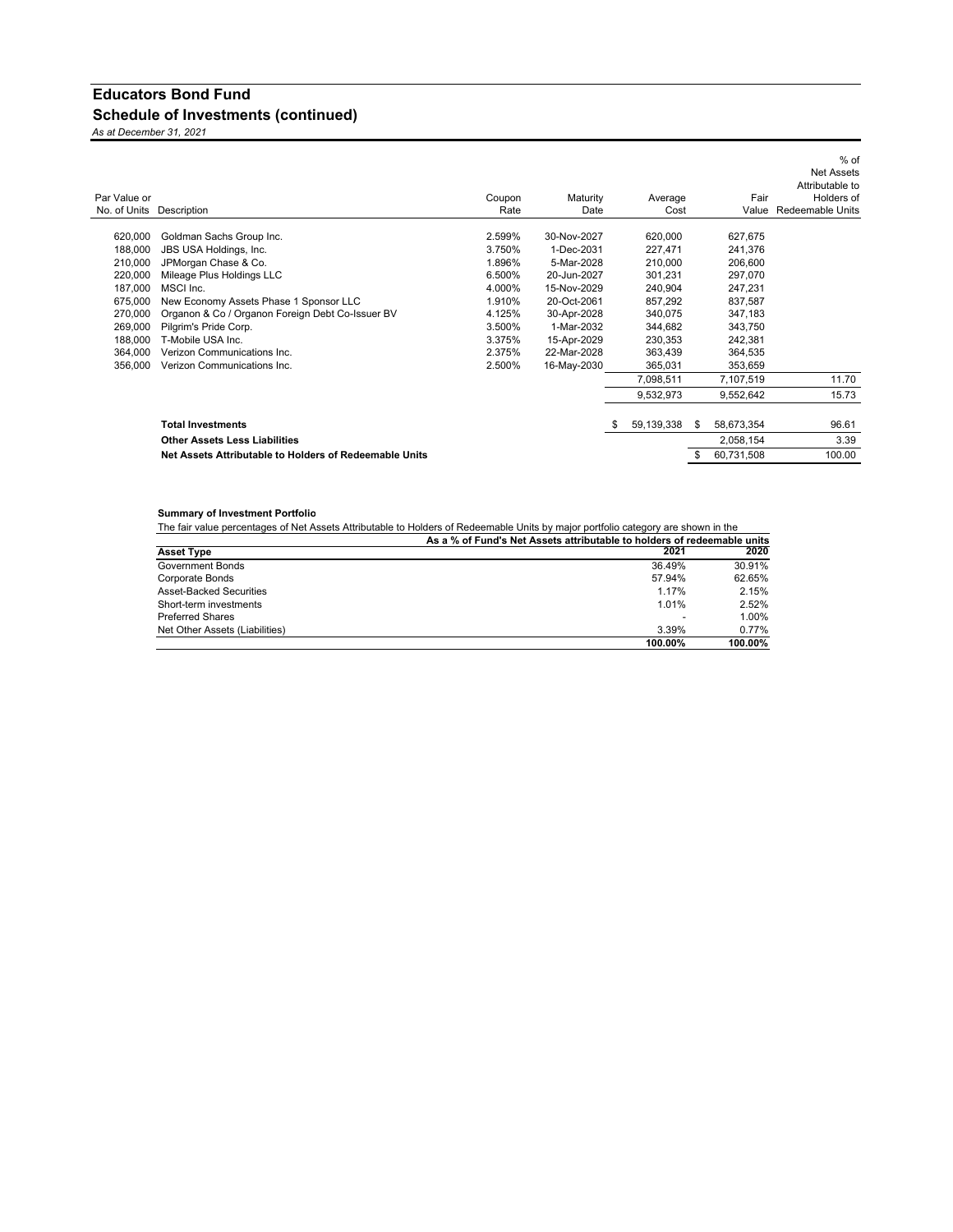# Educators Bond Fund

## Schedule of Investments (continued)

*As at December 31, 2021*

| Par Value or No. of Units | Description | Coupon Rate | Maturity Date | Average Cost | Fair Value | % of Net Assets Attributable to Holders of Redeemable Units |
|---|---|---|---|---|---|---|
| 620,000 | Goldman Sachs Group Inc. | 2.599% | 30-Nov-2027 | 620,000 | 627,675 | |
| 188,000 | JBS USA Holdings, Inc. | 3.750% | 1-Dec-2031 | 227,471 | 241,376 | |
| 210,000 | JPMorgan Chase & Co. | 1.896% | 5-Mar-2028 | 210,000 | 206,600 | |
| 220,000 | Mileage Plus Holdings LLC | 6.500% | 20-Jun-2027 | 301,231 | 297,070 | |
| 187,000 | MSCI Inc. | 4.000% | 15-Nov-2029 | 240,904 | 247,231 | |
| 675,000 | New Economy Assets Phase 1 Sponsor LLC | 1.910% | 20-Oct-2061 | 857,292 | 837,587 | |
| 270,000 | Organon & Co / Organon Foreign Debt Co-Issuer BV | 4.125% | 30-Apr-2028 | 340,075 | 347,183 | |
| 269,000 | Pilgrim's Pride Corp. | 3.500% | 1-Mar-2032 | 344,682 | 343,750 | |
| 188,000 | T-Mobile USA Inc. | 3.375% | 15-Apr-2029 | 230,353 | 242,381 | |
| 364,000 | Verizon Communications Inc. | 2.375% | 22-Mar-2028 | 363,439 | 364,535 | |
| 356,000 | Verizon Communications Inc. | 2.500% | 16-May-2030 | 365,031 | 353,659 | |
| | | | | 7,098,511 | 7,107,519 | 11.70 |
| | | | | 9,532,973 | 9,552,642 | 15.73 |
| | **Total Investments** | | | $ 59,139,338 | $ 58,673,354 | 96.61 |
| | **Other Assets Less Liabilities** | | | | 2,058,154 | 3.39 |
| | **Net Assets Attributable to Holders of Redeemable Units** | | | | $ 60,731,508 | 100.00 |

**Summary of Investment Portfolio**

The fair value percentages of Net Assets Attributable to Holders of Redeemable Units by major portfolio category are shown in the

| Asset Type | As a % of Fund's Net Assets attributable to holders of redeemable units 2021 | 2020 |
|---|---|---|
| Government Bonds | 36.49% | 30.91% |
| Corporate Bonds | 57.94% | 62.65% |
| Asset-Backed Securities | 1.17% | 2.15% |
| Short-term investments | 1.01% | 2.52% |
| Preferred Shares | - | 1.00% |
| Net Other Assets (Liabilities) | 3.39% | 0.77% |
| | **100.00%** | **100.00%** |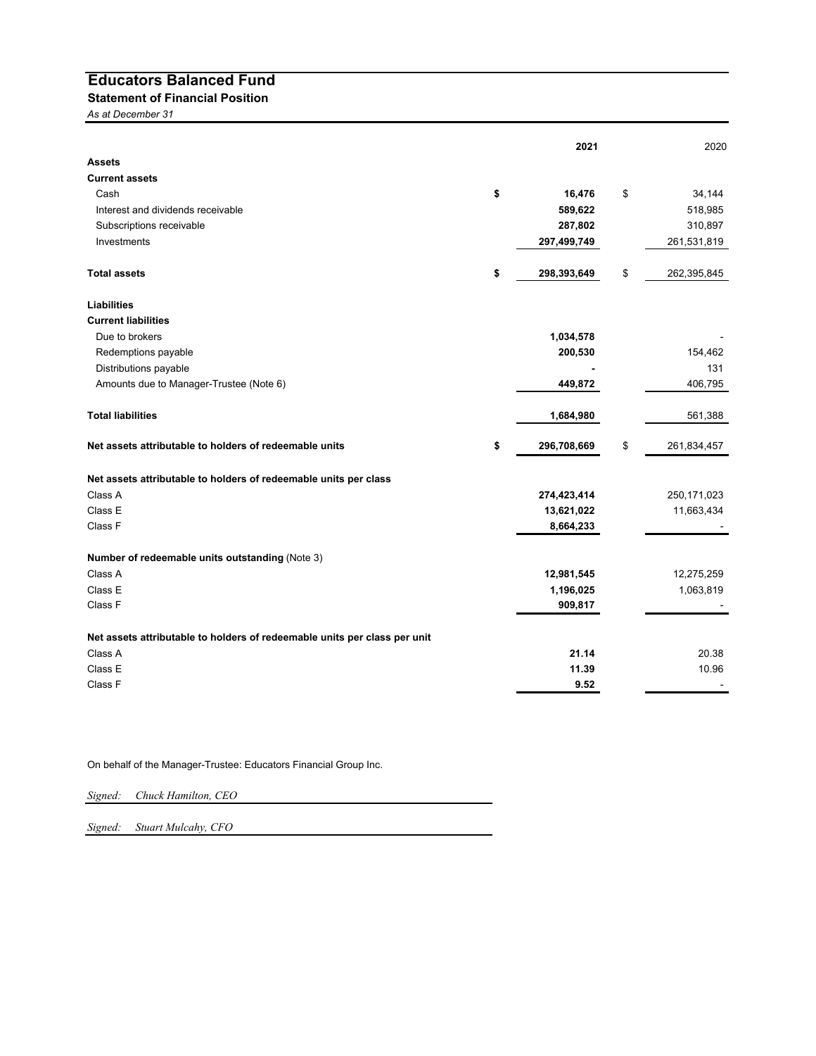# Educators Balanced Fund

## Statement of Financial Position

*As at December 31*

| | | 2021 | | 2020 |
|---|---|---|---|---|
| **Assets** | | | | |
| **Current assets** | | | | |
| Cash | **$** | **16,476** | $ | 34,144 |
| Interest and dividends receivable | | **589,622** | | 518,985 |
| Subscriptions receivable | | **287,802** | | 310,897 |
| Investments | | **297,499,749** | | 261,531,819 |
| **Total assets** | **$** | **298,393,649** | $ | 262,395,845 |
| **Liabilities** | | | | |
| **Current liabilities** | | | | |
| Due to brokers | | **1,034,578** | | - |
| Redemptions payable | | **200,530** | | 154,462 |
| Distributions payable | | **-** | | 131 |
| Amounts due to Manager-Trustee (Note 6) | | **449,872** | | 406,795 |
| **Total liabilities** | | **1,684,980** | | 561,388 |
| **Net assets attributable to holders of redeemable units** | **$** | **296,708,669** | $ | 261,834,457 |
| **Net assets attributable to holders of redeemable units per class** | | | | |
| Class A | | **274,423,414** | | 250,171,023 |
| Class E | | **13,621,022** | | 11,663,434 |
| Class F | | **8,664,233** | | - |
| **Number of redeemable units outstanding** (Note 3) | | | | |
| Class A | | **12,981,545** | | 12,275,259 |
| Class E | | **1,196,025** | | 1,063,819 |
| Class F | | **909,817** | | - |
| **Net assets attributable to holders of redeemable units per class per unit** | | | | |
| Class A | | **21.14** | | 20.38 |
| Class E | | **11.39** | | 10.96 |
| Class F | | **9.52** | | - |

On behalf of the Manager-Trustee: Educators Financial Group Inc.

*Signed: Chuck Hamilton, CEO*

*Signed: Stuart Mulcahy, CFO*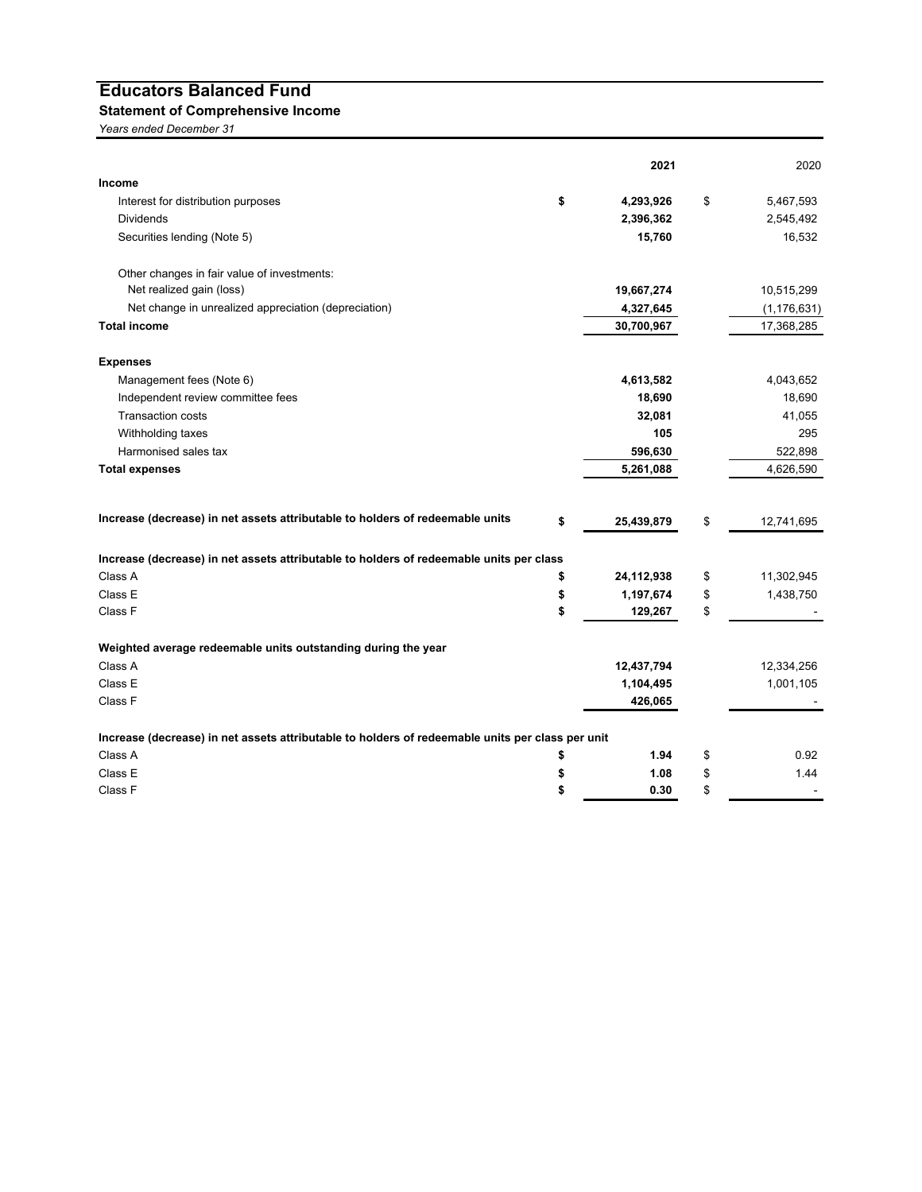# Educators Balanced Fund

## Statement of Comprehensive Income

*Years ended December 31*

| | | 2021 | | 2020 |
|---|---|---|---|---|
| **Income** | | | | |
| Interest for distribution purposes | $ | 4,293,926 | $ | 5,467,593 |
| Dividends | | 2,396,362 | | 2,545,492 |
| Securities lending (Note 5) | | 15,760 | | 16,532 |
| Other changes in fair value of investments: | | | | |
| Net realized gain (loss) | | 19,667,274 | | 10,515,299 |
| Net change in unrealized appreciation (depreciation) | | 4,327,645 | | (1,176,631) |
| **Total income** | | 30,700,967 | | 17,368,285 |
| **Expenses** | | | | |
| Management fees (Note 6) | | 4,613,582 | | 4,043,652 |
| Independent review committee fees | | 18,690 | | 18,690 |
| Transaction costs | | 32,081 | | 41,055 |
| Withholding taxes | | 105 | | 295 |
| Harmonised sales tax | | 596,630 | | 522,898 |
| **Total expenses** | | 5,261,088 | | 4,626,590 |
| **Increase (decrease) in net assets attributable to holders of redeemable units** | $ | 25,439,879 | $ | 12,741,695 |
| **Increase (decrease) in net assets attributable to holders of redeemable units per class** | | | | |
| Class A | $ | 24,112,938 | $ | 11,302,945 |
| Class E | $ | 1,197,674 | $ | 1,438,750 |
| Class F | $ | 129,267 | $ | - |
| **Weighted average redeemable units outstanding during the year** | | | | |
| Class A | | 12,437,794 | | 12,334,256 |
| Class E | | 1,104,495 | | 1,001,105 |
| Class F | | 426,065 | | - |
| **Increase (decrease) in net assets attributable to holders of redeemable units per class per unit** | | | | |
| Class A | $ | 1.94 | $ | 0.92 |
| Class E | $ | 1.08 | $ | 1.44 |
| Class F | $ | 0.30 | $ | - |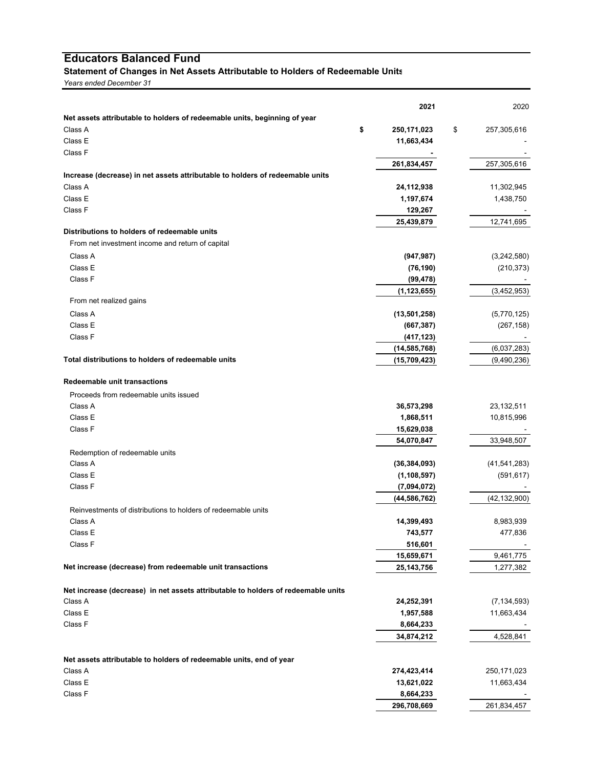# Educators Balanced Fund

## Statement of Changes in Net Assets Attributable to Holders of Redeemable Units

*Years ended December 31*

| | 2021 | 2020 |
|---|---|---|
| **Net assets attributable to holders of redeemable units, beginning of year** | | |
| Class A | **$ 250,171,023** | $ 257,305,616 |
| Class E | **11,663,434** | - |
| Class F | **-** | - |
| | **261,834,457** | 257,305,616 |
| **Increase (decrease) in net assets attributable to holders of redeemable units** | | |
| Class A | **24,112,938** | 11,302,945 |
| Class E | **1,197,674** | 1,438,750 |
| Class F | **129,267** | - |
| | **25,439,879** | 12,741,695 |
| **Distributions to holders of redeemable units** | | |
| From net investment income and return of capital | | |
| Class A | **(947,987)** | (3,242,580) |
| Class E | **(76,190)** | (210,373) |
| Class F | **(99,478)** | - |
| | **(1,123,655)** | (3,452,953) |
| From net realized gains | | |
| Class A | **(13,501,258)** | (5,770,125) |
| Class E | **(667,387)** | (267,158) |
| Class F | **(417,123)** | - |
| | **(14,585,768)** | (6,037,283) |
| **Total distributions to holders of redeemable units** | **(15,709,423)** | (9,490,236) |
| **Redeemable unit transactions** | | |
| Proceeds from redeemable units issued | | |
| Class A | **36,573,298** | 23,132,511 |
| Class E | **1,868,511** | 10,815,996 |
| Class F | **15,629,038** | - |
| | **54,070,847** | 33,948,507 |
| Redemption of redeemable units | | |
| Class A | **(36,384,093)** | (41,541,283) |
| Class E | **(1,108,597)** | (591,617) |
| Class F | **(7,094,072)** | - |
| | **(44,586,762)** | (42,132,900) |
| Reinvestments of distributions to holders of redeemable units | | |
| Class A | **14,399,493** | 8,983,939 |
| Class E | **743,577** | 477,836 |
| Class F | **516,601** | - |
| | **15,659,671** | 9,461,775 |
| **Net increase (decrease) from redeemable unit transactions** | **25,143,756** | 1,277,382 |
| **Net increase (decrease) in net assets attributable to holders of redeemable units** | | |
| Class A | **24,252,391** | (7,134,593) |
| Class E | **1,957,588** | 11,663,434 |
| Class F | **8,664,233** | - |
| | **34,874,212** | 4,528,841 |
| **Net assets attributable to holders of redeemable units, end of year** | | |
| Class A | **274,423,414** | 250,171,023 |
| Class E | **13,621,022** | 11,663,434 |
| Class F | **8,664,233** | - |
| | **296,708,669** | 261,834,457 |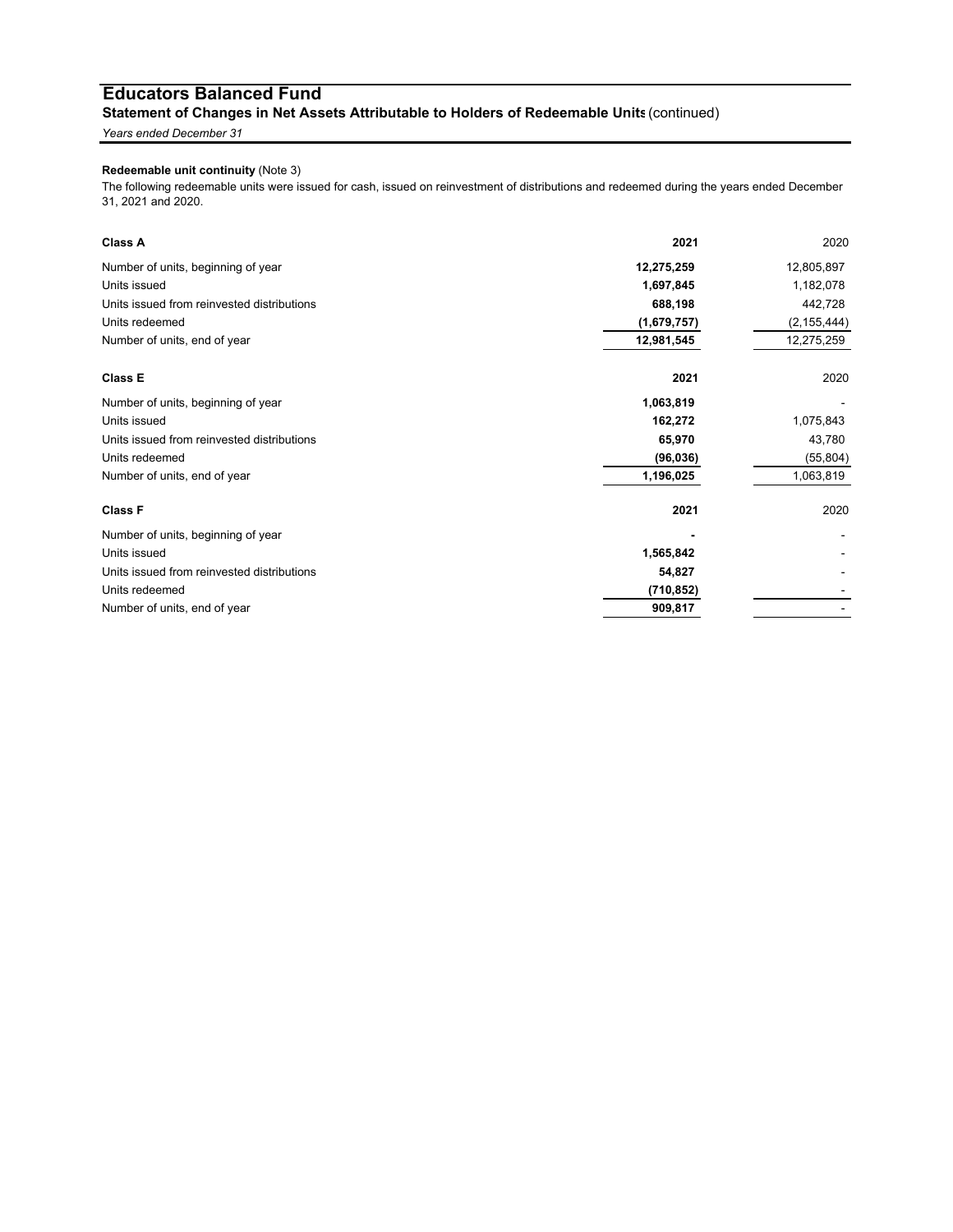# Educators Balanced Fund

**Statement of Changes in Net Assets Attributable to Holders of Redeemable Units** (continued)

*Years ended December 31*

**Redeemable unit continuity** (Note 3)

The following redeemable units were issued for cash, issued on reinvestment of distributions and redeemed during the years ended December 31, 2021 and 2020.

| Class A | 2021 | 2020 |
|---|---|---|
| Number of units, beginning of year | **12,275,259** | 12,805,897 |
| Units issued | **1,697,845** | 1,182,078 |
| Units issued from reinvested distributions | **688,198** | 442,728 |
| Units redeemed | **(1,679,757)** | (2,155,444) |
| Number of units, end of year | **12,981,545** | 12,275,259 |

| Class E | 2021 | 2020 |
|---|---|---|
| Number of units, beginning of year | **1,063,819** | - |
| Units issued | **162,272** | 1,075,843 |
| Units issued from reinvested distributions | **65,970** | 43,780 |
| Units redeemed | **(96,036)** | (55,804) |
| Number of units, end of year | **1,196,025** | 1,063,819 |

| Class F | 2021 | 2020 |
|---|---|---|
| Number of units, beginning of year | **-** | - |
| Units issued | **1,565,842** | - |
| Units issued from reinvested distributions | **54,827** | - |
| Units redeemed | **(710,852)** | - |
| Number of units, end of year | **909,817** | - |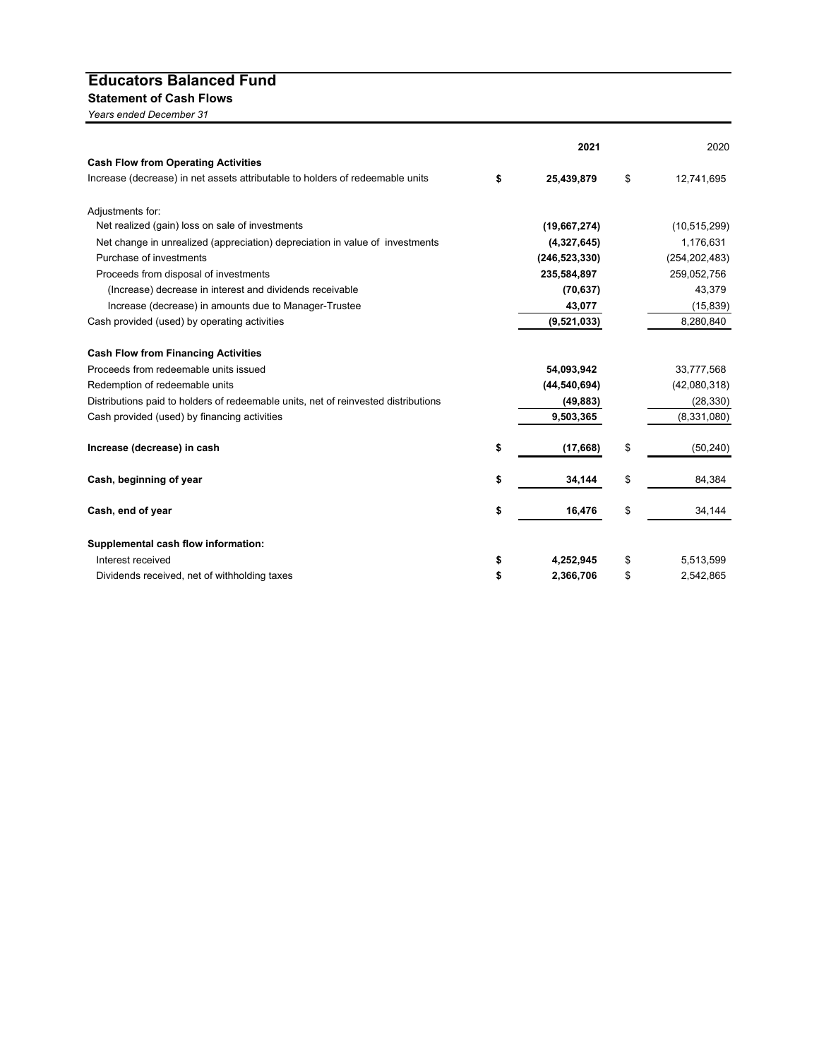# Educators Balanced Fund

## Statement of Cash Flows

*Years ended December 31*

| | 2021 | 2020 |
|---|---|---|
| **Cash Flow from Operating Activities** | | |
| Increase (decrease) in net assets attributable to holders of redeemable units | $ 25,439,879 | $ 12,741,695 |
| Adjustments for: | | |
| Net realized (gain) loss on sale of investments | (19,667,274) | (10,515,299) |
| Net change in unrealized (appreciation) depreciation in value of investments | (4,327,645) | 1,176,631 |
| Purchase of investments | (246,523,330) | (254,202,483) |
| Proceeds from disposal of investments | 235,584,897 | 259,052,756 |
| (Increase) decrease in interest and dividends receivable | (70,637) | 43,379 |
| Increase (decrease) in amounts due to Manager-Trustee | 43,077 | (15,839) |
| Cash provided (used) by operating activities | (9,521,033) | 8,280,840 |
| **Cash Flow from Financing Activities** | | |
| Proceeds from redeemable units issued | 54,093,942 | 33,777,568 |
| Redemption of redeemable units | (44,540,694) | (42,080,318) |
| Distributions paid to holders of redeemable units, net of reinvested distributions | (49,883) | (28,330) |
| Cash provided (used) by financing activities | 9,503,365 | (8,331,080) |
| **Increase (decrease) in cash** | $ (17,668) | $ (50,240) |
| **Cash, beginning of year** | $ 34,144 | $ 84,384 |
| **Cash, end of year** | $ 16,476 | $ 34,144 |
| **Supplemental cash flow information:** | | |
| Interest received | $ 4,252,945 | $ 5,513,599 |
| Dividends received, net of withholding taxes | $ 2,366,706 | $ 2,542,865 |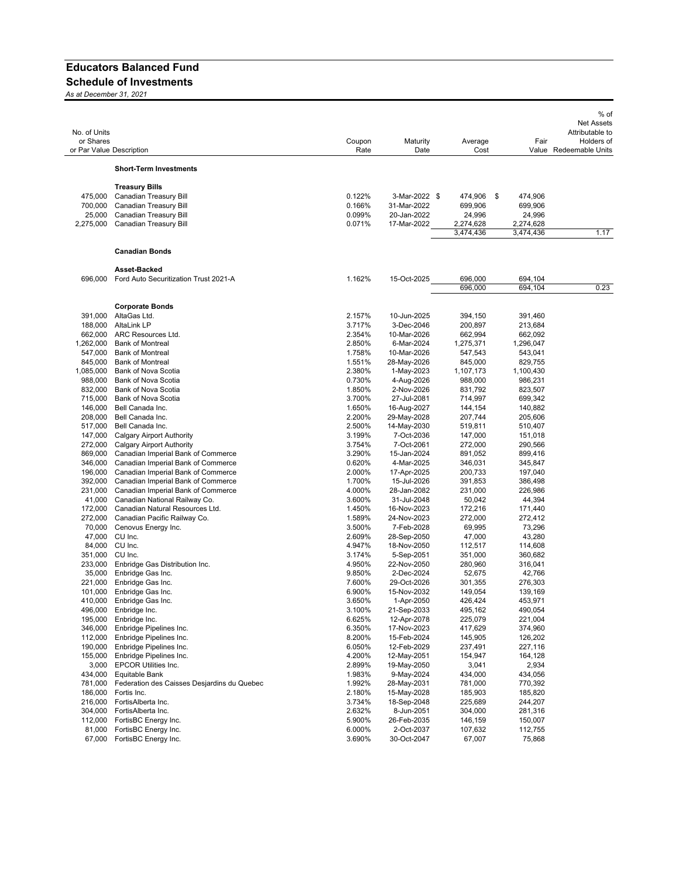# Educators Balanced Fund

## Schedule of Investments

*As at December 31, 2021*

| No. of Units or Shares or Par Value | Description | Coupon Rate | Maturity Date | Average Cost | Fair Value | % of Net Assets Attributable to Holders of Redeemable Units |
|---|---|---|---|---|---|---|
| | **Short-Term Investments** | | | | | |
| | **Treasury Bills** | | | | | |
| 475,000 | Canadian Treasury Bill | 0.122% | 3-Mar-2022 | $ 474,906 | $ 474,906 | |
| 700,000 | Canadian Treasury Bill | 0.166% | 31-Mar-2022 | 699,906 | 699,906 | |
| 25,000 | Canadian Treasury Bill | 0.099% | 20-Jan-2022 | 24,996 | 24,996 | |
| 2,275,000 | Canadian Treasury Bill | 0.071% | 17-Mar-2022 | 2,274,628 | 2,274,628 | |
| | | | | 3,474,436 | 3,474,436 | 1.17 |
| | **Canadian Bonds** | | | | | |
| | **Asset-Backed** | | | | | |
| 696,000 | Ford Auto Securitization Trust 2021-A | 1.162% | 15-Oct-2025 | 696,000 | 694,104 | |
| | | | | 696,000 | 694,104 | 0.23 |
| | **Corporate Bonds** | | | | | |
| 391,000 | AltaGas Ltd. | 2.157% | 10-Jun-2025 | 394,150 | 391,460 | |
| 188,000 | AltaLink LP | 3.717% | 3-Dec-2046 | 200,897 | 213,684 | |
| 662,000 | ARC Resources Ltd. | 2.354% | 10-Mar-2026 | 662,994 | 662,092 | |
| 1,262,000 | Bank of Montreal | 2.850% | 6-Mar-2024 | 1,275,371 | 1,296,047 | |
| 547,000 | Bank of Montreal | 1.758% | 10-Mar-2026 | 547,543 | 543,041 | |
| 845,000 | Bank of Montreal | 1.551% | 28-May-2026 | 845,000 | 829,755 | |
| 1,085,000 | Bank of Nova Scotia | 2.380% | 1-May-2023 | 1,107,173 | 1,100,430 | |
| 988,000 | Bank of Nova Scotia | 0.730% | 4-Aug-2026 | 988,000 | 986,231 | |
| 832,000 | Bank of Nova Scotia | 1.850% | 2-Nov-2026 | 831,792 | 823,507 | |
| 715,000 | Bank of Nova Scotia | 3.700% | 27-Jul-2081 | 714,997 | 699,342 | |
| 146,000 | Bell Canada Inc. | 1.650% | 16-Aug-2027 | 144,154 | 140,882 | |
| 208,000 | Bell Canada Inc. | 2.200% | 29-May-2028 | 207,744 | 205,606 | |
| 517,000 | Bell Canada Inc. | 2.500% | 14-May-2030 | 519,811 | 510,407 | |
| 147,000 | Calgary Airport Authority | 3.199% | 7-Oct-2036 | 147,000 | 151,018 | |
| 272,000 | Calgary Airport Authority | 3.754% | 7-Oct-2061 | 272,000 | 290,566 | |
| 869,000 | Canadian Imperial Bank of Commerce | 3.290% | 15-Jan-2024 | 891,052 | 899,416 | |
| 346,000 | Canadian Imperial Bank of Commerce | 0.620% | 4-Mar-2025 | 346,031 | 345,847 | |
| 196,000 | Canadian Imperial Bank of Commerce | 2.000% | 17-Apr-2025 | 200,733 | 197,040 | |
| 392,000 | Canadian Imperial Bank of Commerce | 1.700% | 15-Jul-2026 | 391,853 | 386,498 | |
| 231,000 | Canadian Imperial Bank of Commerce | 4.000% | 28-Jan-2082 | 231,000 | 226,986 | |
| 41,000 | Canadian National Railway Co. | 3.600% | 31-Jul-2048 | 50,042 | 44,394 | |
| 172,000 | Canadian Natural Resources Ltd. | 1.450% | 16-Nov-2023 | 172,216 | 171,440 | |
| 272,000 | Canadian Pacific Railway Co. | 1.589% | 24-Nov-2023 | 272,000 | 272,412 | |
| 70,000 | Cenovus Energy Inc. | 3.500% | 7-Feb-2028 | 69,995 | 73,296 | |
| 47,000 | CU Inc. | 2.609% | 28-Sep-2050 | 47,000 | 43,280 | |
| 84,000 | CU Inc. | 4.947% | 18-Nov-2050 | 112,517 | 114,608 | |
| 351,000 | CU Inc. | 3.174% | 5-Sep-2051 | 351,000 | 360,682 | |
| 233,000 | Enbridge Gas Distribution Inc. | 4.950% | 22-Nov-2050 | 280,960 | 316,041 | |
| 35,000 | Enbridge Gas Inc. | 9.850% | 2-Dec-2024 | 52,675 | 42,766 | |
| 221,000 | Enbridge Gas Inc. | 7.600% | 29-Oct-2026 | 301,355 | 276,303 | |
| 101,000 | Enbridge Gas Inc. | 6.900% | 15-Nov-2032 | 149,054 | 139,169 | |
| 410,000 | Enbridge Gas Inc. | 3.650% | 1-Apr-2050 | 426,424 | 453,971 | |
| 496,000 | Enbridge Inc. | 3.100% | 21-Sep-2033 | 495,162 | 490,054 | |
| 195,000 | Enbridge Inc. | 6.625% | 12-Apr-2078 | 225,079 | 221,004 | |
| 346,000 | Enbridge Pipelines Inc. | 6.350% | 17-Nov-2023 | 417,629 | 374,960 | |
| 112,000 | Enbridge Pipelines Inc. | 8.200% | 15-Feb-2024 | 145,905 | 126,202 | |
| 190,000 | Enbridge Pipelines Inc. | 6.050% | 12-Feb-2029 | 237,491 | 227,116 | |
| 155,000 | Enbridge Pipelines Inc. | 4.200% | 12-May-2051 | 154,947 | 164,128 | |
| 3,000 | EPCOR Utilities Inc. | 2.899% | 19-May-2050 | 3,041 | 2,934 | |
| 434,000 | Equitable Bank | 1.983% | 9-May-2024 | 434,000 | 434,056 | |
| 781,000 | Federation des Caisses Desjardins du Quebec | 1.992% | 28-May-2031 | 781,000 | 770,392 | |
| 186,000 | Fortis Inc. | 2.180% | 15-May-2028 | 185,903 | 185,820 | |
| 216,000 | FortisAlberta Inc. | 3.734% | 18-Sep-2048 | 225,689 | 244,207 | |
| 304,000 | FortisAlberta Inc. | 2.632% | 8-Jun-2051 | 304,000 | 281,316 | |
| 112,000 | FortisBC Energy Inc. | 5.900% | 26-Feb-2035 | 146,159 | 150,007 | |
| 81,000 | FortisBC Energy Inc. | 6.000% | 2-Oct-2037 | 107,632 | 112,755 | |
| 67,000 | FortisBC Energy Inc. | 3.690% | 30-Oct-2047 | 67,007 | 75,868 | |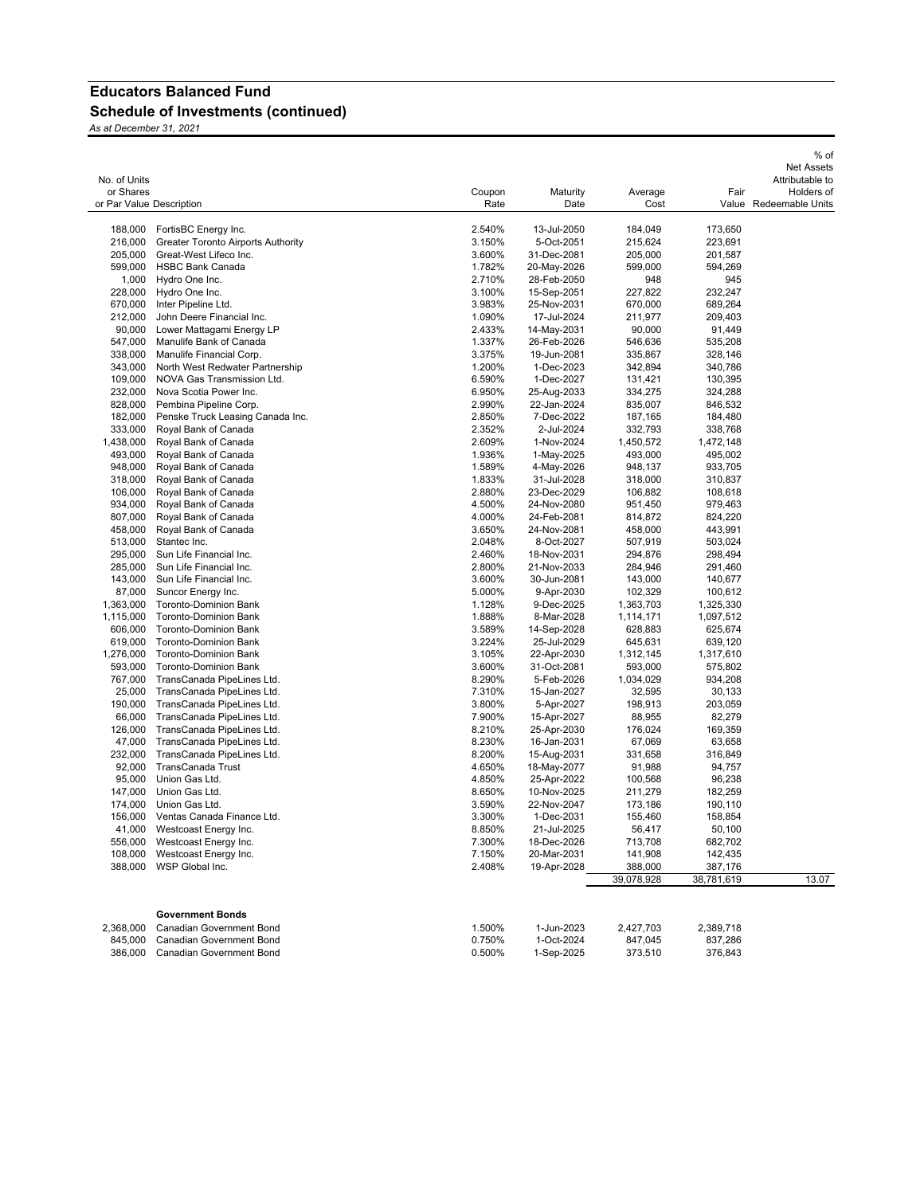## Educators Balanced Fund

### Schedule of Investments (continued)

*As at December 31, 2021*

| No. of Units or Shares or Par Value | Description | Coupon Rate | Maturity Date | Average Cost | Fair Value | % of Net Assets Attributable to Holders of Redeemable Units |
|---|---|---|---|---|---|---|
| 188,000 | FortisBC Energy Inc. | 2.540% | 13-Jul-2050 | 184,049 | 173,650 | |
| 216,000 | Greater Toronto Airports Authority | 3.150% | 5-Oct-2051 | 215,624 | 223,691 | |
| 205,000 | Great-West Lifeco Inc. | 3.600% | 31-Dec-2081 | 205,000 | 201,587 | |
| 599,000 | HSBC Bank Canada | 1.782% | 20-May-2026 | 599,000 | 594,269 | |
| 1,000 | Hydro One Inc. | 2.710% | 28-Feb-2050 | 948 | 945 | |
| 228,000 | Hydro One Inc. | 3.100% | 15-Sep-2051 | 227,822 | 232,247 | |
| 670,000 | Inter Pipeline Ltd. | 3.983% | 25-Nov-2031 | 670,000 | 689,264 | |
| 212,000 | John Deere Financial Inc. | 1.090% | 17-Jul-2024 | 211,977 | 209,403 | |
| 90,000 | Lower Mattagami Energy LP | 2.433% | 14-May-2031 | 90,000 | 91,449 | |
| 547,000 | Manulife Bank of Canada | 1.337% | 26-Feb-2026 | 546,636 | 535,208 | |
| 338,000 | Manulife Financial Corp. | 3.375% | 19-Jun-2081 | 335,867 | 328,146 | |
| 343,000 | North West Redwater Partnership | 1.200% | 1-Dec-2023 | 342,894 | 340,786 | |
| 109,000 | NOVA Gas Transmission Ltd. | 6.590% | 1-Dec-2027 | 131,421 | 130,395 | |
| 232,000 | Nova Scotia Power Inc. | 6.950% | 25-Aug-2033 | 334,275 | 324,288 | |
| 828,000 | Pembina Pipeline Corp. | 2.990% | 22-Jan-2024 | 835,007 | 846,532 | |
| 182,000 | Penske Truck Leasing Canada Inc. | 2.850% | 7-Dec-2022 | 187,165 | 184,480 | |
| 333,000 | Royal Bank of Canada | 2.352% | 2-Jul-2024 | 332,793 | 338,768 | |
| 1,438,000 | Royal Bank of Canada | 2.609% | 1-Nov-2024 | 1,450,572 | 1,472,148 | |
| 493,000 | Royal Bank of Canada | 1.936% | 1-May-2025 | 493,000 | 495,002 | |
| 948,000 | Royal Bank of Canada | 1.589% | 4-May-2026 | 948,137 | 933,705 | |
| 318,000 | Royal Bank of Canada | 1.833% | 31-Jul-2028 | 318,000 | 310,837 | |
| 106,000 | Royal Bank of Canada | 2.880% | 23-Dec-2029 | 106,882 | 108,618 | |
| 934,000 | Royal Bank of Canada | 4.500% | 24-Nov-2080 | 951,450 | 979,463 | |
| 807,000 | Royal Bank of Canada | 4.000% | 24-Feb-2081 | 814,872 | 824,220 | |
| 458,000 | Royal Bank of Canada | 3.650% | 24-Nov-2081 | 458,000 | 443,991 | |
| 513,000 | Stantec Inc. | 2.048% | 8-Oct-2027 | 507,919 | 503,024 | |
| 295,000 | Sun Life Financial Inc. | 2.460% | 18-Nov-2031 | 294,876 | 298,494 | |
| 285,000 | Sun Life Financial Inc. | 2.800% | 21-Nov-2033 | 284,946 | 291,460 | |
| 143,000 | Sun Life Financial Inc. | 3.600% | 30-Jun-2081 | 143,000 | 140,677 | |
| 87,000 | Suncor Energy Inc. | 5.000% | 9-Apr-2030 | 102,329 | 100,612 | |
| 1,363,000 | Toronto-Dominion Bank | 1.128% | 9-Dec-2025 | 1,363,703 | 1,325,330 | |
| 1,115,000 | Toronto-Dominion Bank | 1.888% | 8-Mar-2028 | 1,114,171 | 1,097,512 | |
| 606,000 | Toronto-Dominion Bank | 3.589% | 14-Sep-2028 | 628,883 | 625,674 | |
| 619,000 | Toronto-Dominion Bank | 3.224% | 25-Jul-2029 | 645,631 | 639,120 | |
| 1,276,000 | Toronto-Dominion Bank | 3.105% | 22-Apr-2030 | 1,312,145 | 1,317,610 | |
| 593,000 | Toronto-Dominion Bank | 3.600% | 31-Oct-2081 | 593,000 | 575,802 | |
| 767,000 | TransCanada PipeLines Ltd. | 8.290% | 5-Feb-2026 | 1,034,029 | 934,208 | |
| 25,000 | TransCanada PipeLines Ltd. | 7.310% | 15-Jan-2027 | 32,595 | 30,133 | |
| 190,000 | TransCanada PipeLines Ltd. | 3.800% | 5-Apr-2027 | 198,913 | 203,059 | |
| 66,000 | TransCanada PipeLines Ltd. | 7.900% | 15-Apr-2027 | 88,955 | 82,279 | |
| 126,000 | TransCanada PipeLines Ltd. | 8.210% | 25-Apr-2030 | 176,024 | 169,359 | |
| 47,000 | TransCanada PipeLines Ltd. | 8.230% | 16-Jan-2031 | 67,069 | 63,658 | |
| 232,000 | TransCanada PipeLines Ltd. | 8.200% | 15-Aug-2031 | 331,658 | 316,849 | |
| 92,000 | TransCanada Trust | 4.650% | 18-May-2077 | 91,988 | 94,757 | |
| 95,000 | Union Gas Ltd. | 4.850% | 25-Apr-2022 | 100,568 | 96,238 | |
| 147,000 | Union Gas Ltd. | 8.650% | 10-Nov-2025 | 211,279 | 182,259 | |
| 174,000 | Union Gas Ltd. | 3.590% | 22-Nov-2047 | 173,186 | 190,110 | |
| 156,000 | Ventas Canada Finance Ltd. | 3.300% | 1-Dec-2031 | 155,460 | 158,854 | |
| 41,000 | Westcoast Energy Inc. | 8.850% | 21-Jul-2025 | 56,417 | 50,100 | |
| 556,000 | Westcoast Energy Inc. | 7.300% | 18-Dec-2026 | 713,708 | 682,702 | |
| 108,000 | Westcoast Energy Inc. | 7.150% | 20-Mar-2031 | 141,908 | 142,435 | |
| 388,000 | WSP Global Inc. | 2.408% | 19-Apr-2028 | 388,000 | 387,176 | |
| | | | | 39,078,928 | 38,781,619 | 13.07 |
| | **Government Bonds** | | | | | |
| 2,368,000 | Canadian Government Bond | 1.500% | 1-Jun-2023 | 2,427,703 | 2,389,718 | |
| 845,000 | Canadian Government Bond | 0.750% | 1-Oct-2024 | 847,045 | 837,286 | |
| 386,000 | Canadian Government Bond | 0.500% | 1-Sep-2025 | 373,510 | 376,843 | |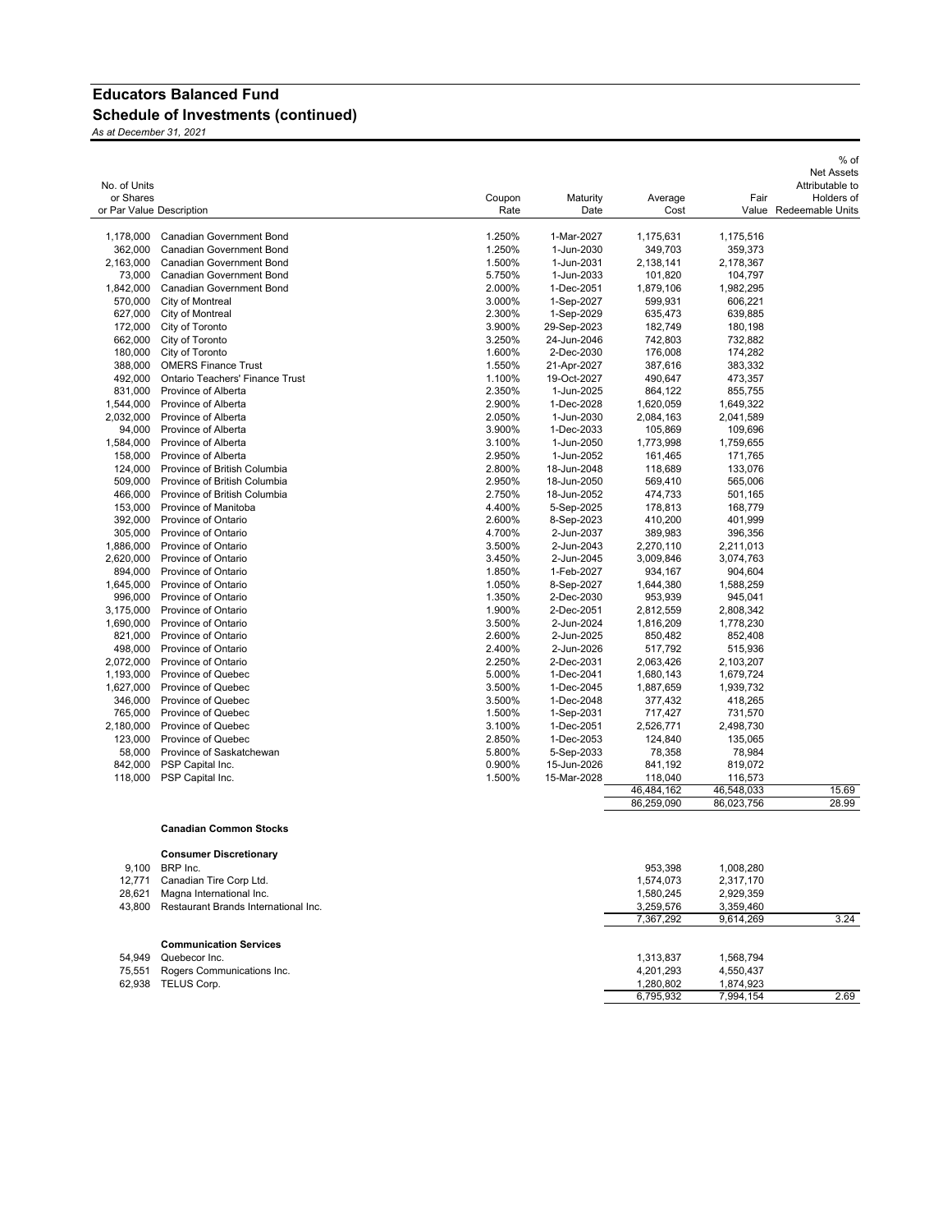# Educators Balanced Fund

## Schedule of Investments (continued)

*As at December 31, 2021*

| No. of Units or Shares or Par Value | Description | Coupon Rate | Maturity Date | Average Cost | Fair Value | % of Net Assets Attributable to Holders of Redeemable Units |
|---|---|---|---|---|---|---|
| 1,178,000 | Canadian Government Bond | 1.250% | 1-Mar-2027 | 1,175,631 | 1,175,516 | |
| 362,000 | Canadian Government Bond | 1.250% | 1-Jun-2030 | 349,703 | 359,373 | |
| 2,163,000 | Canadian Government Bond | 1.500% | 1-Jun-2031 | 2,138,141 | 2,178,367 | |
| 73,000 | Canadian Government Bond | 5.750% | 1-Jun-2033 | 101,820 | 104,797 | |
| 1,842,000 | Canadian Government Bond | 2.000% | 1-Dec-2051 | 1,879,106 | 1,982,295 | |
| 570,000 | City of Montreal | 3.000% | 1-Sep-2027 | 599,931 | 606,221 | |
| 627,000 | City of Montreal | 2.300% | 1-Sep-2029 | 635,473 | 639,885 | |
| 172,000 | City of Toronto | 3.900% | 29-Sep-2023 | 182,749 | 180,198 | |
| 662,000 | City of Toronto | 3.250% | 24-Jun-2046 | 742,803 | 732,882 | |
| 180,000 | City of Toronto | 1.600% | 2-Dec-2030 | 176,008 | 174,282 | |
| 388,000 | OMERS Finance Trust | 1.550% | 21-Apr-2027 | 387,616 | 383,332 | |
| 492,000 | Ontario Teachers' Finance Trust | 1.100% | 19-Oct-2027 | 490,647 | 473,357 | |
| 831,000 | Province of Alberta | 2.350% | 1-Jun-2025 | 864,122 | 855,755 | |
| 1,544,000 | Province of Alberta | 2.900% | 1-Dec-2028 | 1,620,059 | 1,649,322 | |
| 2,032,000 | Province of Alberta | 2.050% | 1-Jun-2030 | 2,084,163 | 2,041,589 | |
| 94,000 | Province of Alberta | 3.900% | 1-Dec-2033 | 105,869 | 109,696 | |
| 1,584,000 | Province of Alberta | 3.100% | 1-Jun-2050 | 1,773,998 | 1,759,655 | |
| 158,000 | Province of Alberta | 2.950% | 1-Jun-2052 | 161,465 | 171,765 | |
| 124,000 | Province of British Columbia | 2.800% | 18-Jun-2048 | 118,689 | 133,076 | |
| 509,000 | Province of British Columbia | 2.950% | 18-Jun-2050 | 569,410 | 565,006 | |
| 466,000 | Province of British Columbia | 2.750% | 18-Jun-2052 | 474,733 | 501,165 | |
| 153,000 | Province of Manitoba | 4.400% | 5-Sep-2025 | 178,813 | 168,779 | |
| 392,000 | Province of Ontario | 2.600% | 8-Sep-2023 | 410,200 | 401,999 | |
| 305,000 | Province of Ontario | 4.700% | 2-Jun-2037 | 389,983 | 396,356 | |
| 1,886,000 | Province of Ontario | 3.500% | 2-Jun-2043 | 2,270,110 | 2,211,013 | |
| 2,620,000 | Province of Ontario | 3.450% | 2-Jun-2045 | 3,009,846 | 3,074,763 | |
| 894,000 | Province of Ontario | 1.850% | 1-Feb-2027 | 934,167 | 904,604 | |
| 1,645,000 | Province of Ontario | 1.050% | 8-Sep-2027 | 1,644,380 | 1,588,259 | |
| 996,000 | Province of Ontario | 1.350% | 2-Dec-2030 | 953,939 | 945,041 | |
| 3,175,000 | Province of Ontario | 1.900% | 2-Dec-2051 | 2,812,559 | 2,808,342 | |
| 1,690,000 | Province of Ontario | 3.500% | 2-Jun-2024 | 1,816,209 | 1,778,230 | |
| 821,000 | Province of Ontario | 2.600% | 2-Jun-2025 | 850,482 | 852,408 | |
| 498,000 | Province of Ontario | 2.400% | 2-Jun-2026 | 517,792 | 515,936 | |
| 2,072,000 | Province of Ontario | 2.250% | 2-Dec-2031 | 2,063,426 | 2,103,207 | |
| 1,193,000 | Province of Quebec | 5.000% | 1-Dec-2041 | 1,680,143 | 1,679,724 | |
| 1,627,000 | Province of Quebec | 3.500% | 1-Dec-2045 | 1,887,659 | 1,939,732 | |
| 346,000 | Province of Quebec | 3.500% | 1-Dec-2048 | 377,432 | 418,265 | |
| 765,000 | Province of Quebec | 1.500% | 1-Sep-2031 | 717,427 | 731,570 | |
| 2,180,000 | Province of Quebec | 3.100% | 1-Dec-2051 | 2,526,771 | 2,498,730 | |
| 123,000 | Province of Quebec | 2.850% | 1-Dec-2053 | 124,840 | 135,065 | |
| 58,000 | Province of Saskatchewan | 5.800% | 5-Sep-2033 | 78,358 | 78,984 | |
| 842,000 | PSP Capital Inc. | 0.900% | 15-Jun-2026 | 841,192 | 819,072 | |
| 118,000 | PSP Capital Inc. | 1.500% | 15-Mar-2028 | 118,040 | 116,573 | |
| | | | | 46,484,162 | 46,548,033 | 15.69 |
| | | | | 86,259,090 | 86,023,756 | 28.99 |
| | **Canadian Common Stocks** | | | | | |
| | **Consumer Discretionary** | | | | | |
| 9,100 | BRP Inc. | | | 953,398 | 1,008,280 | |
| 12,771 | Canadian Tire Corp Ltd. | | | 1,574,073 | 2,317,170 | |
| 28,621 | Magna International Inc. | | | 1,580,245 | 2,929,359 | |
| 43,800 | Restaurant Brands International Inc. | | | 3,259,576 | 3,359,460 | |
| | | | | 7,367,292 | 9,614,269 | 3.24 |
| | **Communication Services** | | | | | |
| 54,949 | Quebecor Inc. | | | 1,313,837 | 1,568,794 | |
| 75,551 | Rogers Communications Inc. | | | 4,201,293 | 4,550,437 | |
| 62,938 | TELUS Corp. | | | 1,280,802 | 1,874,923 | |
| | | | | 6,795,932 | 7,994,154 | 2.69 |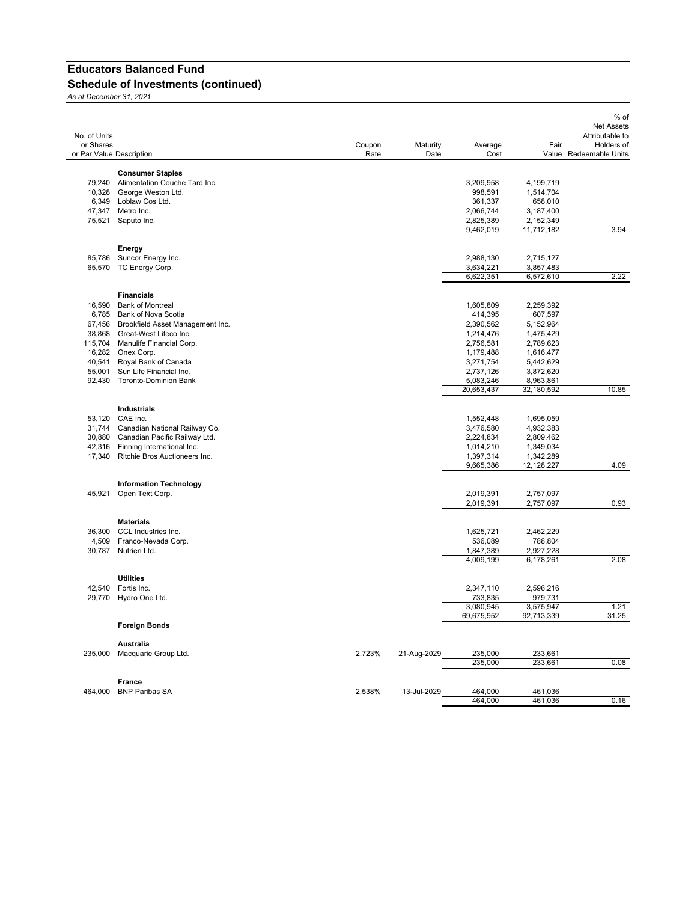# Educators Balanced Fund

## Schedule of Investments (continued)

*As at December 31, 2021*

| No. of Units or Shares or Par Value | Description | Coupon Rate | Maturity Date | Average Cost | Fair Value | % of Net Assets Attributable to Holders of Redeemable Units |
|---|---|---|---|---|---|---|
| | **Consumer Staples** | | | | | |
| 79,240 | Alimentation Couche Tard Inc. | | | 3,209,958 | 4,199,719 | |
| 10,328 | George Weston Ltd. | | | 998,591 | 1,514,704 | |
| 6,349 | Loblaw Cos Ltd. | | | 361,337 | 658,010 | |
| 47,347 | Metro Inc. | | | 2,066,744 | 3,187,400 | |
| 75,521 | Saputo Inc. | | | 2,825,389 | 2,152,349 | |
| | | | | 9,462,019 | 11,712,182 | 3.94 |
| | **Energy** | | | | | |
| 85,786 | Suncor Energy Inc. | | | 2,988,130 | 2,715,127 | |
| 65,570 | TC Energy Corp. | | | 3,634,221 | 3,857,483 | |
| | | | | 6,622,351 | 6,572,610 | 2.22 |
| | **Financials** | | | | | |
| 16,590 | Bank of Montreal | | | 1,605,809 | 2,259,392 | |
| 6,785 | Bank of Nova Scotia | | | 414,395 | 607,597 | |
| 67,456 | Brookfield Asset Management Inc. | | | 2,390,562 | 5,152,964 | |
| 38,868 | Great-West Lifeco Inc. | | | 1,214,476 | 1,475,429 | |
| 115,704 | Manulife Financial Corp. | | | 2,756,581 | 2,789,623 | |
| 16,282 | Onex Corp. | | | 1,179,488 | 1,616,477 | |
| 40,541 | Royal Bank of Canada | | | 3,271,754 | 5,442,629 | |
| 55,001 | Sun Life Financial Inc. | | | 2,737,126 | 3,872,620 | |
| 92,430 | Toronto-Dominion Bank | | | 5,083,246 | 8,963,861 | |
| | | | | 20,653,437 | 32,180,592 | 10.85 |
| | **Industrials** | | | | | |
| 53,120 | CAE Inc. | | | 1,552,448 | 1,695,059 | |
| 31,744 | Canadian National Railway Co. | | | 3,476,580 | 4,932,383 | |
| 30,880 | Canadian Pacific Railway Ltd. | | | 2,224,834 | 2,809,462 | |
| 42,316 | Finning International Inc. | | | 1,014,210 | 1,349,034 | |
| 17,340 | Ritchie Bros Auctioneers Inc. | | | 1,397,314 | 1,342,289 | |
| | | | | 9,665,386 | 12,128,227 | 4.09 |
| | **Information Technology** | | | | | |
| 45,921 | Open Text Corp. | | | 2,019,391 | 2,757,097 | |
| | | | | 2,019,391 | 2,757,097 | 0.93 |
| | **Materials** | | | | | |
| 36,300 | CCL Industries Inc. | | | 1,625,721 | 2,462,229 | |
| 4,509 | Franco-Nevada Corp. | | | 536,089 | 788,804 | |
| 30,787 | Nutrien Ltd. | | | 1,847,389 | 2,927,228 | |
| | | | | 4,009,199 | 6,178,261 | 2.08 |
| | **Utilities** | | | | | |
| 42,540 | Fortis Inc. | | | 2,347,110 | 2,596,216 | |
| 29,770 | Hydro One Ltd. | | | 733,835 | 979,731 | |
| | | | | 3,080,945 | 3,575,947 | 1.21 |
| | | | | 69,675,952 | 92,713,339 | 31.25 |
| | **Foreign Bonds** | | | | | |
| | **Australia** | | | | | |
| 235,000 | Macquarie Group Ltd. | 2.723% | 21-Aug-2029 | 235,000 | 233,661 | |
| | | | | 235,000 | 233,661 | 0.08 |
| | **France** | | | | | |
| 464,000 | BNP Paribas SA | 2.538% | 13-Jul-2029 | 464,000 | 461,036 | |
| | | | | 464,000 | 461,036 | 0.16 |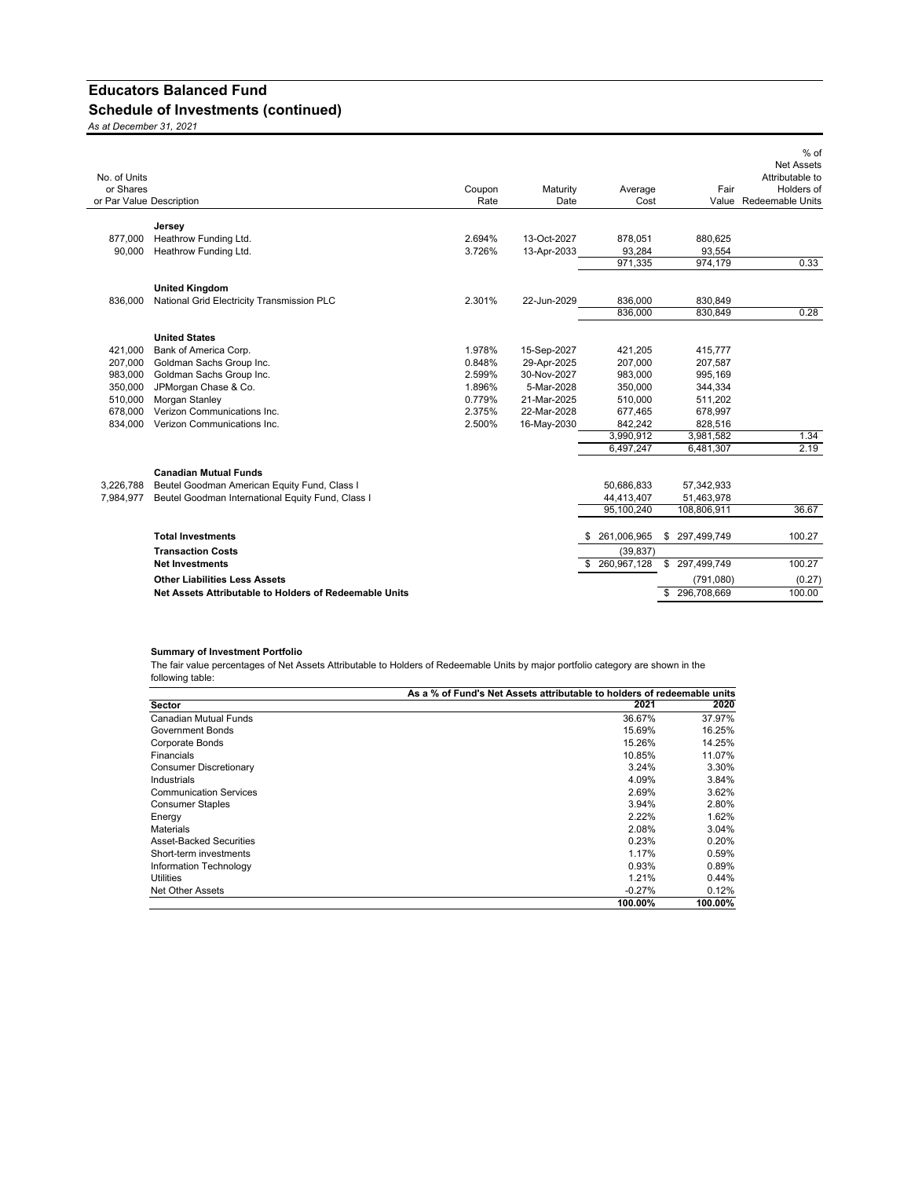## Educators Balanced Fund

## Schedule of Investments (continued)

*As at December 31, 2021*

| No. of Units or Shares or Par Value | Description | Coupon Rate | Maturity Date | Average Cost | Fair Value | % of Net Assets Attributable to Holders of Redeemable Units |
|---|---|---|---|---|---|---|
| | **Jersey** | | | | | |
| 877,000 | Heathrow Funding Ltd. | 2.694% | 13-Oct-2027 | 878,051 | 880,625 | |
| 90,000 | Heathrow Funding Ltd. | 3.726% | 13-Apr-2033 | 93,284 | 93,554 | |
| | | | | 971,335 | 974,179 | 0.33 |
| | **United Kingdom** | | | | | |
| 836,000 | National Grid Electricity Transmission PLC | 2.301% | 22-Jun-2029 | 836,000 | 830,849 | |
| | | | | 836,000 | 830,849 | 0.28 |
| | **United States** | | | | | |
| 421,000 | Bank of America Corp. | 1.978% | 15-Sep-2027 | 421,205 | 415,777 | |
| 207,000 | Goldman Sachs Group Inc. | 0.848% | 29-Apr-2025 | 207,000 | 207,587 | |
| 983,000 | Goldman Sachs Group Inc. | 2.599% | 30-Nov-2027 | 983,000 | 995,169 | |
| 350,000 | JPMorgan Chase & Co. | 1.896% | 5-Mar-2028 | 350,000 | 344,334 | |
| 510,000 | Morgan Stanley | 0.779% | 21-Mar-2025 | 510,000 | 511,202 | |
| 678,000 | Verizon Communications Inc. | 2.375% | 22-Mar-2028 | 677,465 | 678,997 | |
| 834,000 | Verizon Communications Inc. | 2.500% | 16-May-2030 | 842,242 | 828,516 | |
| | | | | 3,990,912 | 3,981,582 | 1.34 |
| | | | | 6,497,247 | 6,481,307 | 2.19 |
| | **Canadian Mutual Funds** | | | | | |
| 3,226,788 | Beutel Goodman American Equity Fund, Class I | | | 50,686,833 | 57,342,933 | |
| 7,984,977 | Beutel Goodman International Equity Fund, Class I | | | 44,413,407 | 51,463,978 | |
| | | | | 95,100,240 | 108,806,911 | 36.67 |
| | **Total Investments** | | | $ 261,006,965 | $ 297,499,749 | 100.27 |
| | **Transaction Costs** | | | (39,837) | | |
| | **Net Investments** | | | $ 260,967,128 | $ 297,499,749 | 100.27 |
| | **Other Liabilities Less Assets** | | | | (791,080) | (0.27) |
| | **Net Assets Attributable to Holders of Redeemable Units** | | | | $ 296,708,669 | 100.00 |

**Summary of Investment Portfolio**

The fair value percentages of Net Assets Attributable to Holders of Redeemable Units by major portfolio category are shown in the following table:

| | As a % of Fund's Net Assets attributable to holders of redeemable units | |
|---|---|---|
| **Sector** | **2021** | **2020** |
| Canadian Mutual Funds | 36.67% | 37.97% |
| Government Bonds | 15.69% | 16.25% |
| Corporate Bonds | 15.26% | 14.25% |
| Financials | 10.85% | 11.07% |
| Consumer Discretionary | 3.24% | 3.30% |
| Industrials | 4.09% | 3.84% |
| Communication Services | 2.69% | 3.62% |
| Consumer Staples | 3.94% | 2.80% |
| Energy | 2.22% | 1.62% |
| Materials | 2.08% | 3.04% |
| Asset-Backed Securities | 0.23% | 0.20% |
| Short-term investments | 1.17% | 0.59% |
| Information Technology | 0.93% | 0.89% |
| Utilities | 1.21% | 0.44% |
| Net Other Assets | -0.27% | 0.12% |
| | **100.00%** | **100.00%** |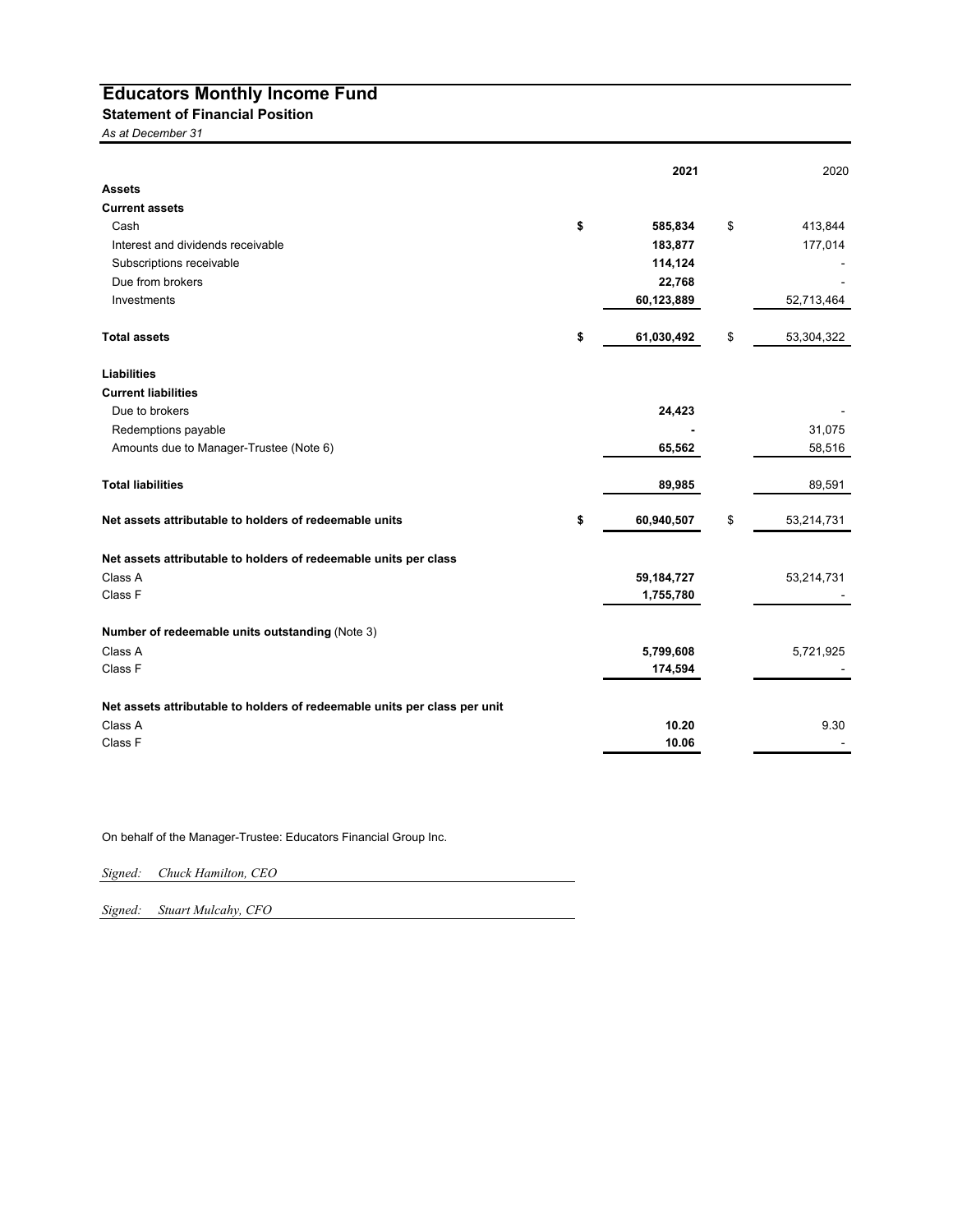# Educators Monthly Income Fund

## Statement of Financial Position

*As at December 31*

| | | 2021 | | 2020 |
|---|---|---|---|---|
| **Assets** | | | | |
| **Current assets** | | | | |
| Cash | **$** | **585,834** | $ | 413,844 |
| Interest and dividends receivable | | **183,877** | | 177,014 |
| Subscriptions receivable | | **114,124** | | - |
| Due from brokers | | **22,768** | | - |
| Investments | | **60,123,889** | | 52,713,464 |
| **Total assets** | **$** | **61,030,492** | $ | 53,304,322 |
| **Liabilities** | | | | |
| **Current liabilities** | | | | |
| Due to brokers | | **24,423** | | - |
| Redemptions payable | | **-** | | 31,075 |
| Amounts due to Manager-Trustee (Note 6) | | **65,562** | | 58,516 |
| **Total liabilities** | | **89,985** | | 89,591 |
| **Net assets attributable to holders of redeemable units** | **$** | **60,940,507** | $ | 53,214,731 |
| **Net assets attributable to holders of redeemable units per class** | | | | |
| Class A | | **59,184,727** | | 53,214,731 |
| Class F | | **1,755,780** | | - |
| **Number of redeemable units outstanding** (Note 3) | | | | |
| Class A | | **5,799,608** | | 5,721,925 |
| Class F | | **174,594** | | - |
| **Net assets attributable to holders of redeemable units per class per unit** | | | | |
| Class A | | **10.20** | | 9.30 |
| Class F | | **10.06** | | - |

On behalf of the Manager-Trustee: Educators Financial Group Inc.

*Signed: Chuck Hamilton, CEO*

*Signed: Stuart Mulcahy, CFO*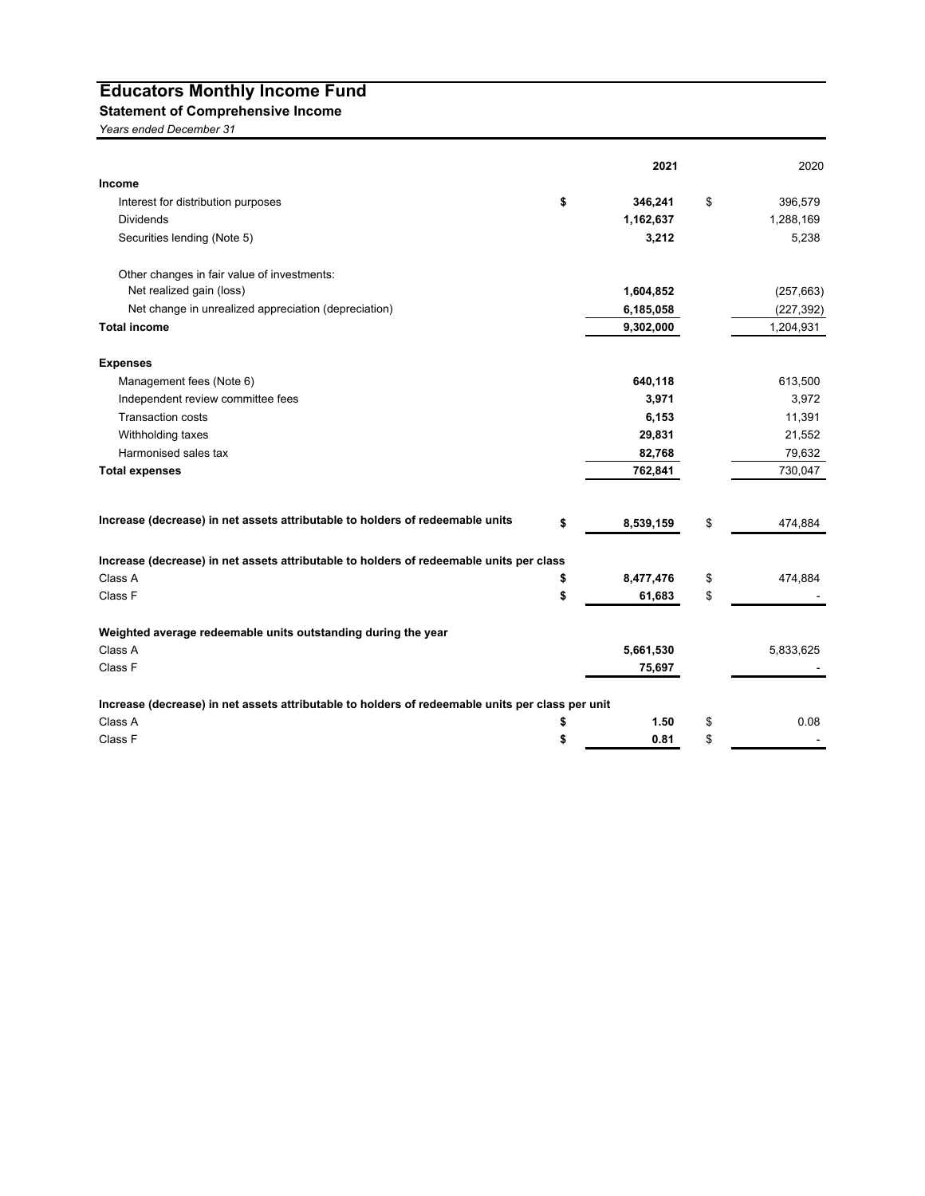# Educators Monthly Income Fund

## Statement of Comprehensive Income

*Years ended December 31*

| | 2021 | 2020 |
|---|---|---|
| **Income** | | |
| Interest for distribution purposes | $ 346,241 | $ 396,579 |
| Dividends | 1,162,637 | 1,288,169 |
| Securities lending (Note 5) | 3,212 | 5,238 |
| Other changes in fair value of investments: | | |
| Net realized gain (loss) | 1,604,852 | (257,663) |
| Net change in unrealized appreciation (depreciation) | 6,185,058 | (227,392) |
| **Total income** | 9,302,000 | 1,204,931 |
| **Expenses** | | |
| Management fees (Note 6) | 640,118 | 613,500 |
| Independent review committee fees | 3,971 | 3,972 |
| Transaction costs | 6,153 | 11,391 |
| Withholding taxes | 29,831 | 21,552 |
| Harmonised sales tax | 82,768 | 79,632 |
| **Total expenses** | 762,841 | 730,047 |
| **Increase (decrease) in net assets attributable to holders of redeemable units** | $ 8,539,159 | $ 474,884 |
| **Increase (decrease) in net assets attributable to holders of redeemable units per class** | | |
| Class A | $ 8,477,476 | $ 474,884 |
| Class F | $ 61,683 | $ - |
| **Weighted average redeemable units outstanding during the year** | | |
| Class A | 5,661,530 | 5,833,625 |
| Class F | 75,697 | - |
| **Increase (decrease) in net assets attributable to holders of redeemable units per class per unit** | | |
| Class A | $ 1.50 | $ 0.08 |
| Class F | $ 0.81 | $ - |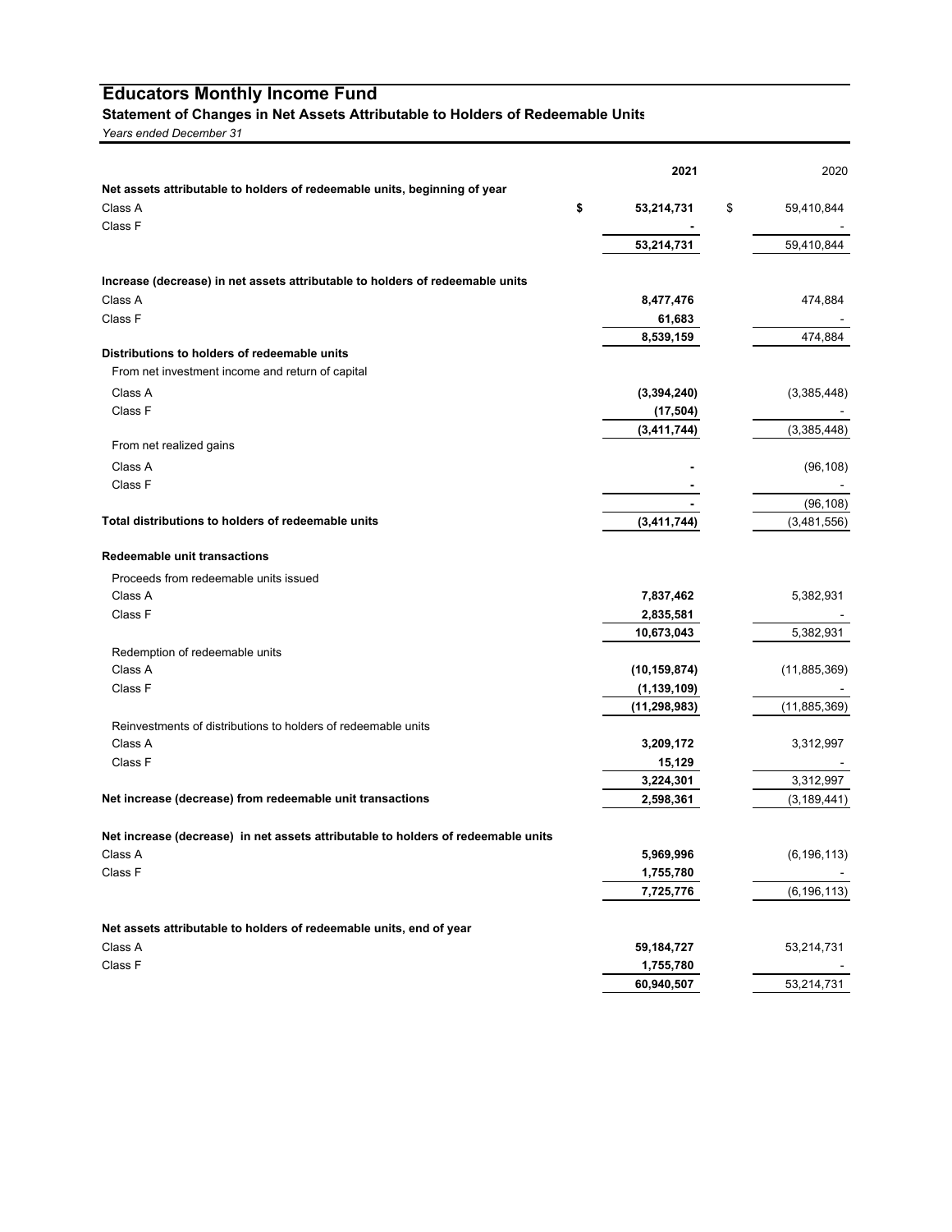# Educators Monthly Income Fund

## Statement of Changes in Net Assets Attributable to Holders of Redeemable Units

*Years ended December 31*

| | | 2021 | | 2020 |
|---|---|---|---|---|
| **Net assets attributable to holders of redeemable units, beginning of year** | | | | |
| Class A | **$** | **53,214,731** | $ | 59,410,844 |
| Class F | | **-** | | - |
| | | **53,214,731** | | 59,410,844 |
| **Increase (decrease) in net assets attributable to holders of redeemable units** | | | | |
| Class A | | **8,477,476** | | 474,884 |
| Class F | | **61,683** | | - |
| | | **8,539,159** | | 474,884 |
| **Distributions to holders of redeemable units** | | | | |
| From net investment income and return of capital | | | | |
| Class A | | **(3,394,240)** | | (3,385,448) |
| Class F | | **(17,504)** | | - |
| | | **(3,411,744)** | | (3,385,448) |
| From net realized gains | | | | |
| Class A | | **-** | | (96,108) |
| Class F | | **-** | | - |
| | | **-** | | (96,108) |
| **Total distributions to holders of redeemable units** | | **(3,411,744)** | | (3,481,556) |
| **Redeemable unit transactions** | | | | |
| Proceeds from redeemable units issued | | | | |
| Class A | | **7,837,462** | | 5,382,931 |
| Class F | | **2,835,581** | | - |
| | | **10,673,043** | | 5,382,931 |
| Redemption of redeemable units | | | | |
| Class A | | **(10,159,874)** | | (11,885,369) |
| Class F | | **(1,139,109)** | | - |
| | | **(11,298,983)** | | (11,885,369) |
| Reinvestments of distributions to holders of redeemable units | | | | |
| Class A | | **3,209,172** | | 3,312,997 |
| Class F | | **15,129** | | - |
| | | **3,224,301** | | 3,312,997 |
| **Net increase (decrease) from redeemable unit transactions** | | **2,598,361** | | (3,189,441) |
| **Net increase (decrease) in net assets attributable to holders of redeemable units** | | | | |
| Class A | | **5,969,996** | | (6,196,113) |
| Class F | | **1,755,780** | | - |
| | | **7,725,776** | | (6,196,113) |
| **Net assets attributable to holders of redeemable units, end of year** | | | | |
| Class A | | **59,184,727** | | 53,214,731 |
| Class F | | **1,755,780** | | - |
| | | **60,940,507** | | 53,214,731 |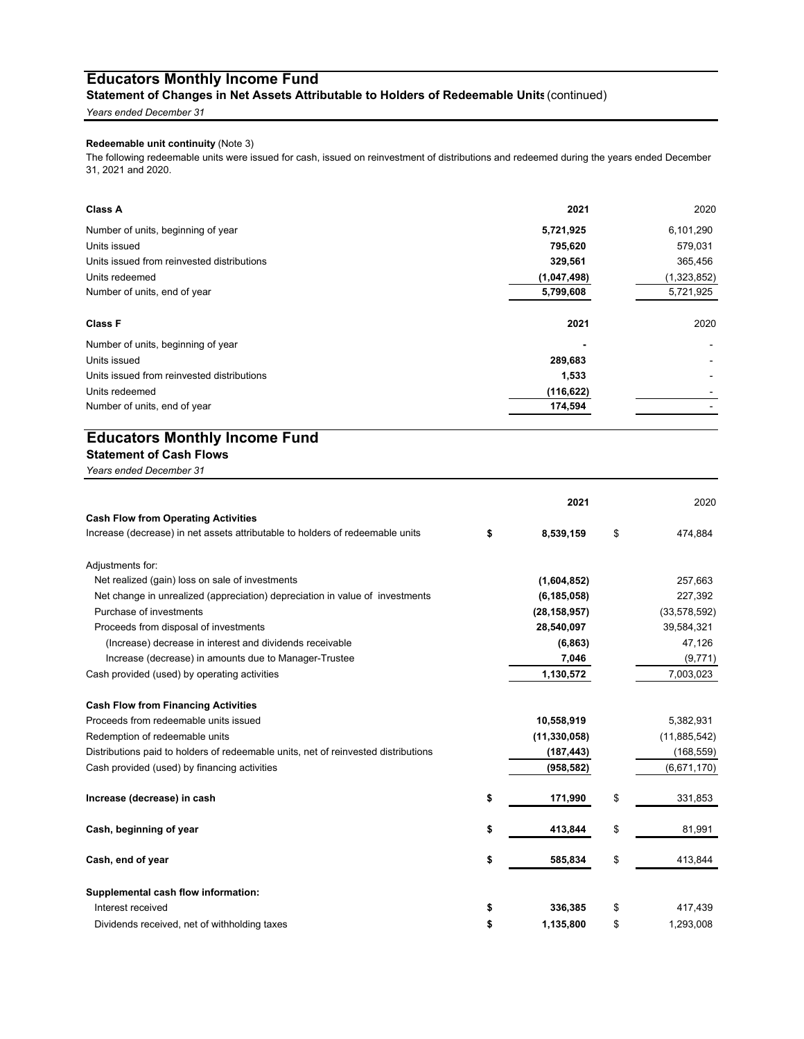# Educators Monthly Income Fund

**Statement of Changes in Net Assets Attributable to Holders of Redeemable Units** (continued)

*Years ended December 31*

**Redeemable unit continuity** (Note 3)

The following redeemable units were issued for cash, issued on reinvestment of distributions and redeemed during the years ended December 31, 2021 and 2020.

| **Class A** | **2021** | 2020 |
|---|---|---|
| Number of units, beginning of year | **5,721,925** | 6,101,290 |
| Units issued | **795,620** | 579,031 |
| Units issued from reinvested distributions | **329,561** | 365,456 |
| Units redeemed | **(1,047,498)** | (1,323,852) |
| Number of units, end of year | **5,799,608** | 5,721,925 |

| **Class F** | **2021** | 2020 |
|---|---|---|
| Number of units, beginning of year | **-** | - |
| Units issued | **289,683** | - |
| Units issued from reinvested distributions | **1,533** | - |
| Units redeemed | **(116,622)** | - |
| Number of units, end of year | **174,594** | - |

# Educators Monthly Income Fund

**Statement of Cash Flows**

*Years ended December 31*

| | **2021** | 2020 |
|---|---|---|
| **Cash Flow from Operating Activities** | | |
| Increase (decrease) in net assets attributable to holders of redeemable units | **$ 8,539,159** | $ 474,884 |
| Adjustments for: | | |
| Net realized (gain) loss on sale of investments | **(1,604,852)** | 257,663 |
| Net change in unrealized (appreciation) depreciation in value of investments | **(6,185,058)** | 227,392 |
| Purchase of investments | **(28,158,957)** | (33,578,592) |
| Proceeds from disposal of investments | **28,540,097** | 39,584,321 |
| (Increase) decrease in interest and dividends receivable | **(6,863)** | 47,126 |
| Increase (decrease) in amounts due to Manager-Trustee | **7,046** | (9,771) |
| Cash provided (used) by operating activities | **1,130,572** | 7,003,023 |
| **Cash Flow from Financing Activities** | | |
| Proceeds from redeemable units issued | **10,558,919** | 5,382,931 |
| Redemption of redeemable units | **(11,330,058)** | (11,885,542) |
| Distributions paid to holders of redeemable units, net of reinvested distributions | **(187,443)** | (168,559) |
| Cash provided (used) by financing activities | **(958,582)** | (6,671,170) |
| **Increase (decrease) in cash** | **$ 171,990** | $ 331,853 |
| **Cash, beginning of year** | **$ 413,844** | $ 81,991 |
| **Cash, end of year** | **$ 585,834** | $ 413,844 |
| **Supplemental cash flow information:** | | |
| Interest received | **$ 336,385** | $ 417,439 |
| Dividends received, net of withholding taxes | **$ 1,135,800** | $ 1,293,008 |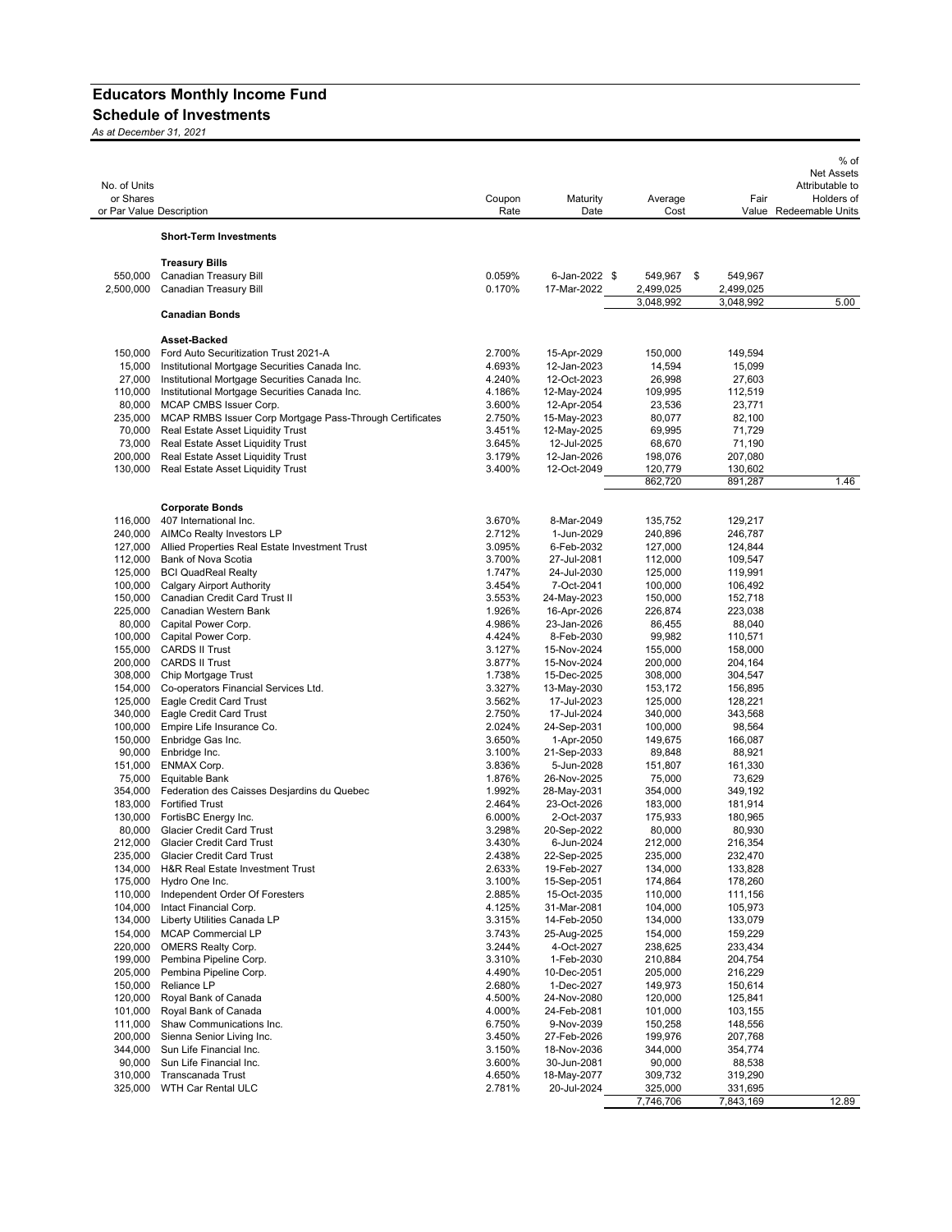# Educators Monthly Income Fund

## Schedule of Investments

*As at December 31, 2021*

| No. of Units or Shares or Par Value | Description | Coupon Rate | Maturity Date | Average Cost | Fair Value | % of Net Assets Attributable to Holders of Redeemable Units |
|---|---|---|---|---|---|---|
| | **Short-Term Investments** | | | | | |
| | **Treasury Bills** | | | | | |
| 550,000 | Canadian Treasury Bill | 0.059% | 6-Jan-2022 | $ 549,967 | $ 549,967 | |
| 2,500,000 | Canadian Treasury Bill | 0.170% | 17-Mar-2022 | 2,499,025 | 2,499,025 | |
| | | | | 3,048,992 | 3,048,992 | 5.00 |
| | **Canadian Bonds** | | | | | |
| | **Asset-Backed** | | | | | |
| 150,000 | Ford Auto Securitization Trust 2021-A | 2.700% | 15-Apr-2029 | 150,000 | 149,594 | |
| 15,000 | Institutional Mortgage Securities Canada Inc. | 4.693% | 12-Jan-2023 | 14,594 | 15,099 | |
| 27,000 | Institutional Mortgage Securities Canada Inc. | 4.240% | 12-Oct-2023 | 26,998 | 27,603 | |
| 110,000 | Institutional Mortgage Securities Canada Inc. | 4.186% | 12-May-2024 | 109,995 | 112,519 | |
| 80,000 | MCAP CMBS Issuer Corp. | 3.600% | 12-Apr-2054 | 23,536 | 23,771 | |
| 235,000 | MCAP RMBS Issuer Corp Mortgage Pass-Through Certificates | 2.750% | 15-May-2023 | 80,077 | 82,100 | |
| 70,000 | Real Estate Asset Liquidity Trust | 3.451% | 12-May-2025 | 69,995 | 71,729 | |
| 73,000 | Real Estate Asset Liquidity Trust | 3.645% | 12-Jul-2025 | 68,670 | 71,190 | |
| 200,000 | Real Estate Asset Liquidity Trust | 3.179% | 12-Jan-2026 | 198,076 | 207,080 | |
| 130,000 | Real Estate Asset Liquidity Trust | 3.400% | 12-Oct-2049 | 120,779 | 130,602 | |
| | | | | 862,720 | 891,287 | 1.46 |
| | **Corporate Bonds** | | | | | |
| 116,000 | 407 International Inc. | 3.670% | 8-Mar-2049 | 135,752 | 129,217 | |
| 240,000 | AIMCo Realty Investors LP | 2.712% | 1-Jun-2029 | 240,896 | 246,787 | |
| 127,000 | Allied Properties Real Estate Investment Trust | 3.095% | 6-Feb-2032 | 127,000 | 124,844 | |
| 112,000 | Bank of Nova Scotia | 3.700% | 27-Jul-2081 | 112,000 | 109,547 | |
| 125,000 | BCI QuadReal Realty | 1.747% | 24-Jul-2030 | 125,000 | 119,991 | |
| 100,000 | Calgary Airport Authority | 3.454% | 7-Oct-2041 | 100,000 | 106,492 | |
| 150,000 | Canadian Credit Card Trust II | 3.553% | 24-May-2023 | 150,000 | 152,718 | |
| 225,000 | Canadian Western Bank | 1.926% | 16-Apr-2026 | 226,874 | 223,038 | |
| 80,000 | Capital Power Corp. | 4.986% | 23-Jan-2026 | 86,455 | 88,040 | |
| 100,000 | Capital Power Corp. | 4.424% | 8-Feb-2030 | 99,982 | 110,571 | |
| 155,000 | CARDS II Trust | 3.127% | 15-Nov-2024 | 155,000 | 158,000 | |
| 200,000 | CARDS II Trust | 3.877% | 15-Nov-2024 | 200,000 | 204,164 | |
| 308,000 | Chip Mortgage Trust | 1.738% | 15-Dec-2025 | 308,000 | 304,547 | |
| 154,000 | Co-operators Financial Services Ltd. | 3.327% | 13-May-2030 | 153,172 | 156,895 | |
| 125,000 | Eagle Credit Card Trust | 3.562% | 17-Jul-2023 | 125,000 | 128,221 | |
| 340,000 | Eagle Credit Card Trust | 2.750% | 17-Jul-2024 | 340,000 | 343,568 | |
| 100,000 | Empire Life Insurance Co. | 2.024% | 24-Sep-2031 | 100,000 | 98,564 | |
| 150,000 | Enbridge Gas Inc. | 3.650% | 1-Apr-2050 | 149,675 | 166,087 | |
| 90,000 | Enbridge Inc. | 3.100% | 21-Sep-2033 | 89,848 | 88,921 | |
| 151,000 | ENMAX Corp. | 3.836% | 5-Jun-2028 | 151,807 | 161,330 | |
| 75,000 | Equitable Bank | 1.876% | 26-Nov-2025 | 75,000 | 73,629 | |
| 354,000 | Federation des Caisses Desjardins du Quebec | 1.992% | 28-May-2031 | 354,000 | 349,192 | |
| 183,000 | Fortified Trust | 2.464% | 23-Oct-2026 | 183,000 | 181,914 | |
| 130,000 | FortisBC Energy Inc. | 6.000% | 2-Oct-2037 | 175,933 | 180,965 | |
| 80,000 | Glacier Credit Card Trust | 3.298% | 20-Sep-2022 | 80,000 | 80,930 | |
| 212,000 | Glacier Credit Card Trust | 3.430% | 6-Jun-2024 | 212,000 | 216,354 | |
| 235,000 | Glacier Credit Card Trust | 2.438% | 22-Sep-2025 | 235,000 | 232,470 | |
| 134,000 | H&R Real Estate Investment Trust | 2.633% | 19-Feb-2027 | 134,000 | 133,828 | |
| 175,000 | Hydro One Inc. | 3.100% | 15-Sep-2051 | 174,864 | 178,260 | |
| 110,000 | Independent Order Of Foresters | 2.885% | 15-Oct-2035 | 110,000 | 111,156 | |
| 104,000 | Intact Financial Corp. | 4.125% | 31-Mar-2081 | 104,000 | 105,973 | |
| 134,000 | Liberty Utilities Canada LP | 3.315% | 14-Feb-2050 | 134,000 | 133,079 | |
| 154,000 | MCAP Commercial LP | 3.743% | 25-Aug-2025 | 154,000 | 159,229 | |
| 220,000 | OMERS Realty Corp. | 3.244% | 4-Oct-2027 | 238,625 | 233,434 | |
| 199,000 | Pembina Pipeline Corp. | 3.310% | 1-Feb-2030 | 210,884 | 204,754 | |
| 205,000 | Pembina Pipeline Corp. | 4.490% | 10-Dec-2051 | 205,000 | 216,229 | |
| 150,000 | Reliance LP | 2.680% | 1-Dec-2027 | 149,973 | 150,614 | |
| 120,000 | Royal Bank of Canada | 4.500% | 24-Nov-2080 | 120,000 | 125,841 | |
| 101,000 | Royal Bank of Canada | 4.000% | 24-Feb-2081 | 101,000 | 103,155 | |
| 111,000 | Shaw Communications Inc. | 6.750% | 9-Nov-2039 | 150,258 | 148,556 | |
| 200,000 | Sienna Senior Living Inc. | 3.450% | 27-Feb-2026 | 199,976 | 207,768 | |
| 344,000 | Sun Life Financial Inc. | 3.150% | 18-Nov-2036 | 344,000 | 354,774 | |
| 90,000 | Sun Life Financial Inc. | 3.600% | 30-Jun-2081 | 90,000 | 88,538 | |
| 310,000 | Transcanada Trust | 4.650% | 18-May-2077 | 309,732 | 319,290 | |
| 325,000 | WTH Car Rental ULC | 2.781% | 20-Jul-2024 | 325,000 | 331,695 | |
| | | | | 7,746,706 | 7,843,169 | 12.89 |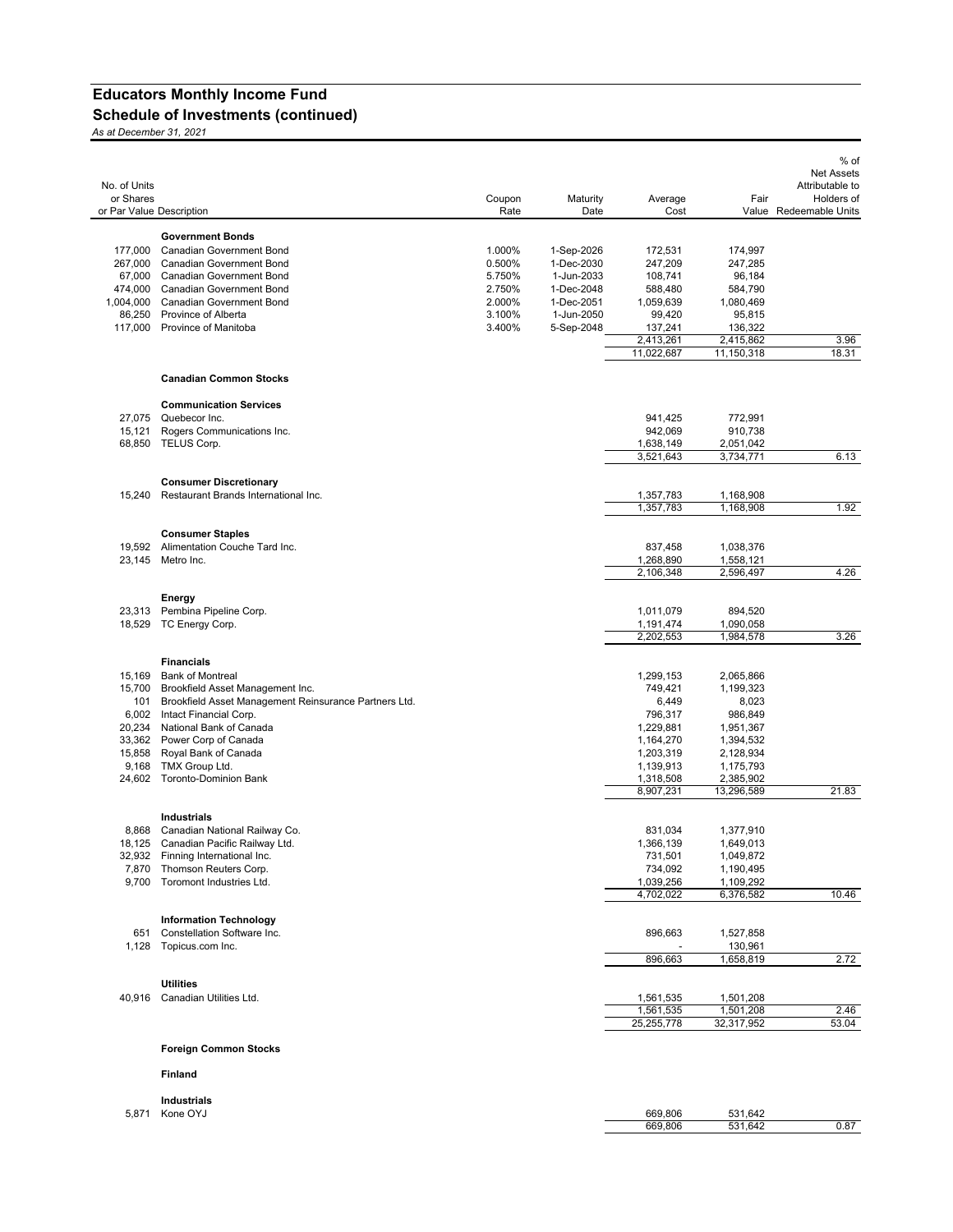# Educators Monthly Income Fund
## Schedule of Investments (continued)
*As at December 31, 2021*

| No. of Units or Shares or Par Value | Description | Coupon Rate | Maturity Date | Average Cost | Fair Value | % of Net Assets Attributable to Holders of Redeemable Units |
|---|---|---|---|---|---|---|
| | **Government Bonds** | | | | | |
| 177,000 | Canadian Government Bond | 1.000% | 1-Sep-2026 | 172,531 | 174,997 | |
| 267,000 | Canadian Government Bond | 0.500% | 1-Dec-2030 | 247,209 | 247,285 | |
| 67,000 | Canadian Government Bond | 5.750% | 1-Jun-2033 | 108,741 | 96,184 | |
| 474,000 | Canadian Government Bond | 2.750% | 1-Dec-2048 | 588,480 | 584,790 | |
| 1,004,000 | Canadian Government Bond | 2.000% | 1-Dec-2051 | 1,059,639 | 1,080,469 | |
| 86,250 | Province of Alberta | 3.100% | 1-Jun-2050 | 99,420 | 95,815 | |
| 117,000 | Province of Manitoba | 3.400% | 5-Sep-2048 | 137,241 | 136,322 | |
| | | | | 2,413,261 | 2,415,862 | 3.96 |
| | | | | 11,022,687 | 11,150,318 | 18.31 |
| | **Canadian Common Stocks** | | | | | |
| | **Communication Services** | | | | | |
| 27,075 | Quebecor Inc. | | | 941,425 | 772,991 | |
| 15,121 | Rogers Communications Inc. | | | 942,069 | 910,738 | |
| 68,850 | TELUS Corp. | | | 1,638,149 | 2,051,042 | |
| | | | | 3,521,643 | 3,734,771 | 6.13 |
| | **Consumer Discretionary** | | | | | |
| 15,240 | Restaurant Brands International Inc. | | | 1,357,783 | 1,168,908 | |
| | | | | 1,357,783 | 1,168,908 | 1.92 |
| | **Consumer Staples** | | | | | |
| 19,592 | Alimentation Couche Tard Inc. | | | 837,458 | 1,038,376 | |
| 23,145 | Metro Inc. | | | 1,268,890 | 1,558,121 | |
| | | | | 2,106,348 | 2,596,497 | 4.26 |
| | **Energy** | | | | | |
| 23,313 | Pembina Pipeline Corp. | | | 1,011,079 | 894,520 | |
| 18,529 | TC Energy Corp. | | | 1,191,474 | 1,090,058 | |
| | | | | 2,202,553 | 1,984,578 | 3.26 |
| | **Financials** | | | | | |
| 15,169 | Bank of Montreal | | | 1,299,153 | 2,065,866 | |
| 15,700 | Brookfield Asset Management Inc. | | | 749,421 | 1,199,323 | |
| 101 | Brookfield Asset Management Reinsurance Partners Ltd. | | | 6,449 | 8,023 | |
| 6,002 | Intact Financial Corp. | | | 796,317 | 986,849 | |
| 20,234 | National Bank of Canada | | | 1,229,881 | 1,951,367 | |
| 33,362 | Power Corp of Canada | | | 1,164,270 | 1,394,532 | |
| 15,858 | Royal Bank of Canada | | | 1,203,319 | 2,128,934 | |
| 9,168 | TMX Group Ltd. | | | 1,139,913 | 1,175,793 | |
| 24,602 | Toronto-Dominion Bank | | | 1,318,508 | 2,385,902 | |
| | | | | 8,907,231 | 13,296,589 | 21.83 |
| | **Industrials** | | | | | |
| 8,868 | Canadian National Railway Co. | | | 831,034 | 1,377,910 | |
| 18,125 | Canadian Pacific Railway Ltd. | | | 1,366,139 | 1,649,013 | |
| 32,932 | Finning International Inc. | | | 731,501 | 1,049,872 | |
| 7,870 | Thomson Reuters Corp. | | | 734,092 | 1,190,495 | |
| 9,700 | Toromont Industries Ltd. | | | 1,039,256 | 1,109,292 | |
| | | | | 4,702,022 | 6,376,582 | 10.46 |
| | **Information Technology** | | | | | |
| 651 | Constellation Software Inc. | | | 896,663 | 1,527,858 | |
| 1,128 | Topicus.com Inc. | | | - | 130,961 | |
| | | | | 896,663 | 1,658,819 | 2.72 |
| | **Utilities** | | | | | |
| 40,916 | Canadian Utilities Ltd. | | | 1,561,535 | 1,501,208 | |
| | | | | 1,561,535 | 1,501,208 | 2.46 |
| | | | | 25,255,778 | 32,317,952 | 53.04 |
| | **Foreign Common Stocks** | | | | | |
| | **Finland** | | | | | |
| | **Industrials** | | | | | |
| 5,871 | Kone OYJ | | | 669,806 | 531,642 | |
| | | | | 669,806 | 531,642 | 0.87 |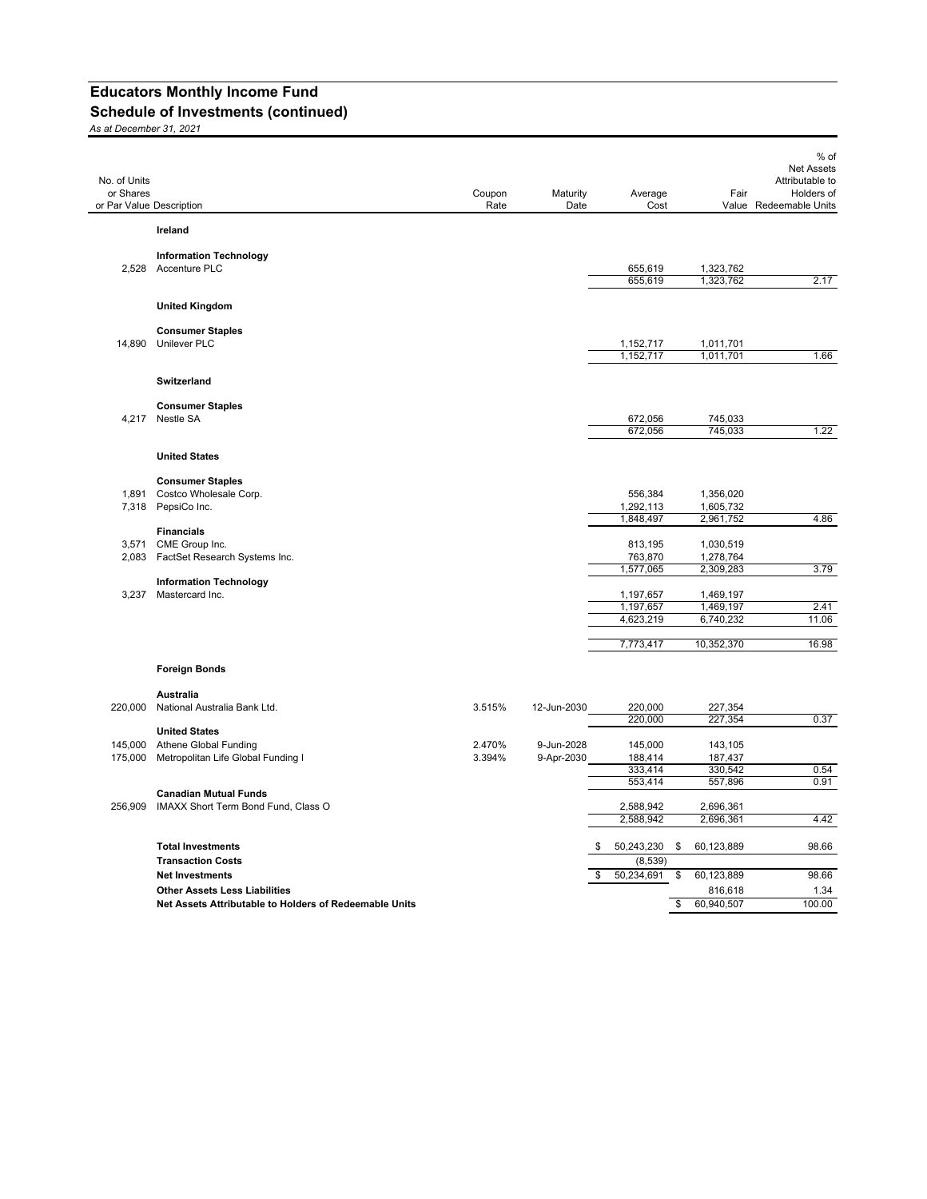## Educators Monthly Income Fund

### Schedule of Investments (continued)

*As at December 31, 2021*

| No. of Units or Shares or Par Value | Description | Coupon Rate | Maturity Date | Average Cost | Fair Value | % of Net Assets Attributable to Holders of Redeemable Units |
|---|---|---|---|---|---|---|
| | **Ireland** | | | | | |
| | **Information Technology** | | | | | |
| 2,528 | Accenture PLC | | | 655,619 | 1,323,762 | |
| | | | | 655,619 | 1,323,762 | 2.17 |
| | **United Kingdom** | | | | | |
| | **Consumer Staples** | | | | | |
| 14,890 | Unilever PLC | | | 1,152,717 | 1,011,701 | |
| | | | | 1,152,717 | 1,011,701 | 1.66 |
| | **Switzerland** | | | | | |
| | **Consumer Staples** | | | | | |
| 4,217 | Nestle SA | | | 672,056 | 745,033 | |
| | | | | 672,056 | 745,033 | 1.22 |
| | **United States** | | | | | |
| | **Consumer Staples** | | | | | |
| 1,891 | Costco Wholesale Corp. | | | 556,384 | 1,356,020 | |
| 7,318 | PepsiCo Inc. | | | 1,292,113 | 1,605,732 | |
| | | | | 1,848,497 | 2,961,752 | 4.86 |
| | **Financials** | | | | | |
| 3,571 | CME Group Inc. | | | 813,195 | 1,030,519 | |
| 2,083 | FactSet Research Systems Inc. | | | 763,870 | 1,278,764 | |
| | | | | 1,577,065 | 2,309,283 | 3.79 |
| | **Information Technology** | | | | | |
| 3,237 | Mastercard Inc. | | | 1,197,657 | 1,469,197 | |
| | | | | 1,197,657 | 1,469,197 | 2.41 |
| | | | | 4,623,219 | 6,740,232 | 11.06 |
| | | | | 7,773,417 | 10,352,370 | 16.98 |
| | **Foreign Bonds** | | | | | |
| | **Australia** | | | | | |
| 220,000 | National Australia Bank Ltd. | 3.515% | 12-Jun-2030 | 220,000 | 227,354 | |
| | | | | 220,000 | 227,354 | 0.37 |
| | **United States** | | | | | |
| 145,000 | Athene Global Funding | 2.470% | 9-Jun-2028 | 145,000 | 143,105 | |
| 175,000 | Metropolitan Life Global Funding I | 3.394% | 9-Apr-2030 | 188,414 | 187,437 | |
| | | | | 333,414 | 330,542 | 0.54 |
| | | | | 553,414 | 557,896 | 0.91 |
| | **Canadian Mutual Funds** | | | | | |
| 256,909 | IMAXX Short Term Bond Fund, Class O | | | 2,588,942 | 2,696,361 | |
| | | | | 2,588,942 | 2,696,361 | 4.42 |
| | **Total Investments** | | | $ 50,243,230 | $ 60,123,889 | 98.66 |
| | **Transaction Costs** | | | (8,539) | | |
| | **Net Investments** | | | $ 50,234,691 | $ 60,123,889 | 98.66 |
| | **Other Assets Less Liabilities** | | | | 816,618 | 1.34 |
| | **Net Assets Attributable to Holders of Redeemable Units** | | | | $ 60,940,507 | 100.00 |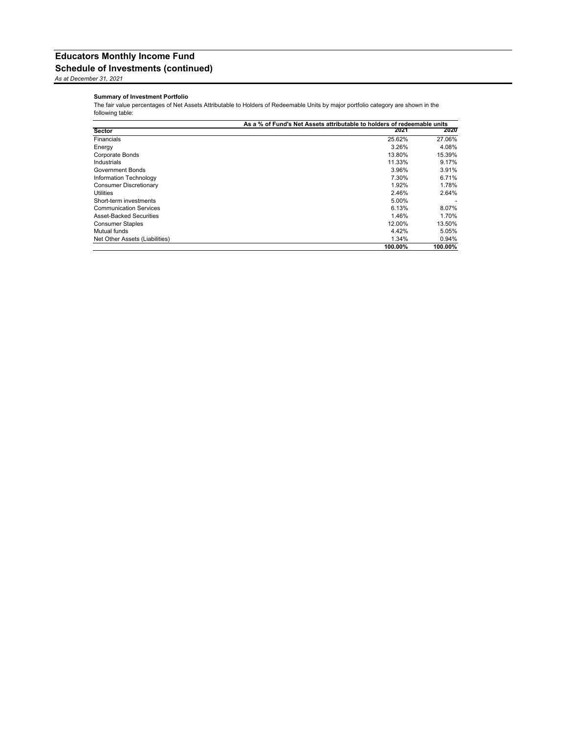# Educators Monthly Income Fund

## Schedule of Investments (continued)

*As at December 31, 2021*

**Summary of Investment Portfolio**

The fair value percentages of Net Assets Attributable to Holders of Redeemable Units by major portfolio category are shown in the following table:

| | As a % of Fund's Net Assets attributable to holders of redeemable units | |
|---|---|---|
| **Sector** | **2021** | **2020** |
| Financials | 25.62% | 27.06% |
| Energy | 3.26% | 4.08% |
| Corporate Bonds | 13.80% | 15.39% |
| Industrials | 11.33% | 9.17% |
| Government Bonds | 3.96% | 3.91% |
| Information Technology | 7.30% | 6.71% |
| Consumer Discretionary | 1.92% | 1.78% |
| Utilities | 2.46% | 2.64% |
| Short-term investments | 5.00% | - |
| Communication Services | 6.13% | 8.07% |
| Asset-Backed Securities | 1.46% | 1.70% |
| Consumer Staples | 12.00% | 13.50% |
| Mutual funds | 4.42% | 5.05% |
| Net Other Assets (Liabilities) | 1.34% | 0.94% |
| | **100.00%** | **100.00%** |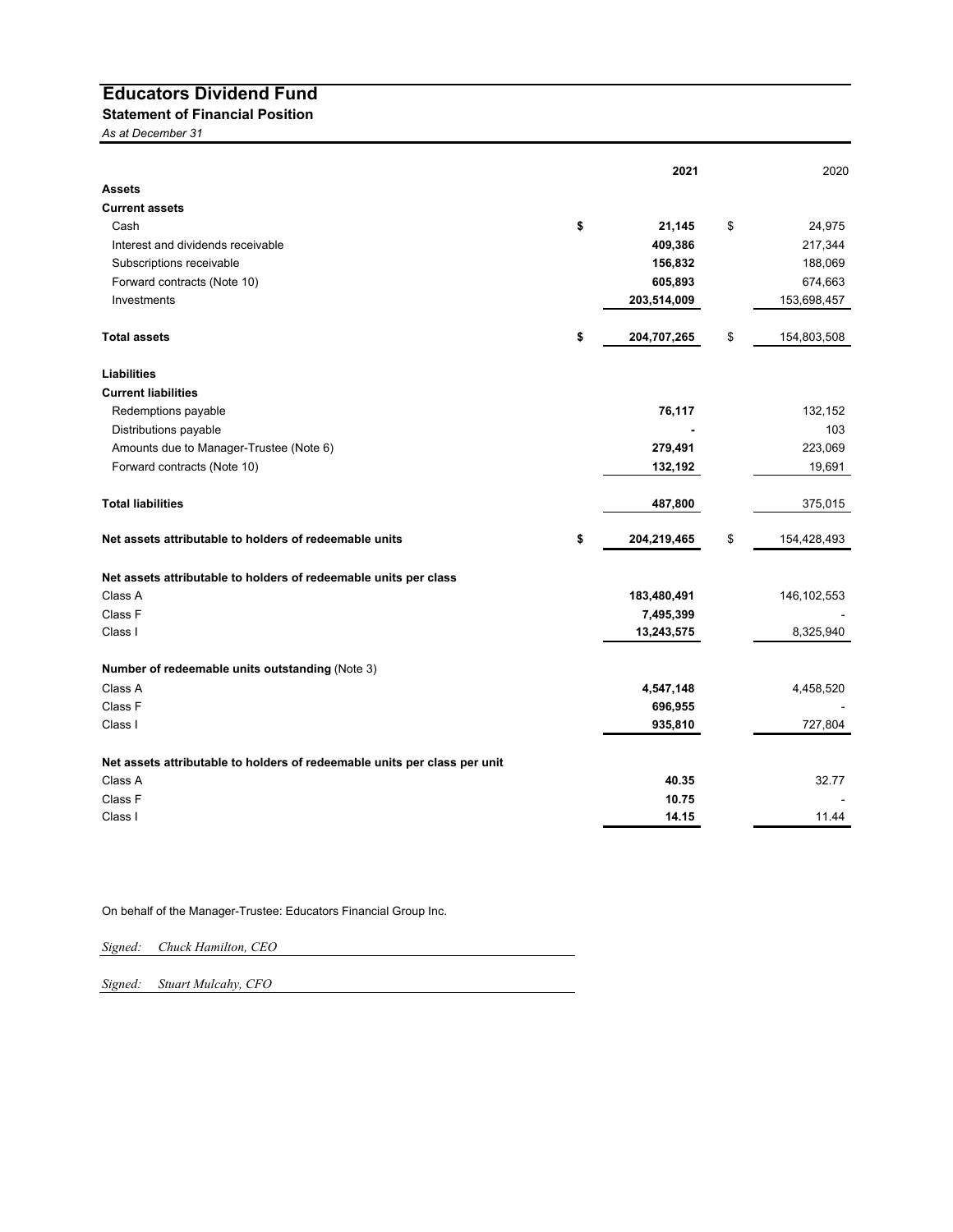# Educators Dividend Fund

**Statement of Financial Position**

*As at December 31*

| | | 2021 | | 2020 |
|---|---|---|---|---|
| **Assets** | | | | |
| **Current assets** | | | | |
| Cash | **$** | **21,145** | $ | 24,975 |
| Interest and dividends receivable | | **409,386** | | 217,344 |
| Subscriptions receivable | | **156,832** | | 188,069 |
| Forward contracts (Note 10) | | **605,893** | | 674,663 |
| Investments | | **203,514,009** | | 153,698,457 |
| **Total assets** | **$** | **204,707,265** | $ | 154,803,508 |
| **Liabilities** | | | | |
| **Current liabilities** | | | | |
| Redemptions payable | | **76,117** | | 132,152 |
| Distributions payable | | **-** | | 103 |
| Amounts due to Manager-Trustee (Note 6) | | **279,491** | | 223,069 |
| Forward contracts (Note 10) | | **132,192** | | 19,691 |
| **Total liabilities** | | **487,800** | | 375,015 |
| **Net assets attributable to holders of redeemable units** | **$** | **204,219,465** | $ | 154,428,493 |
| **Net assets attributable to holders of redeemable units per class** | | | | |
| Class A | | **183,480,491** | | 146,102,553 |
| Class F | | **7,495,399** | | - |
| Class I | | **13,243,575** | | 8,325,940 |
| **Number of redeemable units outstanding** (Note 3) | | | | |
| Class A | | **4,547,148** | | 4,458,520 |
| Class F | | **696,955** | | - |
| Class I | | **935,810** | | 727,804 |
| **Net assets attributable to holders of redeemable units per class per unit** | | | | |
| Class A | | **40.35** | | 32.77 |
| Class F | | **10.75** | | - |
| Class I | | **14.15** | | 11.44 |

On behalf of the Manager-Trustee: Educators Financial Group Inc.

*Signed: Chuck Hamilton, CEO*

*Signed: Stuart Mulcahy, CFO*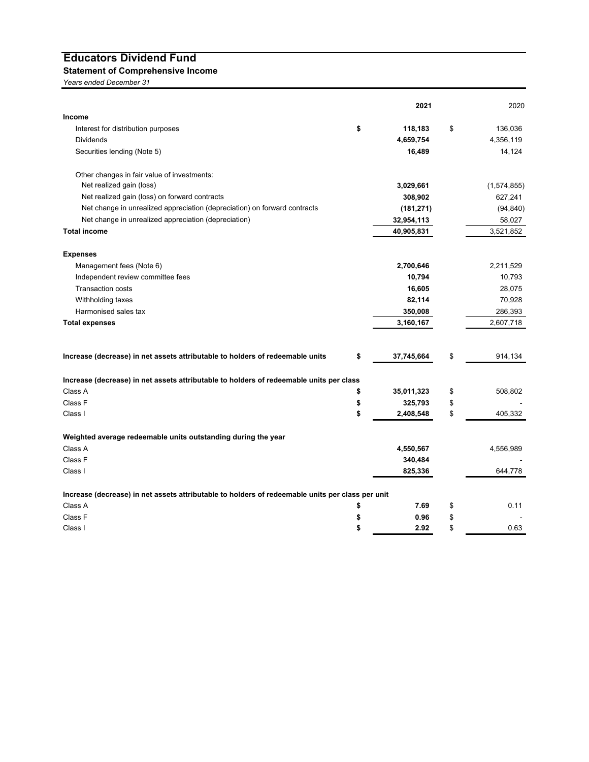# Educators Dividend Fund

## Statement of Comprehensive Income

*Years ended December 31*

| | | 2021 | | 2020 |
|---|---|---|---|---|
| **Income** | | | | |
| Interest for distribution purposes | **$** | **118,183** | $ | 136,036 |
| Dividends | | **4,659,754** | | 4,356,119 |
| Securities lending (Note 5) | | **16,489** | | 14,124 |
| Other changes in fair value of investments: | | | | |
| Net realized gain (loss) | | **3,029,661** | | (1,574,855) |
| Net realized gain (loss) on forward contracts | | **308,902** | | 627,241 |
| Net change in unrealized appreciation (depreciation) on forward contracts | | **(181,271)** | | (94,840) |
| Net change in unrealized appreciation (depreciation) | | **32,954,113** | | 58,027 |
| **Total income** | | **40,905,831** | | 3,521,852 |
| **Expenses** | | | | |
| Management fees (Note 6) | | **2,700,646** | | 2,211,529 |
| Independent review committee fees | | **10,794** | | 10,793 |
| Transaction costs | | **16,605** | | 28,075 |
| Withholding taxes | | **82,114** | | 70,928 |
| Harmonised sales tax | | **350,008** | | 286,393 |
| **Total expenses** | | **3,160,167** | | 2,607,718 |
| **Increase (decrease) in net assets attributable to holders of redeemable units** | **$** | **37,745,664** | $ | 914,134 |
| **Increase (decrease) in net assets attributable to holders of redeemable units per class** | | | | |
| Class A | **$** | **35,011,323** | $ | 508,802 |
| Class F | **$** | **325,793** | $ | - |
| Class I | **$** | **2,408,548** | $ | 405,332 |
| **Weighted average redeemable units outstanding during the year** | | | | |
| Class A | | **4,550,567** | | 4,556,989 |
| Class F | | **340,484** | | - |
| Class I | | **825,336** | | 644,778 |
| **Increase (decrease) in net assets attributable to holders of redeemable units per class per unit** | | | | |
| Class A | **$** | **7.69** | $ | 0.11 |
| Class F | **$** | **0.96** | $ | - |
| Class I | **$** | **2.92** | $ | 0.63 |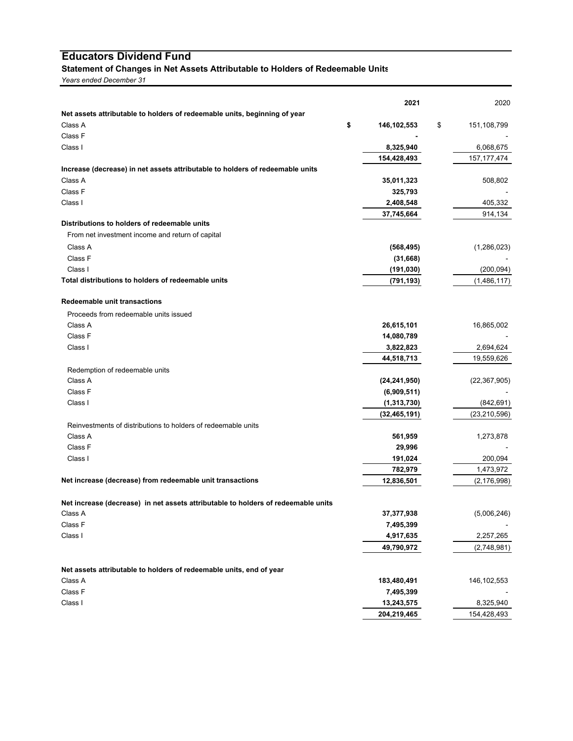# Educators Dividend Fund

**Statement of Changes in Net Assets Attributable to Holders of Redeemable Units**

*Years ended December 31*

| | | 2021 | | 2020 |
|---|---|---|---|---|
| **Net assets attributable to holders of redeemable units, beginning of year** | | | | |
| Class A | $ | 146,102,553 | $ | 151,108,799 |
| Class F | | - | | - |
| Class I | | 8,325,940 | | 6,068,675 |
| | | 154,428,493 | | 157,177,474 |
| **Increase (decrease) in net assets attributable to holders of redeemable units** | | | | |
| Class A | | 35,011,323 | | 508,802 |
| Class F | | 325,793 | | - |
| Class I | | 2,408,548 | | 405,332 |
| | | 37,745,664 | | 914,134 |
| **Distributions to holders of redeemable units** | | | | |
| From net investment income and return of capital | | | | |
| Class A | | (568,495) | | (1,286,023) |
| Class F | | (31,668) | | - |
| Class I | | (191,030) | | (200,094) |
| **Total distributions to holders of redeemable units** | | (791,193) | | (1,486,117) |
| **Redeemable unit transactions** | | | | |
| Proceeds from redeemable units issued | | | | |
| Class A | | 26,615,101 | | 16,865,002 |
| Class F | | 14,080,789 | | - |
| Class I | | 3,822,823 | | 2,694,624 |
| | | 44,518,713 | | 19,559,626 |
| Redemption of redeemable units | | | | |
| Class A | | (24,241,950) | | (22,367,905) |
| Class F | | (6,909,511) | | - |
| Class I | | (1,313,730) | | (842,691) |
| | | (32,465,191) | | (23,210,596) |
| Reinvestments of distributions to holders of redeemable units | | | | |
| Class A | | 561,959 | | 1,273,878 |
| Class F | | 29,996 | | - |
| Class I | | 191,024 | | 200,094 |
| | | 782,979 | | 1,473,972 |
| **Net increase (decrease) from redeemable unit transactions** | | 12,836,501 | | (2,176,998) |
| **Net increase (decrease) in net assets attributable to holders of redeemable units** | | | | |
| Class A | | 37,377,938 | | (5,006,246) |
| Class F | | 7,495,399 | | - |
| Class I | | 4,917,635 | | 2,257,265 |
| | | 49,790,972 | | (2,748,981) |
| **Net assets attributable to holders of redeemable units, end of year** | | | | |
| Class A | | 183,480,491 | | 146,102,553 |
| Class F | | 7,495,399 | | - |
| Class I | | 13,243,575 | | 8,325,940 |
| | | 204,219,465 | | 154,428,493 |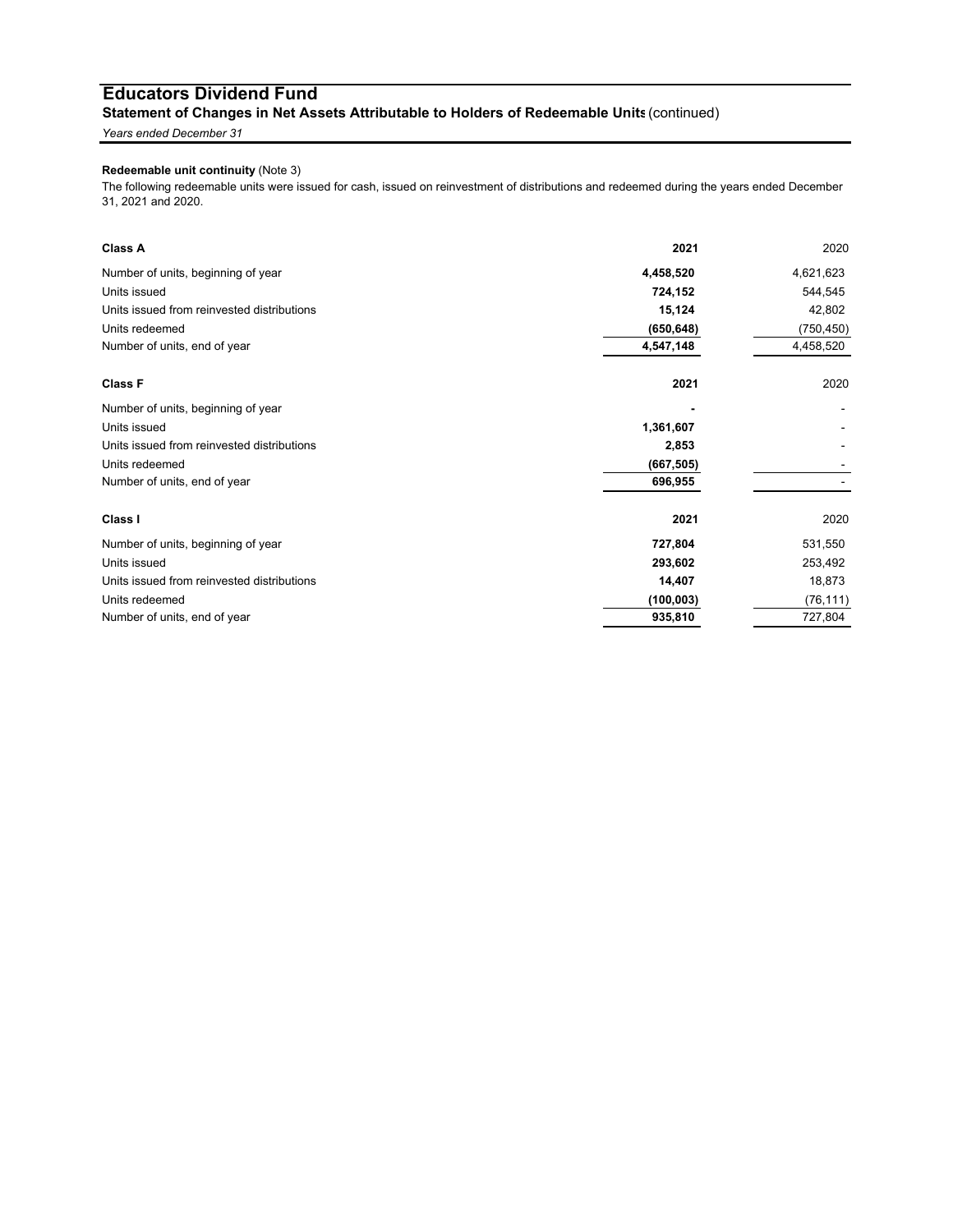# Educators Dividend Fund

**Statement of Changes in Net Assets Attributable to Holders of Redeemable Units** (continued)

*Years ended December 31*

**Redeemable unit continuity** (Note 3)

The following redeemable units were issued for cash, issued on reinvestment of distributions and redeemed during the years ended December 31, 2021 and 2020.

| **Class A** | **2021** | 2020 |
|---|---|---|
| Number of units, beginning of year | **4,458,520** | 4,621,623 |
| Units issued | **724,152** | 544,545 |
| Units issued from reinvested distributions | **15,124** | 42,802 |
| Units redeemed | **(650,648)** | (750,450) |
| Number of units, end of year | **4,547,148** | 4,458,520 |

| **Class F** | **2021** | 2020 |
|---|---|---|
| Number of units, beginning of year | **-** | - |
| Units issued | **1,361,607** | - |
| Units issued from reinvested distributions | **2,853** | - |
| Units redeemed | **(667,505)** | - |
| Number of units, end of year | **696,955** | - |

| **Class I** | **2021** | 2020 |
|---|---|---|
| Number of units, beginning of year | **727,804** | 531,550 |
| Units issued | **293,602** | 253,492 |
| Units issued from reinvested distributions | **14,407** | 18,873 |
| Units redeemed | **(100,003)** | (76,111) |
| Number of units, end of year | **935,810** | 727,804 |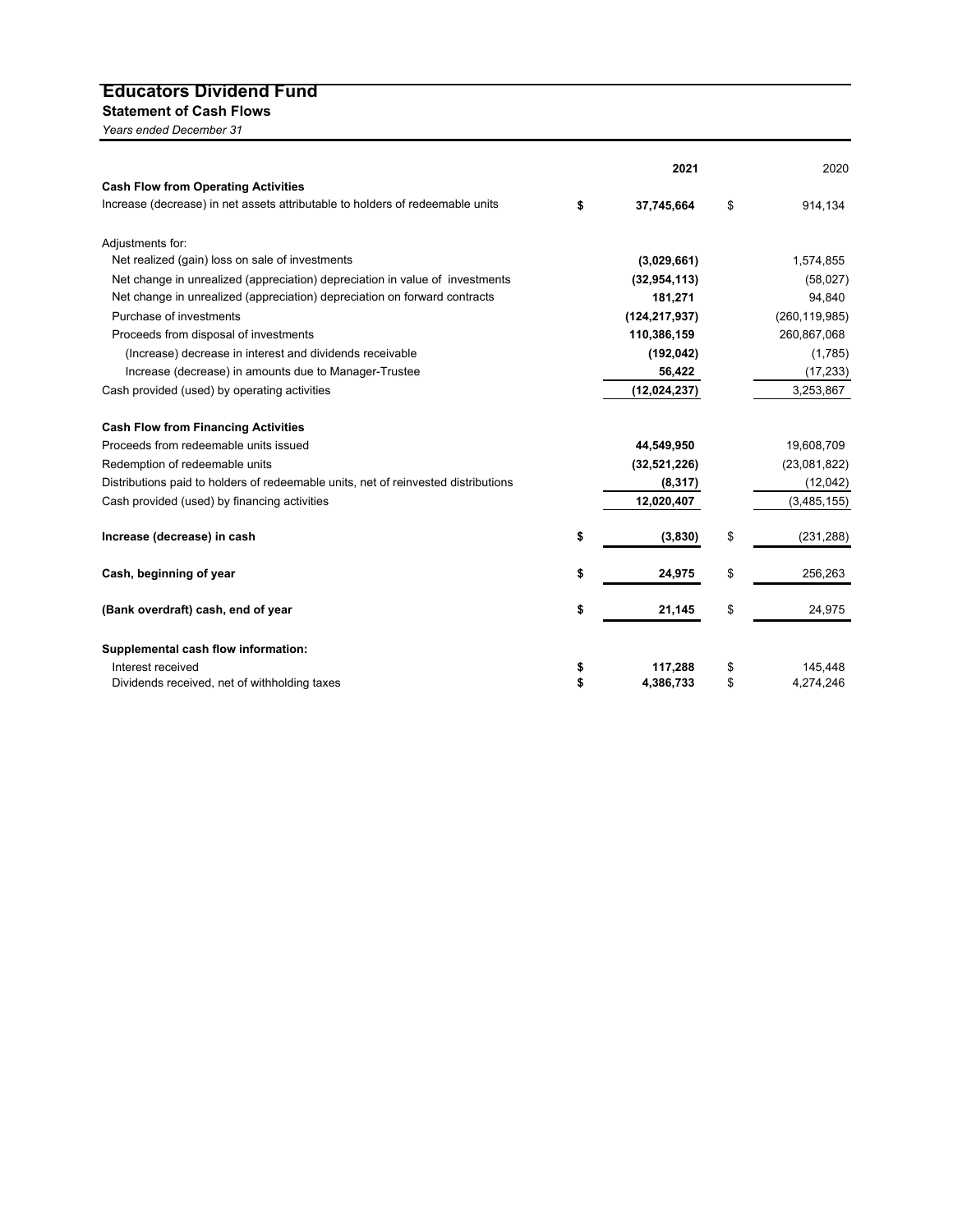# Educators Dividend Fund

**Statement of Cash Flows**

*Years ended December 31*

| | | 2021 | | 2020 |
|---|---|---|---|---|
| **Cash Flow from Operating Activities** | | | | |
| Increase (decrease) in net assets attributable to holders of redeemable units | **$** | **37,745,664** | $ | 914,134 |
| Adjustments for: | | | | |
| Net realized (gain) loss on sale of investments | | **(3,029,661)** | | 1,574,855 |
| Net change in unrealized (appreciation) depreciation in value of investments | | **(32,954,113)** | | (58,027) |
| Net change in unrealized (appreciation) depreciation on forward contracts | | **181,271** | | 94,840 |
| Purchase of investments | | **(124,217,937)** | | (260,119,985) |
| Proceeds from disposal of investments | | **110,386,159** | | 260,867,068 |
| (Increase) decrease in interest and dividends receivable | | **(192,042)** | | (1,785) |
| Increase (decrease) in amounts due to Manager-Trustee | | **56,422** | | (17,233) |
| Cash provided (used) by operating activities | | **(12,024,237)** | | 3,253,867 |
| **Cash Flow from Financing Activities** | | | | |
| Proceeds from redeemable units issued | | **44,549,950** | | 19,608,709 |
| Redemption of redeemable units | | **(32,521,226)** | | (23,081,822) |
| Distributions paid to holders of redeemable units, net of reinvested distributions | | **(8,317)** | | (12,042) |
| Cash provided (used) by financing activities | | **12,020,407** | | (3,485,155) |
| **Increase (decrease) in cash** | **$** | **(3,830)** | $ | (231,288) |
| **Cash, beginning of year** | **$** | **24,975** | $ | 256,263 |
| **(Bank overdraft) cash, end of year** | **$** | **21,145** | $ | 24,975 |
| **Supplemental cash flow information:** | | | | |
| Interest received | **$** | **117,288** | $ | 145,448 |
| Dividends received, net of withholding taxes | **$** | **4,386,733** | $ | 4,274,246 |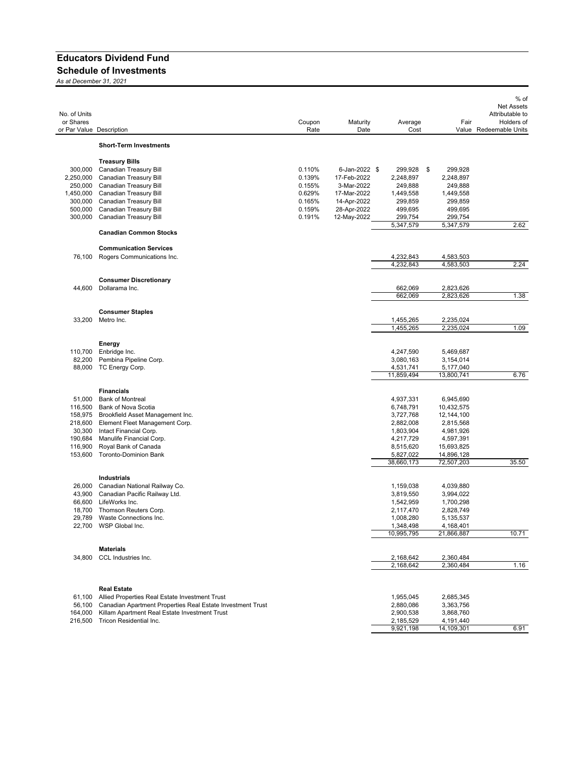# Educators Dividend Fund

## Schedule of Investments

*As at December 31, 2021*

| No. of Units or Shares or Par Value | Description | Coupon Rate | Maturity Date | Average Cost | Fair Value | % of Net Assets Attributable to Holders of Redeemable Units |
|---|---|---|---|---|---|---|
| | **Short-Term Investments** | | | | | |
| | **Treasury Bills** | | | | | |
| 300,000 | Canadian Treasury Bill | 0.110% | 6-Jan-2022 | $ 299,928 | $ 299,928 | |
| 2,250,000 | Canadian Treasury Bill | 0.139% | 17-Feb-2022 | 2,248,897 | 2,248,897 | |
| 250,000 | Canadian Treasury Bill | 0.155% | 3-Mar-2022 | 249,888 | 249,888 | |
| 1,450,000 | Canadian Treasury Bill | 0.629% | 17-Mar-2022 | 1,449,558 | 1,449,558 | |
| 300,000 | Canadian Treasury Bill | 0.165% | 14-Apr-2022 | 299,859 | 299,859 | |
| 500,000 | Canadian Treasury Bill | 0.159% | 28-Apr-2022 | 499,695 | 499,695 | |
| 300,000 | Canadian Treasury Bill | 0.191% | 12-May-2022 | 299,754 | 299,754 | |
| | | | | 5,347,579 | 5,347,579 | 2.62 |
| | **Canadian Common Stocks** | | | | | |
| | **Communication Services** | | | | | |
| 76,100 | Rogers Communications Inc. | | | 4,232,843 | 4,583,503 | |
| | | | | 4,232,843 | 4,583,503 | 2.24 |
| | **Consumer Discretionary** | | | | | |
| 44,600 | Dollarama Inc. | | | 662,069 | 2,823,626 | |
| | | | | 662,069 | 2,823,626 | 1.38 |
| | **Consumer Staples** | | | | | |
| 33,200 | Metro Inc. | | | 1,455,265 | 2,235,024 | |
| | | | | 1,455,265 | 2,235,024 | 1.09 |
| | **Energy** | | | | | |
| 110,700 | Enbridge Inc. | | | 4,247,590 | 5,469,687 | |
| 82,200 | Pembina Pipeline Corp. | | | 3,080,163 | 3,154,014 | |
| 88,000 | TC Energy Corp. | | | 4,531,741 | 5,177,040 | |
| | | | | 11,859,494 | 13,800,741 | 6.76 |
| | **Financials** | | | | | |
| 51,000 | Bank of Montreal | | | 4,937,331 | 6,945,690 | |
| 116,500 | Bank of Nova Scotia | | | 6,748,791 | 10,432,575 | |
| 158,975 | Brookfield Asset Management Inc. | | | 3,727,768 | 12,144,100 | |
| 218,600 | Element Fleet Management Corp. | | | 2,882,008 | 2,815,568 | |
| 30,300 | Intact Financial Corp. | | | 1,803,904 | 4,981,926 | |
| 190,684 | Manulife Financial Corp. | | | 4,217,729 | 4,597,391 | |
| 116,900 | Royal Bank of Canada | | | 8,515,620 | 15,693,825 | |
| 153,600 | Toronto-Dominion Bank | | | 5,827,022 | 14,896,128 | |
| | | | | 38,660,173 | 72,507,203 | 35.50 |
| | **Industrials** | | | | | |
| 26,000 | Canadian National Railway Co. | | | 1,159,038 | 4,039,880 | |
| 43,900 | Canadian Pacific Railway Ltd. | | | 3,819,550 | 3,994,022 | |
| 66,600 | LifeWorks Inc. | | | 1,542,959 | 1,700,298 | |
| 18,700 | Thomson Reuters Corp. | | | 2,117,470 | 2,828,749 | |
| 29,789 | Waste Connections Inc. | | | 1,008,280 | 5,135,537 | |
| 22,700 | WSP Global Inc. | | | 1,348,498 | 4,168,401 | |
| | | | | 10,995,795 | 21,866,887 | 10.71 |
| | **Materials** | | | | | |
| 34,800 | CCL Industries Inc. | | | 2,168,642 | 2,360,484 | |
| | | | | 2,168,642 | 2,360,484 | 1.16 |
| | **Real Estate** | | | | | |
| 61,100 | Allied Properties Real Estate Investment Trust | | | 1,955,045 | 2,685,345 | |
| 56,100 | Canadian Apartment Properties Real Estate Investment Trust | | | 2,880,086 | 3,363,756 | |
| 164,000 | Killam Apartment Real Estate Investment Trust | | | 2,900,538 | 3,868,760 | |
| 216,500 | Tricon Residential Inc. | | | 2,185,529 | 4,191,440 | |
| | | | | 9,921,198 | 14,109,301 | 6.91 |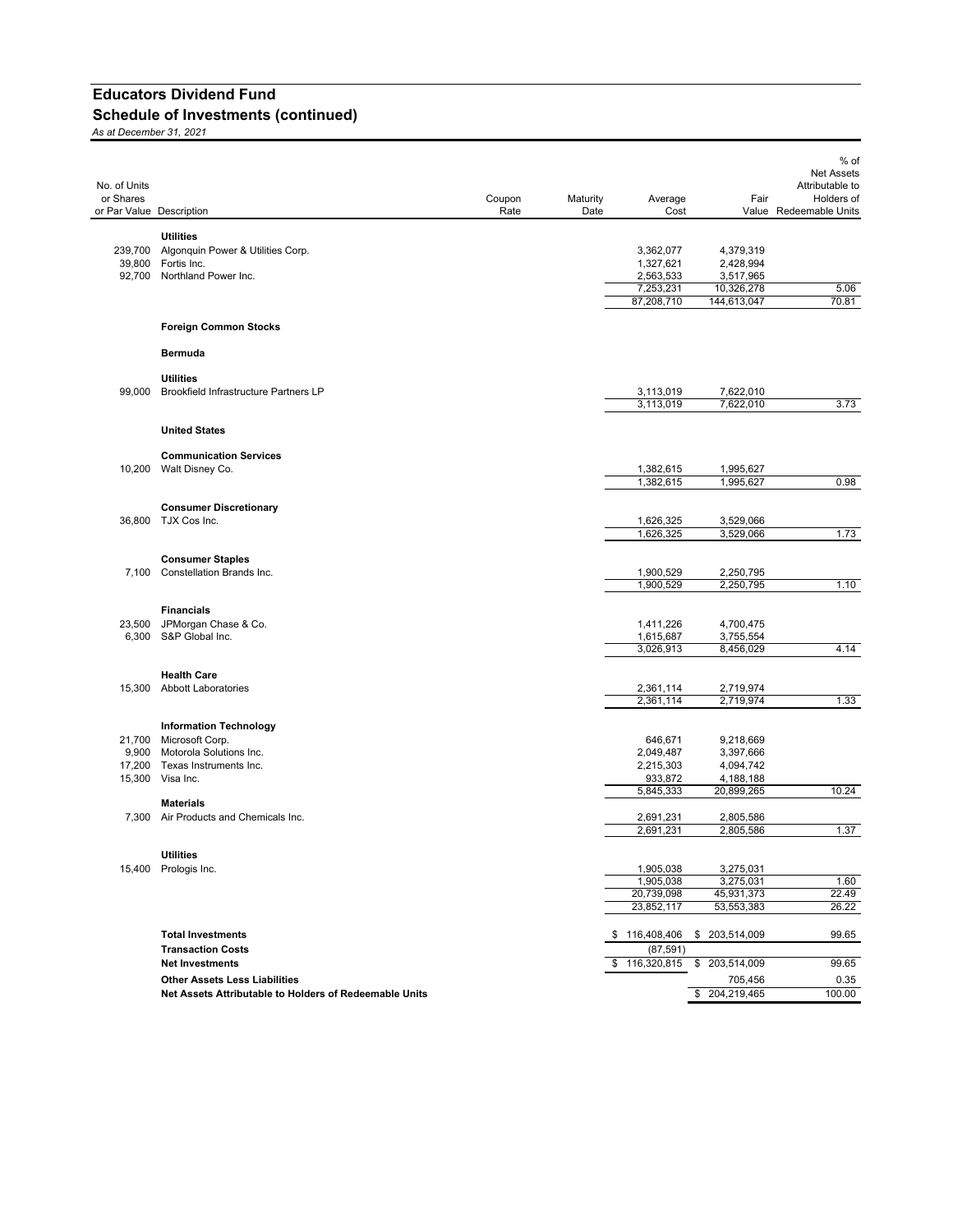# Educators Dividend Fund

## Schedule of Investments (continued)

*As at December 31, 2021*

| No. of Units or Shares or Par Value | Description | Coupon Rate | Maturity Date | Average Cost | Fair Value | % of Net Assets Attributable to Holders of Redeemable Units |
|---|---|---|---|---|---|---|
| | **Utilities** | | | | | |
| 239,700 | Algonquin Power & Utilities Corp. | | | 3,362,077 | 4,379,319 | |
| 39,800 | Fortis Inc. | | | 1,327,621 | 2,428,994 | |
| 92,700 | Northland Power Inc. | | | 2,563,533 | 3,517,965 | |
| | | | | 7,253,231 | 10,326,278 | 5.06 |
| | | | | 87,208,710 | 144,613,047 | 70.81 |
| | **Foreign Common Stocks** | | | | | |
| | **Bermuda** | | | | | |
| | **Utilities** | | | | | |
| 99,000 | Brookfield Infrastructure Partners LP | | | 3,113,019 | 7,622,010 | |
| | | | | 3,113,019 | 7,622,010 | 3.73 |
| | **United States** | | | | | |
| | **Communication Services** | | | | | |
| 10,200 | Walt Disney Co. | | | 1,382,615 | 1,995,627 | |
| | | | | 1,382,615 | 1,995,627 | 0.98 |
| | **Consumer Discretionary** | | | | | |
| 36,800 | TJX Cos Inc. | | | 1,626,325 | 3,529,066 | |
| | | | | 1,626,325 | 3,529,066 | 1.73 |
| | **Consumer Staples** | | | | | |
| 7,100 | Constellation Brands Inc. | | | 1,900,529 | 2,250,795 | |
| | | | | 1,900,529 | 2,250,795 | 1.10 |
| | **Financials** | | | | | |
| 23,500 | JPMorgan Chase & Co. | | | 1,411,226 | 4,700,475 | |
| 6,300 | S&P Global Inc. | | | 1,615,687 | 3,755,554 | |
| | | | | 3,026,913 | 8,456,029 | 4.14 |
| | **Health Care** | | | | | |
| 15,300 | Abbott Laboratories | | | 2,361,114 | 2,719,974 | |
| | | | | 2,361,114 | 2,719,974 | 1.33 |
| | **Information Technology** | | | | | |
| 21,700 | Microsoft Corp. | | | 646,671 | 9,218,669 | |
| 9,900 | Motorola Solutions Inc. | | | 2,049,487 | 3,397,666 | |
| 17,200 | Texas Instruments Inc. | | | 2,215,303 | 4,094,742 | |
| 15,300 | Visa Inc. | | | 933,872 | 4,188,188 | |
| | | | | 5,845,333 | 20,899,265 | 10.24 |
| | **Materials** | | | | | |
| 7,300 | Air Products and Chemicals Inc. | | | 2,691,231 | 2,805,586 | |
| | | | | 2,691,231 | 2,805,586 | 1.37 |
| | **Utilities** | | | | | |
| 15,400 | Prologis Inc. | | | 1,905,038 | 3,275,031 | |
| | | | | 1,905,038 | 3,275,031 | 1.60 |
| | | | | 20,739,098 | 45,931,373 | 22.49 |
| | | | | 23,852,117 | 53,553,383 | 26.22 |
| | **Total Investments** | | | $ 116,408,406 | $ 203,514,009 | 99.65 |
| | **Transaction Costs** | | | (87,591) | | |
| | **Net Investments** | | | $ 116,320,815 | $ 203,514,009 | 99.65 |
| | **Other Assets Less Liabilities** | | | | 705,456 | 0.35 |
| | **Net Assets Attributable to Holders of Redeemable Units** | | | | $ 204,219,465 | 100.00 |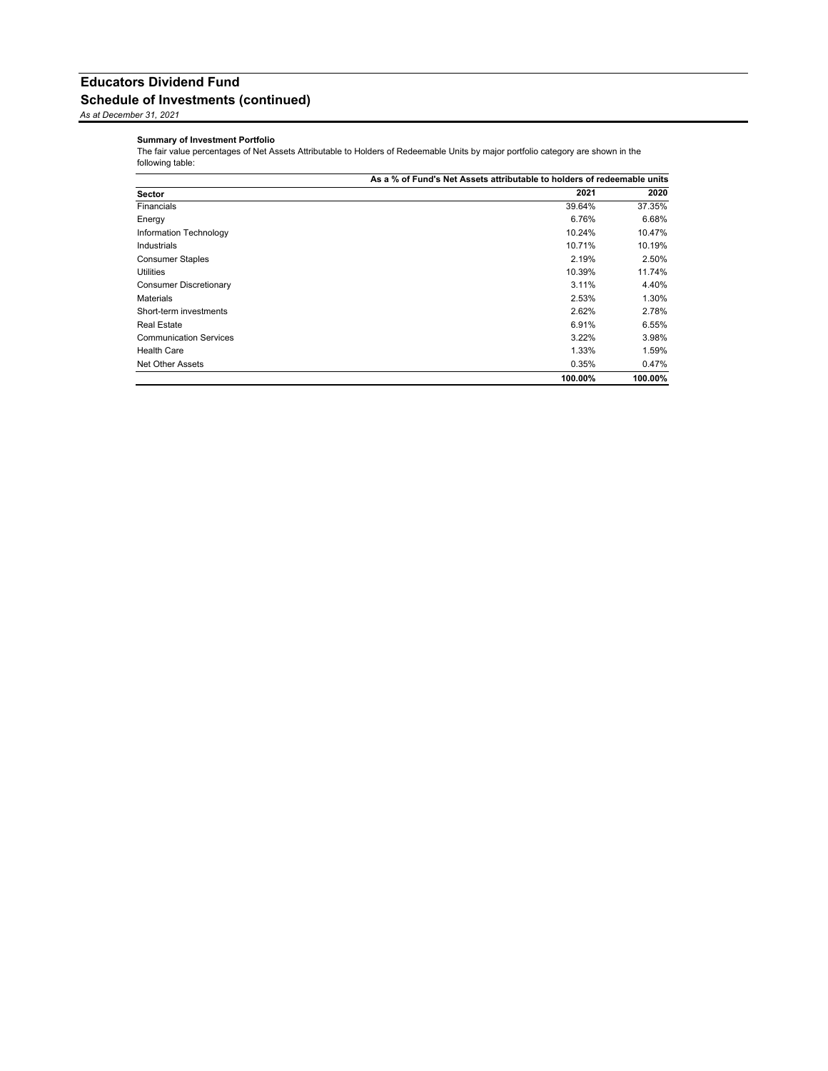# Educators Dividend Fund

## Schedule of Investments (continued)

*As at December 31, 2021*

**Summary of Investment Portfolio**

The fair value percentages of Net Assets Attributable to Holders of Redeemable Units by major portfolio category are shown in the following table:

| | As a % of Fund's Net Assets attributable to holders of redeemable units | |
|---|---|---|
| **Sector** | **2021** | **2020** |
| Financials | 39.64% | 37.35% |
| Energy | 6.76% | 6.68% |
| Information Technology | 10.24% | 10.47% |
| Industrials | 10.71% | 10.19% |
| Consumer Staples | 2.19% | 2.50% |
| Utilities | 10.39% | 11.74% |
| Consumer Discretionary | 3.11% | 4.40% |
| Materials | 2.53% | 1.30% |
| Short-term investments | 2.62% | 2.78% |
| Real Estate | 6.91% | 6.55% |
| Communication Services | 3.22% | 3.98% |
| Health Care | 1.33% | 1.59% |
| Net Other Assets | 0.35% | 0.47% |
| | **100.00%** | **100.00%** |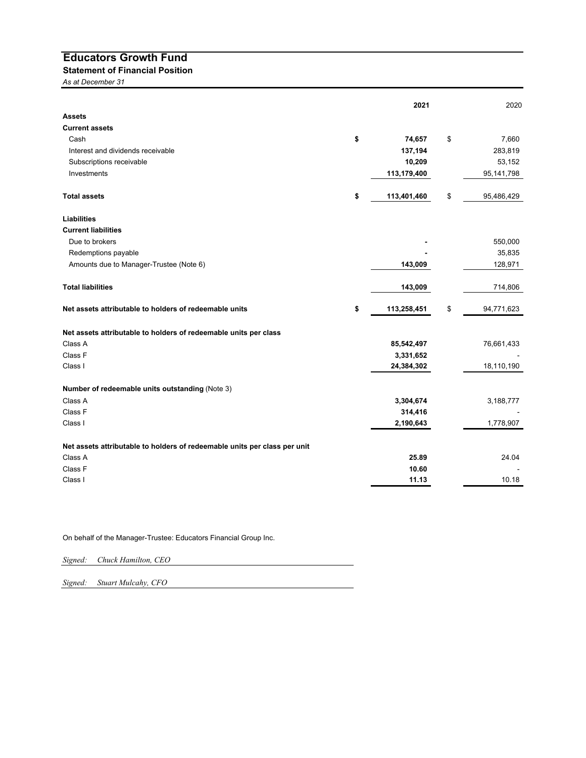# Educators Growth Fund

## Statement of Financial Position

*As at December 31*

| | | 2021 | | 2020 |
|---|---|---|---|---|
| **Assets** | | | | |
| **Current assets** | | | | |
| Cash | **$** | **74,657** | $ | 7,660 |
| Interest and dividends receivable | | **137,194** | | 283,819 |
| Subscriptions receivable | | **10,209** | | 53,152 |
| Investments | | **113,179,400** | | 95,141,798 |
| **Total assets** | **$** | **113,401,460** | $ | 95,486,429 |
| **Liabilities** | | | | |
| **Current liabilities** | | | | |
| Due to brokers | | **-** | | 550,000 |
| Redemptions payable | | **-** | | 35,835 |
| Amounts due to Manager-Trustee (Note 6) | | **143,009** | | 128,971 |
| **Total liabilities** | | **143,009** | | 714,806 |
| **Net assets attributable to holders of redeemable units** | **$** | **113,258,451** | $ | 94,771,623 |
| **Net assets attributable to holders of redeemable units per class** | | | | |
| Class A | | **85,542,497** | | 76,661,433 |
| Class F | | **3,331,652** | | - |
| Class I | | **24,384,302** | | 18,110,190 |
| **Number of redeemable units outstanding** (Note 3) | | | | |
| Class A | | **3,304,674** | | 3,188,777 |
| Class F | | **314,416** | | - |
| Class I | | **2,190,643** | | 1,778,907 |
| **Net assets attributable to holders of redeemable units per class per unit** | | | | |
| Class A | | **25.89** | | 24.04 |
| Class F | | **10.60** | | - |
| Class I | | **11.13** | | 10.18 |

On behalf of the Manager-Trustee: Educators Financial Group Inc.

*Signed: Chuck Hamilton, CEO*

*Signed: Stuart Mulcahy, CFO*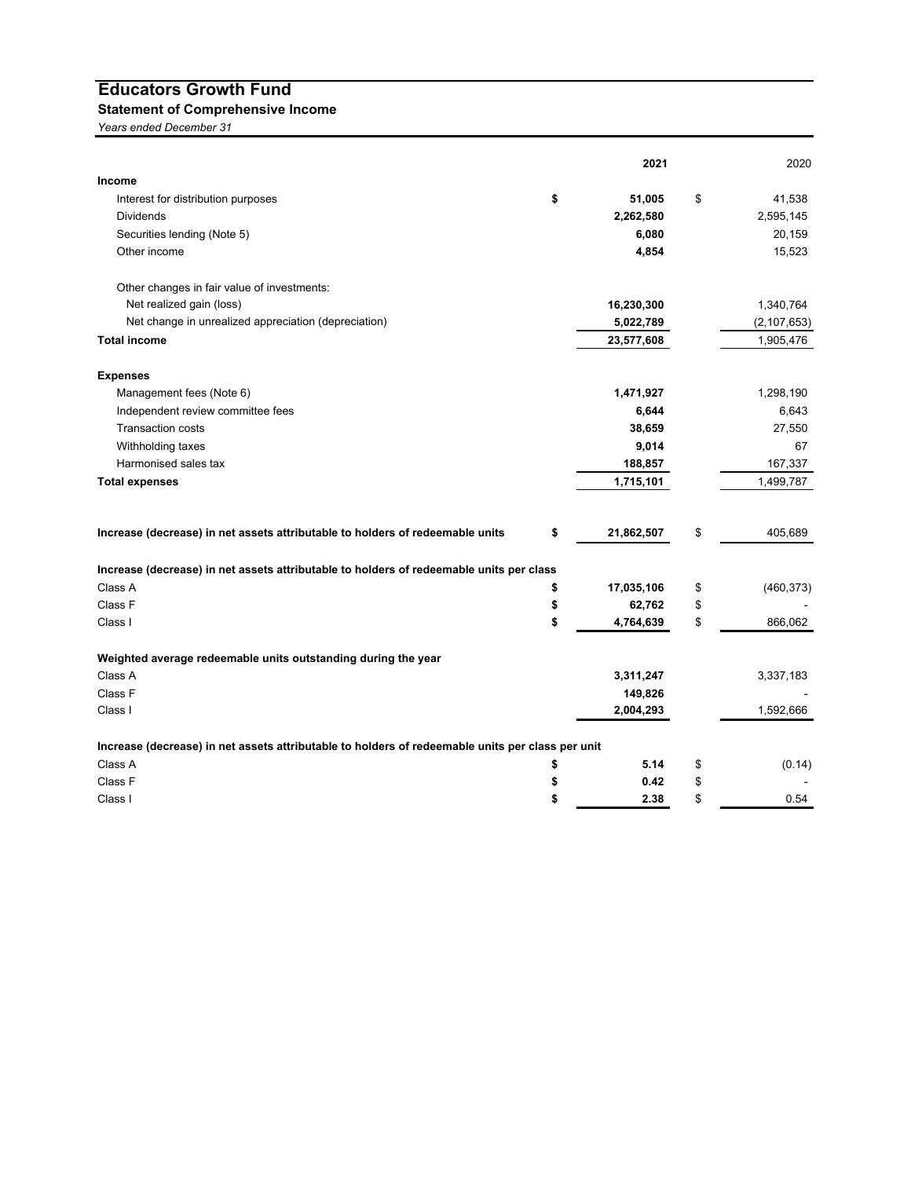# Educators Growth Fund

## Statement of Comprehensive Income

*Years ended December 31*

| | | 2021 | | 2020 |
|---|---|---|---|---|
| **Income** | | | | |
| Interest for distribution purposes | **$** | **51,005** | $ | 41,538 |
| Dividends | | **2,262,580** | | 2,595,145 |
| Securities lending (Note 5) | | **6,080** | | 20,159 |
| Other income | | **4,854** | | 15,523 |
| Other changes in fair value of investments: | | | | |
| Net realized gain (loss) | | **16,230,300** | | 1,340,764 |
| Net change in unrealized appreciation (depreciation) | | **5,022,789** | | (2,107,653) |
| **Total income** | | **23,577,608** | | 1,905,476 |
| **Expenses** | | | | |
| Management fees (Note 6) | | **1,471,927** | | 1,298,190 |
| Independent review committee fees | | **6,644** | | 6,643 |
| Transaction costs | | **38,659** | | 27,550 |
| Withholding taxes | | **9,014** | | 67 |
| Harmonised sales tax | | **188,857** | | 167,337 |
| **Total expenses** | | **1,715,101** | | 1,499,787 |
| **Increase (decrease) in net assets attributable to holders of redeemable units** | **$** | **21,862,507** | $ | 405,689 |
| **Increase (decrease) in net assets attributable to holders of redeemable units per class** | | | | |
| Class A | **$** | **17,035,106** | $ | (460,373) |
| Class F | **$** | **62,762** | $ | - |
| Class I | **$** | **4,764,639** | $ | 866,062 |
| **Weighted average redeemable units outstanding during the year** | | | | |
| Class A | | **3,311,247** | | 3,337,183 |
| Class F | | **149,826** | | - |
| Class I | | **2,004,293** | | 1,592,666 |
| **Increase (decrease) in net assets attributable to holders of redeemable units per class per unit** | | | | |
| Class A | **$** | **5.14** | $ | (0.14) |
| Class F | **$** | **0.42** | $ | - |
| Class I | **$** | **2.38** | $ | 0.54 |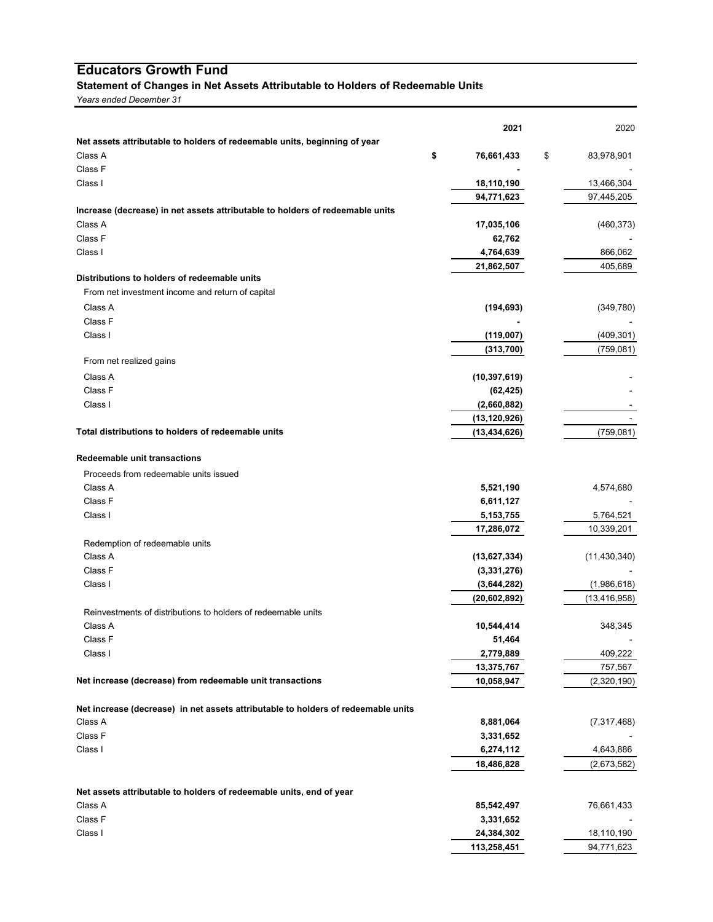# Educators Growth Fund

## Statement of Changes in Net Assets Attributable to Holders of Redeemable Units

*Years ended December 31*

| | | 2021 | | 2020 |
|---|---|---|---|---|
| **Net assets attributable to holders of redeemable units, beginning of year** | | | | |
| Class A | $ | **76,661,433** | $ | 83,978,901 |
| Class F | | **-** | | - |
| Class I | | **18,110,190** | | 13,466,304 |
| | | **94,771,623** | | 97,445,205 |
| **Increase (decrease) in net assets attributable to holders of redeemable units** | | | | |
| Class A | | **17,035,106** | | (460,373) |
| Class F | | **62,762** | | - |
| Class I | | **4,764,639** | | 866,062 |
| | | **21,862,507** | | 405,689 |
| **Distributions to holders of redeemable units** | | | | |
| From net investment income and return of capital | | | | |
| Class A | | **(194,693)** | | (349,780) |
| Class F | | **-** | | - |
| Class I | | **(119,007)** | | (409,301) |
| | | **(313,700)** | | (759,081) |
| From net realized gains | | | | |
| Class A | | **(10,397,619)** | | - |
| Class F | | **(62,425)** | | - |
| Class I | | **(2,660,882)** | | - |
| | | **(13,120,926)** | | - |
| **Total distributions to holders of redeemable units** | | **(13,434,626)** | | (759,081) |
| **Redeemable unit transactions** | | | | |
| Proceeds from redeemable units issued | | | | |
| Class A | | **5,521,190** | | 4,574,680 |
| Class F | | **6,611,127** | | - |
| Class I | | **5,153,755** | | 5,764,521 |
| | | **17,286,072** | | 10,339,201 |
| Redemption of redeemable units | | | | |
| Class A | | **(13,627,334)** | | (11,430,340) |
| Class F | | **(3,331,276)** | | - |
| Class I | | **(3,644,282)** | | (1,986,618) |
| | | **(20,602,892)** | | (13,416,958) |
| Reinvestments of distributions to holders of redeemable units | | | | |
| Class A | | **10,544,414** | | 348,345 |
| Class F | | **51,464** | | - |
| Class I | | **2,779,889** | | 409,222 |
| | | **13,375,767** | | 757,567 |
| **Net increase (decrease) from redeemable unit transactions** | | **10,058,947** | | (2,320,190) |
| **Net increase (decrease) in net assets attributable to holders of redeemable units** | | | | |
| Class A | | **8,881,064** | | (7,317,468) |
| Class F | | **3,331,652** | | - |
| Class I | | **6,274,112** | | 4,643,886 |
| | | **18,486,828** | | (2,673,582) |
| **Net assets attributable to holders of redeemable units, end of year** | | | | |
| Class A | | **85,542,497** | | 76,661,433 |
| Class F | | **3,331,652** | | - |
| Class I | | **24,384,302** | | 18,110,190 |
| | | **113,258,451** | | 94,771,623 |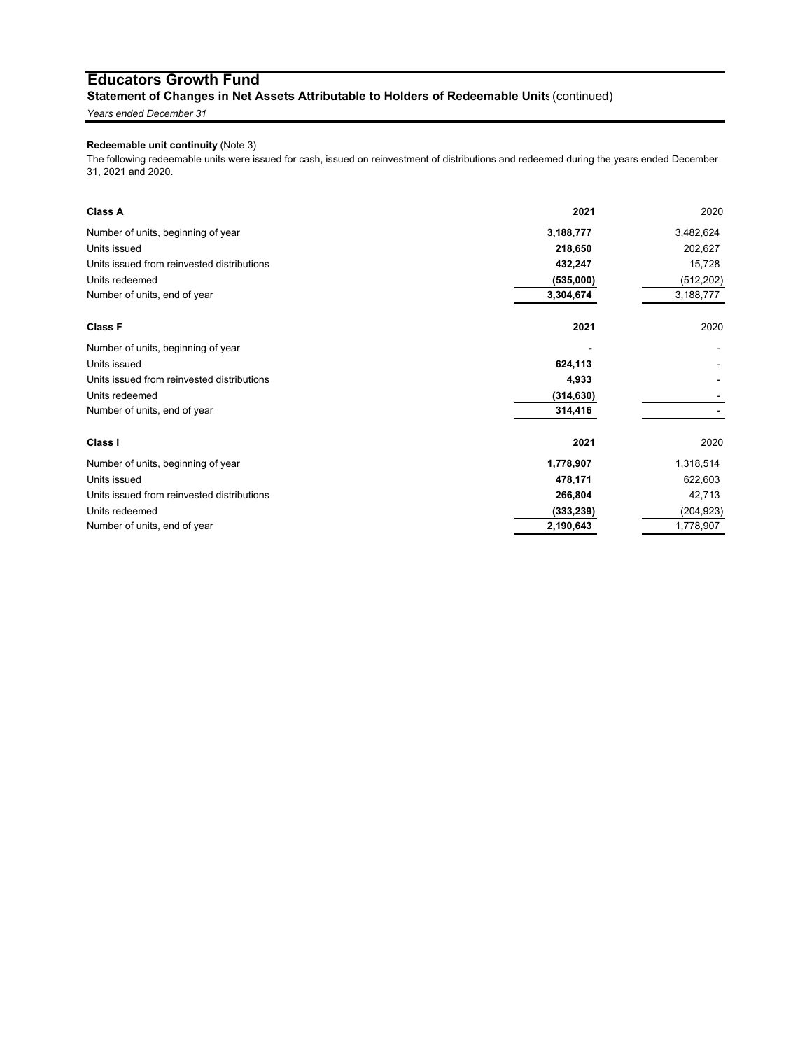# Educators Growth Fund

**Statement of Changes in Net Assets Attributable to Holders of Redeemable Units** (continued)

*Years ended December 31*

**Redeemable unit continuity** (Note 3)

The following redeemable units were issued for cash, issued on reinvestment of distributions and redeemed during the years ended December 31, 2021 and 2020.

| **Class A** | **2021** | 2020 |
|---|---|---|
| Number of units, beginning of year | **3,188,777** | 3,482,624 |
| Units issued | **218,650** | 202,627 |
| Units issued from reinvested distributions | **432,247** | 15,728 |
| Units redeemed | **(535,000)** | (512,202) |
| Number of units, end of year | **3,304,674** | 3,188,777 |

| **Class F** | **2021** | 2020 |
|---|---|---|
| Number of units, beginning of year | **-** | - |
| Units issued | **624,113** | - |
| Units issued from reinvested distributions | **4,933** | - |
| Units redeemed | **(314,630)** | - |
| Number of units, end of year | **314,416** | - |

| **Class I** | **2021** | 2020 |
|---|---|---|
| Number of units, beginning of year | **1,778,907** | 1,318,514 |
| Units issued | **478,171** | 622,603 |
| Units issued from reinvested distributions | **266,804** | 42,713 |
| Units redeemed | **(333,239)** | (204,923) |
| Number of units, end of year | **2,190,643** | 1,778,907 |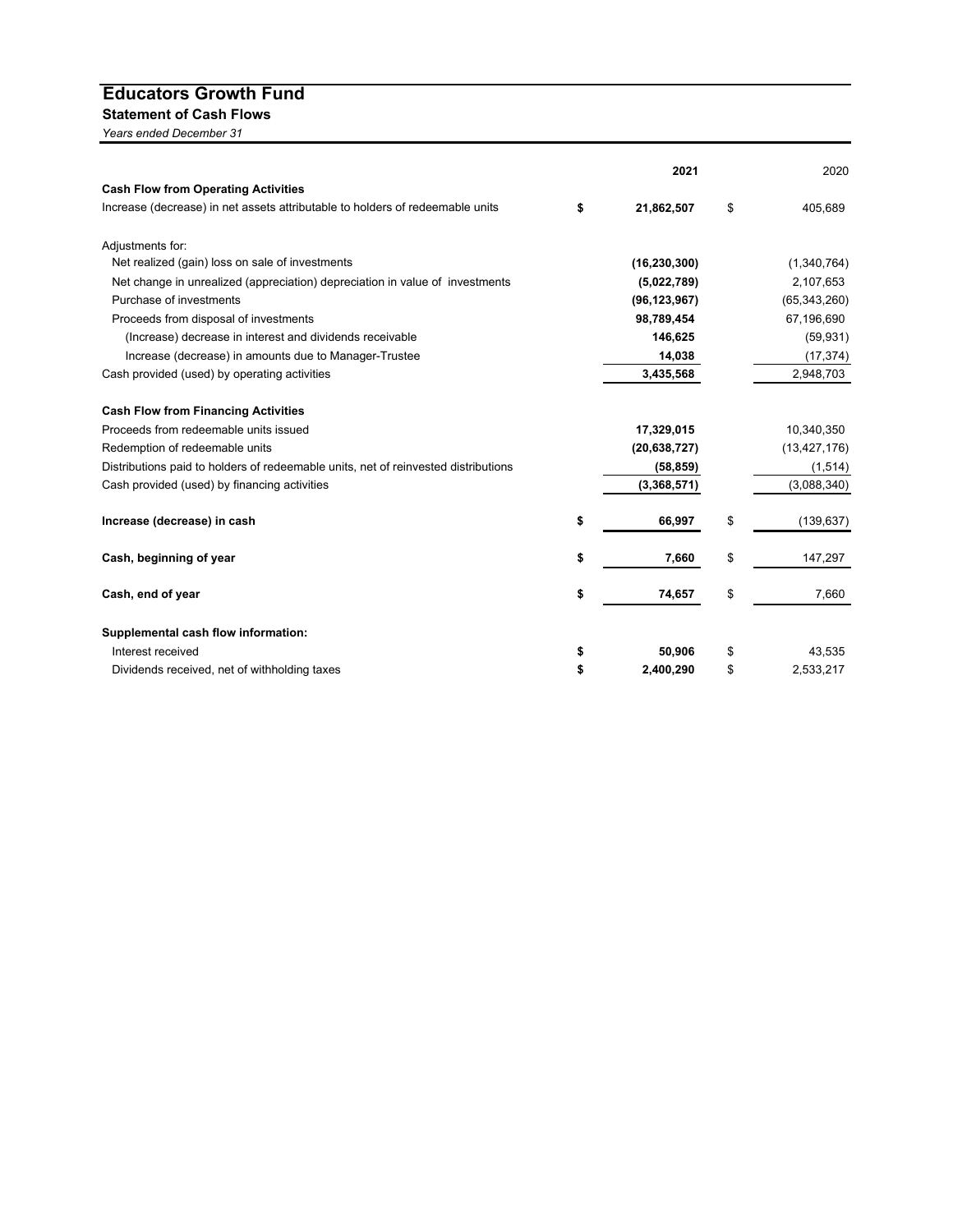# Educators Growth Fund

**Statement of Cash Flows**

*Years ended December 31*

| | | 2021 | | 2020 |
|---|---|---|---|---|
| **Cash Flow from Operating Activities** | | | | |
| Increase (decrease) in net assets attributable to holders of redeemable units | **$** | **21,862,507** | $ | 405,689 |
| | | | | |
| Adjustments for: | | | | |
| Net realized (gain) loss on sale of investments | | **(16,230,300)** | | (1,340,764) |
| Net change in unrealized (appreciation) depreciation in value of investments | | **(5,022,789)** | | 2,107,653 |
| Purchase of investments | | **(96,123,967)** | | (65,343,260) |
| Proceeds from disposal of investments | | **98,789,454** | | 67,196,690 |
| (Increase) decrease in interest and dividends receivable | | **146,625** | | (59,931) |
| Increase (decrease) in amounts due to Manager-Trustee | | **14,038** | | (17,374) |
| Cash provided (used) by operating activities | | **3,435,568** | | 2,948,703 |
| | | | | |
| **Cash Flow from Financing Activities** | | | | |
| Proceeds from redeemable units issued | | **17,329,015** | | 10,340,350 |
| Redemption of redeemable units | | **(20,638,727)** | | (13,427,176) |
| Distributions paid to holders of redeemable units, net of reinvested distributions | | **(58,859)** | | (1,514) |
| Cash provided (used) by financing activities | | **(3,368,571)** | | (3,088,340) |
| | | | | |
| **Increase (decrease) in cash** | **$** | **66,997** | $ | (139,637) |
| | | | | |
| **Cash, beginning of year** | **$** | **7,660** | $ | 147,297 |
| | | | | |
| **Cash, end of year** | **$** | **74,657** | $ | 7,660 |
| | | | | |
| **Supplemental cash flow information:** | | | | |
| Interest received | **$** | **50,906** | $ | 43,535 |
| Dividends received, net of withholding taxes | **$** | **2,400,290** | $ | 2,533,217 |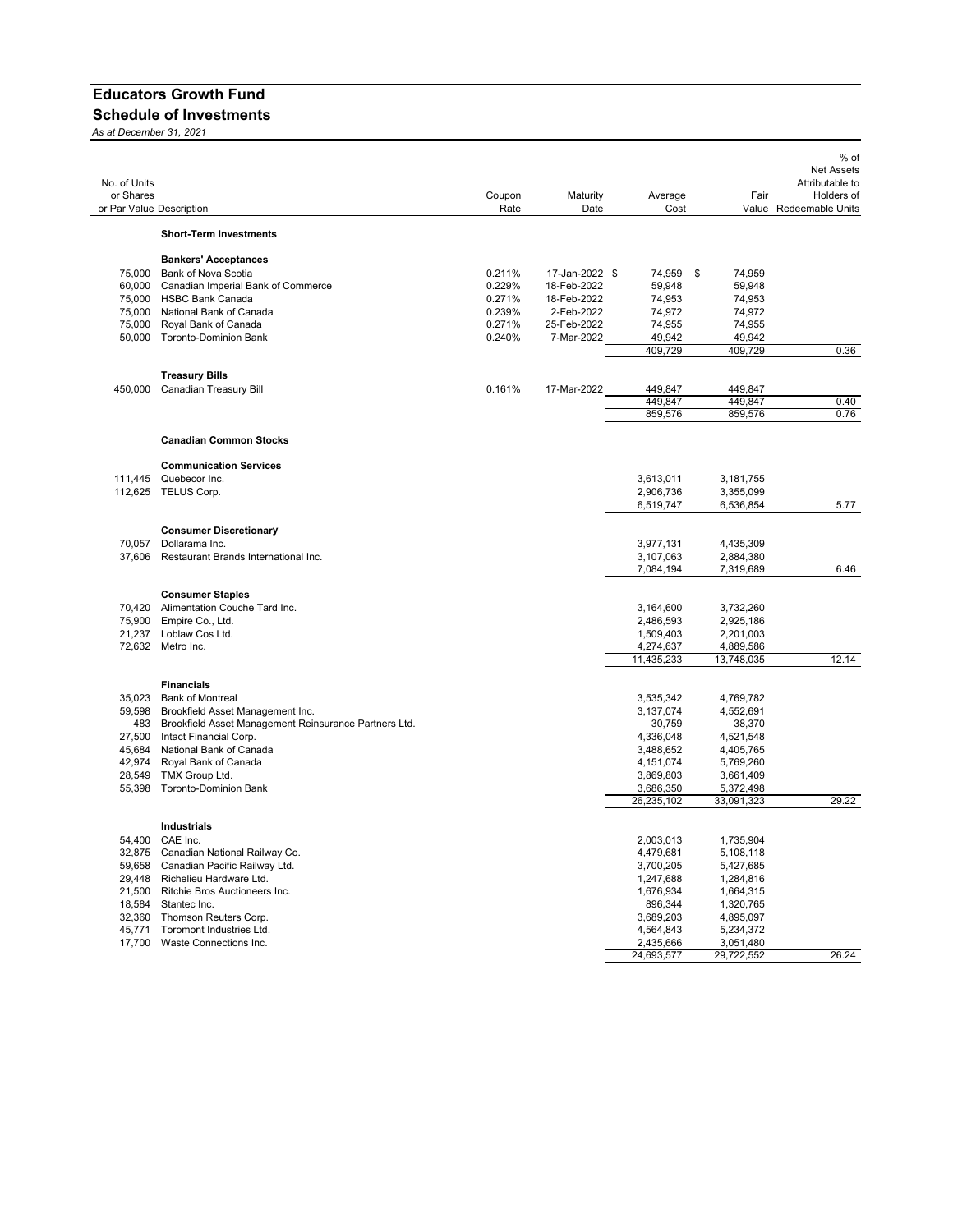# Educators Growth Fund

## Schedule of Investments

*As at December 31, 2021*

| No. of Units or Shares or Par Value | Description | Coupon Rate | Maturity Date | Average Cost | Fair Value | % of Net Assets Attributable to Holders of Redeemable Units |
|---|---|---|---|---|---|---|
| | **Short-Term Investments** | | | | | |
| | **Bankers' Acceptances** | | | | | |
| 75,000 | Bank of Nova Scotia | 0.211% | 17-Jan-2022 | $ 74,959 | $ 74,959 | |
| 60,000 | Canadian Imperial Bank of Commerce | 0.229% | 18-Feb-2022 | 59,948 | 59,948 | |
| 75,000 | HSBC Bank Canada | 0.271% | 18-Feb-2022 | 74,953 | 74,953 | |
| 75,000 | National Bank of Canada | 0.239% | 2-Feb-2022 | 74,972 | 74,972 | |
| 75,000 | Royal Bank of Canada | 0.271% | 25-Feb-2022 | 74,955 | 74,955 | |
| 50,000 | Toronto-Dominion Bank | 0.240% | 7-Mar-2022 | 49,942 | 49,942 | |
| | | | | 409,729 | 409,729 | 0.36 |
| | **Treasury Bills** | | | | | |
| 450,000 | Canadian Treasury Bill | 0.161% | 17-Mar-2022 | 449,847 | 449,847 | |
| | | | | 449,847 | 449,847 | 0.40 |
| | | | | 859,576 | 859,576 | 0.76 |
| | **Canadian Common Stocks** | | | | | |
| | **Communication Services** | | | | | |
| 111,445 | Quebecor Inc. | | | 3,613,011 | 3,181,755 | |
| 112,625 | TELUS Corp. | | | 2,906,736 | 3,355,099 | |
| | | | | 6,519,747 | 6,536,854 | 5.77 |
| | **Consumer Discretionary** | | | | | |
| 70,057 | Dollarama Inc. | | | 3,977,131 | 4,435,309 | |
| 37,606 | Restaurant Brands International Inc. | | | 3,107,063 | 2,884,380 | |
| | | | | 7,084,194 | 7,319,689 | 6.46 |
| | **Consumer Staples** | | | | | |
| 70,420 | Alimentation Couche Tard Inc. | | | 3,164,600 | 3,732,260 | |
| 75,900 | Empire Co., Ltd. | | | 2,486,593 | 2,925,186 | |
| 21,237 | Loblaw Cos Ltd. | | | 1,509,403 | 2,201,003 | |
| 72,632 | Metro Inc. | | | 4,274,637 | 4,889,586 | |
| | | | | 11,435,233 | 13,748,035 | 12.14 |
| | **Financials** | | | | | |
| 35,023 | Bank of Montreal | | | 3,535,342 | 4,769,782 | |
| 59,598 | Brookfield Asset Management Inc. | | | 3,137,074 | 4,552,691 | |
| 483 | Brookfield Asset Management Reinsurance Partners Ltd. | | | 30,759 | 38,370 | |
| 27,500 | Intact Financial Corp. | | | 4,336,048 | 4,521,548 | |
| 45,684 | National Bank of Canada | | | 3,488,652 | 4,405,765 | |
| 42,974 | Royal Bank of Canada | | | 4,151,074 | 5,769,260 | |
| 28,549 | TMX Group Ltd. | | | 3,869,803 | 3,661,409 | |
| 55,398 | Toronto-Dominion Bank | | | 3,686,350 | 5,372,498 | |
| | | | | 26,235,102 | 33,091,323 | 29.22 |
| | **Industrials** | | | | | |
| 54,400 | CAE Inc. | | | 2,003,013 | 1,735,904 | |
| 32,875 | Canadian National Railway Co. | | | 4,479,681 | 5,108,118 | |
| 59,658 | Canadian Pacific Railway Ltd. | | | 3,700,205 | 5,427,685 | |
| 29,448 | Richelieu Hardware Ltd. | | | 1,247,688 | 1,284,816 | |
| 21,500 | Ritchie Bros Auctioneers Inc. | | | 1,676,934 | 1,664,315 | |
| 18,584 | Stantec Inc. | | | 896,344 | 1,320,765 | |
| 32,360 | Thomson Reuters Corp. | | | 3,689,203 | 4,895,097 | |
| 45,771 | Toromont Industries Ltd. | | | 4,564,843 | 5,234,372 | |
| 17,700 | Waste Connections Inc. | | | 2,435,666 | 3,051,480 | |
| | | | | 24,693,577 | 29,722,552 | 26.24 |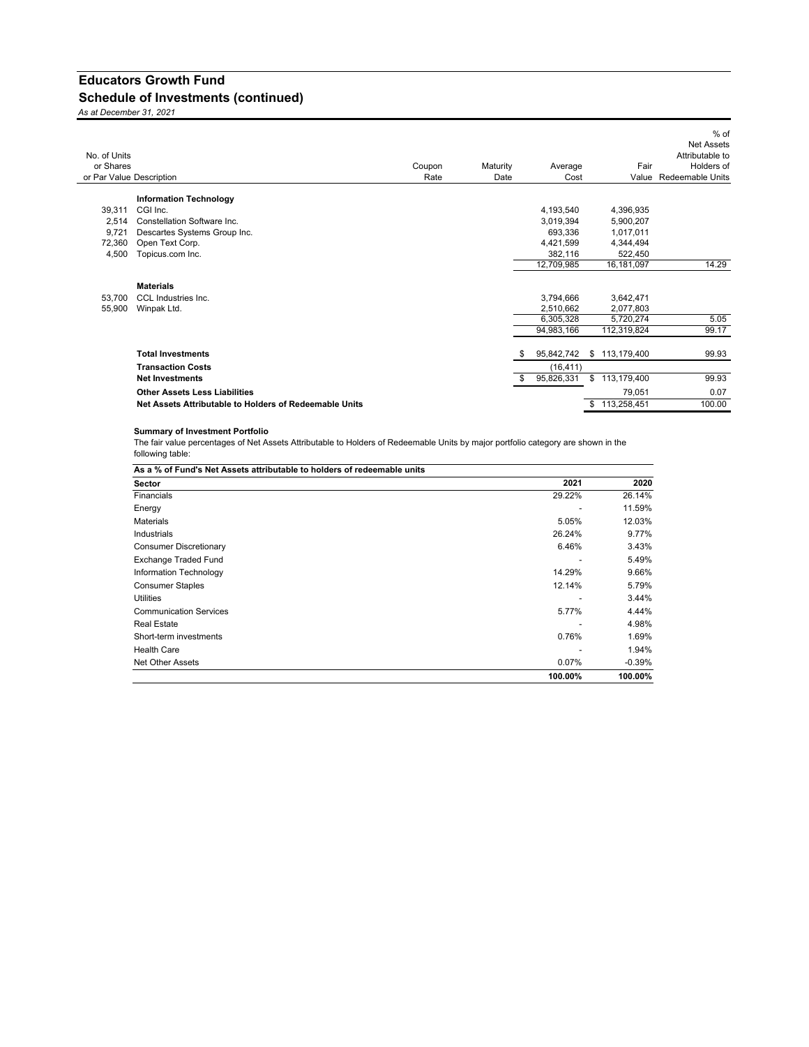## Educators Growth Fund

## Schedule of Investments (continued)

*As at December 31, 2021*

| No. of Units or Shares or Par Value | Description | Coupon Rate | Maturity Date | Average Cost | Fair Value | % of Net Assets Attributable to Holders of Redeemable Units |
|---|---|---|---|---|---|---|
| | **Information Technology** | | | | | |
| 39,311 | CGI Inc. | | | 4,193,540 | 4,396,935 | |
| 2,514 | Constellation Software Inc. | | | 3,019,394 | 5,900,207 | |
| 9,721 | Descartes Systems Group Inc. | | | 693,336 | 1,017,011 | |
| 72,360 | Open Text Corp. | | | 4,421,599 | 4,344,494 | |
| 4,500 | Topicus.com Inc. | | | 382,116 | 522,450 | |
| | | | | 12,709,985 | 16,181,097 | 14.29 |
| | **Materials** | | | | | |
| 53,700 | CCL Industries Inc. | | | 3,794,666 | 3,642,471 | |
| 55,900 | Winpak Ltd. | | | 2,510,662 | 2,077,803 | |
| | | | | 6,305,328 | 5,720,274 | 5.05 |
| | | | | 94,983,166 | 112,319,824 | 99.17 |
| | **Total Investments** | | | $ 95,842,742 | $ 113,179,400 | 99.93 |
| | **Transaction Costs** | | | (16,411) | | |
| | **Net Investments** | | | $ 95,826,331 | $ 113,179,400 | 99.93 |
| | **Other Assets Less Liabilities** | | | | 79,051 | 0.07 |
| | **Net Assets Attributable to Holders of Redeemable Units** | | | | $ 113,258,451 | 100.00 |

**Summary of Investment Portfolio**

The fair value percentages of Net Assets Attributable to Holders of Redeemable Units by major portfolio category are shown in the following table:

| As a % of Fund's Net Assets attributable to holders of redeemable units | | |
|---|---|---|
| **Sector** | **2021** | **2020** |
| Financials | 29.22% | 26.14% |
| Energy | - | 11.59% |
| Materials | 5.05% | 12.03% |
| Industrials | 26.24% | 9.77% |
| Consumer Discretionary | 6.46% | 3.43% |
| Exchange Traded Fund | - | 5.49% |
| Information Technology | 14.29% | 9.66% |
| Consumer Staples | 12.14% | 5.79% |
| Utilities | - | 3.44% |
| Communication Services | 5.77% | 4.44% |
| Real Estate | - | 4.98% |
| Short-term investments | 0.76% | 1.69% |
| Health Care | - | 1.94% |
| Net Other Assets | 0.07% | -0.39% |
| | **100.00%** | **100.00%** |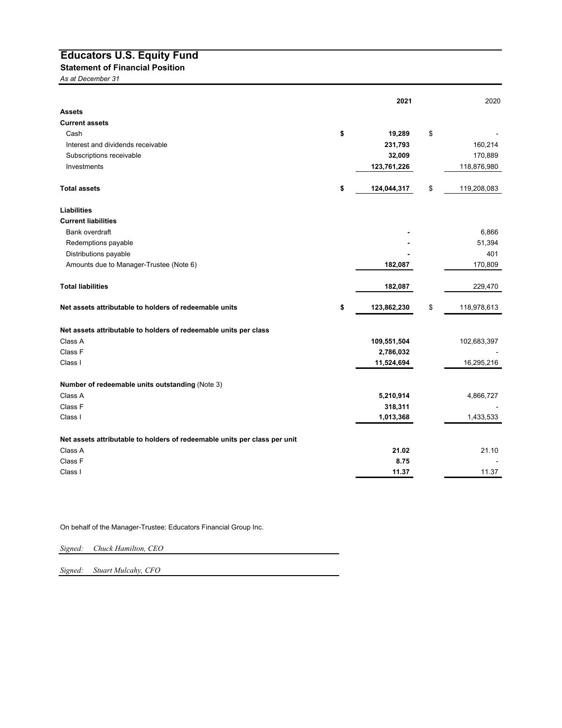# Educators U.S. Equity Fund

**Statement of Financial Position**

*As at December 31*

| | | 2021 | | 2020 |
|---|---|---|---|---|
| **Assets** | | | | |
| **Current assets** | | | | |
| Cash | **$** | **19,289** | $ | - |
| Interest and dividends receivable | | **231,793** | | 160,214 |
| Subscriptions receivable | | **32,009** | | 170,889 |
| Investments | | **123,761,226** | | 118,876,980 |
| **Total assets** | **$** | **124,044,317** | $ | 119,208,083 |
| **Liabilities** | | | | |
| **Current liabilities** | | | | |
| Bank overdraft | | **-** | | 6,866 |
| Redemptions payable | | **-** | | 51,394 |
| Distributions payable | | **-** | | 401 |
| Amounts due to Manager-Trustee (Note 6) | | **182,087** | | 170,809 |
| **Total liabilities** | | **182,087** | | 229,470 |
| **Net assets attributable to holders of redeemable units** | **$** | **123,862,230** | $ | 118,978,613 |
| **Net assets attributable to holders of redeemable units per class** | | | | |
| Class A | | **109,551,504** | | 102,683,397 |
| Class F | | **2,786,032** | | - |
| Class I | | **11,524,694** | | 16,295,216 |
| **Number of redeemable units outstanding** (Note 3) | | | | |
| Class A | | **5,210,914** | | 4,866,727 |
| Class F | | **318,311** | | - |
| Class I | | **1,013,368** | | 1,433,533 |
| **Net assets attributable to holders of redeemable units per class per unit** | | | | |
| Class A | | **21.02** | | 21.10 |
| Class F | | **8.75** | | - |
| Class I | | **11.37** | | 11.37 |

On behalf of the Manager-Trustee: Educators Financial Group Inc.

*Signed: Chuck Hamilton, CEO*

*Signed: Stuart Mulcahy, CFO*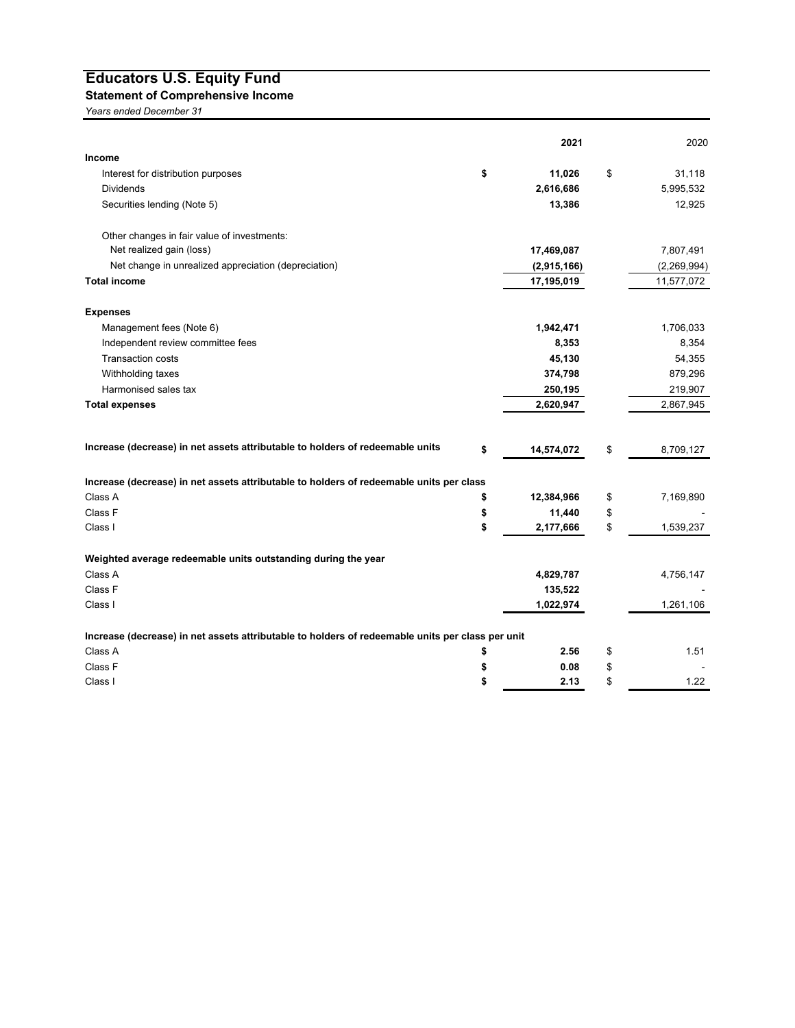# Educators U.S. Equity Fund

## Statement of Comprehensive Income

*Years ended December 31*

| | | 2021 | | 2020 |
|---|---|---|---|---|
| **Income** | | | | |
| Interest for distribution purposes | $ | 11,026 | $ | 31,118 |
| Dividends | | 2,616,686 | | 5,995,532 |
| Securities lending (Note 5) | | 13,386 | | 12,925 |
| Other changes in fair value of investments: | | | | |
| Net realized gain (loss) | | 17,469,087 | | 7,807,491 |
| Net change in unrealized appreciation (depreciation) | | (2,915,166) | | (2,269,994) |
| **Total income** | | 17,195,019 | | 11,577,072 |
| **Expenses** | | | | |
| Management fees (Note 6) | | 1,942,471 | | 1,706,033 |
| Independent review committee fees | | 8,353 | | 8,354 |
| Transaction costs | | 45,130 | | 54,355 |
| Withholding taxes | | 374,798 | | 879,296 |
| Harmonised sales tax | | 250,195 | | 219,907 |
| **Total expenses** | | 2,620,947 | | 2,867,945 |
| **Increase (decrease) in net assets attributable to holders of redeemable units** | $ | 14,574,072 | $ | 8,709,127 |
| **Increase (decrease) in net assets attributable to holders of redeemable units per class** | | | | |
| Class A | $ | 12,384,966 | $ | 7,169,890 |
| Class F | $ | 11,440 | $ | - |
| Class I | $ | 2,177,666 | $ | 1,539,237 |
| **Weighted average redeemable units outstanding during the year** | | | | |
| Class A | | 4,829,787 | | 4,756,147 |
| Class F | | 135,522 | | - |
| Class I | | 1,022,974 | | 1,261,106 |
| **Increase (decrease) in net assets attributable to holders of redeemable units per class per unit** | | | | |
| Class A | $ | 2.56 | $ | 1.51 |
| Class F | $ | 0.08 | $ | - |
| Class I | $ | 2.13 | $ | 1.22 |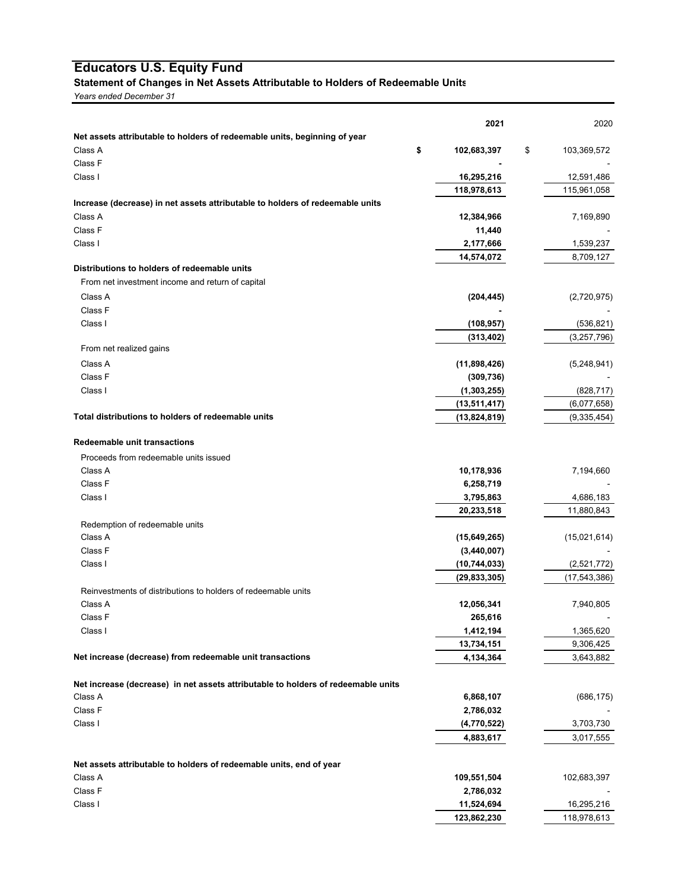# Educators U.S. Equity Fund

## Statement of Changes in Net Assets Attributable to Holders of Redeemable Units

*Years ended December 31*

| | 2021 | 2020 |
|---|---|---|
| **Net assets attributable to holders of redeemable units, beginning of year** | | |
| Class A | $ 102,683,397 | $ 103,369,572 |
| Class F | - | - |
| Class I | 16,295,216 | 12,591,486 |
| | 118,978,613 | 115,961,058 |
| **Increase (decrease) in net assets attributable to holders of redeemable units** | | |
| Class A | 12,384,966 | 7,169,890 |
| Class F | 11,440 | - |
| Class I | 2,177,666 | 1,539,237 |
| | 14,574,072 | 8,709,127 |
| **Distributions to holders of redeemable units** | | |
| From net investment income and return of capital | | |
| Class A | (204,445) | (2,720,975) |
| Class F | - | - |
| Class I | (108,957) | (536,821) |
| | (313,402) | (3,257,796) |
| From net realized gains | | |
| Class A | (11,898,426) | (5,248,941) |
| Class F | (309,736) | - |
| Class I | (1,303,255) | (828,717) |
| | (13,511,417) | (6,077,658) |
| **Total distributions to holders of redeemable units** | (13,824,819) | (9,335,454) |
| **Redeemable unit transactions** | | |
| Proceeds from redeemable units issued | | |
| Class A | 10,178,936 | 7,194,660 |
| Class F | 6,258,719 | - |
| Class I | 3,795,863 | 4,686,183 |
| | 20,233,518 | 11,880,843 |
| Redemption of redeemable units | | |
| Class A | (15,649,265) | (15,021,614) |
| Class F | (3,440,007) | - |
| Class I | (10,744,033) | (2,521,772) |
| | (29,833,305) | (17,543,386) |
| Reinvestments of distributions to holders of redeemable units | | |
| Class A | 12,056,341 | 7,940,805 |
| Class F | 265,616 | - |
| Class I | 1,412,194 | 1,365,620 |
| | 13,734,151 | 9,306,425 |
| **Net increase (decrease) from redeemable unit transactions** | 4,134,364 | 3,643,882 |
| **Net increase (decrease) in net assets attributable to holders of redeemable units** | | |
| Class A | 6,868,107 | (686,175) |
| Class F | 2,786,032 | - |
| Class I | (4,770,522) | 3,703,730 |
| | 4,883,617 | 3,017,555 |
| **Net assets attributable to holders of redeemable units, end of year** | | |
| Class A | 109,551,504 | 102,683,397 |
| Class F | 2,786,032 | - |
| Class I | 11,524,694 | 16,295,216 |
| | 123,862,230 | 118,978,613 |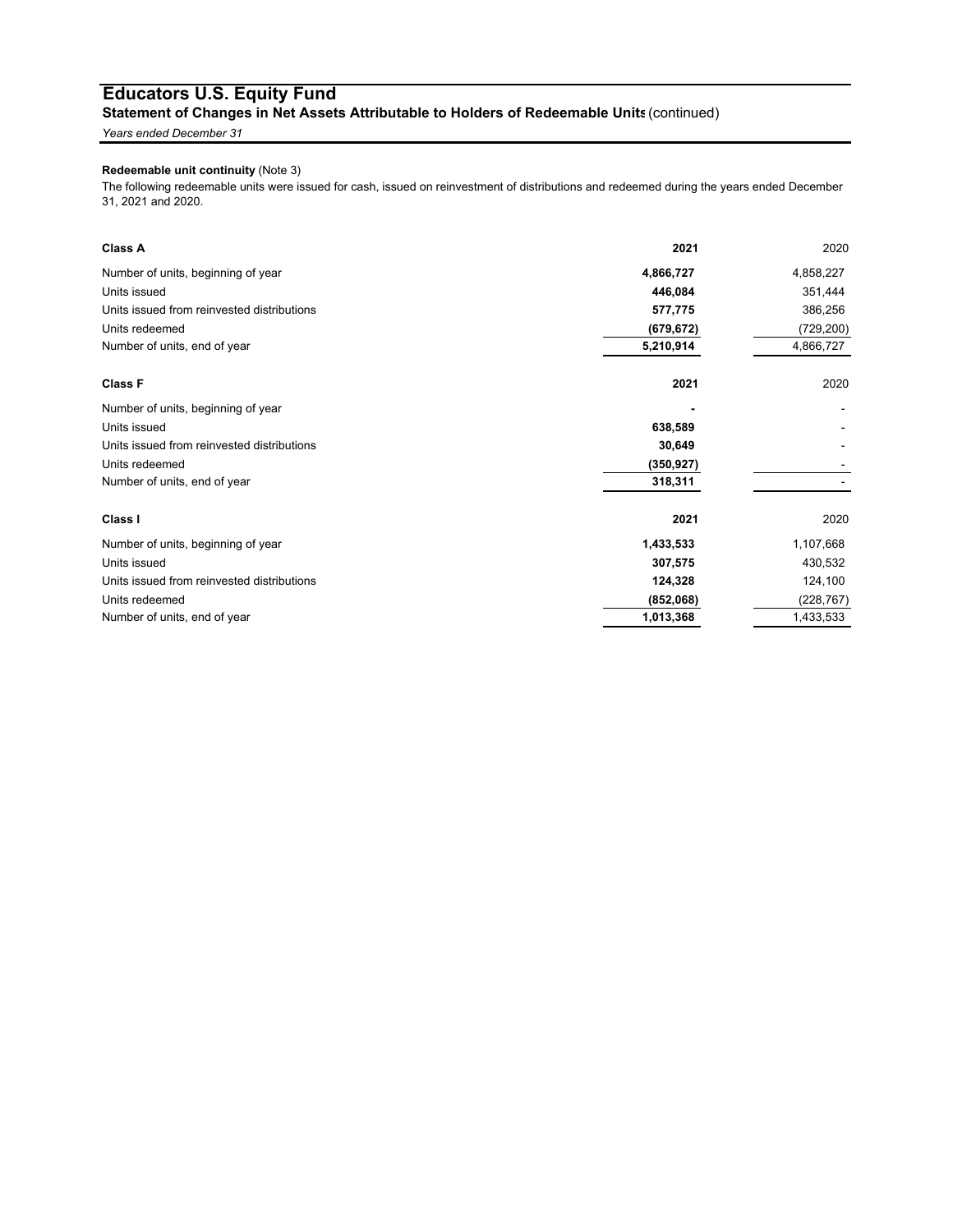# Educators U.S. Equity Fund

**Statement of Changes in Net Assets Attributable to Holders of Redeemable Units** (continued)

*Years ended December 31*

**Redeemable unit continuity** (Note 3)

The following redeemable units were issued for cash, issued on reinvestment of distributions and redeemed during the years ended December 31, 2021 and 2020.

| **Class A** | **2021** | 2020 |
|---|---|---|
| Number of units, beginning of year | **4,866,727** | 4,858,227 |
| Units issued | **446,084** | 351,444 |
| Units issued from reinvested distributions | **577,775** | 386,256 |
| Units redeemed | **(679,672)** | (729,200) |
| Number of units, end of year | **5,210,914** | 4,866,727 |

| **Class F** | **2021** | 2020 |
|---|---|---|
| Number of units, beginning of year | **-** | - |
| Units issued | **638,589** | - |
| Units issued from reinvested distributions | **30,649** | - |
| Units redeemed | **(350,927)** | - |
| Number of units, end of year | **318,311** | - |

| **Class I** | **2021** | 2020 |
|---|---|---|
| Number of units, beginning of year | **1,433,533** | 1,107,668 |
| Units issued | **307,575** | 430,532 |
| Units issued from reinvested distributions | **124,328** | 124,100 |
| Units redeemed | **(852,068)** | (228,767) |
| Number of units, end of year | **1,013,368** | 1,433,533 |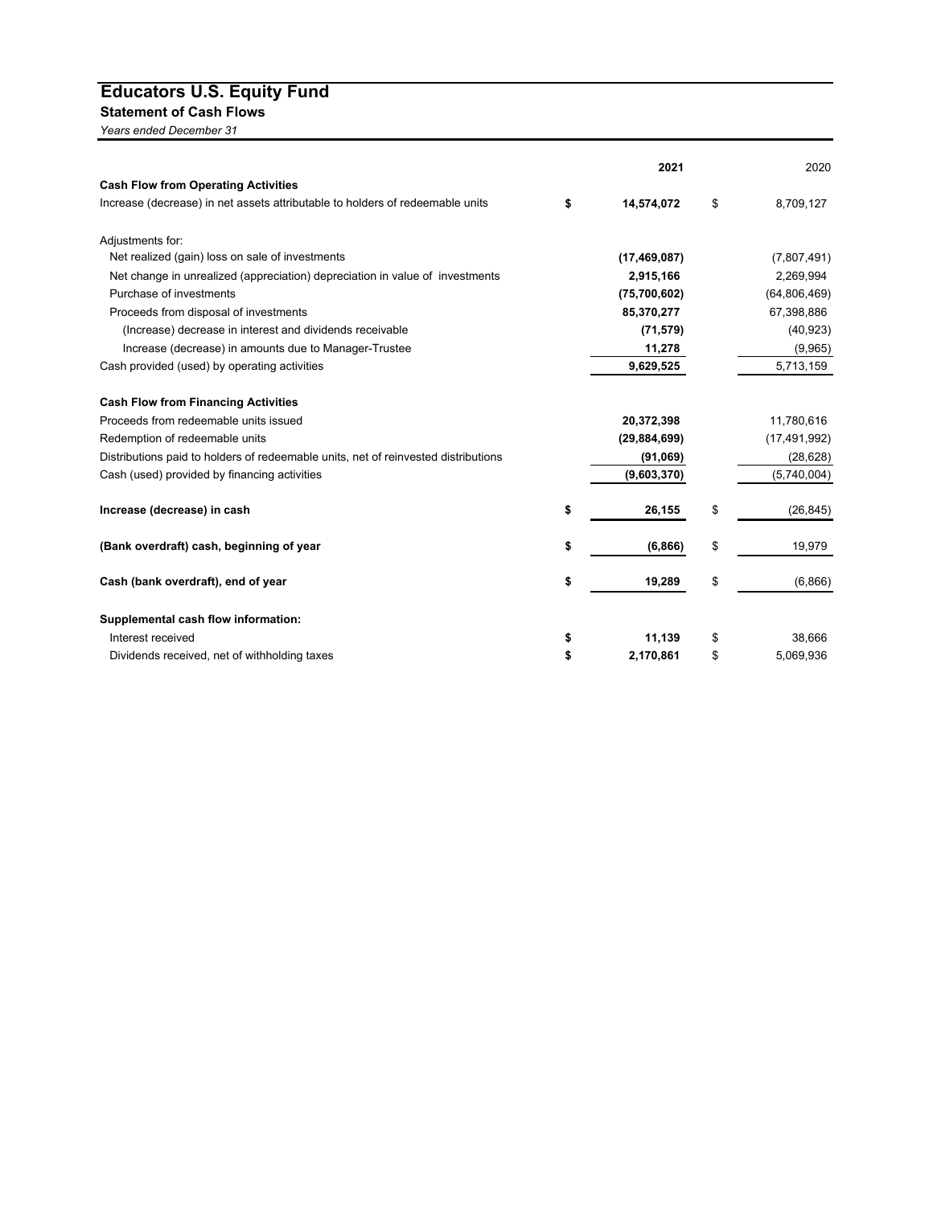# Educators U.S. Equity Fund

## Statement of Cash Flows

*Years ended December 31*

| | 2021 | 2020 |
|---|---|---|
| **Cash Flow from Operating Activities** | | |
| Increase (decrease) in net assets attributable to holders of redeemable units | $ **14,574,072** | $ 8,709,127 |
| Adjustments for: | | |
| Net realized (gain) loss on sale of investments | **(17,469,087)** | (7,807,491) |
| Net change in unrealized (appreciation) depreciation in value of investments | **2,915,166** | 2,269,994 |
| Purchase of investments | **(75,700,602)** | (64,806,469) |
| Proceeds from disposal of investments | **85,370,277** | 67,398,886 |
| (Increase) decrease in interest and dividends receivable | **(71,579)** | (40,923) |
| Increase (decrease) in amounts due to Manager-Trustee | **11,278** | (9,965) |
| Cash provided (used) by operating activities | **9,629,525** | 5,713,159 |
| **Cash Flow from Financing Activities** | | |
| Proceeds from redeemable units issued | **20,372,398** | 11,780,616 |
| Redemption of redeemable units | **(29,884,699)** | (17,491,992) |
| Distributions paid to holders of redeemable units, net of reinvested distributions | **(91,069)** | (28,628) |
| Cash (used) provided by financing activities | **(9,603,370)** | (5,740,004) |
| **Increase (decrease) in cash** | $ **26,155** | $ (26,845) |
| **(Bank overdraft) cash, beginning of year** | $ **(6,866)** | $ 19,979 |
| **Cash (bank overdraft), end of year** | $ **19,289** | $ (6,866) |
| **Supplemental cash flow information:** | | |
| Interest received | $ **11,139** | $ 38,666 |
| Dividends received, net of withholding taxes | $ **2,170,861** | $ 5,069,936 |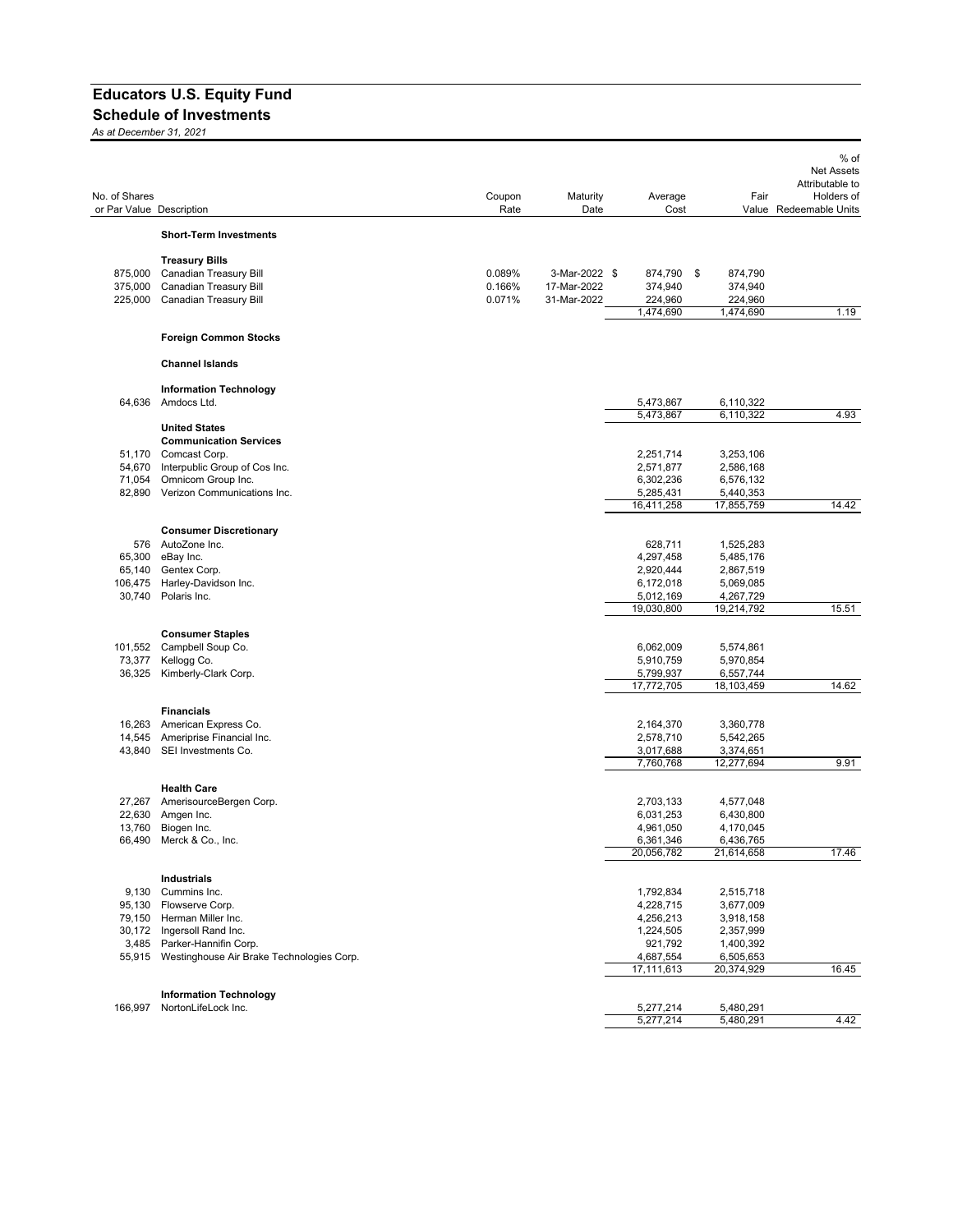# Educators U.S. Equity Fund

## Schedule of Investments

*As at December 31, 2021*

| No. of Shares or Par Value | Description | Coupon Rate | Maturity Date | Average Cost | Fair Value | % of Net Assets Attributable to Holders of Redeemable Units |
|---|---|---|---|---|---|---|
| | **Short-Term Investments** | | | | | |
| | **Treasury Bills** | | | | | |
| 875,000 | Canadian Treasury Bill | 0.089% | 3-Mar-2022 | $ 874,790 | $ 874,790 | |
| 375,000 | Canadian Treasury Bill | 0.166% | 17-Mar-2022 | 374,940 | 374,940 | |
| 225,000 | Canadian Treasury Bill | 0.071% | 31-Mar-2022 | 224,960 | 224,960 | |
| | | | | 1,474,690 | 1,474,690 | 1.19 |
| | **Foreign Common Stocks** | | | | | |
| | **Channel Islands** | | | | | |
| | **Information Technology** | | | | | |
| 64,636 | Amdocs Ltd. | | | 5,473,867 | 6,110,322 | |
| | | | | 5,473,867 | 6,110,322 | 4.93 |
| | **United States** | | | | | |
| | **Communication Services** | | | | | |
| 51,170 | Comcast Corp. | | | 2,251,714 | 3,253,106 | |
| 54,670 | Interpublic Group of Cos Inc. | | | 2,571,877 | 2,586,168 | |
| 71,054 | Omnicom Group Inc. | | | 6,302,236 | 6,576,132 | |
| 82,890 | Verizon Communications Inc. | | | 5,285,431 | 5,440,353 | |
| | | | | 16,411,258 | 17,855,759 | 14.42 |
| | **Consumer Discretionary** | | | | | |
| 576 | AutoZone Inc. | | | 628,711 | 1,525,283 | |
| 65,300 | eBay Inc. | | | 4,297,458 | 5,485,176 | |
| 65,140 | Gentex Corp. | | | 2,920,444 | 2,867,519 | |
| 106,475 | Harley-Davidson Inc. | | | 6,172,018 | 5,069,085 | |
| 30,740 | Polaris Inc. | | | 5,012,169 | 4,267,729 | |
| | | | | 19,030,800 | 19,214,792 | 15.51 |
| | **Consumer Staples** | | | | | |
| 101,552 | Campbell Soup Co. | | | 6,062,009 | 5,574,861 | |
| 73,377 | Kellogg Co. | | | 5,910,759 | 5,970,854 | |
| 36,325 | Kimberly-Clark Corp. | | | 5,799,937 | 6,557,744 | |
| | | | | 17,772,705 | 18,103,459 | 14.62 |
| | **Financials** | | | | | |
| 16,263 | American Express Co. | | | 2,164,370 | 3,360,778 | |
| 14,545 | Ameriprise Financial Inc. | | | 2,578,710 | 5,542,265 | |
| 43,840 | SEI Investments Co. | | | 3,017,688 | 3,374,651 | |
| | | | | 7,760,768 | 12,277,694 | 9.91 |
| | **Health Care** | | | | | |
| 27,267 | AmerisourceBergen Corp. | | | 2,703,133 | 4,577,048 | |
| 22,630 | Amgen Inc. | | | 6,031,253 | 6,430,800 | |
| 13,760 | Biogen Inc. | | | 4,961,050 | 4,170,045 | |
| 66,490 | Merck & Co., Inc. | | | 6,361,346 | 6,436,765 | |
| | | | | 20,056,782 | 21,614,658 | 17.46 |
| | **Industrials** | | | | | |
| 9,130 | Cummins Inc. | | | 1,792,834 | 2,515,718 | |
| 95,130 | Flowserve Corp. | | | 4,228,715 | 3,677,009 | |
| 79,150 | Herman Miller Inc. | | | 4,256,213 | 3,918,158 | |
| 30,172 | Ingersoll Rand Inc. | | | 1,224,505 | 2,357,999 | |
| 3,485 | Parker-Hannifin Corp. | | | 921,792 | 1,400,392 | |
| 55,915 | Westinghouse Air Brake Technologies Corp. | | | 4,687,554 | 6,505,653 | |
| | | | | 17,111,613 | 20,374,929 | 16.45 |
| | **Information Technology** | | | | | |
| 166,997 | NortonLifeLock Inc. | | | 5,277,214 | 5,480,291 | |
| | | | | 5,277,214 | 5,480,291 | 4.42 |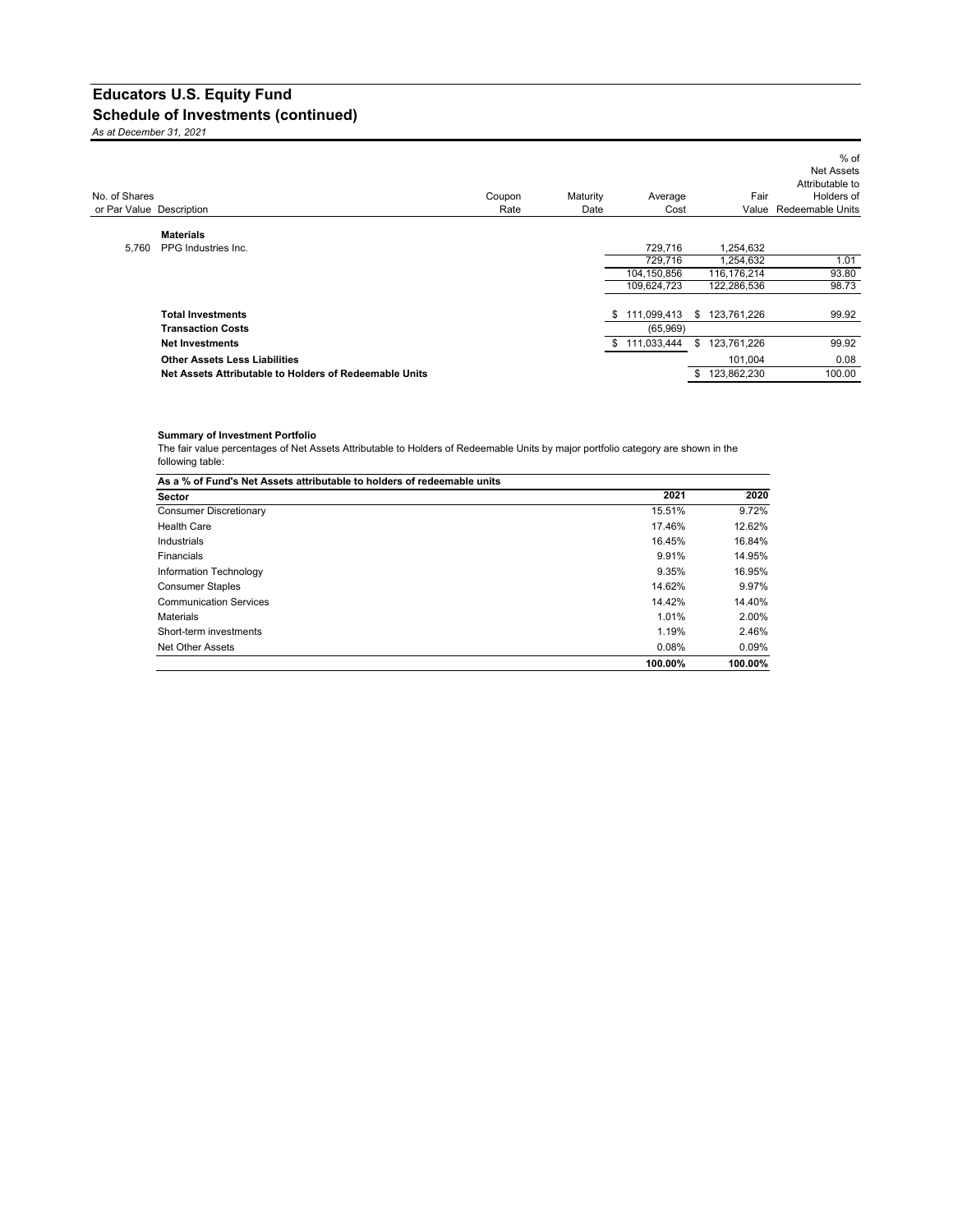# Educators U.S. Equity Fund

## Schedule of Investments (continued)

*As at December 31, 2021*

| No. of Shares or Par Value | Description | Coupon Rate | Maturity Date | Average Cost | Fair Value | % of Net Assets Attributable to Holders of Redeemable Units |
|---|---|---|---|---|---|---|
| | **Materials** | | | | | |
| 5,760 | PPG Industries Inc. | | | 729,716 | 1,254,632 | |
| | | | | 729,716 | 1,254,632 | 1.01 |
| | | | | 104,150,856 | 116,176,214 | 93.80 |
| | | | | 109,624,723 | 122,286,536 | 98.73 |
| | **Total Investments** | | | $ 111,099,413 | $ 123,761,226 | 99.92 |
| | **Transaction Costs** | | | (65,969) | | |
| | **Net Investments** | | | $ 111,033,444 | $ 123,761,226 | 99.92 |
| | **Other Assets Less Liabilities** | | | | 101,004 | 0.08 |
| | **Net Assets Attributable to Holders of Redeemable Units** | | | | $ 123,862,230 | 100.00 |

**Summary of Investment Portfolio**

The fair value percentages of Net Assets Attributable to Holders of Redeemable Units by major portfolio category are shown in the following table:

| As a % of Fund's Net Assets attributable to holders of redeemable units | | |
|---|---|---|
| **Sector** | **2021** | **2020** |
| Consumer Discretionary | 15.51% | 9.72% |
| Health Care | 17.46% | 12.62% |
| Industrials | 16.45% | 16.84% |
| Financials | 9.91% | 14.95% |
| Information Technology | 9.35% | 16.95% |
| Consumer Staples | 14.62% | 9.97% |
| Communication Services | 14.42% | 14.40% |
| Materials | 1.01% | 2.00% |
| Short-term investments | 1.19% | 2.46% |
| Net Other Assets | 0.08% | 0.09% |
| | **100.00%** | **100.00%** |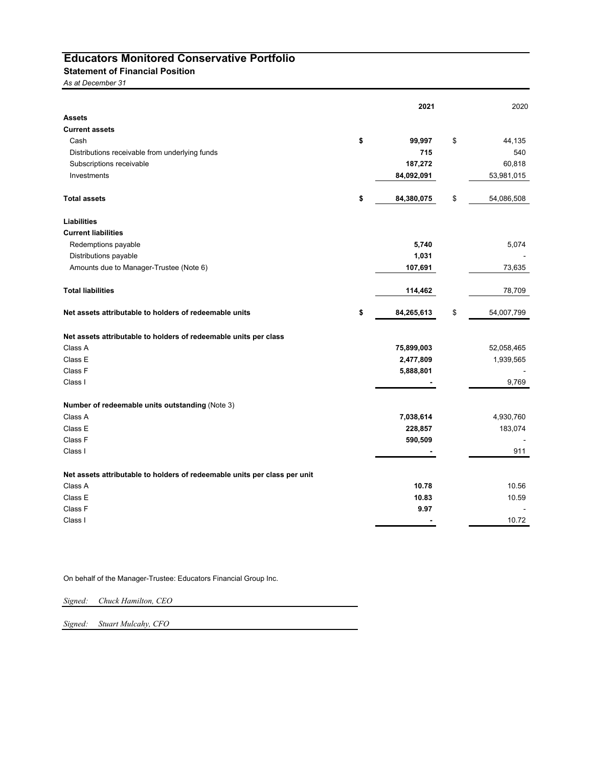# Educators Monitored Conservative Portfolio

## Statement of Financial Position

*As at December 31*

| | 2021 | 2020 |
|---|---|---|
| **Assets** | | |
| **Current assets** | | |
| Cash | **$ 99,997** | $ 44,135 |
| Distributions receivable from underlying funds | **715** | 540 |
| Subscriptions receivable | **187,272** | 60,818 |
| Investments | **84,092,091** | 53,981,015 |
| **Total assets** | **$ 84,380,075** | $ 54,086,508 |
| **Liabilities** | | |
| **Current liabilities** | | |
| Redemptions payable | **5,740** | 5,074 |
| Distributions payable | **1,031** | - |
| Amounts due to Manager-Trustee (Note 6) | **107,691** | 73,635 |
| **Total liabilities** | **114,462** | 78,709 |
| **Net assets attributable to holders of redeemable units** | **$ 84,265,613** | $ 54,007,799 |
| **Net assets attributable to holders of redeemable units per class** | | |
| Class A | **75,899,003** | 52,058,465 |
| Class E | **2,477,809** | 1,939,565 |
| Class F | **5,888,801** | - |
| Class I | **-** | 9,769 |
| **Number of redeemable units outstanding** (Note 3) | | |
| Class A | **7,038,614** | 4,930,760 |
| Class E | **228,857** | 183,074 |
| Class F | **590,509** | - |
| Class I | **-** | 911 |
| **Net assets attributable to holders of redeemable units per class per unit** | | |
| Class A | **10.78** | 10.56 |
| Class E | **10.83** | 10.59 |
| Class F | **9.97** | - |
| Class I | **-** | 10.72 |

On behalf of the Manager-Trustee: Educators Financial Group Inc.

*Signed: Chuck Hamilton, CEO*

*Signed: Stuart Mulcahy, CFO*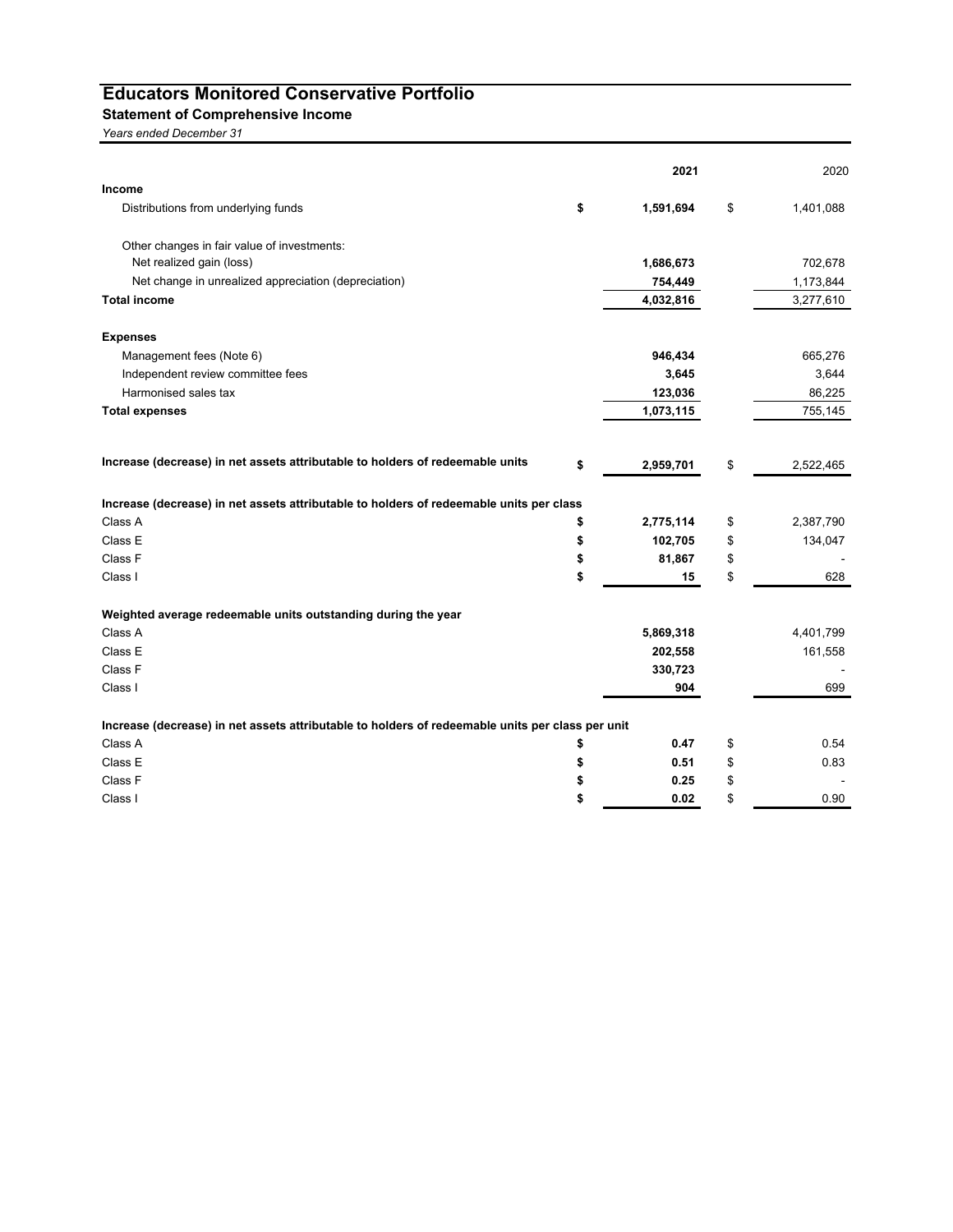# Educators Monitored Conservative Portfolio

## Statement of Comprehensive Income

*Years ended December 31*

| | | 2021 | | 2020 |
|---|---|---|---|---|
| **Income** | | | | |
| Distributions from underlying funds | **$** | **1,591,694** | $ | 1,401,088 |
| Other changes in fair value of investments: | | | | |
| Net realized gain (loss) | | **1,686,673** | | 702,678 |
| Net change in unrealized appreciation (depreciation) | | **754,449** | | 1,173,844 |
| **Total income** | | **4,032,816** | | 3,277,610 |
| **Expenses** | | | | |
| Management fees (Note 6) | | **946,434** | | 665,276 |
| Independent review committee fees | | **3,645** | | 3,644 |
| Harmonised sales tax | | **123,036** | | 86,225 |
| **Total expenses** | | **1,073,115** | | 755,145 |
| **Increase (decrease) in net assets attributable to holders of redeemable units** | **$** | **2,959,701** | $ | 2,522,465 |
| **Increase (decrease) in net assets attributable to holders of redeemable units per class** | | | | |
| Class A | **$** | **2,775,114** | $ | 2,387,790 |
| Class E | **$** | **102,705** | $ | 134,047 |
| Class F | **$** | **81,867** | $ | - |
| Class I | **$** | **15** | $ | 628 |
| **Weighted average redeemable units outstanding during the year** | | | | |
| Class A | | **5,869,318** | | 4,401,799 |
| Class E | | **202,558** | | 161,558 |
| Class F | | **330,723** | | - |
| Class I | | **904** | | 699 |
| **Increase (decrease) in net assets attributable to holders of redeemable units per class per unit** | | | | |
| Class A | **$** | **0.47** | $ | 0.54 |
| Class E | **$** | **0.51** | $ | 0.83 |
| Class F | **$** | **0.25** | $ | - |
| Class I | **$** | **0.02** | $ | 0.90 |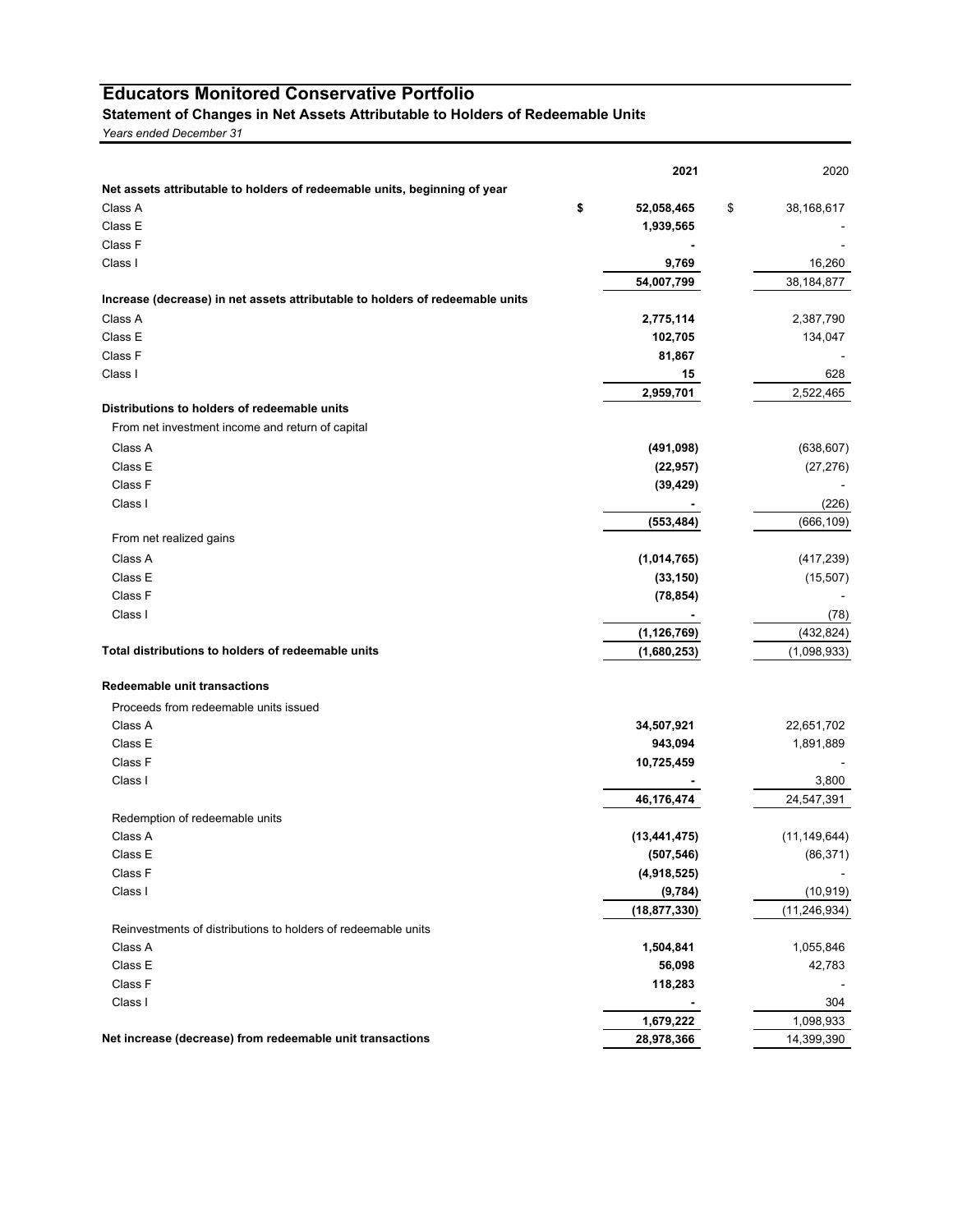# Educators Monitored Conservative Portfolio

## Statement of Changes in Net Assets Attributable to Holders of Redeemable Units

*Years ended December 31*

| | 2021 | 2020 |
|---|---|---|
| **Net assets attributable to holders of redeemable units, beginning of year** | | |
| Class A | **$ 52,058,465** | $ 38,168,617 |
| Class E | **1,939,565** | - |
| Class F | **-** | - |
| Class I | **9,769** | 16,260 |
| | **54,007,799** | 38,184,877 |
| **Increase (decrease) in net assets attributable to holders of redeemable units** | | |
| Class A | **2,775,114** | 2,387,790 |
| Class E | **102,705** | 134,047 |
| Class F | **81,867** | - |
| Class I | **15** | 628 |
| | **2,959,701** | 2,522,465 |
| **Distributions to holders of redeemable units** | | |
| From net investment income and return of capital | | |
| Class A | **(491,098)** | (638,607) |
| Class E | **(22,957)** | (27,276) |
| Class F | **(39,429)** | - |
| Class I | **-** | (226) |
| | **(553,484)** | (666,109) |
| From net realized gains | | |
| Class A | **(1,014,765)** | (417,239) |
| Class E | **(33,150)** | (15,507) |
| Class F | **(78,854)** | - |
| Class I | **-** | (78) |
| | **(1,126,769)** | (432,824) |
| **Total distributions to holders of redeemable units** | **(1,680,253)** | (1,098,933) |
| **Redeemable unit transactions** | | |
| Proceeds from redeemable units issued | | |
| Class A | **34,507,921** | 22,651,702 |
| Class E | **943,094** | 1,891,889 |
| Class F | **10,725,459** | - |
| Class I | **-** | 3,800 |
| | **46,176,474** | 24,547,391 |
| Redemption of redeemable units | | |
| Class A | **(13,441,475)** | (11,149,644) |
| Class E | **(507,546)** | (86,371) |
| Class F | **(4,918,525)** | - |
| Class I | **(9,784)** | (10,919) |
| | **(18,877,330)** | (11,246,934) |
| Reinvestments of distributions to holders of redeemable units | | |
| Class A | **1,504,841** | 1,055,846 |
| Class E | **56,098** | 42,783 |
| Class F | **118,283** | - |
| Class I | **-** | 304 |
| | **1,679,222** | 1,098,933 |
| **Net increase (decrease) from redeemable unit transactions** | **28,978,366** | 14,399,390 |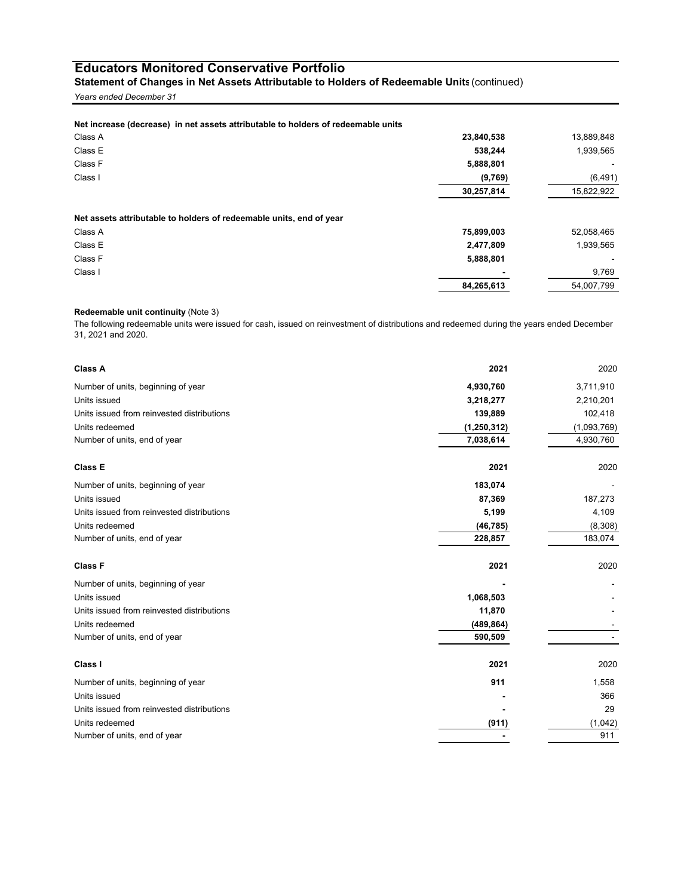# Educators Monitored Conservative Portfolio

**Statement of Changes in Net Assets Attributable to Holders of Redeemable Units** (continued)

*Years ended December 31*

| | | |
|---|---|---|
| **Net increase (decrease) in net assets attributable to holders of redeemable units** | | |
| Class A | **23,840,538** | 13,889,848 |
| Class E | **538,244** | 1,939,565 |
| Class F | **5,888,801** | - |
| Class I | **(9,769)** | (6,491) |
| | **30,257,814** | 15,822,922 |
| **Net assets attributable to holders of redeemable units, end of year** | | |
| Class A | **75,899,003** | 52,058,465 |
| Class E | **2,477,809** | 1,939,565 |
| Class F | **5,888,801** | - |
| Class I | **-** | 9,769 |
| | **84,265,613** | 54,007,799 |

**Redeemable unit continuity** (Note 3)

The following redeemable units were issued for cash, issued on reinvestment of distributions and redeemed during the years ended December 31, 2021 and 2020.

| **Class A** | **2021** | 2020 |
|---|---|---|
| Number of units, beginning of year | **4,930,760** | 3,711,910 |
| Units issued | **3,218,277** | 2,210,201 |
| Units issued from reinvested distributions | **139,889** | 102,418 |
| Units redeemed | **(1,250,312)** | (1,093,769) |
| Number of units, end of year | **7,038,614** | 4,930,760 |

| **Class E** | **2021** | 2020 |
|---|---|---|
| Number of units, beginning of year | **183,074** | - |
| Units issued | **87,369** | 187,273 |
| Units issued from reinvested distributions | **5,199** | 4,109 |
| Units redeemed | **(46,785)** | (8,308) |
| Number of units, end of year | **228,857** | 183,074 |

| **Class F** | **2021** | 2020 |
|---|---|---|
| Number of units, beginning of year | **-** | - |
| Units issued | **1,068,503** | - |
| Units issued from reinvested distributions | **11,870** | - |
| Units redeemed | **(489,864)** | - |
| Number of units, end of year | **590,509** | - |

| **Class I** | **2021** | 2020 |
|---|---|---|
| Number of units, beginning of year | **911** | 1,558 |
| Units issued | **-** | 366 |
| Units issued from reinvested distributions | **-** | 29 |
| Units redeemed | **(911)** | (1,042) |
| Number of units, end of year | **-** | 911 |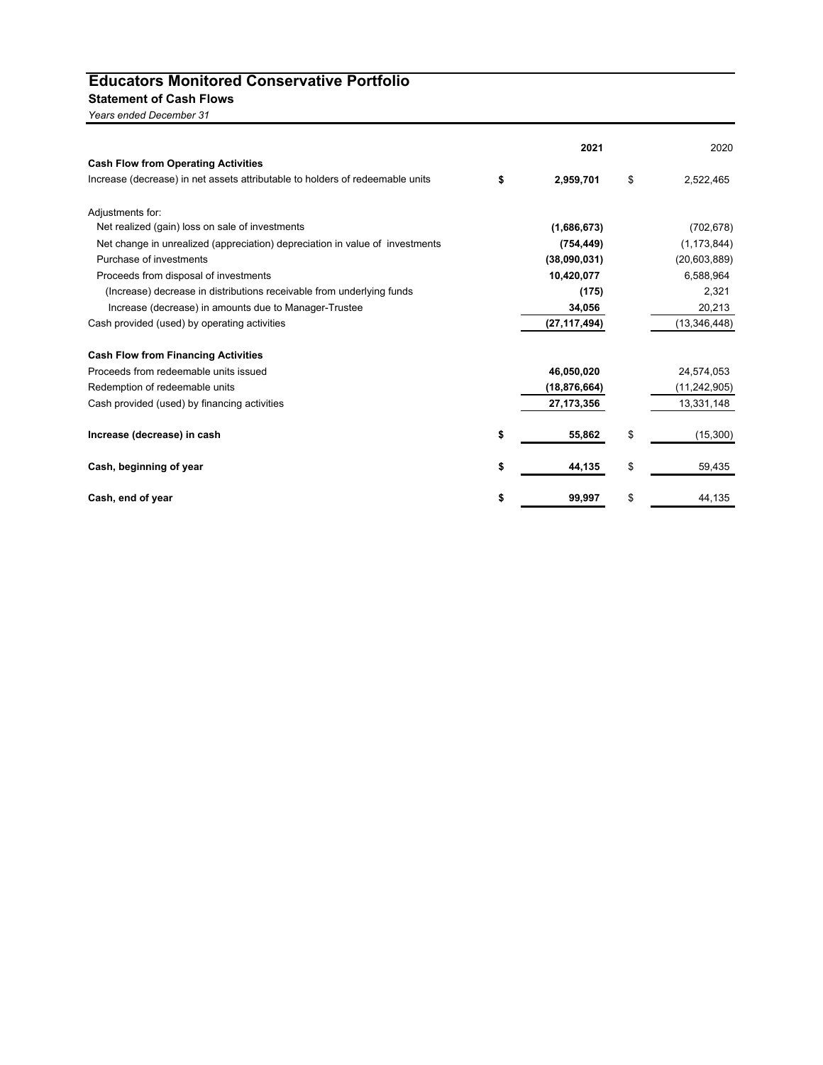# Educators Monitored Conservative Portfolio

**Statement of Cash Flows**

*Years ended December 31*

| | | **2021** | | 2020 |
|---|---|---|---|---|
| **Cash Flow from Operating Activities** | | | | |
| Increase (decrease) in net assets attributable to holders of redeemable units | **$** | **2,959,701** | $ | 2,522,465 |
| | | | | |
| Adjustments for: | | | | |
| Net realized (gain) loss on sale of investments | | **(1,686,673)** | | (702,678) |
| Net change in unrealized (appreciation) depreciation in value of investments | | **(754,449)** | | (1,173,844) |
| Purchase of investments | | **(38,090,031)** | | (20,603,889) |
| Proceeds from disposal of investments | | **10,420,077** | | 6,588,964 |
| (Increase) decrease in distributions receivable from underlying funds | | **(175)** | | 2,321 |
| Increase (decrease) in amounts due to Manager-Trustee | | **34,056** | | 20,213 |
| Cash provided (used) by operating activities | | **(27,117,494)** | | (13,346,448) |
| | | | | |
| **Cash Flow from Financing Activities** | | | | |
| Proceeds from redeemable units issued | | **46,050,020** | | 24,574,053 |
| Redemption of redeemable units | | **(18,876,664)** | | (11,242,905) |
| Cash provided (used) by financing activities | | **27,173,356** | | 13,331,148 |
| | | | | |
| **Increase (decrease) in cash** | **$** | **55,862** | $ | (15,300) |
| | | | | |
| **Cash, beginning of year** | **$** | **44,135** | $ | 59,435 |
| | | | | |
| **Cash, end of year** | **$** | **99,997** | $ | 44,135 |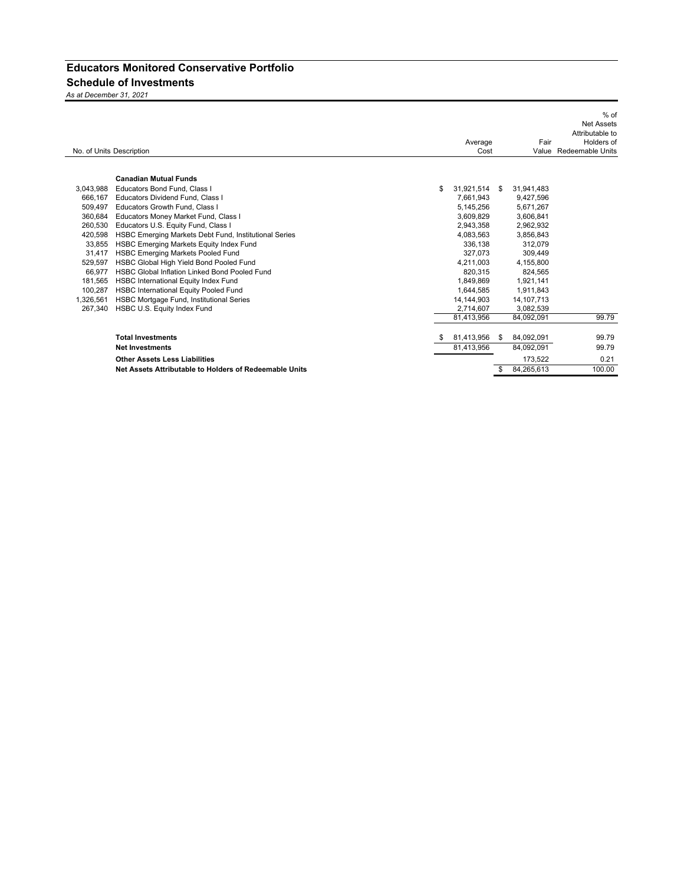# Educators Monitored Conservative Portfolio

## Schedule of Investments

*As at December 31, 2021*

| No. of Units | Description | Average Cost | Fair Value | % of Net Assets Attributable to Holders of Redeemable Units |
|---|---|---|---|---|
| | **Canadian Mutual Funds** | | | |
| 3,043,988 | Educators Bond Fund, Class I | $ 31,921,514 | $ 31,941,483 | |
| 666,167 | Educators Dividend Fund, Class I | 7,661,943 | 9,427,596 | |
| 509,497 | Educators Growth Fund, Class I | 5,145,256 | 5,671,267 | |
| 360,684 | Educators Money Market Fund, Class I | 3,609,829 | 3,606,841 | |
| 260,530 | Educators U.S. Equity Fund, Class I | 2,943,358 | 2,962,932 | |
| 420,598 | HSBC Emerging Markets Debt Fund, Institutional Series | 4,083,563 | 3,856,843 | |
| 33,855 | HSBC Emerging Markets Equity Index Fund | 336,138 | 312,079 | |
| 31,417 | HSBC Emerging Markets Pooled Fund | 327,073 | 309,449 | |
| 529,597 | HSBC Global High Yield Bond Pooled Fund | 4,211,003 | 4,155,800 | |
| 66,977 | HSBC Global Inflation Linked Bond Pooled Fund | 820,315 | 824,565 | |
| 181,565 | HSBC International Equity Index Fund | 1,849,869 | 1,921,141 | |
| 100,287 | HSBC International Equity Pooled Fund | 1,644,585 | 1,911,843 | |
| 1,326,561 | HSBC Mortgage Fund, Institutional Series | 14,144,903 | 14,107,713 | |
| 267,340 | HSBC U.S. Equity Index Fund | 2,714,607 | 3,082,539 | |
| | | 81,413,956 | 84,092,091 | 99.79 |
| | **Total Investments** | $ 81,413,956 | $ 84,092,091 | 99.79 |
| | **Net Investments** | 81,413,956 | 84,092,091 | 99.79 |
| | **Other Assets Less Liabilities** | | 173,522 | 0.21 |
| | **Net Assets Attributable to Holders of Redeemable Units** | | $ 84,265,613 | 100.00 |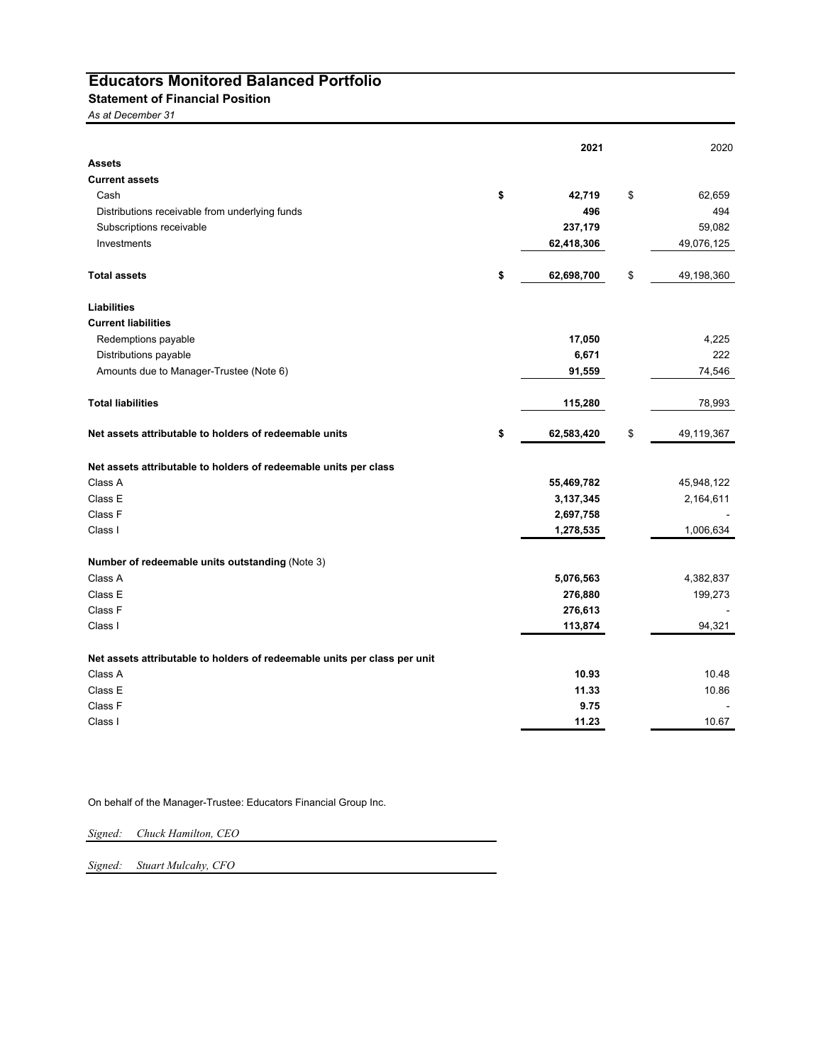# Educators Monitored Balanced Portfolio

## Statement of Financial Position

*As at December 31*

| | 2021 | 2020 |
|---|---|---|
| **Assets** | | |
| **Current assets** | | |
| Cash | **$ 42,719** | $ 62,659 |
| Distributions receivable from underlying funds | **496** | 494 |
| Subscriptions receivable | **237,179** | 59,082 |
| Investments | **62,418,306** | 49,076,125 |
| **Total assets** | **$ 62,698,700** | $ 49,198,360 |
| **Liabilities** | | |
| **Current liabilities** | | |
| Redemptions payable | **17,050** | 4,225 |
| Distributions payable | **6,671** | 222 |
| Amounts due to Manager-Trustee (Note 6) | **91,559** | 74,546 |
| **Total liabilities** | **115,280** | 78,993 |
| **Net assets attributable to holders of redeemable units** | **$ 62,583,420** | $ 49,119,367 |
| **Net assets attributable to holders of redeemable units per class** | | |
| Class A | **55,469,782** | 45,948,122 |
| Class E | **3,137,345** | 2,164,611 |
| Class F | **2,697,758** | - |
| Class I | **1,278,535** | 1,006,634 |
| **Number of redeemable units outstanding** (Note 3) | | |
| Class A | **5,076,563** | 4,382,837 |
| Class E | **276,880** | 199,273 |
| Class F | **276,613** | - |
| Class I | **113,874** | 94,321 |
| **Net assets attributable to holders of redeemable units per class per unit** | | |
| Class A | **10.93** | 10.48 |
| Class E | **11.33** | 10.86 |
| Class F | **9.75** | - |
| Class I | **11.23** | 10.67 |

On behalf of the Manager-Trustee: Educators Financial Group Inc.

*Signed: Chuck Hamilton, CEO*

*Signed: Stuart Mulcahy, CFO*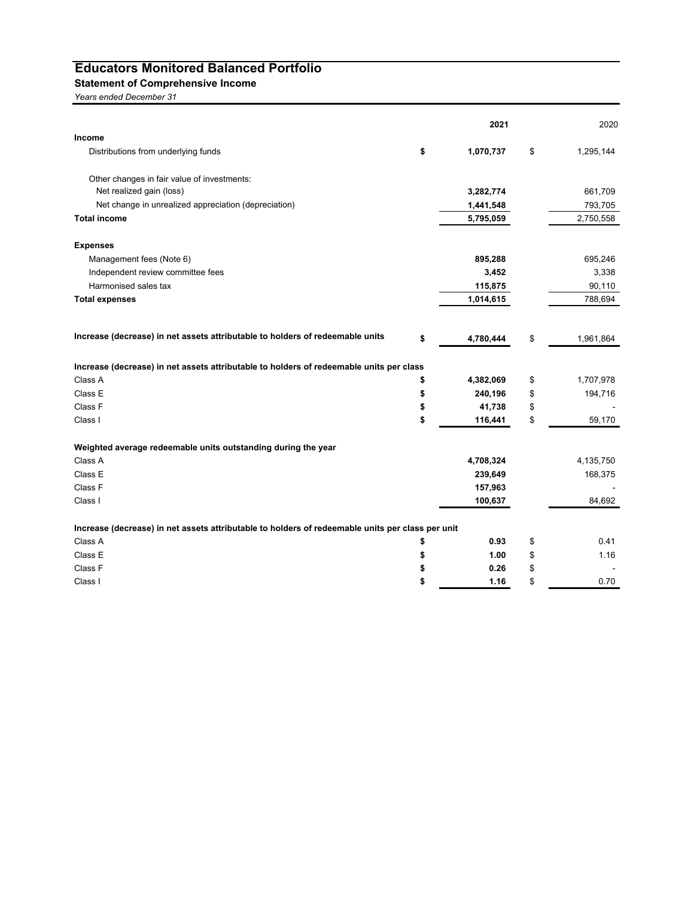# Educators Monitored Balanced Portfolio

## Statement of Comprehensive Income

*Years ended December 31*

| | | 2021 | | 2020 |
|---|---|---|---|---|
| **Income** | | | | |
| Distributions from underlying funds | **$** | **1,070,737** | $ | 1,295,144 |
| Other changes in fair value of investments: | | | | |
| Net realized gain (loss) | | **3,282,774** | | 661,709 |
| Net change in unrealized appreciation (depreciation) | | **1,441,548** | | 793,705 |
| **Total income** | | **5,795,059** | | 2,750,558 |
| **Expenses** | | | | |
| Management fees (Note 6) | | **895,288** | | 695,246 |
| Independent review committee fees | | **3,452** | | 3,338 |
| Harmonised sales tax | | **115,875** | | 90,110 |
| **Total expenses** | | **1,014,615** | | 788,694 |
| **Increase (decrease) in net assets attributable to holders of redeemable units** | **$** | **4,780,444** | $ | 1,961,864 |
| **Increase (decrease) in net assets attributable to holders of redeemable units per class** | | | | |
| Class A | **$** | **4,382,069** | $ | 1,707,978 |
| Class E | **$** | **240,196** | $ | 194,716 |
| Class F | **$** | **41,738** | $ | - |
| Class I | **$** | **116,441** | $ | 59,170 |
| **Weighted average redeemable units outstanding during the year** | | | | |
| Class A | | **4,708,324** | | 4,135,750 |
| Class E | | **239,649** | | 168,375 |
| Class F | | **157,963** | | - |
| Class I | | **100,637** | | 84,692 |
| **Increase (decrease) in net assets attributable to holders of redeemable units per class per unit** | | | | |
| Class A | **$** | **0.93** | $ | 0.41 |
| Class E | **$** | **1.00** | $ | 1.16 |
| Class F | **$** | **0.26** | $ | - |
| Class I | **$** | **1.16** | $ | 0.70 |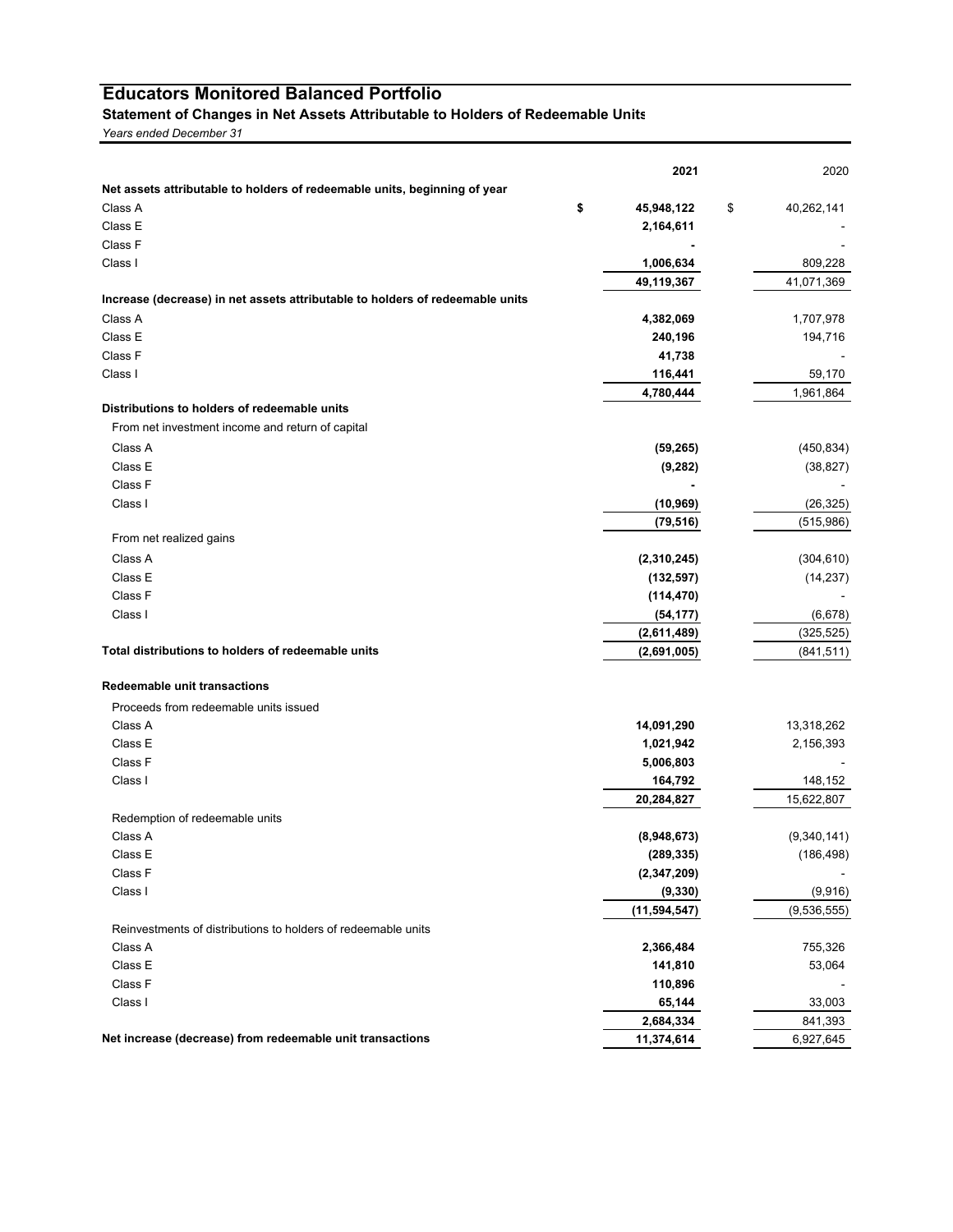# Educators Monitored Balanced Portfolio

## Statement of Changes in Net Assets Attributable to Holders of Redeemable Units

*Years ended December 31*

| | 2021 | 2020 |
|---|---|---|
| **Net assets attributable to holders of redeemable units, beginning of year** | | |
| Class A | **$ 45,948,122** | $ 40,262,141 |
| Class E | **2,164,611** | - |
| Class F | **-** | - |
| Class I | **1,006,634** | 809,228 |
| | **49,119,367** | 41,071,369 |
| **Increase (decrease) in net assets attributable to holders of redeemable units** | | |
| Class A | **4,382,069** | 1,707,978 |
| Class E | **240,196** | 194,716 |
| Class F | **41,738** | - |
| Class I | **116,441** | 59,170 |
| | **4,780,444** | 1,961,864 |
| **Distributions to holders of redeemable units** | | |
| From net investment income and return of capital | | |
| Class A | **(59,265)** | (450,834) |
| Class E | **(9,282)** | (38,827) |
| Class F | **-** | - |
| Class I | **(10,969)** | (26,325) |
| | **(79,516)** | (515,986) |
| From net realized gains | | |
| Class A | **(2,310,245)** | (304,610) |
| Class E | **(132,597)** | (14,237) |
| Class F | **(114,470)** | - |
| Class I | **(54,177)** | (6,678) |
| | **(2,611,489)** | (325,525) |
| **Total distributions to holders of redeemable units** | **(2,691,005)** | (841,511) |
| **Redeemable unit transactions** | | |
| Proceeds from redeemable units issued | | |
| Class A | **14,091,290** | 13,318,262 |
| Class E | **1,021,942** | 2,156,393 |
| Class F | **5,006,803** | - |
| Class I | **164,792** | 148,152 |
| | **20,284,827** | 15,622,807 |
| Redemption of redeemable units | | |
| Class A | **(8,948,673)** | (9,340,141) |
| Class E | **(289,335)** | (186,498) |
| Class F | **(2,347,209)** | - |
| Class I | **(9,330)** | (9,916) |
| | **(11,594,547)** | (9,536,555) |
| Reinvestments of distributions to holders of redeemable units | | |
| Class A | **2,366,484** | 755,326 |
| Class E | **141,810** | 53,064 |
| Class F | **110,896** | - |
| Class I | **65,144** | 33,003 |
| | **2,684,334** | 841,393 |
| **Net increase (decrease) from redeemable unit transactions** | **11,374,614** | 6,927,645 |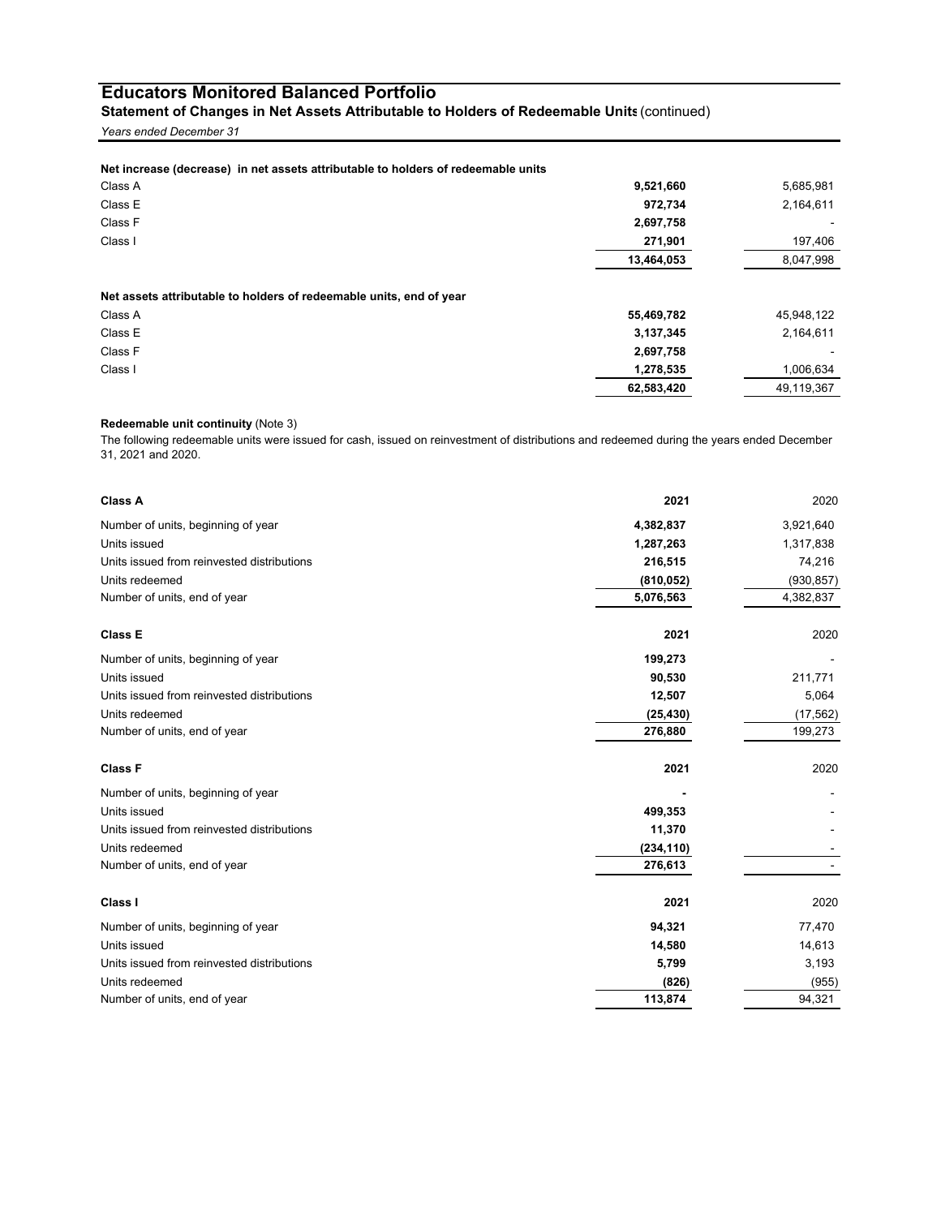# Educators Monitored Balanced Portfolio

**Statement of Changes in Net Assets Attributable to Holders of Redeemable Units** (continued)

*Years ended December 31*

| | | |
|---|---|---|
| **Net increase (decrease) in net assets attributable to holders of redeemable units** | | |
| Class A | **9,521,660** | 5,685,981 |
| Class E | **972,734** | 2,164,611 |
| Class F | **2,697,758** | - |
| Class I | **271,901** | 197,406 |
| | **13,464,053** | 8,047,998 |
| **Net assets attributable to holders of redeemable units, end of year** | | |
| Class A | **55,469,782** | 45,948,122 |
| Class E | **3,137,345** | 2,164,611 |
| Class F | **2,697,758** | - |
| Class I | **1,278,535** | 1,006,634 |
| | **62,583,420** | 49,119,367 |

**Redeemable unit continuity** (Note 3)

The following redeemable units were issued for cash, issued on reinvestment of distributions and redeemed during the years ended December 31, 2021 and 2020.

| **Class A** | **2021** | 2020 |
|---|---|---|
| Number of units, beginning of year | **4,382,837** | 3,921,640 |
| Units issued | **1,287,263** | 1,317,838 |
| Units issued from reinvested distributions | **216,515** | 74,216 |
| Units redeemed | **(810,052)** | (930,857) |
| Number of units, end of year | **5,076,563** | 4,382,837 |

| **Class E** | **2021** | 2020 |
|---|---|---|
| Number of units, beginning of year | **199,273** | - |
| Units issued | **90,530** | 211,771 |
| Units issued from reinvested distributions | **12,507** | 5,064 |
| Units redeemed | **(25,430)** | (17,562) |
| Number of units, end of year | **276,880** | 199,273 |

| **Class F** | **2021** | 2020 |
|---|---|---|
| Number of units, beginning of year | **-** | - |
| Units issued | **499,353** | - |
| Units issued from reinvested distributions | **11,370** | - |
| Units redeemed | **(234,110)** | - |
| Number of units, end of year | **276,613** | - |

| **Class I** | **2021** | 2020 |
|---|---|---|
| Number of units, beginning of year | **94,321** | 77,470 |
| Units issued | **14,580** | 14,613 |
| Units issued from reinvested distributions | **5,799** | 3,193 |
| Units redeemed | **(826)** | (955) |
| Number of units, end of year | **113,874** | 94,321 |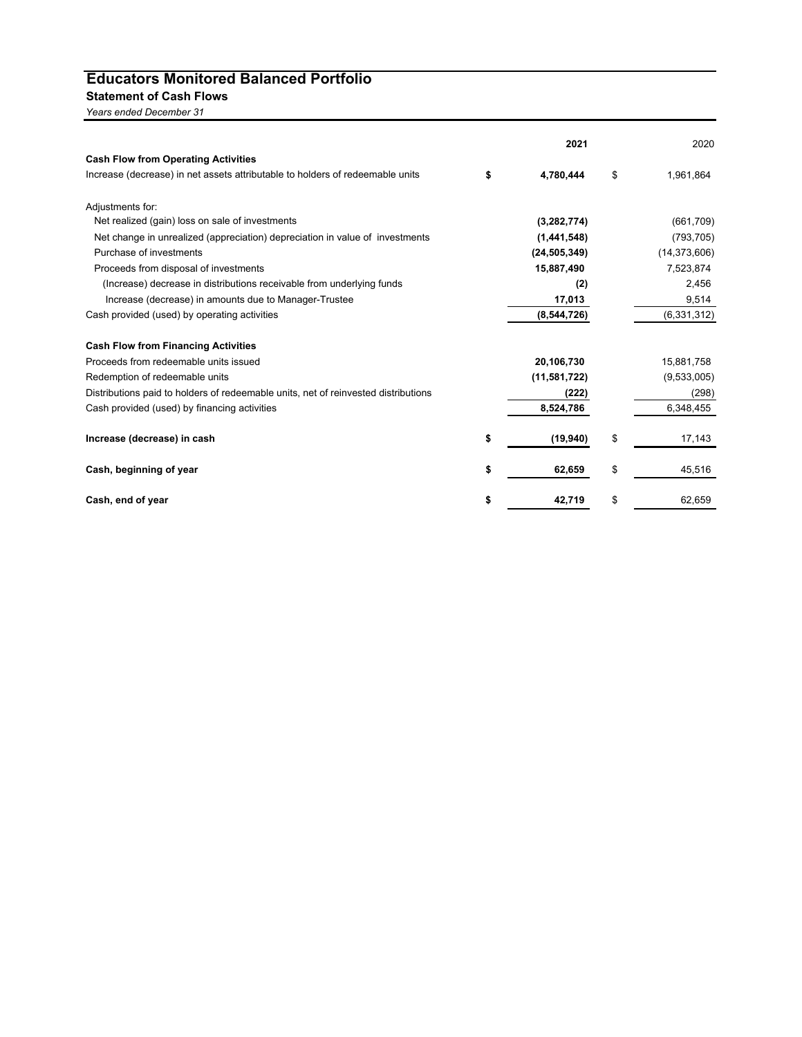# Educators Monitored Balanced Portfolio

## Statement of Cash Flows

*Years ended December 31*

| | 2021 | 2020 |
|---|---|---|
| **Cash Flow from Operating Activities** | | |
| Increase (decrease) in net assets attributable to holders of redeemable units | **$ 4,780,444** | $ 1,961,864 |
| Adjustments for: | | |
| Net realized (gain) loss on sale of investments | **(3,282,774)** | (661,709) |
| Net change in unrealized (appreciation) depreciation in value of investments | **(1,441,548)** | (793,705) |
| Purchase of investments | **(24,505,349)** | (14,373,606) |
| Proceeds from disposal of investments | **15,887,490** | 7,523,874 |
| (Increase) decrease in distributions receivable from underlying funds | **(2)** | 2,456 |
| Increase (decrease) in amounts due to Manager-Trustee | **17,013** | 9,514 |
| Cash provided (used) by operating activities | **(8,544,726)** | (6,331,312) |
| **Cash Flow from Financing Activities** | | |
| Proceeds from redeemable units issued | **20,106,730** | 15,881,758 |
| Redemption of redeemable units | **(11,581,722)** | (9,533,005) |
| Distributions paid to holders of redeemable units, net of reinvested distributions | **(222)** | (298) |
| Cash provided (used) by financing activities | **8,524,786** | 6,348,455 |
| **Increase (decrease) in cash** | **$ (19,940)** | $ 17,143 |
| **Cash, beginning of year** | **$ 62,659** | $ 45,516 |
| **Cash, end of year** | **$ 42,719** | $ 62,659 |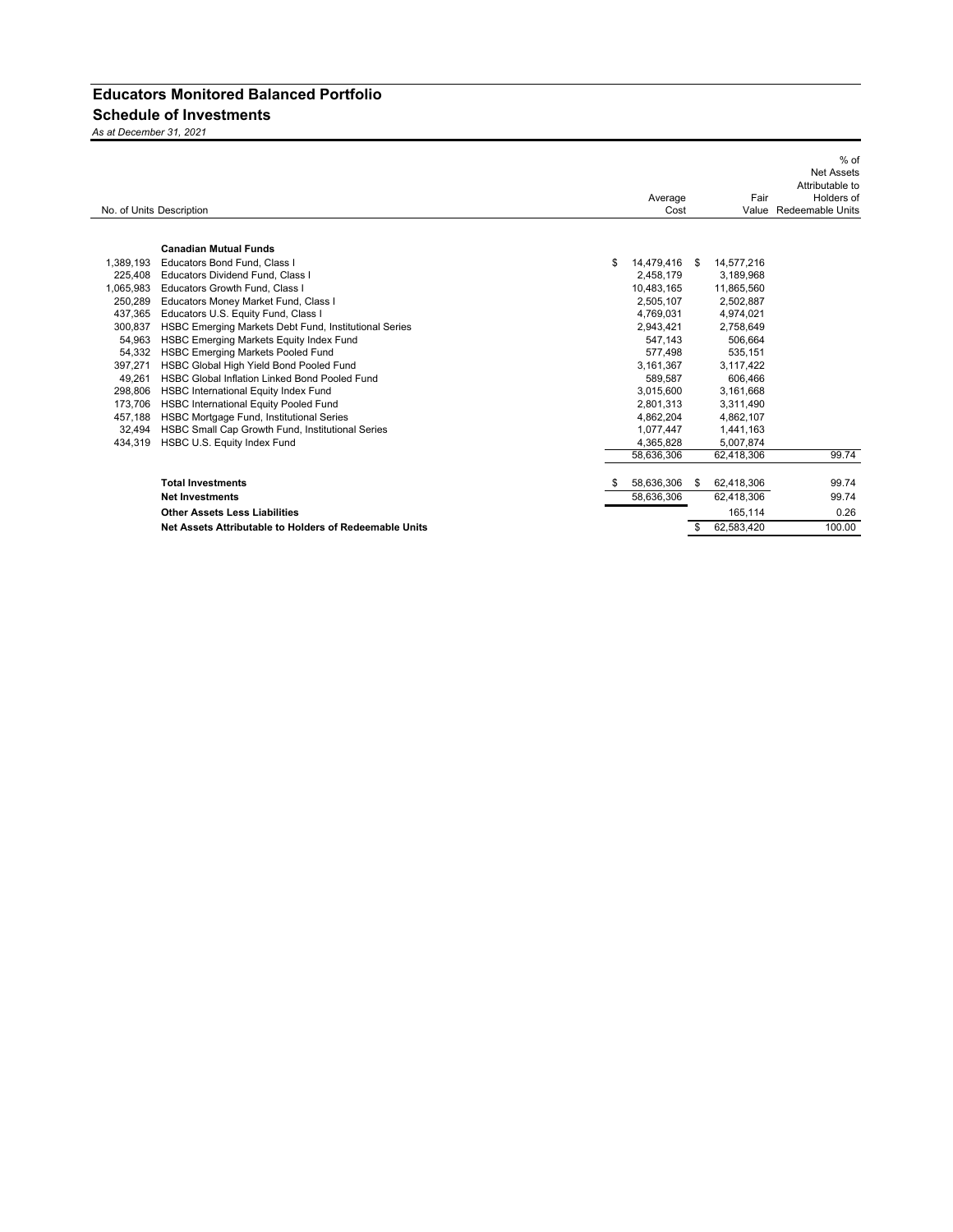# Educators Monitored Balanced Portfolio

## Schedule of Investments

*As at December 31, 2021*

| No. of Units | Description | Average Cost | Fair Value | % of Net Assets Attributable to Holders of Redeemable Units |
|---|---|---|---|---|
| | **Canadian Mutual Funds** | | | |
| 1,389,193 | Educators Bond Fund, Class I | $ 14,479,416 | $ 14,577,216 | |
| 225,408 | Educators Dividend Fund, Class I | 2,458,179 | 3,189,968 | |
| 1,065,983 | Educators Growth Fund, Class I | 10,483,165 | 11,865,560 | |
| 250,289 | Educators Money Market Fund, Class I | 2,505,107 | 2,502,887 | |
| 437,365 | Educators U.S. Equity Fund, Class I | 4,769,031 | 4,974,021 | |
| 300,837 | HSBC Emerging Markets Debt Fund, Institutional Series | 2,943,421 | 2,758,649 | |
| 54,963 | HSBC Emerging Markets Equity Index Fund | 547,143 | 506,664 | |
| 54,332 | HSBC Emerging Markets Pooled Fund | 577,498 | 535,151 | |
| 397,271 | HSBC Global High Yield Bond Pooled Fund | 3,161,367 | 3,117,422 | |
| 49,261 | HSBC Global Inflation Linked Bond Pooled Fund | 589,587 | 606,466 | |
| 298,806 | HSBC International Equity Index Fund | 3,015,600 | 3,161,668 | |
| 173,706 | HSBC International Equity Pooled Fund | 2,801,313 | 3,311,490 | |
| 457,188 | HSBC Mortgage Fund, Institutional Series | 4,862,204 | 4,862,107 | |
| 32,494 | HSBC Small Cap Growth Fund, Institutional Series | 1,077,447 | 1,441,163 | |
| 434,319 | HSBC U.S. Equity Index Fund | 4,365,828 | 5,007,874 | |
| | | 58,636,306 | 62,418,306 | 99.74 |
| | **Total Investments** | $ 58,636,306 | $ 62,418,306 | 99.74 |
| | **Net Investments** | 58,636,306 | 62,418,306 | 99.74 |
| | **Other Assets Less Liabilities** | | 165,114 | 0.26 |
| | **Net Assets Attributable to Holders of Redeemable Units** | | $ 62,583,420 | 100.00 |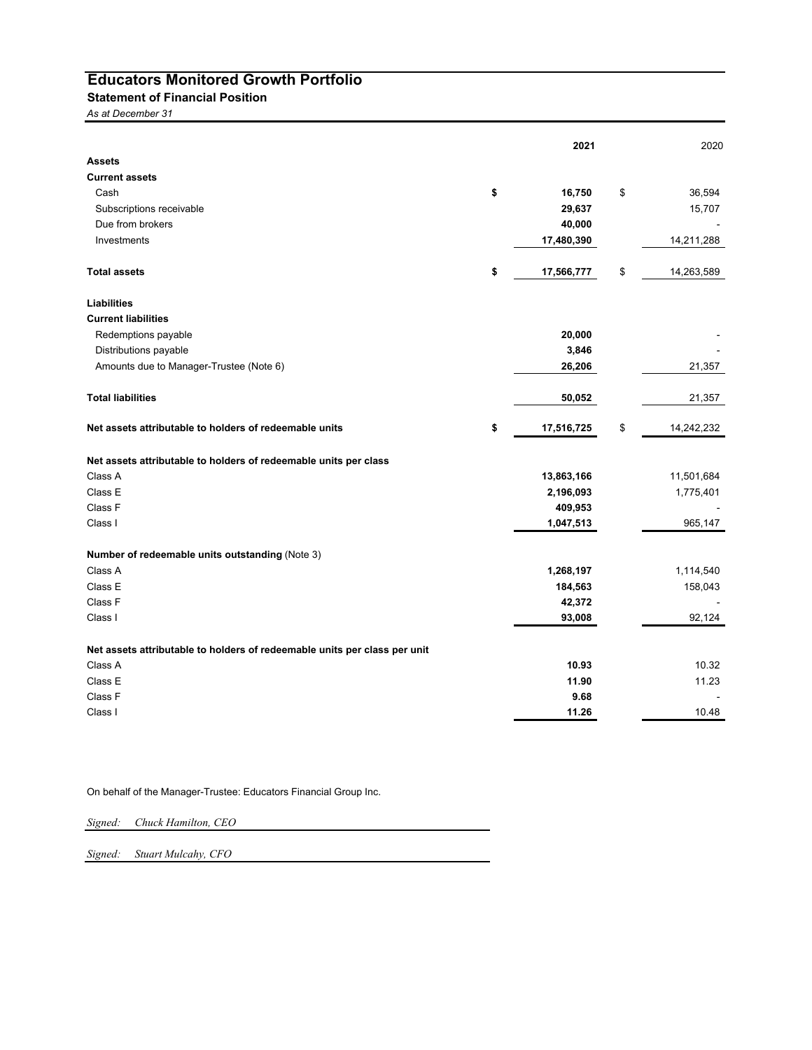# Educators Monitored Growth Portfolio

**Statement of Financial Position**

*As at December 31*

| | | 2021 | | 2020 |
|---|---|---|---|---|
| **Assets** | | | | |
| **Current assets** | | | | |
| Cash | **$** | **16,750** | $ | 36,594 |
| Subscriptions receivable | | **29,637** | | 15,707 |
| Due from brokers | | **40,000** | | - |
| Investments | | **17,480,390** | | 14,211,288 |
| **Total assets** | **$** | **17,566,777** | $ | 14,263,589 |
| **Liabilities** | | | | |
| **Current liabilities** | | | | |
| Redemptions payable | | **20,000** | | - |
| Distributions payable | | **3,846** | | - |
| Amounts due to Manager-Trustee (Note 6) | | **26,206** | | 21,357 |
| **Total liabilities** | | **50,052** | | 21,357 |
| **Net assets attributable to holders of redeemable units** | **$** | **17,516,725** | $ | 14,242,232 |
| **Net assets attributable to holders of redeemable units per class** | | | | |
| Class A | | **13,863,166** | | 11,501,684 |
| Class E | | **2,196,093** | | 1,775,401 |
| Class F | | **409,953** | | - |
| Class I | | **1,047,513** | | 965,147 |
| **Number of redeemable units outstanding** (Note 3) | | | | |
| Class A | | **1,268,197** | | 1,114,540 |
| Class E | | **184,563** | | 158,043 |
| Class F | | **42,372** | | - |
| Class I | | **93,008** | | 92,124 |
| **Net assets attributable to holders of redeemable units per class per unit** | | | | |
| Class A | | **10.93** | | 10.32 |
| Class E | | **11.90** | | 11.23 |
| Class F | | **9.68** | | - |
| Class I | | **11.26** | | 10.48 |

On behalf of the Manager-Trustee: Educators Financial Group Inc.

*Signed: Chuck Hamilton, CEO*

*Signed: Stuart Mulcahy, CFO*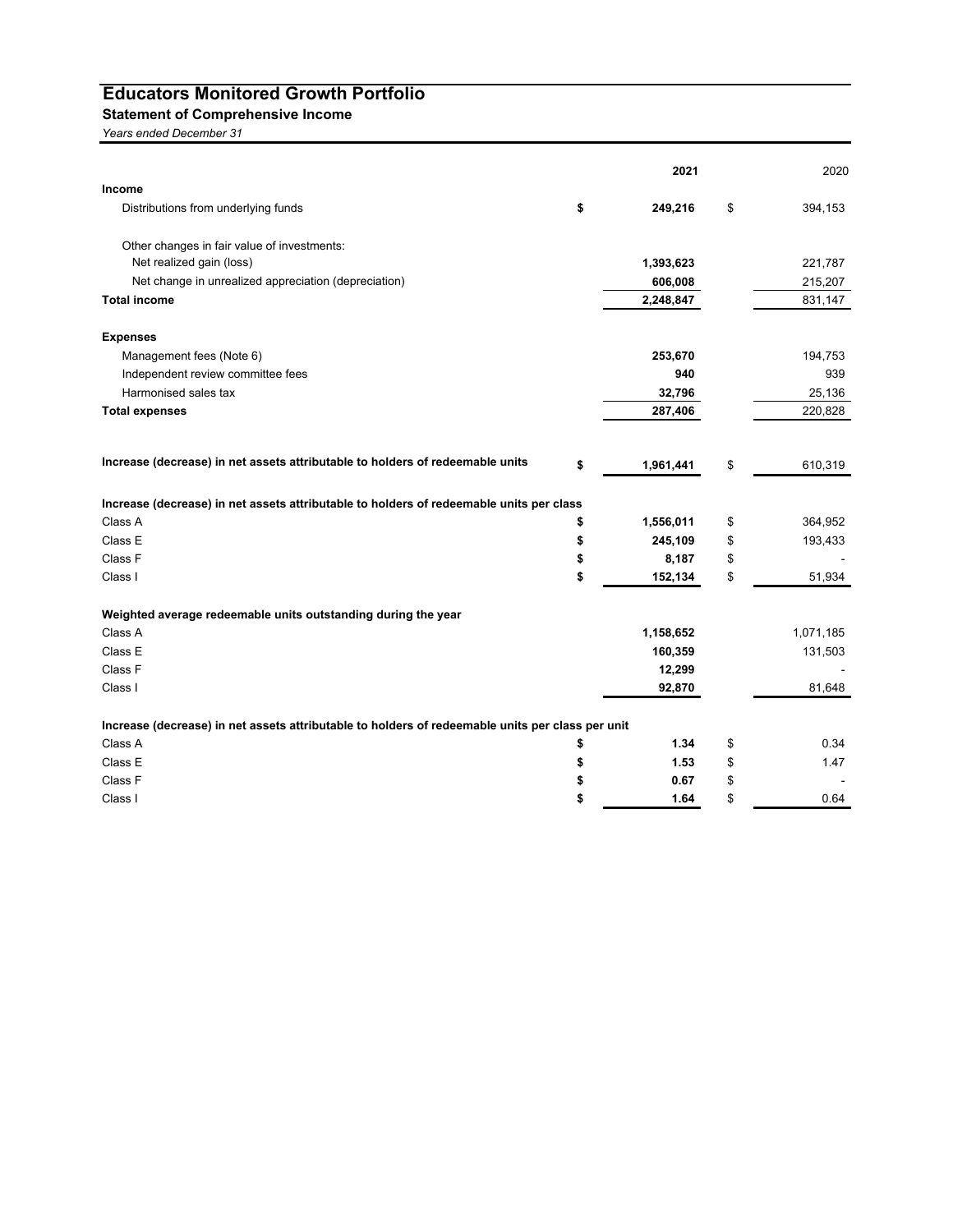# Educators Monitored Growth Portfolio

## Statement of Comprehensive Income

*Years ended December 31*

| | 2021 | 2020 |
|---|---|---|
| **Income** | | |
| Distributions from underlying funds | $ 249,216 | $ 394,153 |
| Other changes in fair value of investments: | | |
| Net realized gain (loss) | 1,393,623 | 221,787 |
| Net change in unrealized appreciation (depreciation) | 606,008 | 215,207 |
| **Total income** | 2,248,847 | 831,147 |
| **Expenses** | | |
| Management fees (Note 6) | 253,670 | 194,753 |
| Independent review committee fees | 940 | 939 |
| Harmonised sales tax | 32,796 | 25,136 |
| **Total expenses** | 287,406 | 220,828 |
| **Increase (decrease) in net assets attributable to holders of redeemable units** | $ 1,961,441 | $ 610,319 |
| **Increase (decrease) in net assets attributable to holders of redeemable units per class** | | |
| Class A | $ 1,556,011 | $ 364,952 |
| Class E | $ 245,109 | $ 193,433 |
| Class F | $ 8,187 | $ - |
| Class I | $ 152,134 | $ 51,934 |
| **Weighted average redeemable units outstanding during the year** | | |
| Class A | 1,158,652 | 1,071,185 |
| Class E | 160,359 | 131,503 |
| Class F | 12,299 | - |
| Class I | 92,870 | 81,648 |
| **Increase (decrease) in net assets attributable to holders of redeemable units per class per unit** | | |
| Class A | $ 1.34 | $ 0.34 |
| Class E | $ 1.53 | $ 1.47 |
| Class F | $ 0.67 | $ - |
| Class I | $ 1.64 | $ 0.64 |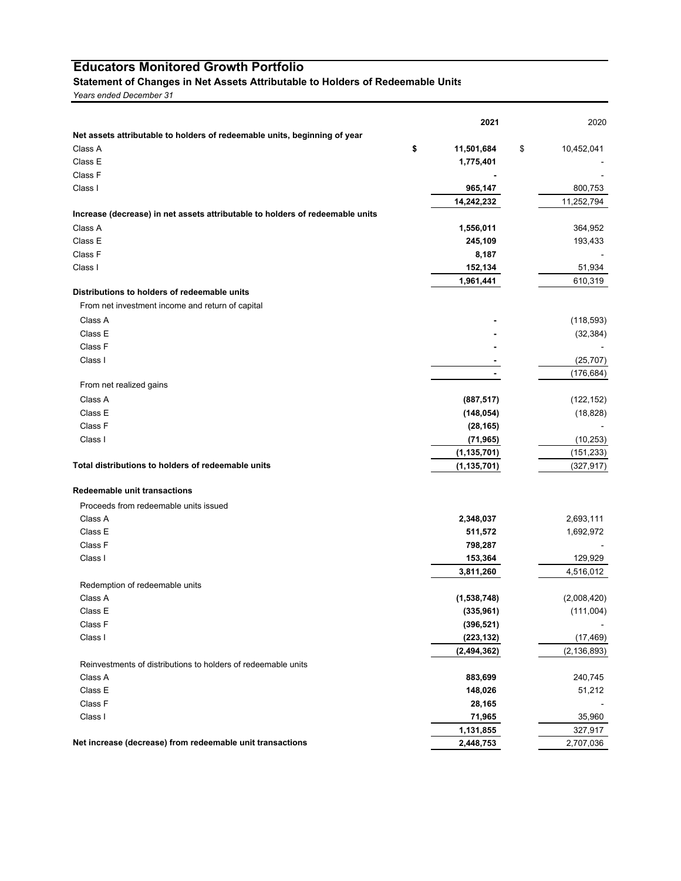# Educators Monitored Growth Portfolio

## Statement of Changes in Net Assets Attributable to Holders of Redeemable Units

*Years ended December 31*

| | 2021 | 2020 |
|---|---|---|
| **Net assets attributable to holders of redeemable units, beginning of year** | | |
| Class A | $ 11,501,684 | $ 10,452,041 |
| Class E | 1,775,401 | - |
| Class F | - | - |
| Class I | 965,147 | 800,753 |
| | 14,242,232 | 11,252,794 |
| **Increase (decrease) in net assets attributable to holders of redeemable units** | | |
| Class A | 1,556,011 | 364,952 |
| Class E | 245,109 | 193,433 |
| Class F | 8,187 | - |
| Class I | 152,134 | 51,934 |
| | 1,961,441 | 610,319 |
| **Distributions to holders of redeemable units** | | |
| From net investment income and return of capital | | |
| Class A | - | (118,593) |
| Class E | - | (32,384) |
| Class F | - | - |
| Class I | - | (25,707) |
| | - | (176,684) |
| From net realized gains | | |
| Class A | (887,517) | (122,152) |
| Class E | (148,054) | (18,828) |
| Class F | (28,165) | - |
| Class I | (71,965) | (10,253) |
| | (1,135,701) | (151,233) |
| **Total distributions to holders of redeemable units** | (1,135,701) | (327,917) |
| **Redeemable unit transactions** | | |
| Proceeds from redeemable units issued | | |
| Class A | 2,348,037 | 2,693,111 |
| Class E | 511,572 | 1,692,972 |
| Class F | 798,287 | - |
| Class I | 153,364 | 129,929 |
| | 3,811,260 | 4,516,012 |
| Redemption of redeemable units | | |
| Class A | (1,538,748) | (2,008,420) |
| Class E | (335,961) | (111,004) |
| Class F | (396,521) | - |
| Class I | (223,132) | (17,469) |
| | (2,494,362) | (2,136,893) |
| Reinvestments of distributions to holders of redeemable units | | |
| Class A | 883,699 | 240,745 |
| Class E | 148,026 | 51,212 |
| Class F | 28,165 | - |
| Class I | 71,965 | 35,960 |
| | 1,131,855 | 327,917 |
| **Net increase (decrease) from redeemable unit transactions** | 2,448,753 | 2,707,036 |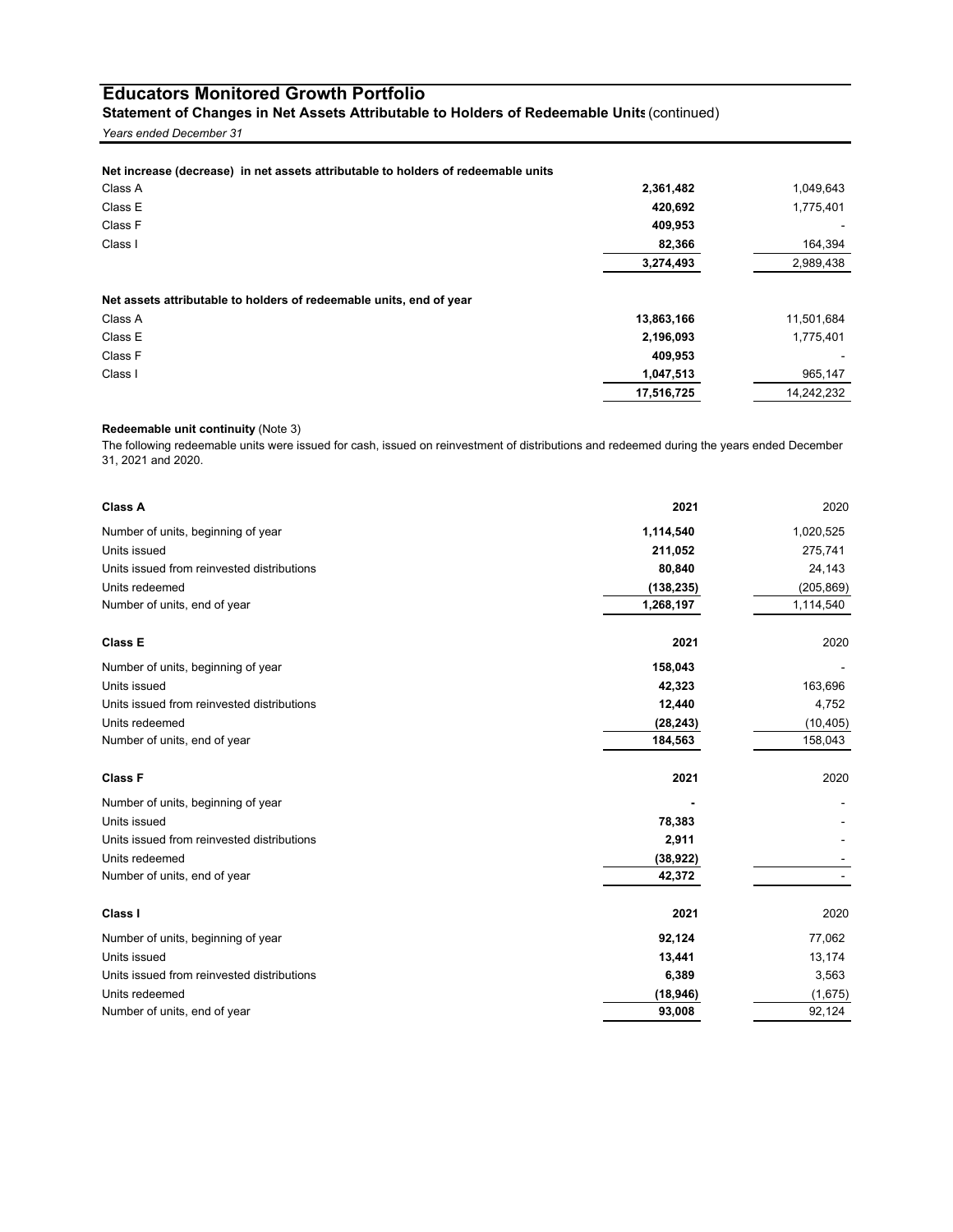# Educators Monitored Growth Portfolio

**Statement of Changes in Net Assets Attributable to Holders of Redeemable Units** (continued)

*Years ended December 31*

| | | |
|---|---|---|
| **Net increase (decrease) in net assets attributable to holders of redeemable units** | | |
| Class A | **2,361,482** | 1,049,643 |
| Class E | **420,692** | 1,775,401 |
| Class F | **409,953** | - |
| Class I | **82,366** | 164,394 |
| | **3,274,493** | 2,989,438 |
| **Net assets attributable to holders of redeemable units, end of year** | | |
| Class A | **13,863,166** | 11,501,684 |
| Class E | **2,196,093** | 1,775,401 |
| Class F | **409,953** | - |
| Class I | **1,047,513** | 965,147 |
| | **17,516,725** | 14,242,232 |

**Redeemable unit continuity** (Note 3)

The following redeemable units were issued for cash, issued on reinvestment of distributions and redeemed during the years ended December 31, 2021 and 2020.

| **Class A** | **2021** | 2020 |
|---|---|---|
| Number of units, beginning of year | **1,114,540** | 1,020,525 |
| Units issued | **211,052** | 275,741 |
| Units issued from reinvested distributions | **80,840** | 24,143 |
| Units redeemed | **(138,235)** | (205,869) |
| Number of units, end of year | **1,268,197** | 1,114,540 |

| **Class E** | **2021** | 2020 |
|---|---|---|
| Number of units, beginning of year | **158,043** | - |
| Units issued | **42,323** | 163,696 |
| Units issued from reinvested distributions | **12,440** | 4,752 |
| Units redeemed | **(28,243)** | (10,405) |
| Number of units, end of year | **184,563** | 158,043 |

| **Class F** | **2021** | 2020 |
|---|---|---|
| Number of units, beginning of year | **-** | - |
| Units issued | **78,383** | - |
| Units issued from reinvested distributions | **2,911** | - |
| Units redeemed | **(38,922)** | - |
| Number of units, end of year | **42,372** | - |

| **Class I** | **2021** | 2020 |
|---|---|---|
| Number of units, beginning of year | **92,124** | 77,062 |
| Units issued | **13,441** | 13,174 |
| Units issued from reinvested distributions | **6,389** | 3,563 |
| Units redeemed | **(18,946)** | (1,675) |
| Number of units, end of year | **93,008** | 92,124 |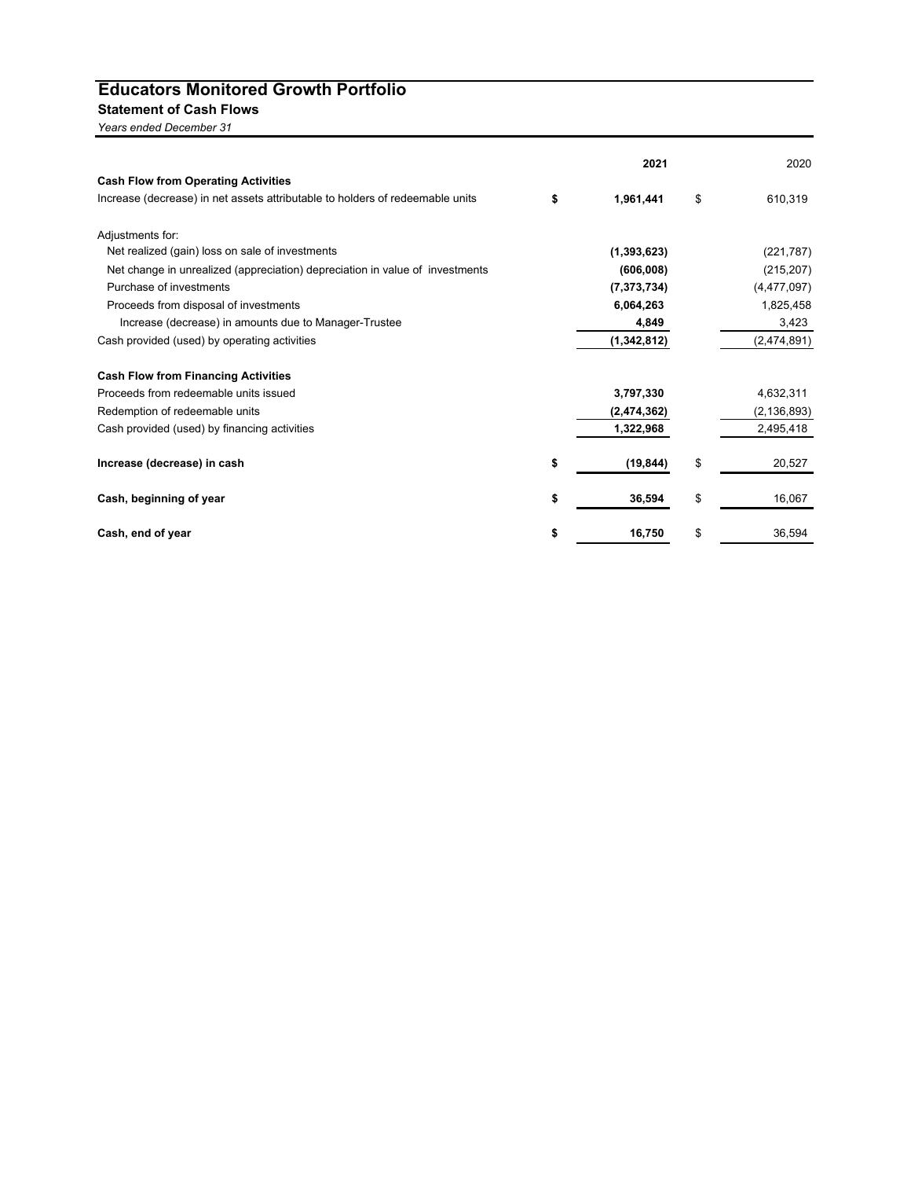# Educators Monitored Growth Portfolio

**Statement of Cash Flows**

*Years ended December 31*

| | | 2021 | | 2020 |
|---|---|---|---|---|
| **Cash Flow from Operating Activities** | | | | |
| Increase (decrease) in net assets attributable to holders of redeemable units | **$** | **1,961,441** | $ | 610,319 |
| | | | | |
| Adjustments for: | | | | |
| Net realized (gain) loss on sale of investments | | **(1,393,623)** | | (221,787) |
| Net change in unrealized (appreciation) depreciation in value of investments | | **(606,008)** | | (215,207) |
| Purchase of investments | | **(7,373,734)** | | (4,477,097) |
| Proceeds from disposal of investments | | **6,064,263** | | 1,825,458 |
| Increase (decrease) in amounts due to Manager-Trustee | | **4,849** | | 3,423 |
| Cash provided (used) by operating activities | | **(1,342,812)** | | (2,474,891) |
| | | | | |
| **Cash Flow from Financing Activities** | | | | |
| Proceeds from redeemable units issued | | **3,797,330** | | 4,632,311 |
| Redemption of redeemable units | | **(2,474,362)** | | (2,136,893) |
| Cash provided (used) by financing activities | | **1,322,968** | | 2,495,418 |
| | | | | |
| **Increase (decrease) in cash** | **$** | **(19,844)** | $ | 20,527 |
| | | | | |
| **Cash, beginning of year** | **$** | **36,594** | $ | 16,067 |
| | | | | |
| **Cash, end of year** | **$** | **16,750** | $ | 36,594 |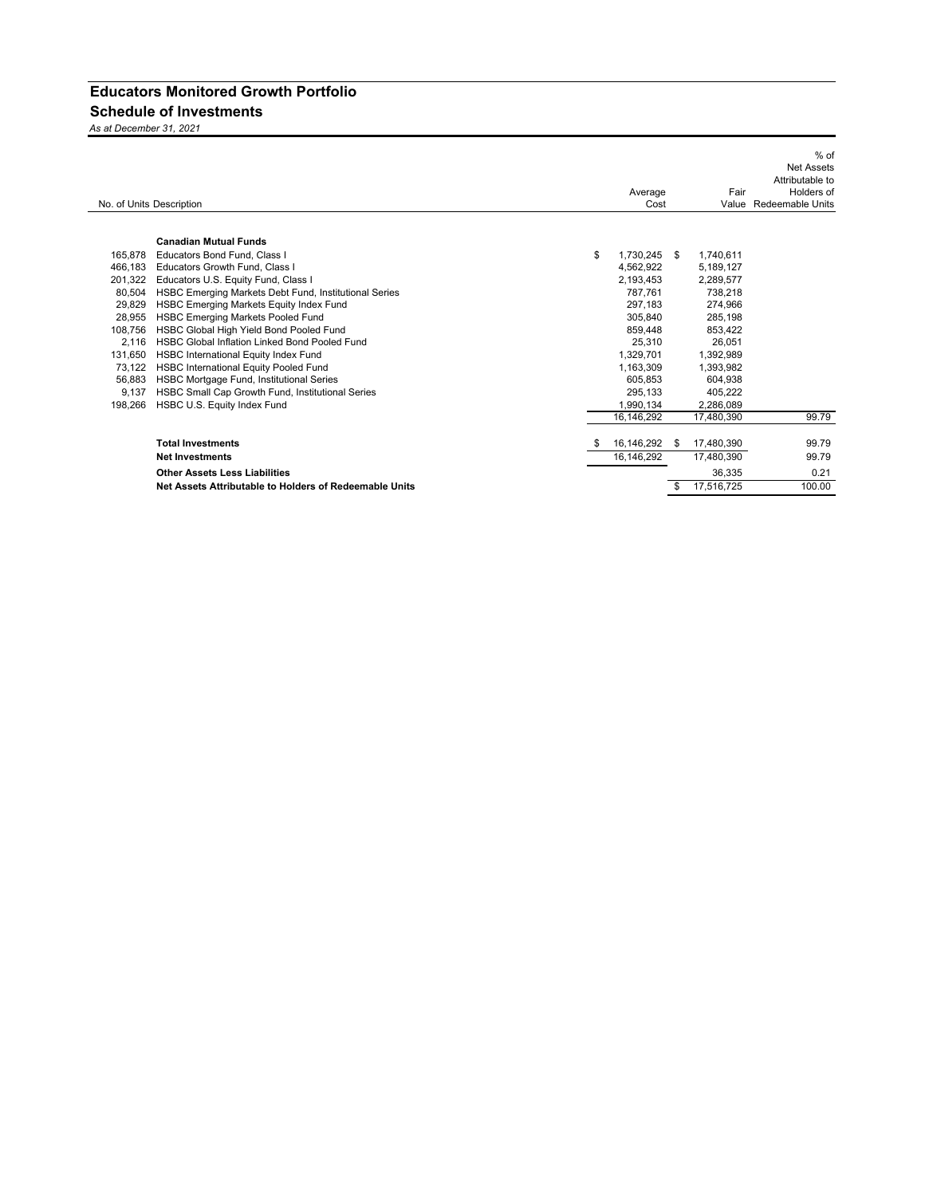## Educators Monitored Growth Portfolio

## Schedule of Investments

*As at December 31, 2021*

| No. of Units | Description | Average Cost | Fair Value | % of Net Assets Attributable to Holders of Redeemable Units |
|---|---|---|---|---|
| | **Canadian Mutual Funds** | | | |
| 165,878 | Educators Bond Fund, Class I | $ 1,730,245 | $ 1,740,611 | |
| 466,183 | Educators Growth Fund, Class I | 4,562,922 | 5,189,127 | |
| 201,322 | Educators U.S. Equity Fund, Class I | 2,193,453 | 2,289,577 | |
| 80,504 | HSBC Emerging Markets Debt Fund, Institutional Series | 787,761 | 738,218 | |
| 29,829 | HSBC Emerging Markets Equity Index Fund | 297,183 | 274,966 | |
| 28,955 | HSBC Emerging Markets Pooled Fund | 305,840 | 285,198 | |
| 108,756 | HSBC Global High Yield Bond Pooled Fund | 859,448 | 853,422 | |
| 2,116 | HSBC Global Inflation Linked Bond Pooled Fund | 25,310 | 26,051 | |
| 131,650 | HSBC International Equity Index Fund | 1,329,701 | 1,392,989 | |
| 73,122 | HSBC International Equity Pooled Fund | 1,163,309 | 1,393,982 | |
| 56,883 | HSBC Mortgage Fund, Institutional Series | 605,853 | 604,938 | |
| 9,137 | HSBC Small Cap Growth Fund, Institutional Series | 295,133 | 405,222 | |
| 198,266 | HSBC U.S. Equity Index Fund | 1,990,134 | 2,286,089 | |
| | | 16,146,292 | 17,480,390 | 99.79 |
| | **Total Investments** | $ 16,146,292 | $ 17,480,390 | 99.79 |
| | **Net Investments** | 16,146,292 | 17,480,390 | 99.79 |
| | **Other Assets Less Liabilities** | | 36,335 | 0.21 |
| | **Net Assets Attributable to Holders of Redeemable Units** | | $ 17,516,725 | 100.00 |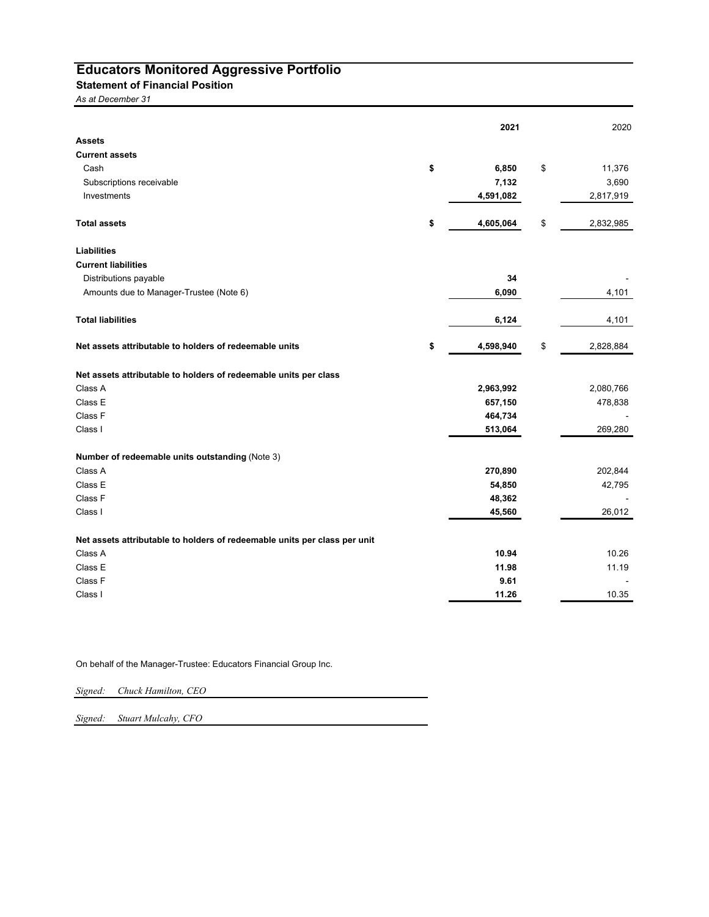# Educators Monitored Aggressive Portfolio

**Statement of Financial Position**

*As at December 31*

| | | 2021 | | 2020 |
|---|---|---|---|---|
| **Assets** | | | | |
| **Current assets** | | | | |
| Cash | **$** | **6,850** | $ | 11,376 |
| Subscriptions receivable | | **7,132** | | 3,690 |
| Investments | | **4,591,082** | | 2,817,919 |
| **Total assets** | **$** | **4,605,064** | $ | 2,832,985 |
| **Liabilities** | | | | |
| **Current liabilities** | | | | |
| Distributions payable | | **34** | | - |
| Amounts due to Manager-Trustee (Note 6) | | **6,090** | | 4,101 |
| **Total liabilities** | | **6,124** | | 4,101 |
| **Net assets attributable to holders of redeemable units** | **$** | **4,598,940** | $ | 2,828,884 |
| **Net assets attributable to holders of redeemable units per class** | | | | |
| Class A | | **2,963,992** | | 2,080,766 |
| Class E | | **657,150** | | 478,838 |
| Class F | | **464,734** | | - |
| Class I | | **513,064** | | 269,280 |
| **Number of redeemable units outstanding** (Note 3) | | | | |
| Class A | | **270,890** | | 202,844 |
| Class E | | **54,850** | | 42,795 |
| Class F | | **48,362** | | - |
| Class I | | **45,560** | | 26,012 |
| **Net assets attributable to holders of redeemable units per class per unit** | | | | |
| Class A | | **10.94** | | 10.26 |
| Class E | | **11.98** | | 11.19 |
| Class F | | **9.61** | | - |
| Class I | | **11.26** | | 10.35 |

On behalf of the Manager-Trustee: Educators Financial Group Inc.

*Signed: Chuck Hamilton, CEO*

*Signed: Stuart Mulcahy, CFO*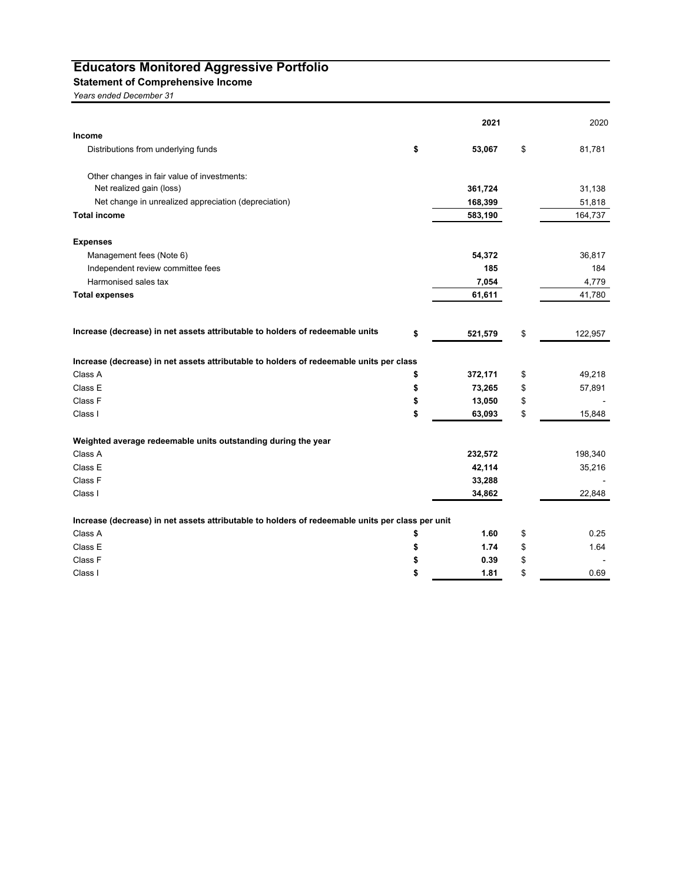# Educators Monitored Aggressive Portfolio

## Statement of Comprehensive Income

*Years ended December 31*

| | | 2021 | | 2020 |
|---|---|---|---|---|
| **Income** | | | | |
| Distributions from underlying funds | **$** | **53,067** | $ | 81,781 |
| Other changes in fair value of investments: | | | | |
| Net realized gain (loss) | | **361,724** | | 31,138 |
| Net change in unrealized appreciation (depreciation) | | **168,399** | | 51,818 |
| **Total income** | | **583,190** | | 164,737 |
| **Expenses** | | | | |
| Management fees (Note 6) | | **54,372** | | 36,817 |
| Independent review committee fees | | **185** | | 184 |
| Harmonised sales tax | | **7,054** | | 4,779 |
| **Total expenses** | | **61,611** | | 41,780 |
| **Increase (decrease) in net assets attributable to holders of redeemable units** | **$** | **521,579** | $ | 122,957 |
| **Increase (decrease) in net assets attributable to holders of redeemable units per class** | | | | |
| Class A | **$** | **372,171** | $ | 49,218 |
| Class E | **$** | **73,265** | $ | 57,891 |
| Class F | **$** | **13,050** | $ | - |
| Class I | **$** | **63,093** | $ | 15,848 |
| **Weighted average redeemable units outstanding during the year** | | | | |
| Class A | | **232,572** | | 198,340 |
| Class E | | **42,114** | | 35,216 |
| Class F | | **33,288** | | - |
| Class I | | **34,862** | | 22,848 |
| **Increase (decrease) in net assets attributable to holders of redeemable units per class per unit** | | | | |
| Class A | **$** | **1.60** | $ | 0.25 |
| Class E | **$** | **1.74** | $ | 1.64 |
| Class F | **$** | **0.39** | $ | - |
| Class I | **$** | **1.81** | $ | 0.69 |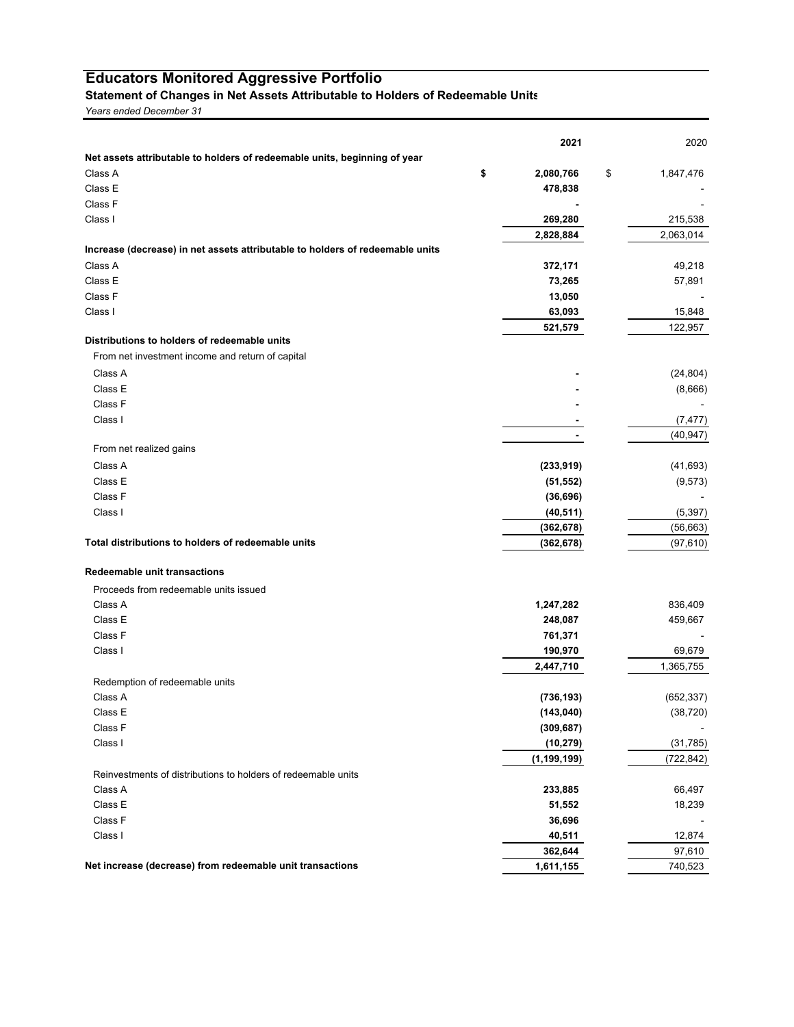# Educators Monitored Aggressive Portfolio

## Statement of Changes in Net Assets Attributable to Holders of Redeemable Units

*Years ended December 31*

| | 2021 | 2020 |
|---|---|---|
| **Net assets attributable to holders of redeemable units, beginning of year** | | |
| Class A | $ 2,080,766 | $ 1,847,476 |
| Class E | 478,838 | - |
| Class F | - | - |
| Class I | 269,280 | 215,538 |
| | 2,828,884 | 2,063,014 |
| **Increase (decrease) in net assets attributable to holders of redeemable units** | | |
| Class A | 372,171 | 49,218 |
| Class E | 73,265 | 57,891 |
| Class F | 13,050 | - |
| Class I | 63,093 | 15,848 |
| | 521,579 | 122,957 |
| **Distributions to holders of redeemable units** | | |
| From net investment income and return of capital | | |
| Class A | - | (24,804) |
| Class E | - | (8,666) |
| Class F | - | - |
| Class I | - | (7,477) |
| | - | (40,947) |
| From net realized gains | | |
| Class A | (233,919) | (41,693) |
| Class E | (51,552) | (9,573) |
| Class F | (36,696) | - |
| Class I | (40,511) | (5,397) |
| | (362,678) | (56,663) |
| **Total distributions to holders of redeemable units** | (362,678) | (97,610) |
| **Redeemable unit transactions** | | |
| Proceeds from redeemable units issued | | |
| Class A | 1,247,282 | 836,409 |
| Class E | 248,087 | 459,667 |
| Class F | 761,371 | - |
| Class I | 190,970 | 69,679 |
| | 2,447,710 | 1,365,755 |
| Redemption of redeemable units | | |
| Class A | (736,193) | (652,337) |
| Class E | (143,040) | (38,720) |
| Class F | (309,687) | - |
| Class I | (10,279) | (31,785) |
| | (1,199,199) | (722,842) |
| Reinvestments of distributions to holders of redeemable units | | |
| Class A | 233,885 | 66,497 |
| Class E | 51,552 | 18,239 |
| Class F | 36,696 | - |
| Class I | 40,511 | 12,874 |
| | 362,644 | 97,610 |
| **Net increase (decrease) from redeemable unit transactions** | 1,611,155 | 740,523 |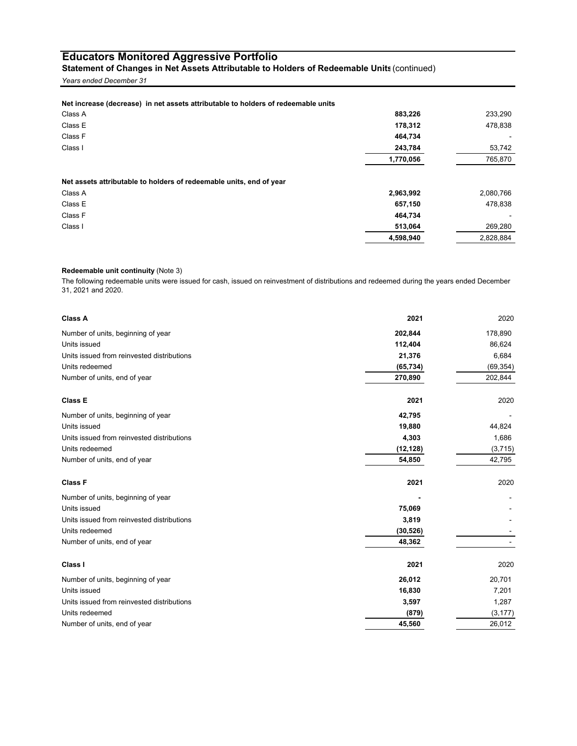# Educators Monitored Aggressive Portfolio

**Statement of Changes in Net Assets Attributable to Holders of Redeemable Units** (continued)

*Years ended December 31*

| | | |
|---|---|---|
| **Net increase (decrease) in net assets attributable to holders of redeemable units** | | |
| Class A | **883,226** | 233,290 |
| Class E | **178,312** | 478,838 |
| Class F | **464,734** | - |
| Class I | **243,784** | 53,742 |
| | **1,770,056** | 765,870 |
| **Net assets attributable to holders of redeemable units, end of year** | | |
| Class A | **2,963,992** | 2,080,766 |
| Class E | **657,150** | 478,838 |
| Class F | **464,734** | - |
| Class I | **513,064** | 269,280 |
| | **4,598,940** | 2,828,884 |

**Redeemable unit continuity** (Note 3)

The following redeemable units were issued for cash, issued on reinvestment of distributions and redeemed during the years ended December 31, 2021 and 2020.

| **Class A** | **2021** | 2020 |
|---|---|---|
| Number of units, beginning of year | **202,844** | 178,890 |
| Units issued | **112,404** | 86,624 |
| Units issued from reinvested distributions | **21,376** | 6,684 |
| Units redeemed | **(65,734)** | (69,354) |
| Number of units, end of year | **270,890** | 202,844 |

| **Class E** | **2021** | 2020 |
|---|---|---|
| Number of units, beginning of year | **42,795** | - |
| Units issued | **19,880** | 44,824 |
| Units issued from reinvested distributions | **4,303** | 1,686 |
| Units redeemed | **(12,128)** | (3,715) |
| Number of units, end of year | **54,850** | 42,795 |

| **Class F** | **2021** | 2020 |
|---|---|---|
| Number of units, beginning of year | **-** | - |
| Units issued | **75,069** | - |
| Units issued from reinvested distributions | **3,819** | - |
| Units redeemed | **(30,526)** | - |
| Number of units, end of year | **48,362** | - |

| **Class I** | **2021** | 2020 |
|---|---|---|
| Number of units, beginning of year | **26,012** | 20,701 |
| Units issued | **16,830** | 7,201 |
| Units issued from reinvested distributions | **3,597** | 1,287 |
| Units redeemed | **(879)** | (3,177) |
| Number of units, end of year | **45,560** | 26,012 |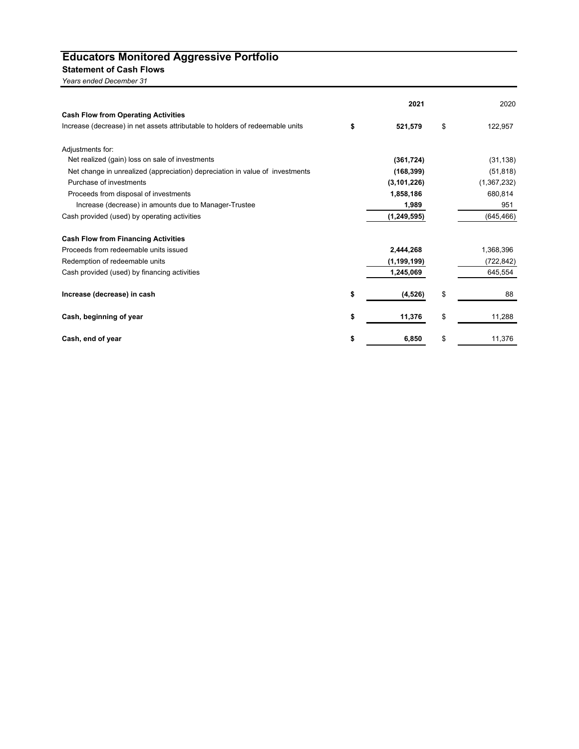# Educators Monitored Aggressive Portfolio

**Statement of Cash Flows**

*Years ended December 31*

| | | 2021 | | 2020 |
|---|---|---|---|---|
| **Cash Flow from Operating Activities** | | | | |
| Increase (decrease) in net assets attributable to holders of redeemable units | **$** | **521,579** | $ | 122,957 |
| Adjustments for: | | | | |
| Net realized (gain) loss on sale of investments | | **(361,724)** | | (31,138) |
| Net change in unrealized (appreciation) depreciation in value of investments | | **(168,399)** | | (51,818) |
| Purchase of investments | | **(3,101,226)** | | (1,367,232) |
| Proceeds from disposal of investments | | **1,858,186** | | 680,814 |
| Increase (decrease) in amounts due to Manager-Trustee | | **1,989** | | 951 |
| Cash provided (used) by operating activities | | **(1,249,595)** | | (645,466) |
| **Cash Flow from Financing Activities** | | | | |
| Proceeds from redeemable units issued | | **2,444,268** | | 1,368,396 |
| Redemption of redeemable units | | **(1,199,199)** | | (722,842) |
| Cash provided (used) by financing activities | | **1,245,069** | | 645,554 |
| **Increase (decrease) in cash** | **$** | **(4,526)** | $ | 88 |
| **Cash, beginning of year** | **$** | **11,376** | $ | 11,288 |
| **Cash, end of year** | **$** | **6,850** | $ | 11,376 |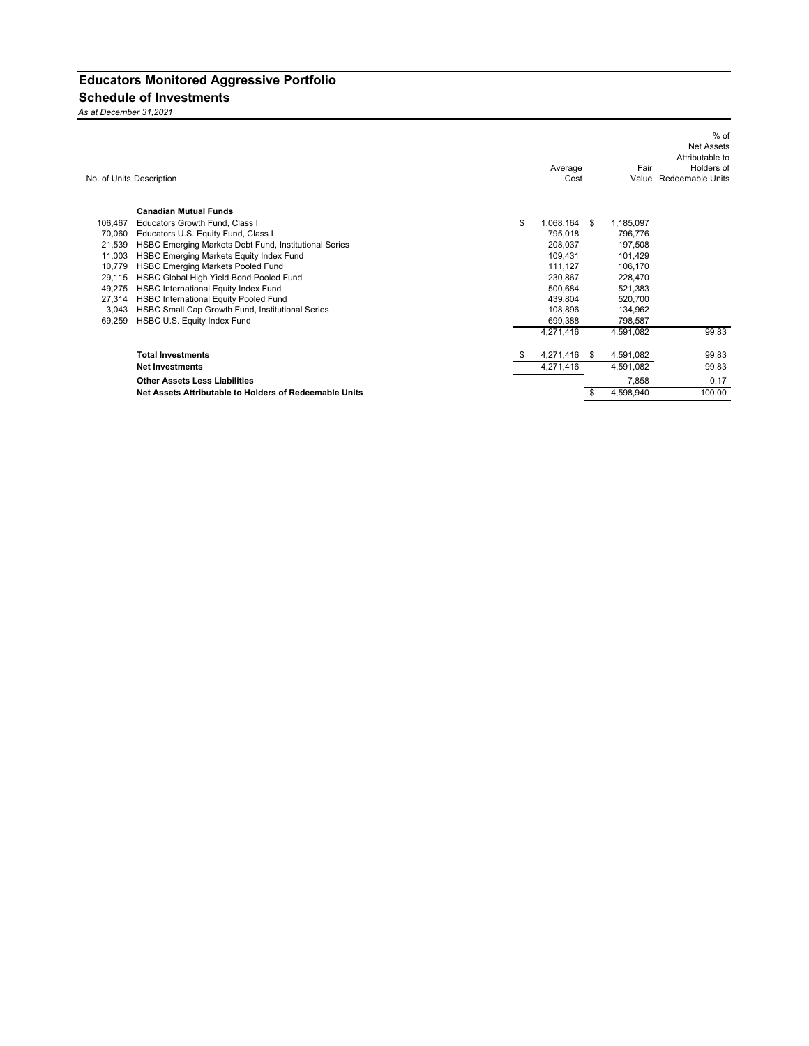# Educators Monitored Aggressive Portfolio

## Schedule of Investments

*As at December 31,2021*

| No. of Units | Description | Average Cost | Fair Value | % of Net Assets Attributable to Holders of Redeemable Units |
|---|---|---|---|---|
| | **Canadian Mutual Funds** | | | |
| 106,467 | Educators Growth Fund, Class I | $ 1,068,164 | $ 1,185,097 | |
| 70,060 | Educators U.S. Equity Fund, Class I | 795,018 | 796,776 | |
| 21,539 | HSBC Emerging Markets Debt Fund, Institutional Series | 208,037 | 197,508 | |
| 11,003 | HSBC Emerging Markets Equity Index Fund | 109,431 | 101,429 | |
| 10,779 | HSBC Emerging Markets Pooled Fund | 111,127 | 106,170 | |
| 29,115 | HSBC Global High Yield Bond Pooled Fund | 230,867 | 228,470 | |
| 49,275 | HSBC International Equity Index Fund | 500,684 | 521,383 | |
| 27,314 | HSBC International Equity Pooled Fund | 439,804 | 520,700 | |
| 3,043 | HSBC Small Cap Growth Fund, Institutional Series | 108,896 | 134,962 | |
| 69,259 | HSBC U.S. Equity Index Fund | 699,388 | 798,587 | |
| | | 4,271,416 | 4,591,082 | 99.83 |
| | **Total Investments** | $ 4,271,416 | $ 4,591,082 | 99.83 |
| | **Net Investments** | 4,271,416 | 4,591,082 | 99.83 |
| | **Other Assets Less Liabilities** | | 7,858 | 0.17 |
| | **Net Assets Attributable to Holders of Redeemable Units** | | $ 4,598,940 | 100.00 |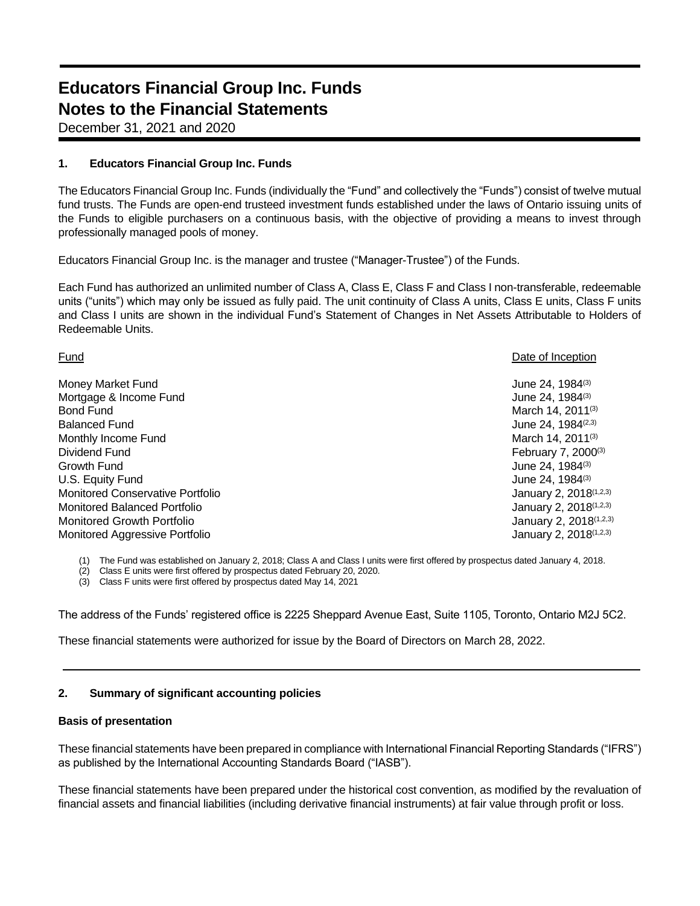# Educators Financial Group Inc. Funds
# Notes to the Financial Statements

December 31, 2021 and 2020

## 1. Educators Financial Group Inc. Funds

The Educators Financial Group Inc. Funds (individually the "Fund" and collectively the "Funds") consist of twelve mutual fund trusts. The Funds are open-end trusteed investment funds established under the laws of Ontario issuing units of the Funds to eligible purchasers on a continuous basis, with the objective of providing a means to invest through professionally managed pools of money.

Educators Financial Group Inc. is the manager and trustee ("Manager-Trustee") of the Funds.

Each Fund has authorized an unlimited number of Class A, Class E, Class F and Class I non-transferable, redeemable units ("units") which may only be issued as fully paid. The unit continuity of Class A units, Class E units, Class F units and Class I units are shown in the individual Fund's Statement of Changes in Net Assets Attributable to Holders of Redeemable Units.

| Fund | Date of Inception |
|---|---|
| Money Market Fund | June 24, 1984[3] |
| Mortgage & Income Fund | June 24, 1984[3] |
| Bond Fund | March 14, 2011[3] |
| Balanced Fund | June 24, 1984[2,3] |
| Monthly Income Fund | March 14, 2011[3] |
| Dividend Fund | February 7, 2000[3] |
| Growth Fund | June 24, 1984[3] |
| U.S. Equity Fund | June 24, 1984[3] |
| Monitored Conservative Portfolio | January 2, 2018[1,2,3] |
| Monitored Balanced Portfolio | January 2, 2018[1,2,3] |
| Monitored Growth Portfolio | January 2, 2018[1,2,3] |
| Monitored Aggressive Portfolio | January 2, 2018[1,2,3] |

(1) The Fund was established on January 2, 2018; Class A and Class I units were first offered by prospectus dated January 4, 2018.
(2) Class E units were first offered by prospectus dated February 20, 2020.
(3) Class F units were first offered by prospectus dated May 14, 2021

The address of the Funds' registered office is 2225 Sheppard Avenue East, Suite 1105, Toronto, Ontario M2J 5C2.

These financial statements were authorized for issue by the Board of Directors on March 28, 2022.

## 2. Summary of significant accounting policies

### Basis of presentation

These financial statements have been prepared in compliance with International Financial Reporting Standards ("IFRS") as published by the International Accounting Standards Board ("IASB").

These financial statements have been prepared under the historical cost convention, as modified by the revaluation of financial assets and financial liabilities (including derivative financial instruments) at fair value through profit or loss.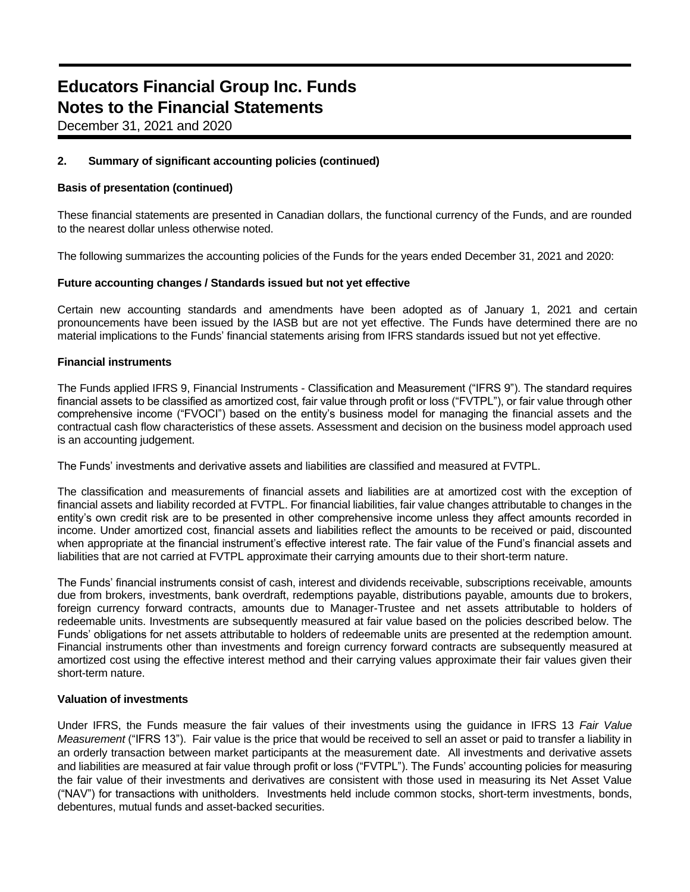# Educators Financial Group Inc. Funds
# Notes to the Financial Statements

December 31, 2021 and 2020

## 2. Summary of significant accounting policies (continued)

### Basis of presentation (continued)

These financial statements are presented in Canadian dollars, the functional currency of the Funds, and are rounded to the nearest dollar unless otherwise noted.

The following summarizes the accounting policies of the Funds for the years ended December 31, 2021 and 2020:

### Future accounting changes / Standards issued but not yet effective

Certain new accounting standards and amendments have been adopted as of January 1, 2021 and certain pronouncements have been issued by the IASB but are not yet effective. The Funds have determined there are no material implications to the Funds' financial statements arising from IFRS standards issued but not yet effective.

### Financial instruments

The Funds applied IFRS 9, Financial Instruments - Classification and Measurement ("IFRS 9"). The standard requires financial assets to be classified as amortized cost, fair value through profit or loss ("FVTPL"), or fair value through other comprehensive income ("FVOCI") based on the entity's business model for managing the financial assets and the contractual cash flow characteristics of these assets. Assessment and decision on the business model approach used is an accounting judgement.

The Funds' investments and derivative assets and liabilities are classified and measured at FVTPL.

The classification and measurements of financial assets and liabilities are at amortized cost with the exception of financial assets and liability recorded at FVTPL. For financial liabilities, fair value changes attributable to changes in the entity's own credit risk are to be presented in other comprehensive income unless they affect amounts recorded in income. Under amortized cost, financial assets and liabilities reflect the amounts to be received or paid, discounted when appropriate at the financial instrument's effective interest rate. The fair value of the Fund's financial assets and liabilities that are not carried at FVTPL approximate their carrying amounts due to their short-term nature.

The Funds' financial instruments consist of cash, interest and dividends receivable, subscriptions receivable, amounts due from brokers, investments, bank overdraft, redemptions payable, distributions payable, amounts due to brokers, foreign currency forward contracts, amounts due to Manager-Trustee and net assets attributable to holders of redeemable units. Investments are subsequently measured at fair value based on the policies described below. The Funds' obligations for net assets attributable to holders of redeemable units are presented at the redemption amount. Financial instruments other than investments and foreign currency forward contracts are subsequently measured at amortized cost using the effective interest method and their carrying values approximate their fair values given their short-term nature.

### Valuation of investments

Under IFRS, the Funds measure the fair values of their investments using the guidance in IFRS 13 *Fair Value Measurement* ("IFRS 13"). Fair value is the price that would be received to sell an asset or paid to transfer a liability in an orderly transaction between market participants at the measurement date. All investments and derivative assets and liabilities are measured at fair value through profit or loss ("FVTPL"). The Funds' accounting policies for measuring the fair value of their investments and derivatives are consistent with those used in measuring its Net Asset Value ("NAV") for transactions with unitholders. Investments held include common stocks, short-term investments, bonds, debentures, mutual funds and asset-backed securities.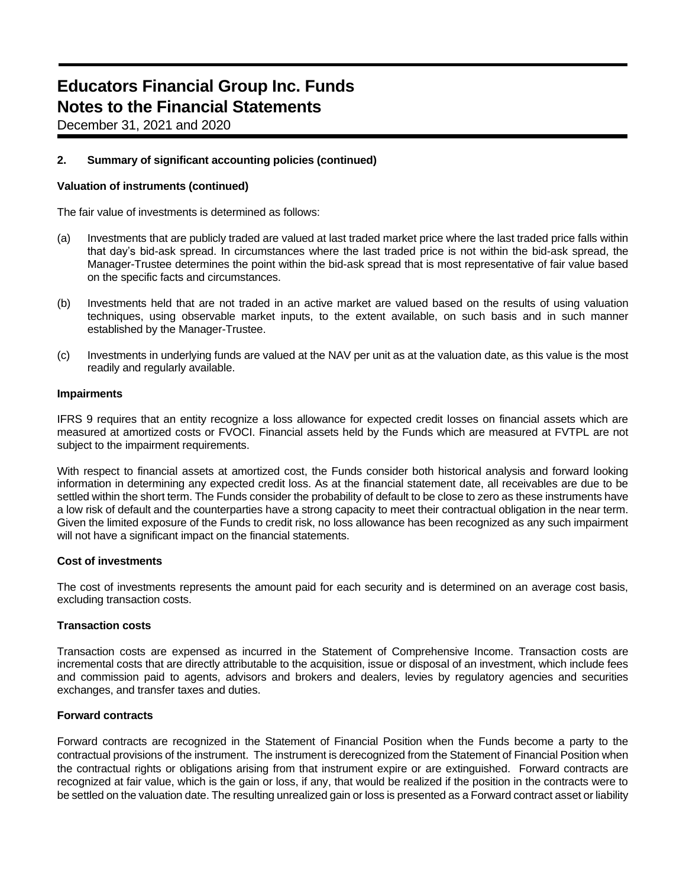## 2. Summary of significant accounting policies (continued)

**Valuation of instruments (continued)**

The fair value of investments is determined as follows:

(a) Investments that are publicly traded are valued at last traded market price where the last traded price falls within that day's bid-ask spread. In circumstances where the last traded price is not within the bid-ask spread, the Manager-Trustee determines the point within the bid-ask spread that is most representative of fair value based on the specific facts and circumstances.

(b) Investments held that are not traded in an active market are valued based on the results of using valuation techniques, using observable market inputs, to the extent available, on such basis and in such manner established by the Manager-Trustee.

(c) Investments in underlying funds are valued at the NAV per unit as at the valuation date, as this value is the most readily and regularly available.

**Impairments**

IFRS 9 requires that an entity recognize a loss allowance for expected credit losses on financial assets which are measured at amortized costs or FVOCI. Financial assets held by the Funds which are measured at FVTPL are not subject to the impairment requirements.

With respect to financial assets at amortized cost, the Funds consider both historical analysis and forward looking information in determining any expected credit loss. As at the financial statement date, all receivables are due to be settled within the short term. The Funds consider the probability of default to be close to zero as these instruments have a low risk of default and the counterparties have a strong capacity to meet their contractual obligation in the near term. Given the limited exposure of the Funds to credit risk, no loss allowance has been recognized as any such impairment will not have a significant impact on the financial statements.

**Cost of investments**

The cost of investments represents the amount paid for each security and is determined on an average cost basis, excluding transaction costs.

**Transaction costs**

Transaction costs are expensed as incurred in the Statement of Comprehensive Income. Transaction costs are incremental costs that are directly attributable to the acquisition, issue or disposal of an investment, which include fees and commission paid to agents, advisors and brokers and dealers, levies by regulatory agencies and securities exchanges, and transfer taxes and duties.

**Forward contracts**

Forward contracts are recognized in the Statement of Financial Position when the Funds become a party to the contractual provisions of the instrument. The instrument is derecognized from the Statement of Financial Position when the contractual rights or obligations arising from that instrument expire or are extinguished. Forward contracts are recognized at fair value, which is the gain or loss, if any, that would be realized if the position in the contracts were to be settled on the valuation date. The resulting unrealized gain or loss is presented as a Forward contract asset or liability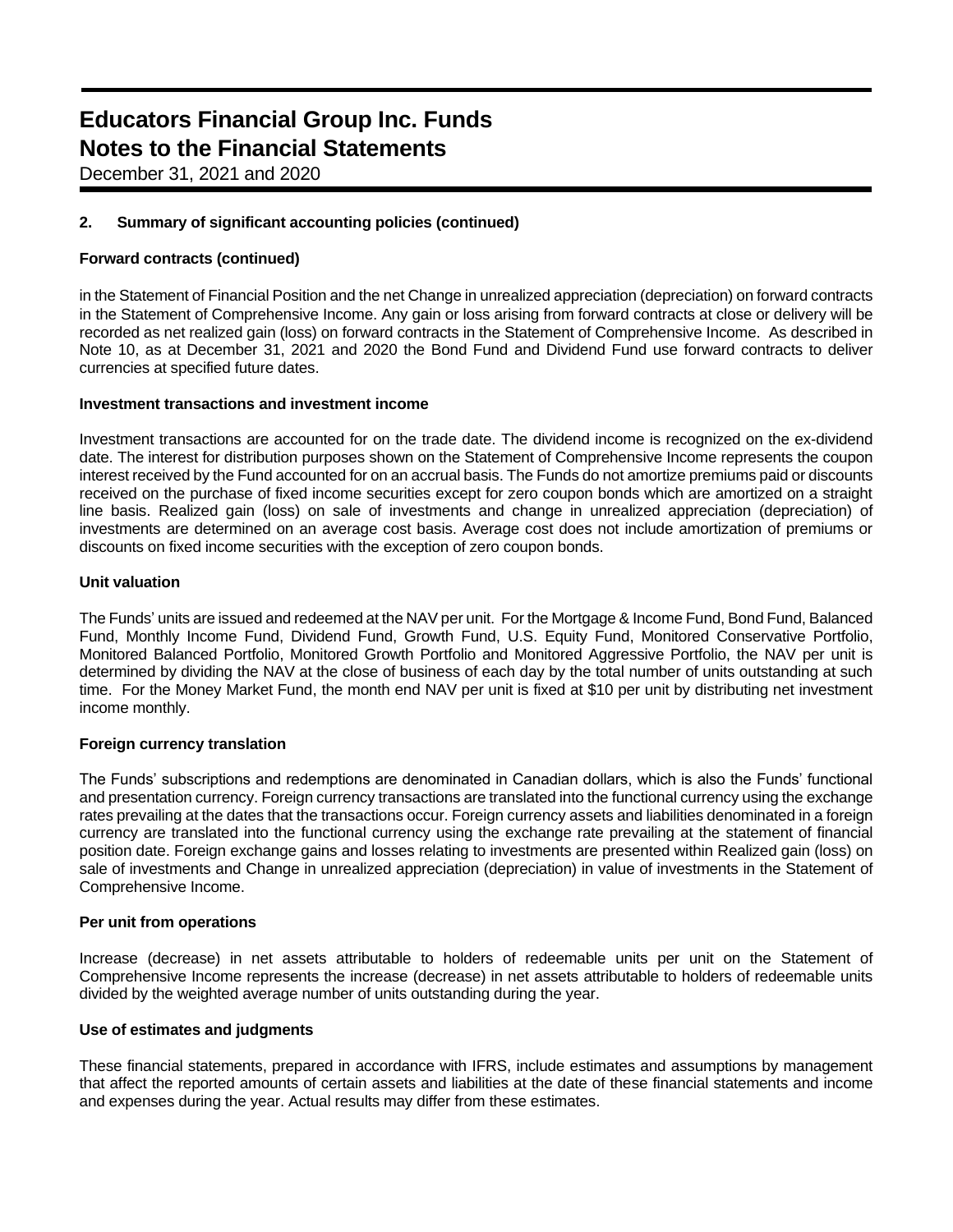# Educators Financial Group Inc. Funds
# Notes to the Financial Statements

December 31, 2021 and 2020

**2. Summary of significant accounting policies (continued)**

**Forward contracts (continued)**

in the Statement of Financial Position and the net Change in unrealized appreciation (depreciation) on forward contracts in the Statement of Comprehensive Income. Any gain or loss arising from forward contracts at close or delivery will be recorded as net realized gain (loss) on forward contracts in the Statement of Comprehensive Income. As described in Note 10, as at December 31, 2021 and 2020 the Bond Fund and Dividend Fund use forward contracts to deliver currencies at specified future dates.

**Investment transactions and investment income**

Investment transactions are accounted for on the trade date. The dividend income is recognized on the ex-dividend date. The interest for distribution purposes shown on the Statement of Comprehensive Income represents the coupon interest received by the Fund accounted for on an accrual basis. The Funds do not amortize premiums paid or discounts received on the purchase of fixed income securities except for zero coupon bonds which are amortized on a straight line basis. Realized gain (loss) on sale of investments and change in unrealized appreciation (depreciation) of investments are determined on an average cost basis. Average cost does not include amortization of premiums or discounts on fixed income securities with the exception of zero coupon bonds.

**Unit valuation**

The Funds' units are issued and redeemed at the NAV per unit. For the Mortgage & Income Fund, Bond Fund, Balanced Fund, Monthly Income Fund, Dividend Fund, Growth Fund, U.S. Equity Fund, Monitored Conservative Portfolio, Monitored Balanced Portfolio, Monitored Growth Portfolio and Monitored Aggressive Portfolio, the NAV per unit is determined by dividing the NAV at the close of business of each day by the total number of units outstanding at such time. For the Money Market Fund, the month end NAV per unit is fixed at $10 per unit by distributing net investment income monthly.

**Foreign currency translation**

The Funds' subscriptions and redemptions are denominated in Canadian dollars, which is also the Funds' functional and presentation currency. Foreign currency transactions are translated into the functional currency using the exchange rates prevailing at the dates that the transactions occur. Foreign currency assets and liabilities denominated in a foreign currency are translated into the functional currency using the exchange rate prevailing at the statement of financial position date. Foreign exchange gains and losses relating to investments are presented within Realized gain (loss) on sale of investments and Change in unrealized appreciation (depreciation) in value of investments in the Statement of Comprehensive Income.

**Per unit from operations**

Increase (decrease) in net assets attributable to holders of redeemable units per unit on the Statement of Comprehensive Income represents the increase (decrease) in net assets attributable to holders of redeemable units divided by the weighted average number of units outstanding during the year.

**Use of estimates and judgments**

These financial statements, prepared in accordance with IFRS, include estimates and assumptions by management that affect the reported amounts of certain assets and liabilities at the date of these financial statements and income and expenses during the year. Actual results may differ from these estimates.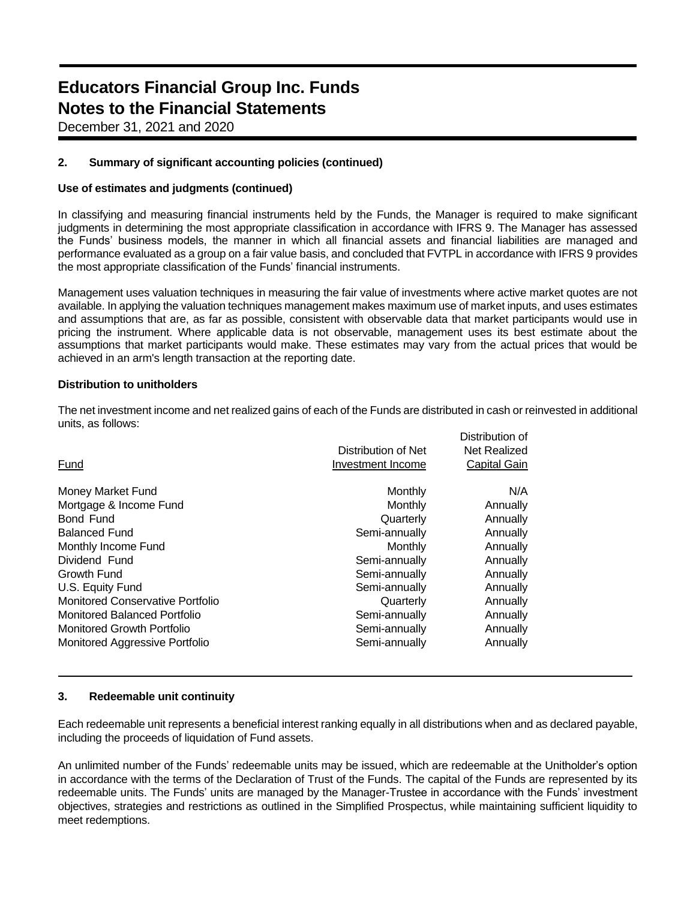# Educators Financial Group Inc. Funds
# Notes to the Financial Statements

December 31, 2021 and 2020

### 2. Summary of significant accounting policies (continued)

**Use of estimates and judgments (continued)**

In classifying and measuring financial instruments held by the Funds, the Manager is required to make significant judgments in determining the most appropriate classification in accordance with IFRS 9. The Manager has assessed the Funds' business models, the manner in which all financial assets and financial liabilities are managed and performance evaluated as a group on a fair value basis, and concluded that FVTPL in accordance with IFRS 9 provides the most appropriate classification of the Funds' financial instruments.

Management uses valuation techniques in measuring the fair value of investments where active market quotes are not available. In applying the valuation techniques management makes maximum use of market inputs, and uses estimates and assumptions that are, as far as possible, consistent with observable data that market participants would use in pricing the instrument. Where applicable data is not observable, management uses its best estimate about the assumptions that market participants would make. These estimates may vary from the actual prices that would be achieved in an arm's length transaction at the reporting date.

**Distribution to unitholders**

The net investment income and net realized gains of each of the Funds are distributed in cash or reinvested in additional units, as follows:

| Fund | Distribution of Net Investment Income | Distribution of Net Realized Capital Gain |
|---|---|---|
| Money Market Fund | Monthly | N/A |
| Mortgage & Income Fund | Monthly | Annually |
| Bond Fund | Quarterly | Annually |
| Balanced Fund | Semi-annually | Annually |
| Monthly Income Fund | Monthly | Annually |
| Dividend Fund | Semi-annually | Annually |
| Growth Fund | Semi-annually | Annually |
| U.S. Equity Fund | Semi-annually | Annually |
| Monitored Conservative Portfolio | Quarterly | Annually |
| Monitored Balanced Portfolio | Semi-annually | Annually |
| Monitored Growth Portfolio | Semi-annually | Annually |
| Monitored Aggressive Portfolio | Semi-annually | Annually |

### 3. Redeemable unit continuity

Each redeemable unit represents a beneficial interest ranking equally in all distributions when and as declared payable, including the proceeds of liquidation of Fund assets.

An unlimited number of the Funds' redeemable units may be issued, which are redeemable at the Unitholder's option in accordance with the terms of the Declaration of Trust of the Funds. The capital of the Funds are represented by its redeemable units. The Funds' units are managed by the Manager-Trustee in accordance with the Funds' investment objectives, strategies and restrictions as outlined in the Simplified Prospectus, while maintaining sufficient liquidity to meet redemptions.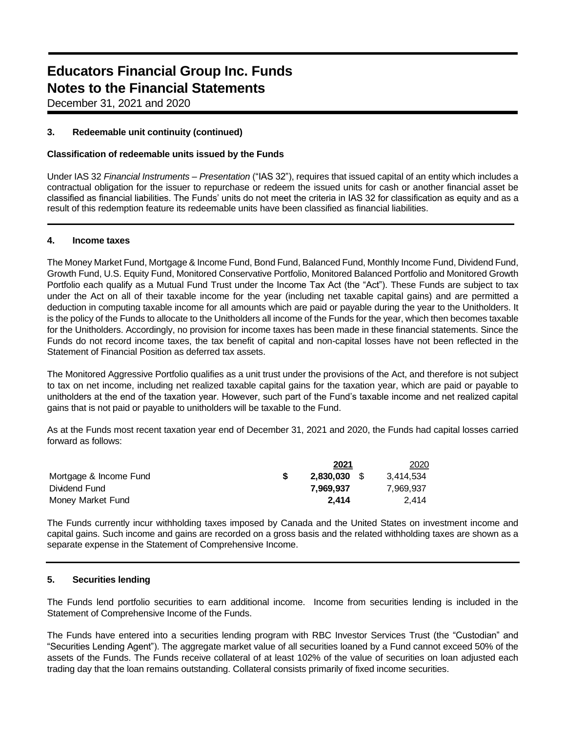# Educators Financial Group Inc. Funds
# Notes to the Financial Statements

December 31, 2021 and 2020

### 3. Redeemable unit continuity (continued)

**Classification of redeemable units issued by the Funds**

Under IAS 32 *Financial Instruments – Presentation* ("IAS 32"), requires that issued capital of an entity which includes a contractual obligation for the issuer to repurchase or redeem the issued units for cash or another financial asset be classified as financial liabilities. The Funds' units do not meet the criteria in IAS 32 for classification as equity and as a result of this redemption feature its redeemable units have been classified as financial liabilities.

### 4. Income taxes

The Money Market Fund, Mortgage & Income Fund, Bond Fund, Balanced Fund, Monthly Income Fund, Dividend Fund, Growth Fund, U.S. Equity Fund, Monitored Conservative Portfolio, Monitored Balanced Portfolio and Monitored Growth Portfolio each qualify as a Mutual Fund Trust under the Income Tax Act (the "Act"). These Funds are subject to tax under the Act on all of their taxable income for the year (including net taxable capital gains) and are permitted a deduction in computing taxable income for all amounts which are paid or payable during the year to the Unitholders. It is the policy of the Funds to allocate to the Unitholders all income of the Funds for the year, which then becomes taxable for the Unitholders. Accordingly, no provision for income taxes has been made in these financial statements. Since the Funds do not record income taxes, the tax benefit of capital and non-capital losses have not been reflected in the Statement of Financial Position as deferred tax assets.

The Monitored Aggressive Portfolio qualifies as a unit trust under the provisions of the Act, and therefore is not subject to tax on net income, including net realized taxable capital gains for the taxation year, which are paid or payable to unitholders at the end of the taxation year. However, such part of the Fund's taxable income and net realized capital gains that is not paid or payable to unitholders will be taxable to the Fund.

As at the Funds most recent taxation year end of December 31, 2021 and 2020, the Funds had capital losses carried forward as follows:

| | | **2021** | 2020 |
|---|---|---|---|
| Mortgage & Income Fund | **$** | **2,830,030** | $ 3,414,534 |
| Dividend Fund | | **7,969,937** | 7,969,937 |
| Money Market Fund | | **2,414** | 2,414 |

The Funds currently incur withholding taxes imposed by Canada and the United States on investment income and capital gains. Such income and gains are recorded on a gross basis and the related withholding taxes are shown as a separate expense in the Statement of Comprehensive Income.

### 5. Securities lending

The Funds lend portfolio securities to earn additional income. Income from securities lending is included in the Statement of Comprehensive Income of the Funds.

The Funds have entered into a securities lending program with RBC Investor Services Trust (the "Custodian" and "Securities Lending Agent"). The aggregate market value of all securities loaned by a Fund cannot exceed 50% of the assets of the Funds. The Funds receive collateral of at least 102% of the value of securities on loan adjusted each trading day that the loan remains outstanding. Collateral consists primarily of fixed income securities.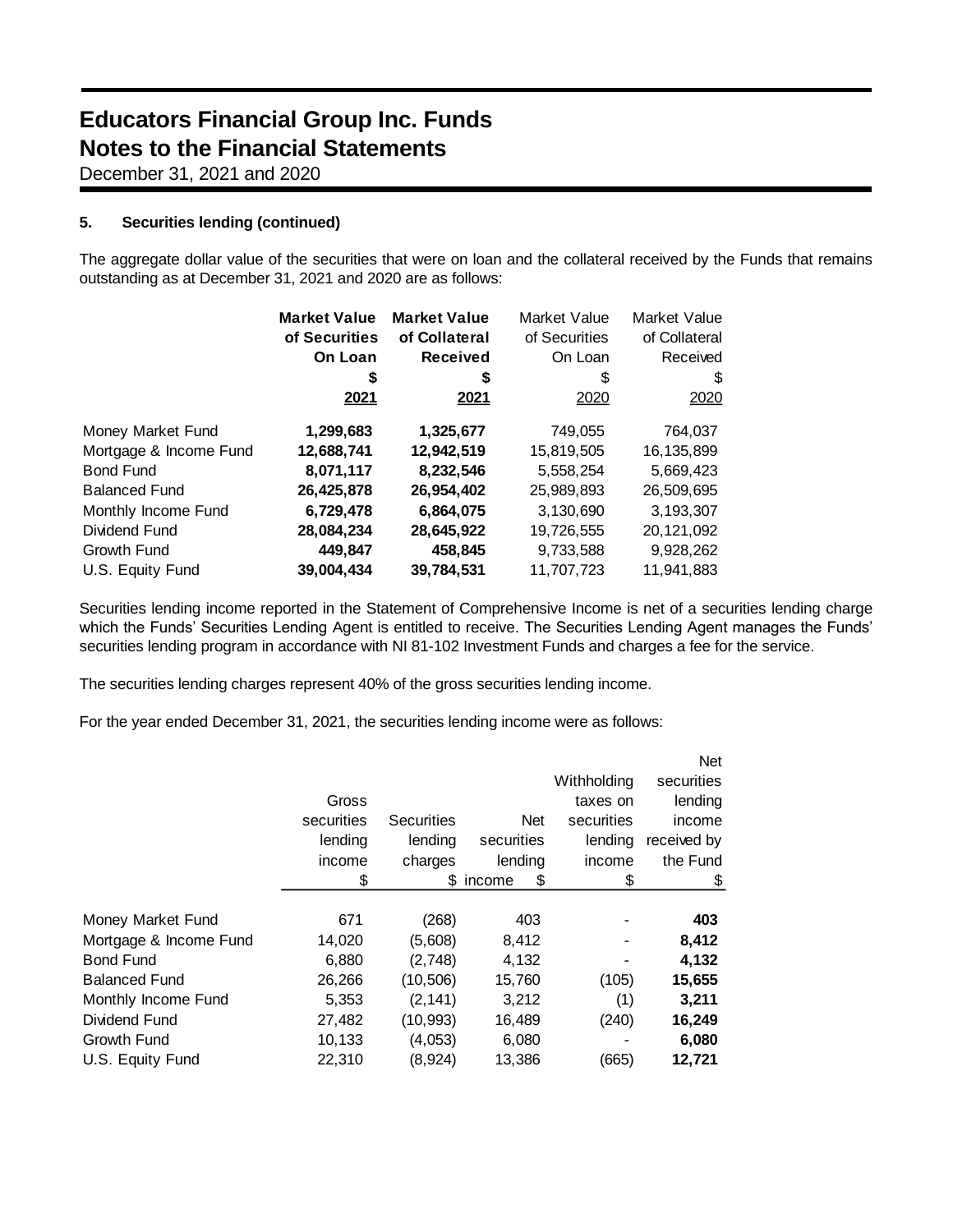# Educators Financial Group Inc. Funds
# Notes to the Financial Statements

December 31, 2021 and 2020

### 5. Securities lending (continued)

The aggregate dollar value of the securities that were on loan and the collateral received by the Funds that remains outstanding as at December 31, 2021 and 2020 are as follows:

| | **Market Value of Securities On Loan $ 2021** | **Market Value of Collateral Received $ 2021** | Market Value of Securities On Loan $ 2020 | Market Value of Collateral Received $ 2020 |
|---|---|---|---|---|
| Money Market Fund | **1,299,683** | **1,325,677** | 749,055 | 764,037 |
| Mortgage & Income Fund | **12,688,741** | **12,942,519** | 15,819,505 | 16,135,899 |
| Bond Fund | **8,071,117** | **8,232,546** | 5,558,254 | 5,669,423 |
| Balanced Fund | **26,425,878** | **26,954,402** | 25,989,893 | 26,509,695 |
| Monthly Income Fund | **6,729,478** | **6,864,075** | 3,130,690 | 3,193,307 |
| Dividend Fund | **28,084,234** | **28,645,922** | 19,726,555 | 20,121,092 |
| Growth Fund | **449,847** | **458,845** | 9,733,588 | 9,928,262 |
| U.S. Equity Fund | **39,004,434** | **39,784,531** | 11,707,723 | 11,941,883 |

Securities lending income reported in the Statement of Comprehensive Income is net of a securities lending charge which the Funds' Securities Lending Agent is entitled to receive. The Securities Lending Agent manages the Funds' securities lending program in accordance with NI 81-102 Investment Funds and charges a fee for the service.

The securities lending charges represent 40% of the gross securities lending income.

For the year ended December 31, 2021, the securities lending income were as follows:

| | Gross securities lending income $ | Securities lending charges $ | Net securities lending income $ | Withholding taxes on securities lending income $ | Net securities lending income received by the Fund $ |
|---|---|---|---|---|---|
| Money Market Fund | 671 | (268) | 403 | - | **403** |
| Mortgage & Income Fund | 14,020 | (5,608) | 8,412 | - | **8,412** |
| Bond Fund | 6,880 | (2,748) | 4,132 | - | **4,132** |
| Balanced Fund | 26,266 | (10,506) | 15,760 | (105) | **15,655** |
| Monthly Income Fund | 5,353 | (2,141) | 3,212 | (1) | **3,211** |
| Dividend Fund | 27,482 | (10,993) | 16,489 | (240) | **16,249** |
| Growth Fund | 10,133 | (4,053) | 6,080 | - | **6,080** |
| U.S. Equity Fund | 22,310 | (8,924) | 13,386 | (665) | **12,721** |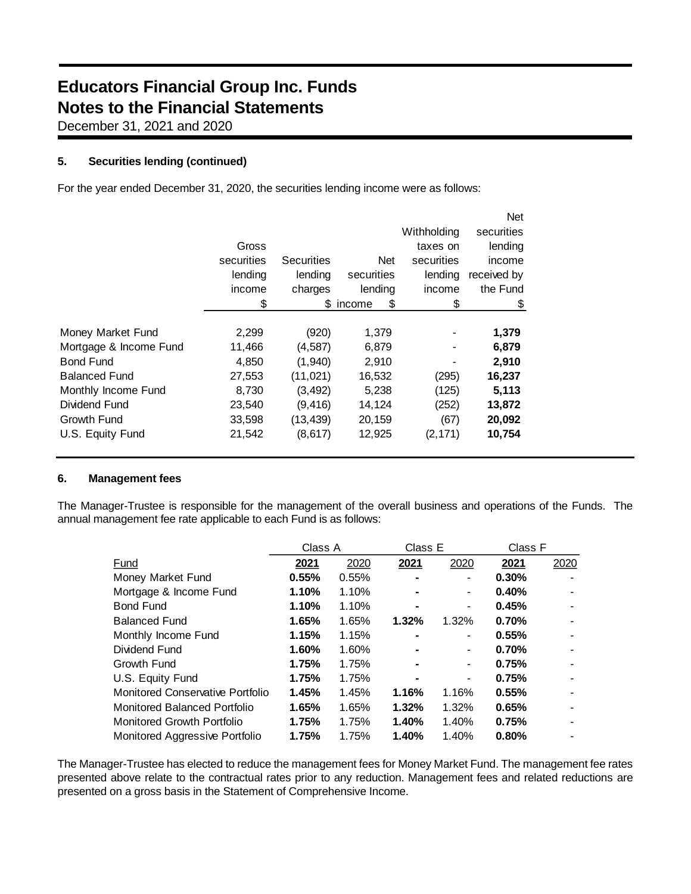# Educators Financial Group Inc. Funds
# Notes to the Financial Statements

December 31, 2021 and 2020

### 5. Securities lending (continued)

For the year ended December 31, 2020, the securities lending income were as follows:

| | Gross securities lending income $ | Securities lending charges $ | Net securities lending income $ | Withholding taxes on securities lending income $ | Net securities lending income received by the Fund $ |
|---|---|---|---|---|---|
| Money Market Fund | 2,299 | (920) | 1,379 | - | **1,379** |
| Mortgage & Income Fund | 11,466 | (4,587) | 6,879 | - | **6,879** |
| Bond Fund | 4,850 | (1,940) | 2,910 | - | **2,910** |
| Balanced Fund | 27,553 | (11,021) | 16,532 | (295) | **16,237** |
| Monthly Income Fund | 8,730 | (3,492) | 5,238 | (125) | **5,113** |
| Dividend Fund | 23,540 | (9,416) | 14,124 | (252) | **13,872** |
| Growth Fund | 33,598 | (13,439) | 20,159 | (67) | **20,092** |
| U.S. Equity Fund | 21,542 | (8,617) | 12,925 | (2,171) | **10,754** |

### 6. Management fees

The Manager-Trustee is responsible for the management of the overall business and operations of the Funds. The annual management fee rate applicable to each Fund is as follows:

| | Class A | | Class E | | Class F | |
|---|---|---|---|---|---|---|
| Fund | **2021** | 2020 | **2021** | 2020 | **2021** | 2020 |
| Money Market Fund | **0.55%** | 0.55% | **-** | - | **0.30%** | - |
| Mortgage & Income Fund | **1.10%** | 1.10% | **-** | - | **0.40%** | - |
| Bond Fund | **1.10%** | 1.10% | **-** | - | **0.45%** | - |
| Balanced Fund | **1.65%** | 1.65% | **1.32%** | 1.32% | **0.70%** | - |
| Monthly Income Fund | **1.15%** | 1.15% | **-** | - | **0.55%** | - |
| Dividend Fund | **1.60%** | 1.60% | **-** | - | **0.70%** | - |
| Growth Fund | **1.75%** | 1.75% | **-** | - | **0.75%** | - |
| U.S. Equity Fund | **1.75%** | 1.75% | **-** | - | **0.75%** | - |
| Monitored Conservative Portfolio | **1.45%** | 1.45% | **1.16%** | 1.16% | **0.55%** | - |
| Monitored Balanced Portfolio | **1.65%** | 1.65% | **1.32%** | 1.32% | **0.65%** | - |
| Monitored Growth Portfolio | **1.75%** | 1.75% | **1.40%** | 1.40% | **0.75%** | - |
| Monitored Aggressive Portfolio | **1.75%** | 1.75% | **1.40%** | 1.40% | **0.80%** | - |

The Manager-Trustee has elected to reduce the management fees for Money Market Fund. The management fee rates presented above relate to the contractual rates prior to any reduction. Management fees and related reductions are presented on a gross basis in the Statement of Comprehensive Income.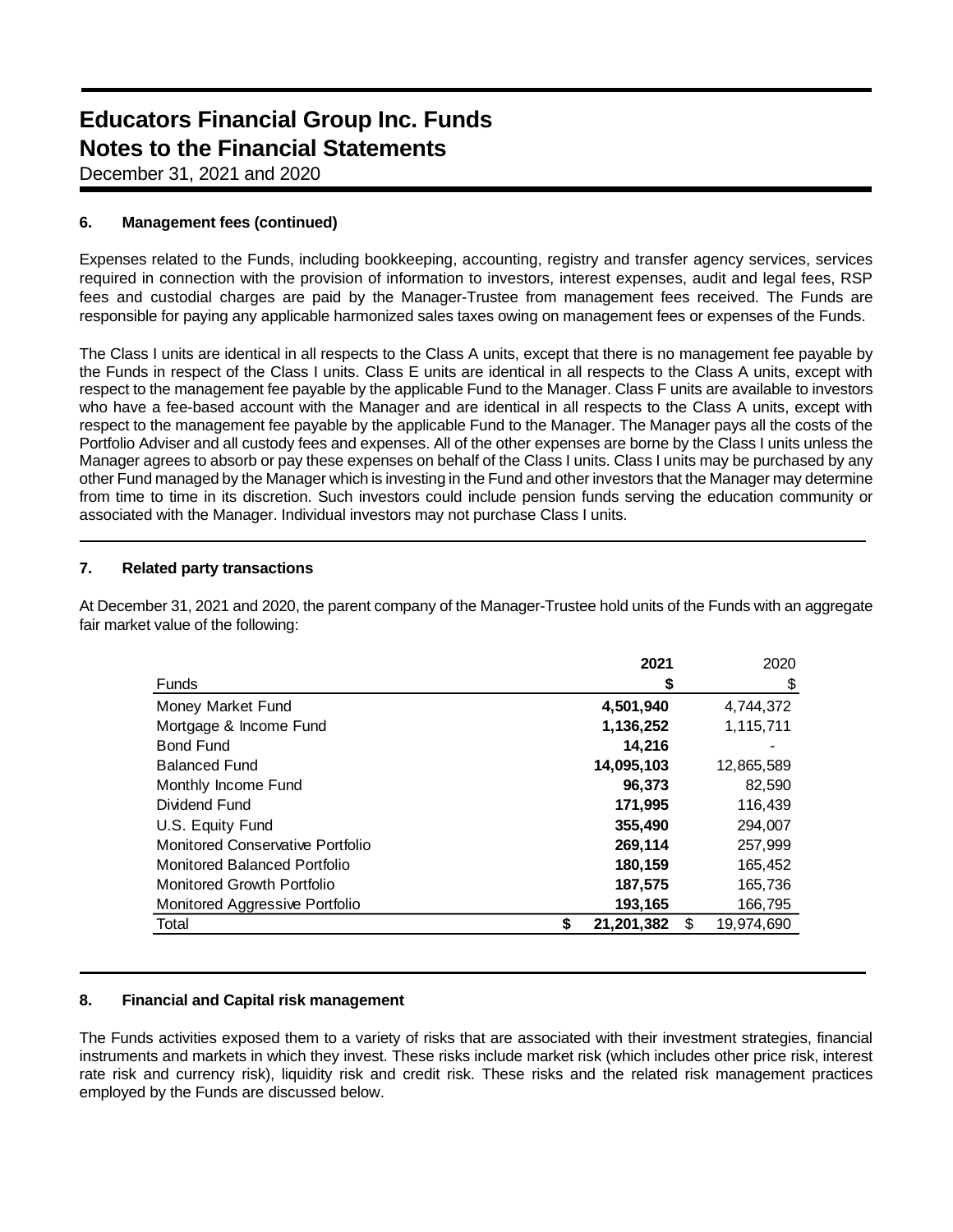# Educators Financial Group Inc. Funds
# Notes to the Financial Statements

December 31, 2021 and 2020

### 6. Management fees (continued)

Expenses related to the Funds, including bookkeeping, accounting, registry and transfer agency services, services required in connection with the provision of information to investors, interest expenses, audit and legal fees, RSP fees and custodial charges are paid by the Manager-Trustee from management fees received. The Funds are responsible for paying any applicable harmonized sales taxes owing on management fees or expenses of the Funds.

The Class I units are identical in all respects to the Class A units, except that there is no management fee payable by the Funds in respect of the Class I units. Class E units are identical in all respects to the Class A units, except with respect to the management fee payable by the applicable Fund to the Manager. Class F units are available to investors who have a fee-based account with the Manager and are identical in all respects to the Class A units, except with respect to the management fee payable by the applicable Fund to the Manager. The Manager pays all the costs of the Portfolio Adviser and all custody fees and expenses. All of the other expenses are borne by the Class I units unless the Manager agrees to absorb or pay these expenses on behalf of the Class I units. Class I units may be purchased by any other Fund managed by the Manager which is investing in the Fund and other investors that the Manager may determine from time to time in its discretion. Such investors could include pension funds serving the education community or associated with the Manager. Individual investors may not purchase Class I units.

### 7. Related party transactions

At December 31, 2021 and 2020, the parent company of the Manager-Trustee hold units of the Funds with an aggregate fair market value of the following:

| Funds | **2021** **$** | 2020 $ |
|---|---|---|
| Money Market Fund | **4,501,940** | 4,744,372 |
| Mortgage & Income Fund | **1,136,252** | 1,115,711 |
| Bond Fund | **14,216** | - |
| Balanced Fund | **14,095,103** | 12,865,589 |
| Monthly Income Fund | **96,373** | 82,590 |
| Dividend Fund | **171,995** | 116,439 |
| U.S. Equity Fund | **355,490** | 294,007 |
| Monitored Conservative Portfolio | **269,114** | 257,999 |
| Monitored Balanced Portfolio | **180,159** | 165,452 |
| Monitored Growth Portfolio | **187,575** | 165,736 |
| Monitored Aggressive Portfolio | **193,165** | 166,795 |
| Total | **$ 21,201,382** | $ 19,974,690 |

### 8. Financial and Capital risk management

The Funds activities exposed them to a variety of risks that are associated with their investment strategies, financial instruments and markets in which they invest. These risks include market risk (which includes other price risk, interest rate risk and currency risk), liquidity risk and credit risk. These risks and the related risk management practices employed by the Funds are discussed below.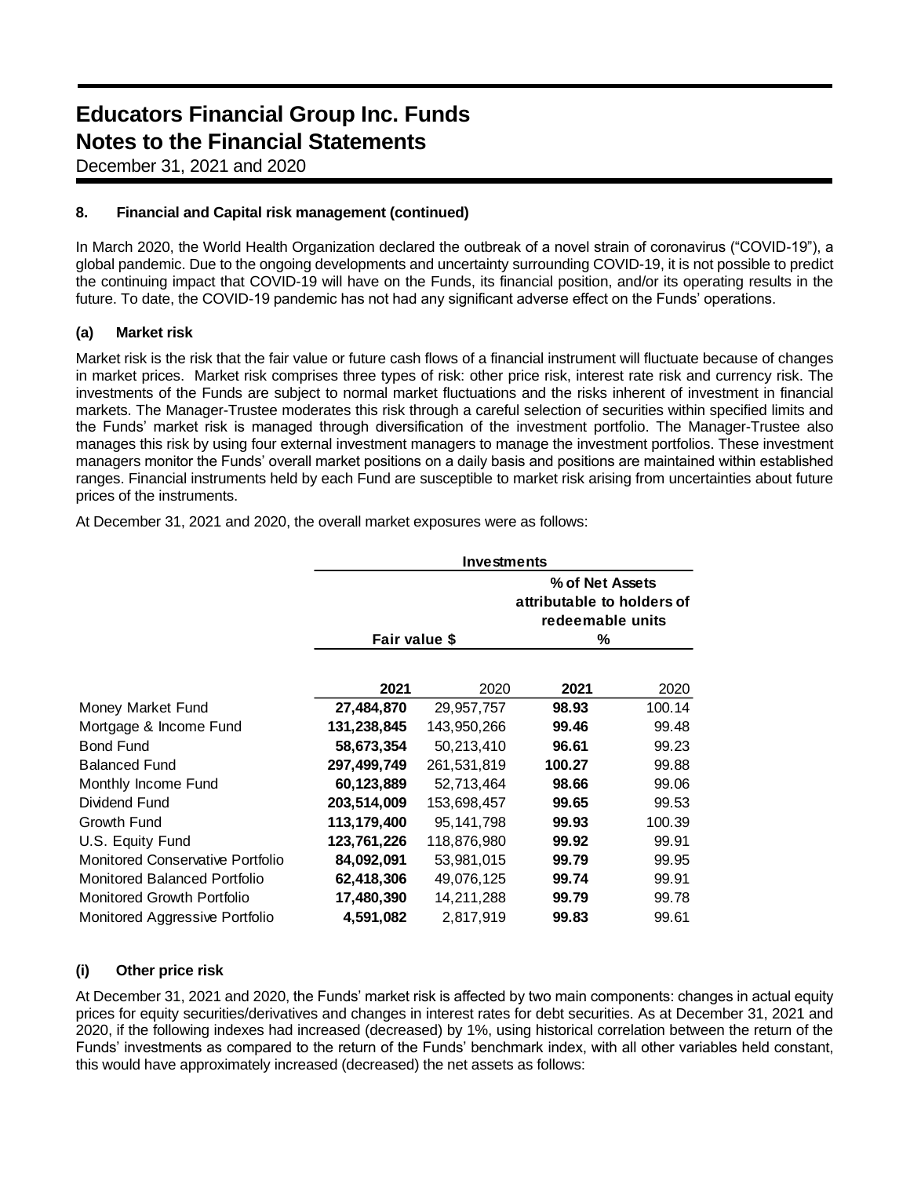# Educators Financial Group Inc. Funds
# Notes to the Financial Statements

December 31, 2021 and 2020

**8. Financial and Capital risk management (continued)**

In March 2020, the World Health Organization declared the outbreak of a novel strain of coronavirus ("COVID-19"), a global pandemic. Due to the ongoing developments and uncertainty surrounding COVID-19, it is not possible to predict the continuing impact that COVID-19 will have on the Funds, its financial position, and/or its operating results in the future. To date, the COVID-19 pandemic has not had any significant adverse effect on the Funds' operations.

**(a) Market risk**

Market risk is the risk that the fair value or future cash flows of a financial instrument will fluctuate because of changes in market prices. Market risk comprises three types of risk: other price risk, interest rate risk and currency risk. The investments of the Funds are subject to normal market fluctuations and the risks inherent of investment in financial markets. The Manager-Trustee moderates this risk through a careful selection of securities within specified limits and the Funds' market risk is managed through diversification of the investment portfolio. The Manager-Trustee also manages this risk by using four external investment managers to manage the investment portfolios. These investment managers monitor the Funds' overall market positions on a daily basis and positions are maintained within established ranges. Financial instruments held by each Fund are susceptible to market risk arising from uncertainties about future prices of the instruments.

At December 31, 2021 and 2020, the overall market exposures were as follows:

| | **Investments** | | | |
|---|---|---|---|---|
| | **Fair value $** | | **% of Net Assets attributable to holders of redeemable units %** | |
| | **2021** | 2020 | **2021** | 2020 |
| Money Market Fund | **27,484,870** | 29,957,757 | **98.93** | 100.14 |
| Mortgage & Income Fund | **131,238,845** | 143,950,266 | **99.46** | 99.48 |
| Bond Fund | **58,673,354** | 50,213,410 | **96.61** | 99.23 |
| Balanced Fund | **297,499,749** | 261,531,819 | **100.27** | 99.88 |
| Monthly Income Fund | **60,123,889** | 52,713,464 | **98.66** | 99.06 |
| Dividend Fund | **203,514,009** | 153,698,457 | **99.65** | 99.53 |
| Growth Fund | **113,179,400** | 95,141,798 | **99.93** | 100.39 |
| U.S. Equity Fund | **123,761,226** | 118,876,980 | **99.92** | 99.91 |
| Monitored Conservative Portfolio | **84,092,091** | 53,981,015 | **99.79** | 99.95 |
| Monitored Balanced Portfolio | **62,418,306** | 49,076,125 | **99.74** | 99.91 |
| Monitored Growth Portfolio | **17,480,390** | 14,211,288 | **99.79** | 99.78 |
| Monitored Aggressive Portfolio | **4,591,082** | 2,817,919 | **99.83** | 99.61 |

**(i) Other price risk**

At December 31, 2021 and 2020, the Funds' market risk is affected by two main components: changes in actual equity prices for equity securities/derivatives and changes in interest rates for debt securities. As at December 31, 2021 and 2020, if the following indexes had increased (decreased) by 1%, using historical correlation between the return of the Funds' investments as compared to the return of the Funds' benchmark index, with all other variables held constant, this would have approximately increased (decreased) the net assets as follows: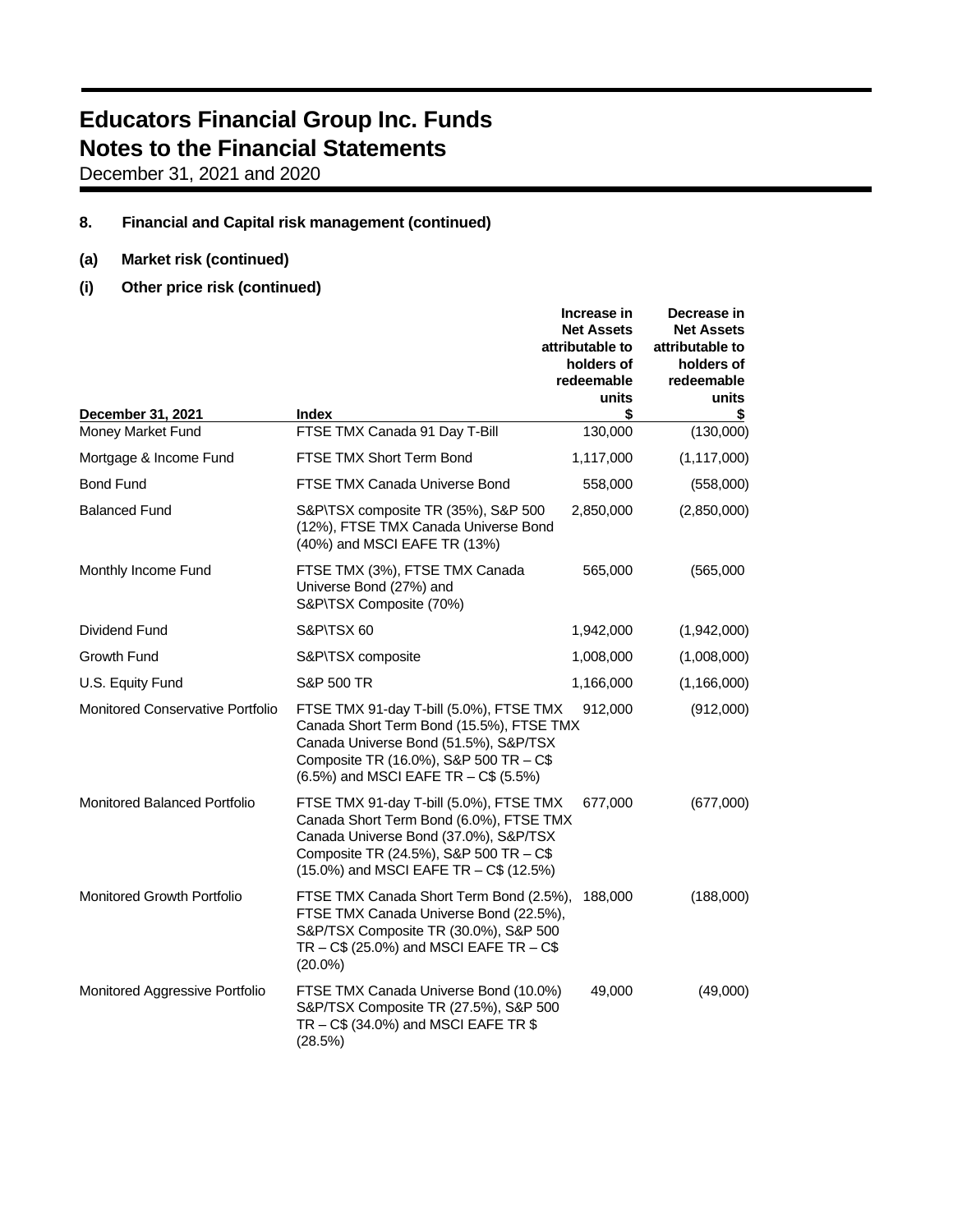# Educators Financial Group Inc. Funds
# Notes to the Financial Statements

December 31, 2021 and 2020

**8. Financial and Capital risk management (continued)**

**(a) Market risk (continued)**

**(i) Other price risk (continued)**

| December 31, 2021 | Index | Increase in Net Assets attributable to holders of redeemable units $ | Decrease in Net Assets attributable to holders of redeemable units $ |
|---|---|---|---|
| Money Market Fund | FTSE TMX Canada 91 Day T-Bill | 130,000 | (130,000) |
| Mortgage & Income Fund | FTSE TMX Short Term Bond | 1,117,000 | (1,117,000) |
| Bond Fund | FTSE TMX Canada Universe Bond | 558,000 | (558,000) |
| Balanced Fund | S&P\TSX composite TR (35%), S&P 500 (12%), FTSE TMX Canada Universe Bond (40%) and MSCI EAFE TR (13%) | 2,850,000 | (2,850,000) |
| Monthly Income Fund | FTSE TMX (3%), FTSE TMX Canada Universe Bond (27%) and S&P\TSX Composite (70%) | 565,000 | (565,000 |
| Dividend Fund | S&P\TSX 60 | 1,942,000 | (1,942,000) |
| Growth Fund | S&P\TSX composite | 1,008,000 | (1,008,000) |
| U.S. Equity Fund | S&P 500 TR | 1,166,000 | (1,166,000) |
| Monitored Conservative Portfolio | FTSE TMX 91-day T-bill (5.0%), FTSE TMX Canada Short Term Bond (15.5%), FTSE TMX Canada Universe Bond (51.5%), S&P/TSX Composite TR (16.0%), S&P 500 TR – C$ (6.5%) and MSCI EAFE TR – C$ (5.5%) | 912,000 | (912,000) |
| Monitored Balanced Portfolio | FTSE TMX 91-day T-bill (5.0%), FTSE TMX Canada Short Term Bond (6.0%), FTSE TMX Canada Universe Bond (37.0%), S&P/TSX Composite TR (24.5%), S&P 500 TR – C$ (15.0%) and MSCI EAFE TR – C$ (12.5%) | 677,000 | (677,000) |
| Monitored Growth Portfolio | FTSE TMX Canada Short Term Bond (2.5%), FTSE TMX Canada Universe Bond (22.5%), S&P/TSX Composite TR (30.0%), S&P 500 TR – C$ (25.0%) and MSCI EAFE TR – C$ (20.0%) | 188,000 | (188,000) |
| Monitored Aggressive Portfolio | FTSE TMX Canada Universe Bond (10.0%) S&P/TSX Composite TR (27.5%), S&P 500 TR – C$ (34.0%) and MSCI EAFE TR $ (28.5%) | 49,000 | (49,000) |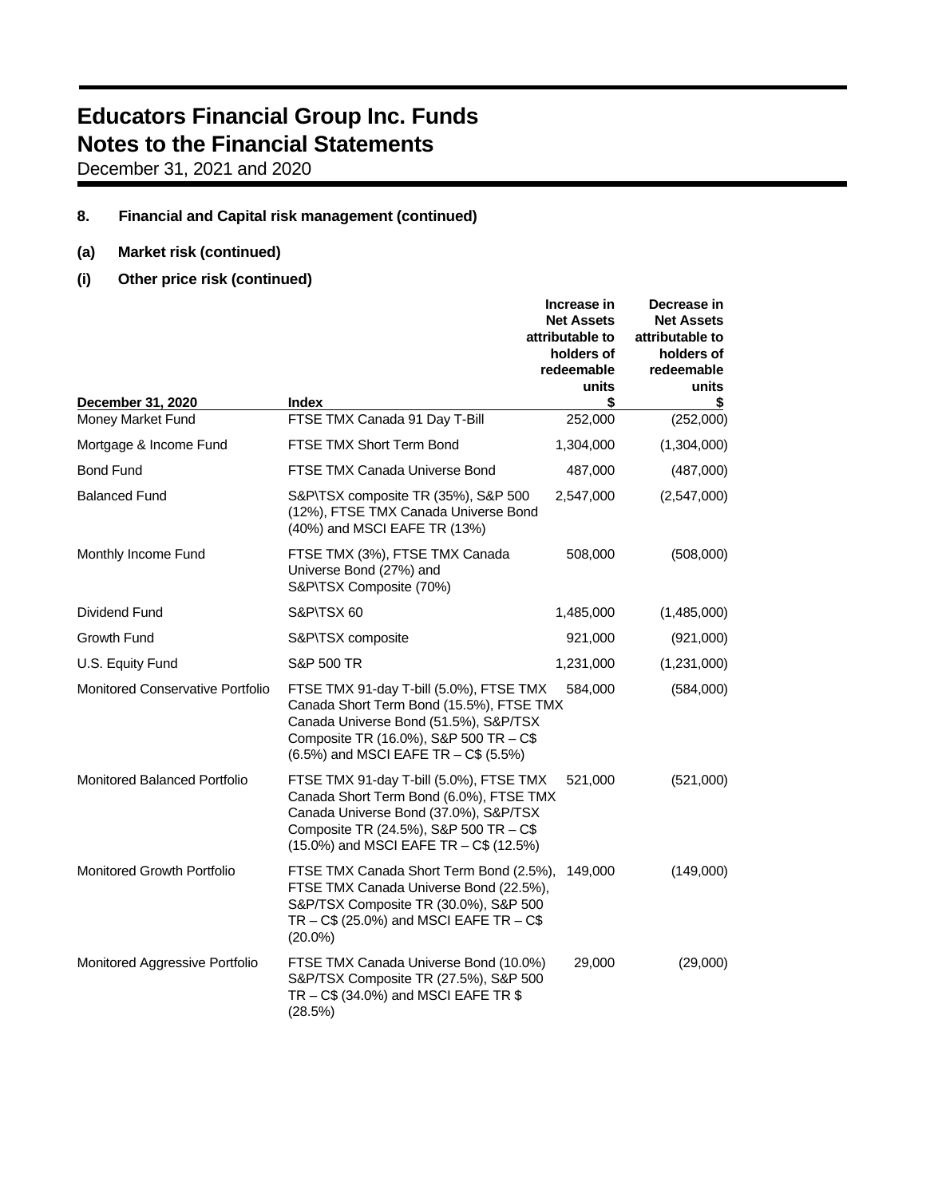# Educators Financial Group Inc. Funds
# Notes to the Financial Statements

December 31, 2021 and 2020

**8. Financial and Capital risk management (continued)**

**(a) Market risk (continued)**

**(i) Other price risk (continued)**

| December 31, 2020 | Index | Increase in Net Assets attributable to holders of redeemable units $ | Decrease in Net Assets attributable to holders of redeemable units $ |
|---|---|---|---|
| Money Market Fund | FTSE TMX Canada 91 Day T-Bill | 252,000 | (252,000) |
| Mortgage & Income Fund | FTSE TMX Short Term Bond | 1,304,000 | (1,304,000) |
| Bond Fund | FTSE TMX Canada Universe Bond | 487,000 | (487,000) |
| Balanced Fund | S&P\TSX composite TR (35%), S&P 500 (12%), FTSE TMX Canada Universe Bond (40%) and MSCI EAFE TR (13%) | 2,547,000 | (2,547,000) |
| Monthly Income Fund | FTSE TMX (3%), FTSE TMX Canada Universe Bond (27%) and S&P\TSX Composite (70%) | 508,000 | (508,000) |
| Dividend Fund | S&P\TSX 60 | 1,485,000 | (1,485,000) |
| Growth Fund | S&P\TSX composite | 921,000 | (921,000) |
| U.S. Equity Fund | S&P 500 TR | 1,231,000 | (1,231,000) |
| Monitored Conservative Portfolio | FTSE TMX 91-day T-bill (5.0%), FTSE TMX Canada Short Term Bond (15.5%), FTSE TMX Canada Universe Bond (51.5%), S&P/TSX Composite TR (16.0%), S&P 500 TR – C$ (6.5%) and MSCI EAFE TR – C$ (5.5%) | 584,000 | (584,000) |
| Monitored Balanced Portfolio | FTSE TMX 91-day T-bill (5.0%), FTSE TMX Canada Short Term Bond (6.0%), FTSE TMX Canada Universe Bond (37.0%), S&P/TSX Composite TR (24.5%), S&P 500 TR – C$ (15.0%) and MSCI EAFE TR – C$ (12.5%) | 521,000 | (521,000) |
| Monitored Growth Portfolio | FTSE TMX Canada Short Term Bond (2.5%), FTSE TMX Canada Universe Bond (22.5%), S&P/TSX Composite TR (30.0%), S&P 500 TR – C$ (25.0%) and MSCI EAFE TR – C$ (20.0%) | 149,000 | (149,000) |
| Monitored Aggressive Portfolio | FTSE TMX Canada Universe Bond (10.0%) S&P/TSX Composite TR (27.5%), S&P 500 TR – C$ (34.0%) and MSCI EAFE TR $ (28.5%) | 29,000 | (29,000) |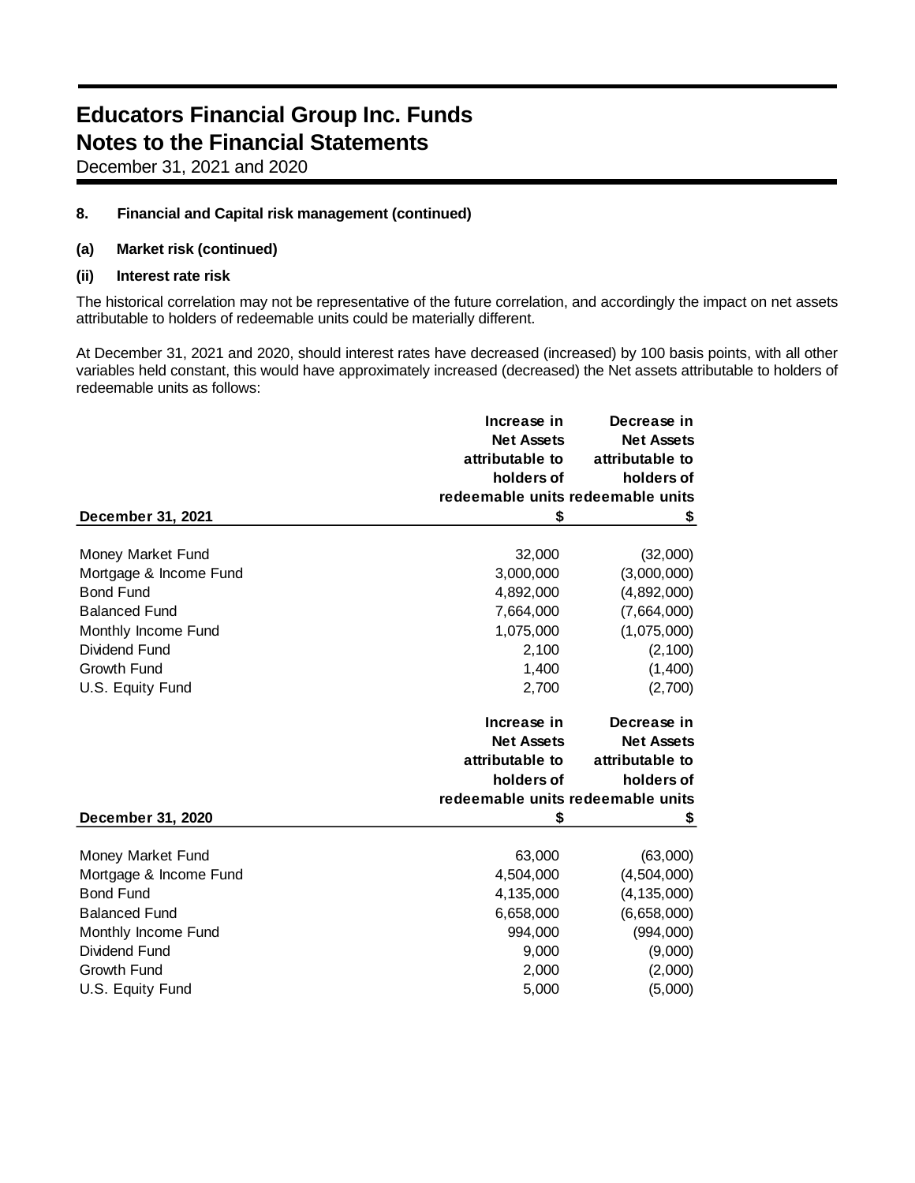# Educators Financial Group Inc. Funds
# Notes to the Financial Statements

December 31, 2021 and 2020

**8. Financial and Capital risk management (continued)**

**(a) Market risk (continued)**

**(ii) Interest rate risk**

The historical correlation may not be representative of the future correlation, and accordingly the impact on net assets attributable to holders of redeemable units could be materially different.

At December 31, 2021 and 2020, should interest rates have decreased (increased) by 100 basis points, with all other variables held constant, this would have approximately increased (decreased) the Net assets attributable to holders of redeemable units as follows:

| December 31, 2021 | Increase in Net Assets attributable to holders of redeemable units<br>$ | Decrease in Net Assets attributable to holders of redeemable units<br>$ |
|---|---|---|
| Money Market Fund | 32,000 | (32,000) |
| Mortgage & Income Fund | 3,000,000 | (3,000,000) |
| Bond Fund | 4,892,000 | (4,892,000) |
| Balanced Fund | 7,664,000 | (7,664,000) |
| Monthly Income Fund | 1,075,000 | (1,075,000) |
| Dividend Fund | 2,100 | (2,100) |
| Growth Fund | 1,400 | (1,400) |
| U.S. Equity Fund | 2,700 | (2,700) |

| December 31, 2020 | Increase in Net Assets attributable to holders of redeemable units<br>$ | Decrease in Net Assets attributable to holders of redeemable units<br>$ |
|---|---|---|
| Money Market Fund | 63,000 | (63,000) |
| Mortgage & Income Fund | 4,504,000 | (4,504,000) |
| Bond Fund | 4,135,000 | (4,135,000) |
| Balanced Fund | 6,658,000 | (6,658,000) |
| Monthly Income Fund | 994,000 | (994,000) |
| Dividend Fund | 9,000 | (9,000) |
| Growth Fund | 2,000 | (2,000) |
| U.S. Equity Fund | 5,000 | (5,000) |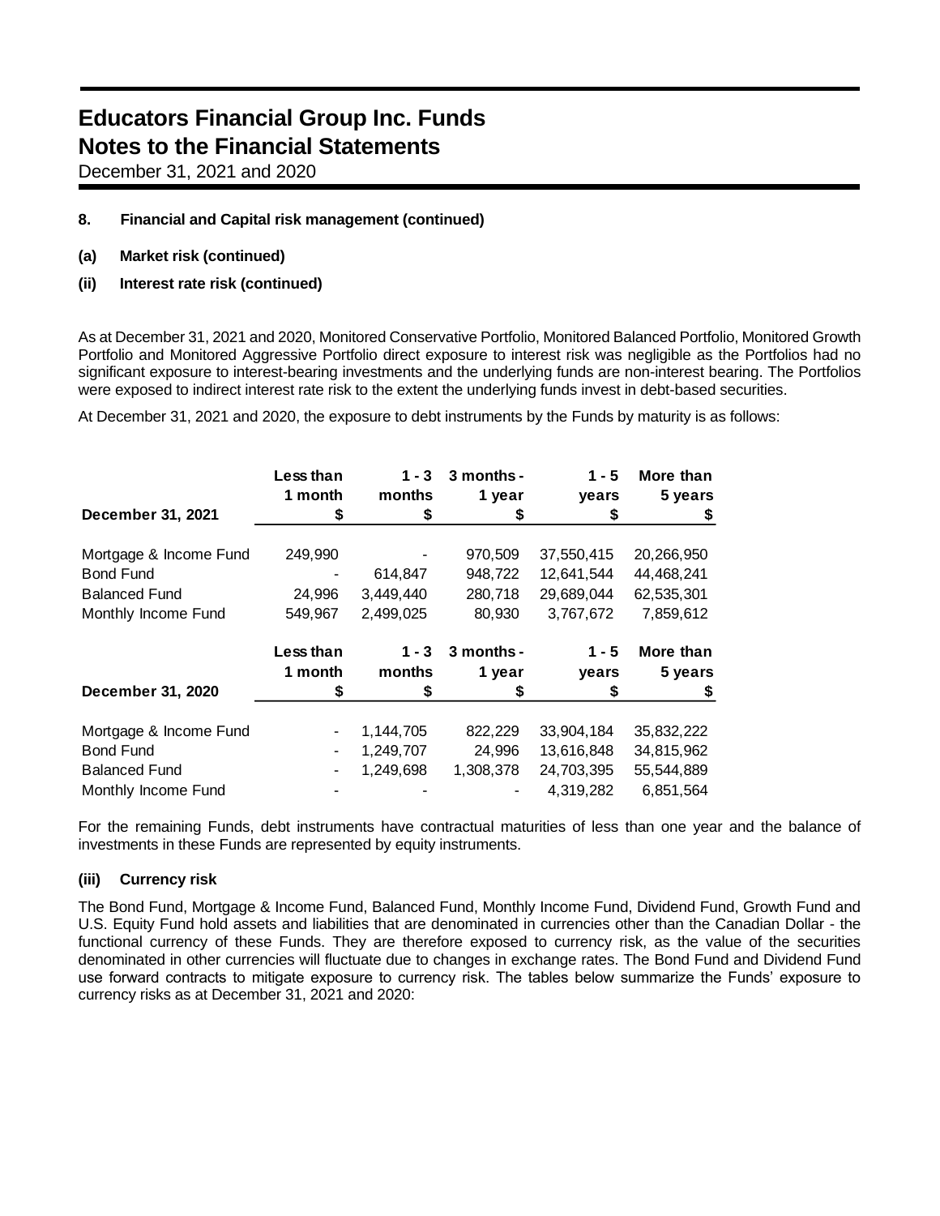# Educators Financial Group Inc. Funds
# Notes to the Financial Statements
December 31, 2021 and 2020

**8. Financial and Capital risk management (continued)**

**(a) Market risk (continued)**

**(ii) Interest rate risk (continued)**

As at December 31, 2021 and 2020, Monitored Conservative Portfolio, Monitored Balanced Portfolio, Monitored Growth Portfolio and Monitored Aggressive Portfolio direct exposure to interest risk was negligible as the Portfolios had no significant exposure to interest-bearing investments and the underlying funds are non-interest bearing. The Portfolios were exposed to indirect interest rate risk to the extent the underlying funds invest in debt-based securities.

At December 31, 2021 and 2020, the exposure to debt instruments by the Funds by maturity is as follows:

| December 31, 2021 | Less than 1 month $ | 1 - 3 months $ | 3 months - 1 year $ | 1 - 5 years $ | More than 5 years $ |
|---|---|---|---|---|---|
| Mortgage & Income Fund | 249,990 | - | 970,509 | 37,550,415 | 20,266,950 |
| Bond Fund | - | 614,847 | 948,722 | 12,641,544 | 44,468,241 |
| Balanced Fund | 24,996 | 3,449,440 | 280,718 | 29,689,044 | 62,535,301 |
| Monthly Income Fund | 549,967 | 2,499,025 | 80,930 | 3,767,672 | 7,859,612 |

| December 31, 2020 | Less than 1 month $ | 1 - 3 months $ | 3 months - 1 year $ | 1 - 5 years $ | More than 5 years $ |
|---|---|---|---|---|---|
| Mortgage & Income Fund | - | 1,144,705 | 822,229 | 33,904,184 | 35,832,222 |
| Bond Fund | - | 1,249,707 | 24,996 | 13,616,848 | 34,815,962 |
| Balanced Fund | - | 1,249,698 | 1,308,378 | 24,703,395 | 55,544,889 |
| Monthly Income Fund | - | - | - | 4,319,282 | 6,851,564 |

For the remaining Funds, debt instruments have contractual maturities of less than one year and the balance of investments in these Funds are represented by equity instruments.

**(iii) Currency risk**

The Bond Fund, Mortgage & Income Fund, Balanced Fund, Monthly Income Fund, Dividend Fund, Growth Fund and U.S. Equity Fund hold assets and liabilities that are denominated in currencies other than the Canadian Dollar - the functional currency of these Funds. They are therefore exposed to currency risk, as the value of the securities denominated in other currencies will fluctuate due to changes in exchange rates. The Bond Fund and Dividend Fund use forward contracts to mitigate exposure to currency risk. The tables below summarize the Funds' exposure to currency risks as at December 31, 2021 and 2020: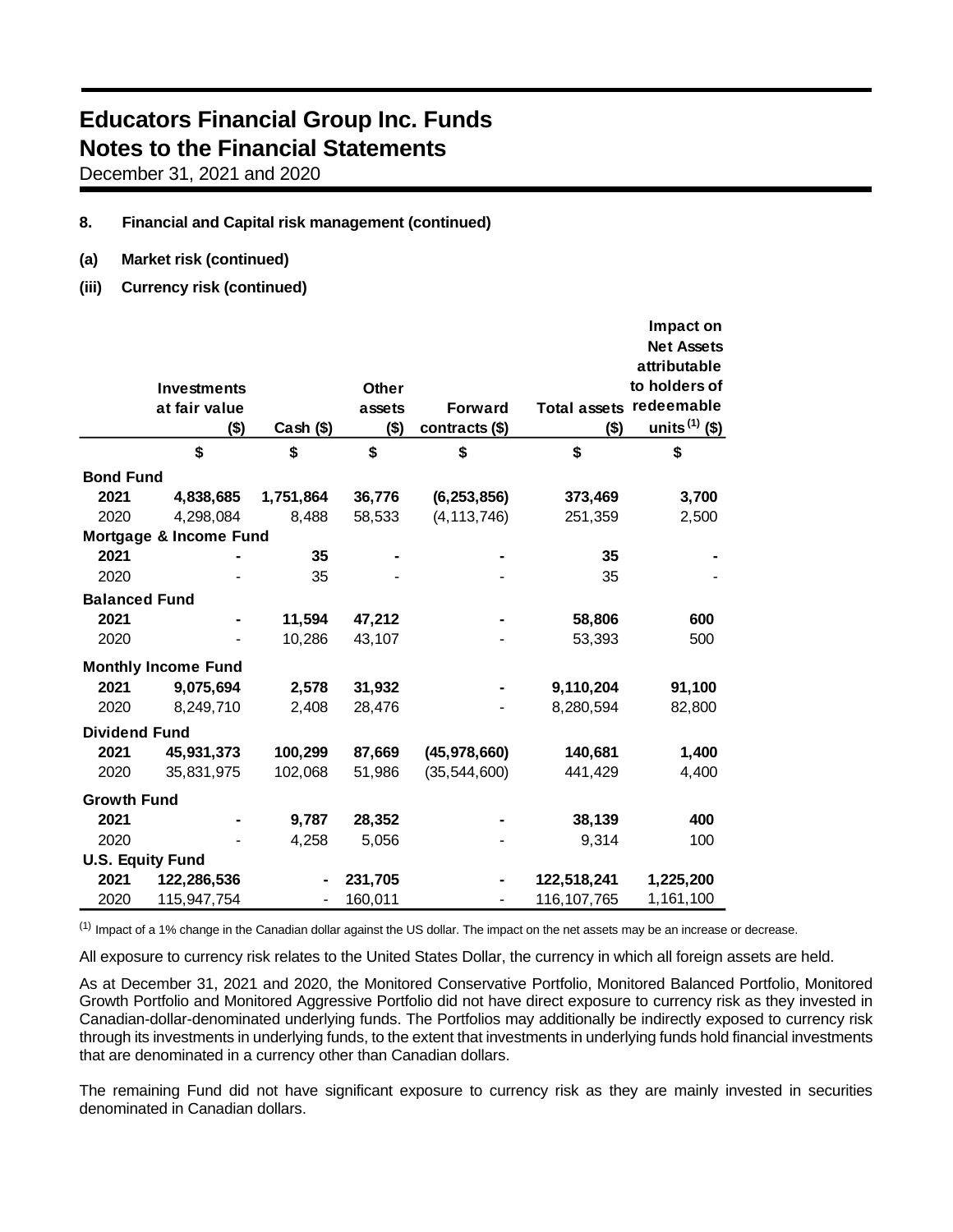# Educators Financial Group Inc. Funds
# Notes to the Financial Statements

December 31, 2021 and 2020

**8. Financial and Capital risk management (continued)**

**(a) Market risk (continued)**

**(iii) Currency risk (continued)**

| | Investments at fair value ($) | Cash ($) | Other assets ($) | Forward contracts ($) | Total assets ($) | Impact on Net Assets attributable to holders of redeemable units [1] ($) |
|---|---|---|---|---|---|---|
| | $ | $ | $ | $ | $ | $ |
| **Bond Fund** | | | | | | |
| **2021** | **4,838,685** | **1,751,864** | **36,776** | **(6,253,856)** | **373,469** | **3,700** |
| 2020 | 4,298,084 | 8,488 | 58,533 | (4,113,746) | 251,359 | 2,500 |
| **Mortgage & Income Fund** | | | | | | |
| **2021** | **-** | **35** | **-** | **-** | **35** | **-** |
| 2020 | - | 35 | - | - | 35 | - |
| **Balanced Fund** | | | | | | |
| **2021** | **-** | **11,594** | **47,212** | **-** | **58,806** | **600** |
| 2020 | - | 10,286 | 43,107 | - | 53,393 | 500 |
| **Monthly Income Fund** | | | | | | |
| **2021** | **9,075,694** | **2,578** | **31,932** | **-** | **9,110,204** | **91,100** |
| 2020 | 8,249,710 | 2,408 | 28,476 | - | 8,280,594 | 82,800 |
| **Dividend Fund** | | | | | | |
| **2021** | **45,931,373** | **100,299** | **87,669** | **(45,978,660)** | **140,681** | **1,400** |
| 2020 | 35,831,975 | 102,068 | 51,986 | (35,544,600) | 441,429 | 4,400 |
| **Growth Fund** | | | | | | |
| **2021** | **-** | **9,787** | **28,352** | **-** | **38,139** | **400** |
| 2020 | - | 4,258 | 5,056 | - | 9,314 | 100 |
| **U.S. Equity Fund** | | | | | | |
| **2021** | **122,286,536** | **-** | **231,705** | **-** | **122,518,241** | **1,225,200** |
| 2020 | 115,947,754 | - | 160,011 | - | 116,107,765 | 1,161,100 |

[1] Impact of a 1% change in the Canadian dollar against the US dollar. The impact on the net assets may be an increase or decrease.

All exposure to currency risk relates to the United States Dollar, the currency in which all foreign assets are held.

As at December 31, 2021 and 2020, the Monitored Conservative Portfolio, Monitored Balanced Portfolio, Monitored Growth Portfolio and Monitored Aggressive Portfolio did not have direct exposure to currency risk as they invested in Canadian-dollar-denominated underlying funds. The Portfolios may additionally be indirectly exposed to currency risk through its investments in underlying funds, to the extent that investments in underlying funds hold financial investments that are denominated in a currency other than Canadian dollars.

The remaining Fund did not have significant exposure to currency risk as they are mainly invested in securities denominated in Canadian dollars.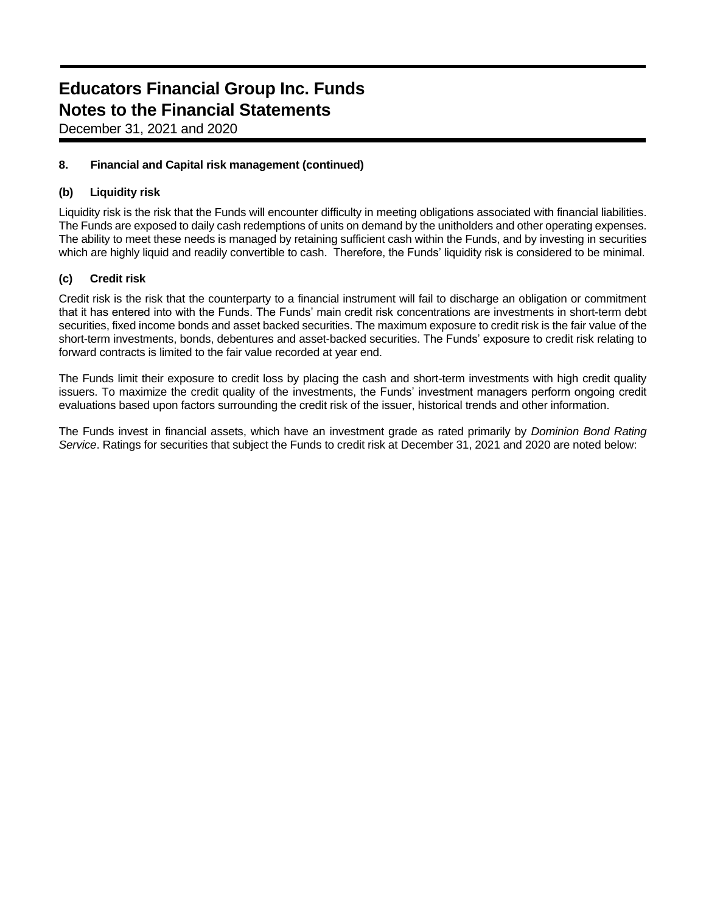# Educators Financial Group Inc. Funds
# Notes to the Financial Statements

December 31, 2021 and 2020

## 8. Financial and Capital risk management (continued)

### (b) Liquidity risk

Liquidity risk is the risk that the Funds will encounter difficulty in meeting obligations associated with financial liabilities. The Funds are exposed to daily cash redemptions of units on demand by the unitholders and other operating expenses. The ability to meet these needs is managed by retaining sufficient cash within the Funds, and by investing in securities which are highly liquid and readily convertible to cash. Therefore, the Funds' liquidity risk is considered to be minimal.

### (c) Credit risk

Credit risk is the risk that the counterparty to a financial instrument will fail to discharge an obligation or commitment that it has entered into with the Funds. The Funds' main credit risk concentrations are investments in short-term debt securities, fixed income bonds and asset backed securities. The maximum exposure to credit risk is the fair value of the short-term investments, bonds, debentures and asset-backed securities. The Funds' exposure to credit risk relating to forward contracts is limited to the fair value recorded at year end.

The Funds limit their exposure to credit loss by placing the cash and short-term investments with high credit quality issuers. To maximize the credit quality of the investments, the Funds' investment managers perform ongoing credit evaluations based upon factors surrounding the credit risk of the issuer, historical trends and other information.

The Funds invest in financial assets, which have an investment grade as rated primarily by *Dominion Bond Rating Service*. Ratings for securities that subject the Funds to credit risk at December 31, 2021 and 2020 are noted below: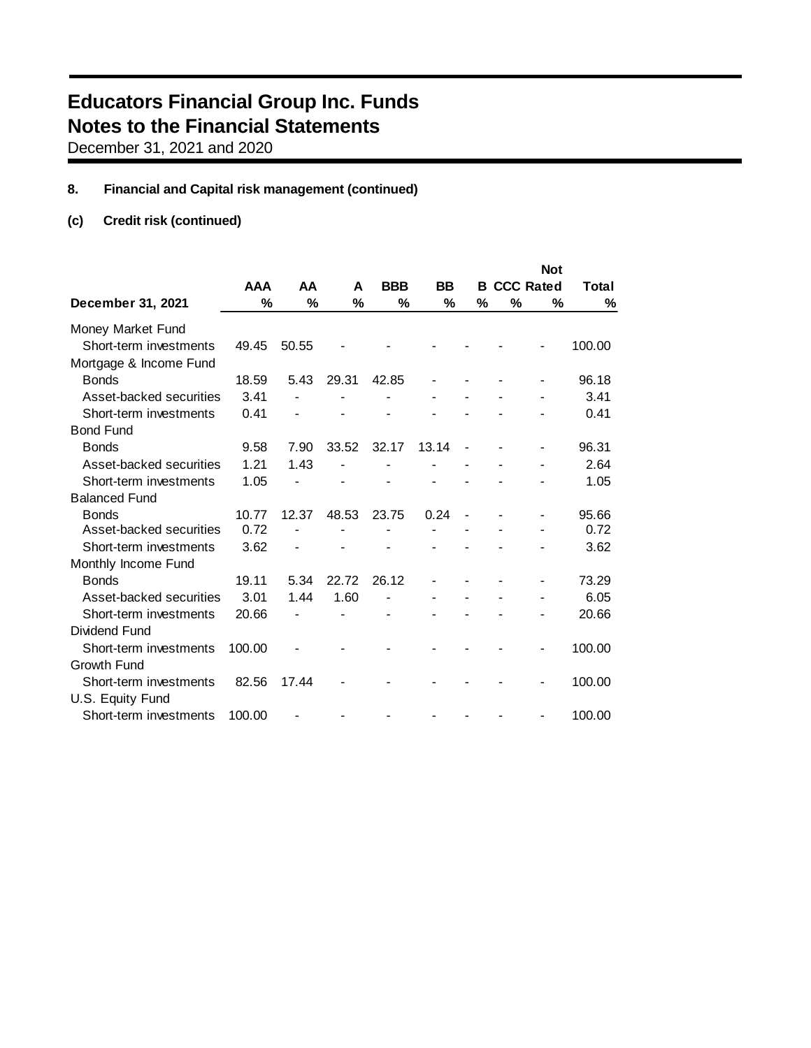# Educators Financial Group Inc. Funds
# Notes to the Financial Statements

December 31, 2021 and 2020

**8. Financial and Capital risk management (continued)**

**(c) Credit risk (continued)**

| December 31, 2021 | AAA % | AA % | A % | BBB % | BB % | B % | CCC % | Not Rated % | Total % |
|---|---|---|---|---|---|---|---|---|---|
| Money Market Fund | | | | | | | | | |
| Short-term investments | 49.45 | 50.55 | - | - | - | - | - | - | 100.00 |
| Mortgage & Income Fund | | | | | | | | | |
| Bonds | 18.59 | 5.43 | 29.31 | 42.85 | - | - | - | - | 96.18 |
| Asset-backed securities | 3.41 | - | - | - | - | - | - | - | 3.41 |
| Short-term investments | 0.41 | - | - | - | - | - | - | - | 0.41 |
| Bond Fund | | | | | | | | | |
| Bonds | 9.58 | 7.90 | 33.52 | 32.17 | 13.14 | - | - | - | 96.31 |
| Asset-backed securities | 1.21 | 1.43 | - | - | - | - | - | - | 2.64 |
| Short-term investments | 1.05 | - | - | - | - | - | - | - | 1.05 |
| Balanced Fund | | | | | | | | | |
| Bonds | 10.77 | 12.37 | 48.53 | 23.75 | 0.24 | - | - | - | 95.66 |
| Asset-backed securities | 0.72 | - | - | - | - | - | - | - | 0.72 |
| Short-term investments | 3.62 | - | - | - | - | - | - | - | 3.62 |
| Monthly Income Fund | | | | | | | | | |
| Bonds | 19.11 | 5.34 | 22.72 | 26.12 | - | - | - | - | 73.29 |
| Asset-backed securities | 3.01 | 1.44 | 1.60 | - | - | - | - | - | 6.05 |
| Short-term investments | 20.66 | - | - | - | - | - | - | - | 20.66 |
| Dividend Fund | | | | | | | | | |
| Short-term investments | 100.00 | - | - | - | - | - | - | - | 100.00 |
| Growth Fund | | | | | | | | | |
| Short-term investments | 82.56 | 17.44 | - | - | - | - | - | - | 100.00 |
| U.S. Equity Fund | | | | | | | | | |
| Short-term investments | 100.00 | - | - | - | - | - | - | - | 100.00 |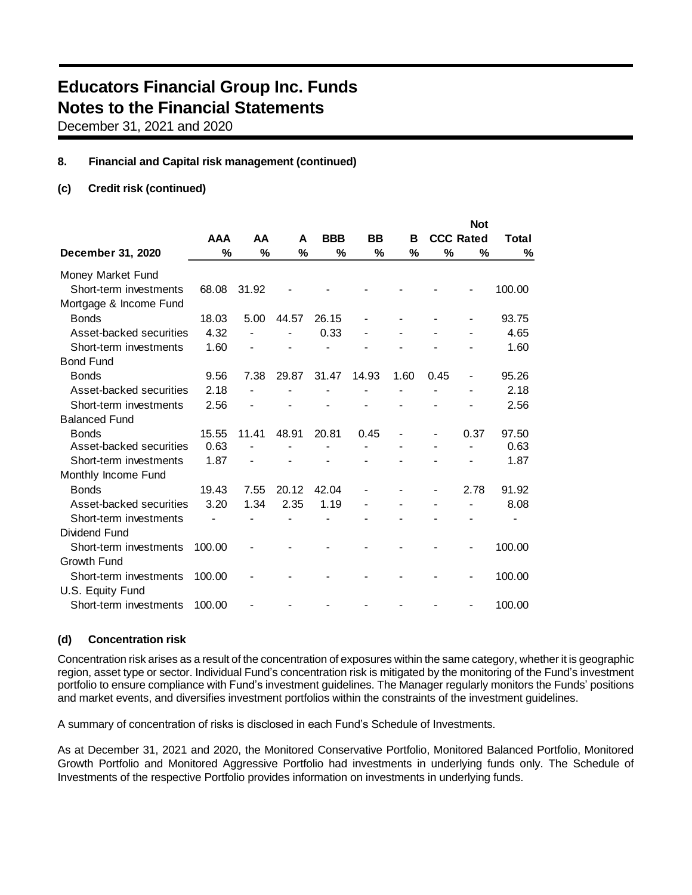# Educators Financial Group Inc. Funds
# Notes to the Financial Statements

December 31, 2021 and 2020

**8. Financial and Capital risk management (continued)**

**(c) Credit risk (continued)**

| December 31, 2020 | AAA % | AA % | A % | BBB % | BB % | B % | CCC % | Not Rated % | Total % |
|---|---|---|---|---|---|---|---|---|---|
| Money Market Fund | | | | | | | | | |
| Short-term investments | 68.08 | 31.92 | - | - | - | - | - | - | 100.00 |
| Mortgage & Income Fund | | | | | | | | | |
| Bonds | 18.03 | 5.00 | 44.57 | 26.15 | - | - | - | - | 93.75 |
| Asset-backed securities | 4.32 | - | - | 0.33 | - | - | - | - | 4.65 |
| Short-term investments | 1.60 | - | - | - | - | - | - | - | 1.60 |
| Bond Fund | | | | | | | | | |
| Bonds | 9.56 | 7.38 | 29.87 | 31.47 | 14.93 | 1.60 | 0.45 | - | 95.26 |
| Asset-backed securities | 2.18 | - | - | - | - | - | - | - | 2.18 |
| Short-term investments | 2.56 | - | - | - | - | - | - | - | 2.56 |
| Balanced Fund | | | | | | | | | |
| Bonds | 15.55 | 11.41 | 48.91 | 20.81 | 0.45 | - | - | 0.37 | 97.50 |
| Asset-backed securities | 0.63 | - | - | - | - | - | - | - | 0.63 |
| Short-term investments | 1.87 | - | - | - | - | - | - | - | 1.87 |
| Monthly Income Fund | | | | | | | | | |
| Bonds | 19.43 | 7.55 | 20.12 | 42.04 | - | - | - | 2.78 | 91.92 |
| Asset-backed securities | 3.20 | 1.34 | 2.35 | 1.19 | - | - | - | - | 8.08 |
| Short-term investments | - | - | - | - | - | - | - | - | - |
| Dividend Fund | | | | | | | | | |
| Short-term investments | 100.00 | - | - | - | - | - | - | - | 100.00 |
| Growth Fund | | | | | | | | | |
| Short-term investments | 100.00 | - | - | - | - | - | - | - | 100.00 |
| U.S. Equity Fund | | | | | | | | | |
| Short-term investments | 100.00 | - | - | - | - | - | - | - | 100.00 |

**(d) Concentration risk**

Concentration risk arises as a result of the concentration of exposures within the same category, whether it is geographic region, asset type or sector. Individual Fund's concentration risk is mitigated by the monitoring of the Fund's investment portfolio to ensure compliance with Fund's investment guidelines. The Manager regularly monitors the Funds' positions and market events, and diversifies investment portfolios within the constraints of the investment guidelines.

A summary of concentration of risks is disclosed in each Fund's Schedule of Investments.

As at December 31, 2021 and 2020, the Monitored Conservative Portfolio, Monitored Balanced Portfolio, Monitored Growth Portfolio and Monitored Aggressive Portfolio had investments in underlying funds only. The Schedule of Investments of the respective Portfolio provides information on investments in underlying funds.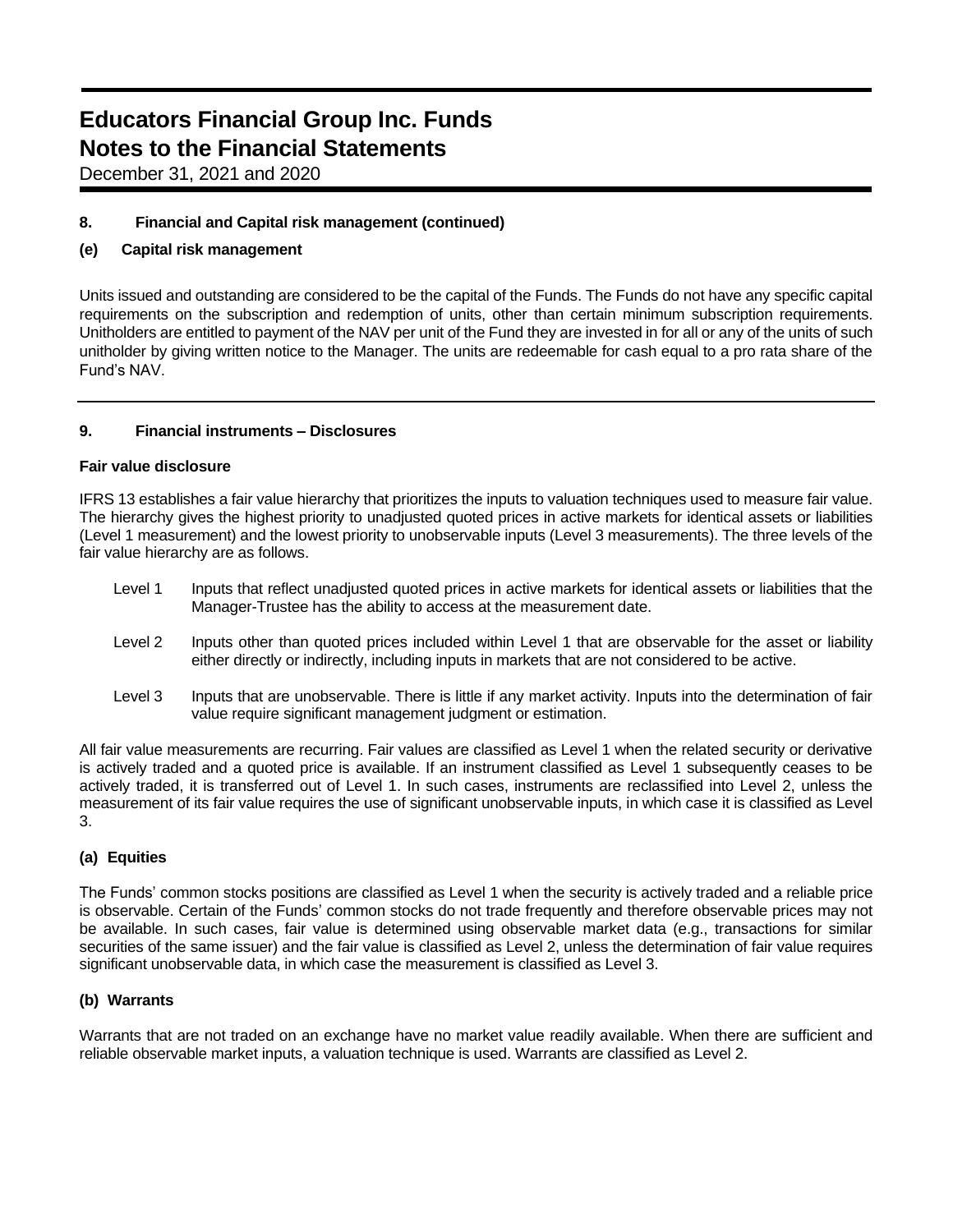**8. Financial and Capital risk management (continued)**

**(e) Capital risk management**

Units issued and outstanding are considered to be the capital of the Funds. The Funds do not have any specific capital requirements on the subscription and redemption of units, other than certain minimum subscription requirements. Unitholders are entitled to payment of the NAV per unit of the Fund they are invested in for all or any of the units of such unitholder by giving written notice to the Manager. The units are redeemable for cash equal to a pro rata share of the Fund's NAV.

---

**9. Financial instruments – Disclosures**

**Fair value disclosure**

IFRS 13 establishes a fair value hierarchy that prioritizes the inputs to valuation techniques used to measure fair value. The hierarchy gives the highest priority to unadjusted quoted prices in active markets for identical assets or liabilities (Level 1 measurement) and the lowest priority to unobservable inputs (Level 3 measurements). The three levels of the fair value hierarchy are as follows.

- Level 1 Inputs that reflect unadjusted quoted prices in active markets for identical assets or liabilities that the Manager-Trustee has the ability to access at the measurement date.
- Level 2 Inputs other than quoted prices included within Level 1 that are observable for the asset or liability either directly or indirectly, including inputs in markets that are not considered to be active.
- Level 3 Inputs that are unobservable. There is little if any market activity. Inputs into the determination of fair value require significant management judgment or estimation.

All fair value measurements are recurring. Fair values are classified as Level 1 when the related security or derivative is actively traded and a quoted price is available. If an instrument classified as Level 1 subsequently ceases to be actively traded, it is transferred out of Level 1. In such cases, instruments are reclassified into Level 2, unless the measurement of its fair value requires the use of significant unobservable inputs, in which case it is classified as Level 3.

**(a) Equities**

The Funds' common stocks positions are classified as Level 1 when the security is actively traded and a reliable price is observable. Certain of the Funds' common stocks do not trade frequently and therefore observable prices may not be available. In such cases, fair value is determined using observable market data (e.g., transactions for similar securities of the same issuer) and the fair value is classified as Level 2, unless the determination of fair value requires significant unobservable data, in which case the measurement is classified as Level 3.

**(b) Warrants**

Warrants that are not traded on an exchange have no market value readily available. When there are sufficient and reliable observable market inputs, a valuation technique is used. Warrants are classified as Level 2.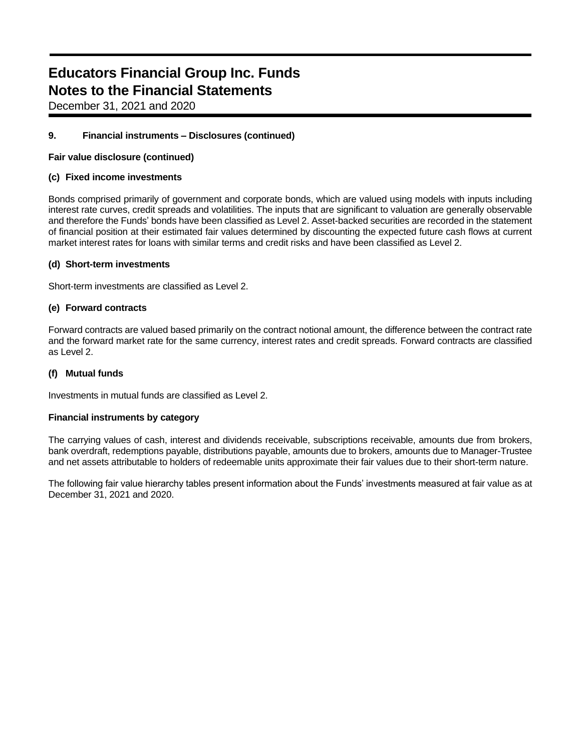# Educators Financial Group Inc. Funds
# Notes to the Financial Statements

December 31, 2021 and 2020

**9. Financial instruments – Disclosures (continued)**

**Fair value disclosure (continued)**

**(c) Fixed income investments**

Bonds comprised primarily of government and corporate bonds, which are valued using models with inputs including interest rate curves, credit spreads and volatilities. The inputs that are significant to valuation are generally observable and therefore the Funds' bonds have been classified as Level 2. Asset-backed securities are recorded in the statement of financial position at their estimated fair values determined by discounting the expected future cash flows at current market interest rates for loans with similar terms and credit risks and have been classified as Level 2.

**(d) Short-term investments**

Short-term investments are classified as Level 2.

**(e) Forward contracts**

Forward contracts are valued based primarily on the contract notional amount, the difference between the contract rate and the forward market rate for the same currency, interest rates and credit spreads. Forward contracts are classified as Level 2.

**(f) Mutual funds**

Investments in mutual funds are classified as Level 2.

**Financial instruments by category**

The carrying values of cash, interest and dividends receivable, subscriptions receivable, amounts due from brokers, bank overdraft, redemptions payable, distributions payable, amounts due to brokers, amounts due to Manager-Trustee and net assets attributable to holders of redeemable units approximate their fair values due to their short-term nature.

The following fair value hierarchy tables present information about the Funds' investments measured at fair value as at December 31, 2021 and 2020.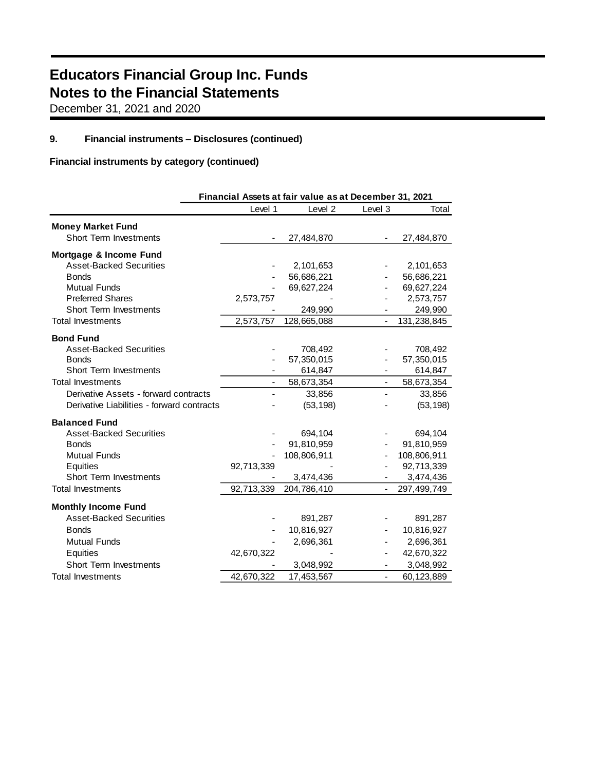# Educators Financial Group Inc. Funds

# Notes to the Financial Statements

December 31, 2021 and 2020

## 9. Financial instruments – Disclosures (continued)

### Financial instruments by category (continued)

| | Financial Assets at fair value as at December 31, 2021 | | | |
|---|---|---|---|---|
| | Level 1 | Level 2 | Level 3 | Total |
| **Money Market Fund** | | | | |
| Short Term Investments | - | 27,484,870 | - | 27,484,870 |
| **Mortgage & Income Fund** | | | | |
| Asset-Backed Securities | - | 2,101,653 | - | 2,101,653 |
| Bonds | - | 56,686,221 | - | 56,686,221 |
| Mutual Funds | - | 69,627,224 | - | 69,627,224 |
| Preferred Shares | 2,573,757 | - | - | 2,573,757 |
| Short Term Investments | - | 249,990 | - | 249,990 |
| Total Investments | 2,573,757 | 128,665,088 | - | 131,238,845 |
| **Bond Fund** | | | | |
| Asset-Backed Securities | - | 708,492 | - | 708,492 |
| Bonds | - | 57,350,015 | - | 57,350,015 |
| Short Term Investments | - | 614,847 | - | 614,847 |
| Total Investments | - | 58,673,354 | - | 58,673,354 |
| Derivative Assets - forward contracts | - | 33,856 | - | 33,856 |
| Derivative Liabilities - forward contracts | - | (53,198) | - | (53,198) |
| **Balanced Fund** | | | | |
| Asset-Backed Securities | - | 694,104 | - | 694,104 |
| Bonds | - | 91,810,959 | - | 91,810,959 |
| Mutual Funds | - | 108,806,911 | - | 108,806,911 |
| Equities | 92,713,339 | - | - | 92,713,339 |
| Short Term Investments | - | 3,474,436 | - | 3,474,436 |
| Total Investments | 92,713,339 | 204,786,410 | - | 297,499,749 |
| **Monthly Income Fund** | | | | |
| Asset-Backed Securities | - | 891,287 | - | 891,287 |
| Bonds | - | 10,816,927 | - | 10,816,927 |
| Mutual Funds | - | 2,696,361 | - | 2,696,361 |
| Equities | 42,670,322 | - | - | 42,670,322 |
| Short Term Investments | - | 3,048,992 | - | 3,048,992 |
| Total Investments | 42,670,322 | 17,453,567 | - | 60,123,889 |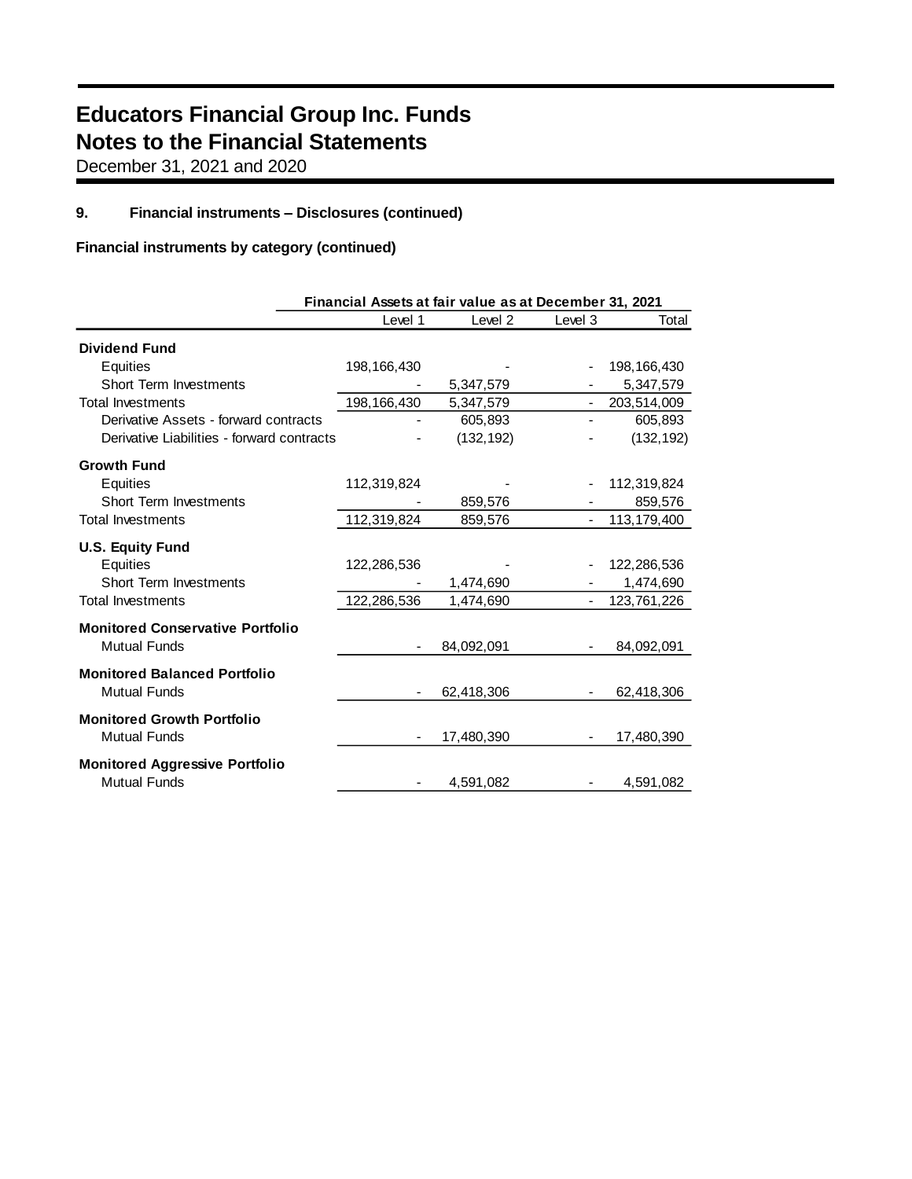# Educators Financial Group Inc. Funds
# Notes to the Financial Statements

December 31, 2021 and 2020

### 9. Financial instruments – Disclosures (continued)

### Financial instruments by category (continued)

| | Financial Assets at fair value as at December 31, 2021 | | | |
|---|---|---|---|---|
| | Level 1 | Level 2 | Level 3 | Total |
| **Dividend Fund** | | | | |
| Equities | 198,166,430 | - | - | 198,166,430 |
| Short Term Investments | - | 5,347,579 | - | 5,347,579 |
| Total Investments | 198,166,430 | 5,347,579 | - | 203,514,009 |
| Derivative Assets - forward contracts | - | 605,893 | - | 605,893 |
| Derivative Liabilities - forward contracts | - | (132,192) | - | (132,192) |
| **Growth Fund** | | | | |
| Equities | 112,319,824 | - | - | 112,319,824 |
| Short Term Investments | - | 859,576 | - | 859,576 |
| Total Investments | 112,319,824 | 859,576 | - | 113,179,400 |
| **U.S. Equity Fund** | | | | |
| Equities | 122,286,536 | - | - | 122,286,536 |
| Short Term Investments | - | 1,474,690 | - | 1,474,690 |
| Total Investments | 122,286,536 | 1,474,690 | - | 123,761,226 |
| **Monitored Conservative Portfolio** | | | | |
| Mutual Funds | - | 84,092,091 | - | 84,092,091 |
| **Monitored Balanced Portfolio** | | | | |
| Mutual Funds | - | 62,418,306 | - | 62,418,306 |
| **Monitored Growth Portfolio** | | | | |
| Mutual Funds | - | 17,480,390 | - | 17,480,390 |
| **Monitored Aggressive Portfolio** | | | | |
| Mutual Funds | - | 4,591,082 | - | 4,591,082 |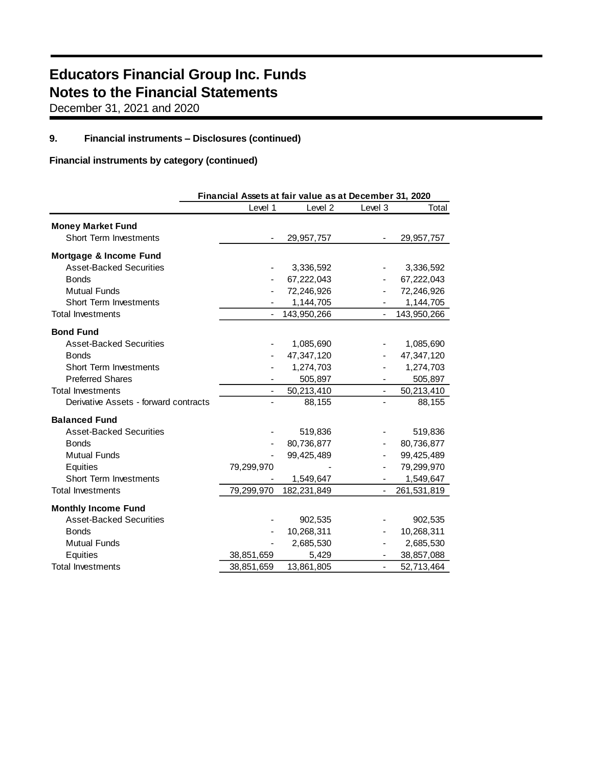# Educators Financial Group Inc. Funds
# Notes to the Financial Statements

December 31, 2021 and 2020

### 9. Financial instruments – Disclosures (continued)

### Financial instruments by category (continued)

| | Financial Assets at fair value as at December 31, 2020 | | | |
|---|---|---|---|---|
| | Level 1 | Level 2 | Level 3 | Total |
| **Money Market Fund** | | | | |
| Short Term Investments | - | 29,957,757 | - | 29,957,757 |
| **Mortgage & Income Fund** | | | | |
| Asset-Backed Securities | - | 3,336,592 | - | 3,336,592 |
| Bonds | - | 67,222,043 | - | 67,222,043 |
| Mutual Funds | - | 72,246,926 | - | 72,246,926 |
| Short Term Investments | - | 1,144,705 | - | 1,144,705 |
| Total Investments | - | 143,950,266 | - | 143,950,266 |
| **Bond Fund** | | | | |
| Asset-Backed Securities | - | 1,085,690 | - | 1,085,690 |
| Bonds | - | 47,347,120 | - | 47,347,120 |
| Short Term Investments | - | 1,274,703 | - | 1,274,703 |
| Preferred Shares | - | 505,897 | - | 505,897 |
| Total Investments | - | 50,213,410 | - | 50,213,410 |
| Derivative Assets - forward contracts | - | 88,155 | - | 88,155 |
| **Balanced Fund** | | | | |
| Asset-Backed Securities | - | 519,836 | - | 519,836 |
| Bonds | - | 80,736,877 | - | 80,736,877 |
| Mutual Funds | - | 99,425,489 | - | 99,425,489 |
| Equities | 79,299,970 | - | - | 79,299,970 |
| Short Term Investments | - | 1,549,647 | - | 1,549,647 |
| Total Investments | 79,299,970 | 182,231,849 | - | 261,531,819 |
| **Monthly Income Fund** | | | | |
| Asset-Backed Securities | - | 902,535 | - | 902,535 |
| Bonds | - | 10,268,311 | - | 10,268,311 |
| Mutual Funds | - | 2,685,530 | - | 2,685,530 |
| Equities | 38,851,659 | 5,429 | - | 38,857,088 |
| Total Investments | 38,851,659 | 13,861,805 | - | 52,713,464 |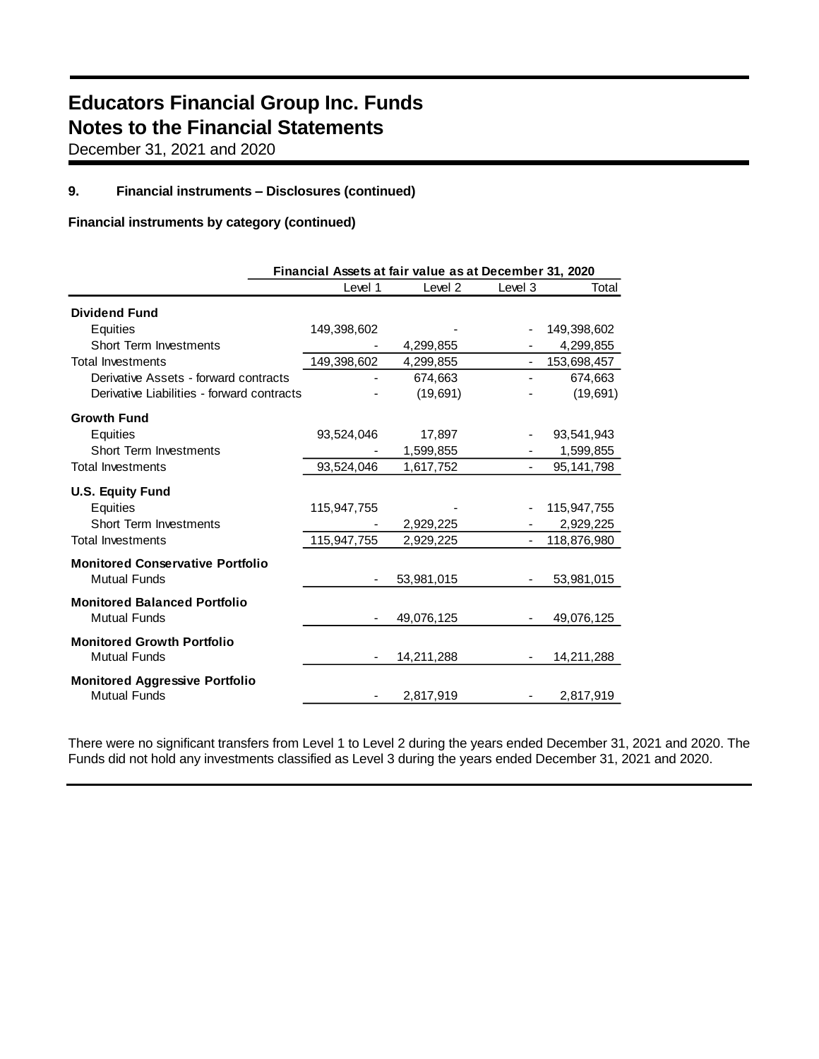# Educators Financial Group Inc. Funds
# Notes to the Financial Statements
December 31, 2021 and 2020

### 9. Financial instruments – Disclosures (continued)

**Financial instruments by category (continued)**

| | Financial Assets at fair value as at December 31, 2020 | | | |
|---|---|---|---|---|
| | Level 1 | Level 2 | Level 3 | Total |
| **Dividend Fund** | | | | |
| Equities | 149,398,602 | - | - | 149,398,602 |
| Short Term Investments | - | 4,299,855 | - | 4,299,855 |
| Total Investments | 149,398,602 | 4,299,855 | - | 153,698,457 |
| Derivative Assets - forward contracts | - | 674,663 | - | 674,663 |
| Derivative Liabilities - forward contracts | - | (19,691) | - | (19,691) |
| **Growth Fund** | | | | |
| Equities | 93,524,046 | 17,897 | - | 93,541,943 |
| Short Term Investments | - | 1,599,855 | - | 1,599,855 |
| Total Investments | 93,524,046 | 1,617,752 | - | 95,141,798 |
| **U.S. Equity Fund** | | | | |
| Equities | 115,947,755 | - | - | 115,947,755 |
| Short Term Investments | - | 2,929,225 | - | 2,929,225 |
| Total Investments | 115,947,755 | 2,929,225 | - | 118,876,980 |
| **Monitored Conservative Portfolio** | | | | |
| Mutual Funds | - | 53,981,015 | - | 53,981,015 |
| **Monitored Balanced Portfolio** | | | | |
| Mutual Funds | - | 49,076,125 | - | 49,076,125 |
| **Monitored Growth Portfolio** | | | | |
| Mutual Funds | - | 14,211,288 | - | 14,211,288 |
| **Monitored Aggressive Portfolio** | | | | |
| Mutual Funds | - | 2,817,919 | - | 2,817,919 |

There were no significant transfers from Level 1 to Level 2 during the years ended December 31, 2021 and 2020. The Funds did not hold any investments classified as Level 3 during the years ended December 31, 2021 and 2020.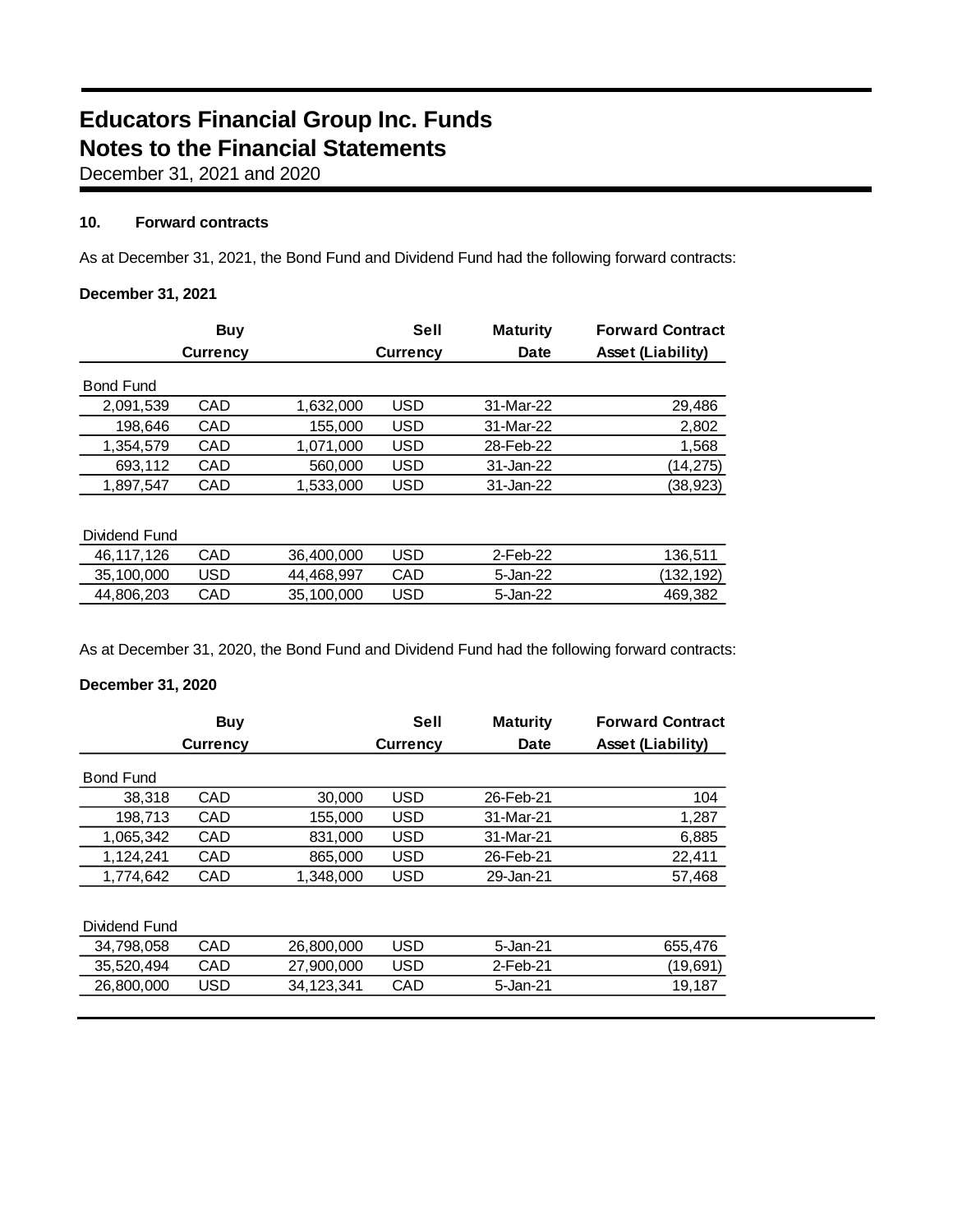# Educators Financial Group Inc. Funds
# Notes to the Financial Statements

December 31, 2021 and 2020

### 10. Forward contracts

As at December 31, 2021, the Bond Fund and Dividend Fund had the following forward contracts:

**December 31, 2021**

| Buy | Currency | Sell | Currency | Maturity Date | Forward Contract Asset (Liability) |
|---|---|---|---|---|---|
| Bond Fund | | | | | |
| 2,091,539 | CAD | 1,632,000 | USD | 31-Mar-22 | 29,486 |
| 198,646 | CAD | 155,000 | USD | 31-Mar-22 | 2,802 |
| 1,354,579 | CAD | 1,071,000 | USD | 28-Feb-22 | 1,568 |
| 693,112 | CAD | 560,000 | USD | 31-Jan-22 | (14,275) |
| 1,897,547 | CAD | 1,533,000 | USD | 31-Jan-22 | (38,923) |
| Dividend Fund | | | | | |
| 46,117,126 | CAD | 36,400,000 | USD | 2-Feb-22 | 136,511 |
| 35,100,000 | USD | 44,468,997 | CAD | 5-Jan-22 | (132,192) |
| 44,806,203 | CAD | 35,100,000 | USD | 5-Jan-22 | 469,382 |

As at December 31, 2020, the Bond Fund and Dividend Fund had the following forward contracts:

**December 31, 2020**

| Buy | Currency | Sell | Currency | Maturity Date | Forward Contract Asset (Liability) |
|---|---|---|---|---|---|
| Bond Fund | | | | | |
| 38,318 | CAD | 30,000 | USD | 26-Feb-21 | 104 |
| 198,713 | CAD | 155,000 | USD | 31-Mar-21 | 1,287 |
| 1,065,342 | CAD | 831,000 | USD | 31-Mar-21 | 6,885 |
| 1,124,241 | CAD | 865,000 | USD | 26-Feb-21 | 22,411 |
| 1,774,642 | CAD | 1,348,000 | USD | 29-Jan-21 | 57,468 |
| Dividend Fund | | | | | |
| 34,798,058 | CAD | 26,800,000 | USD | 5-Jan-21 | 655,476 |
| 35,520,494 | CAD | 27,900,000 | USD | 2-Feb-21 | (19,691) |
| 26,800,000 | USD | 34,123,341 | CAD | 5-Jan-21 | 19,187 |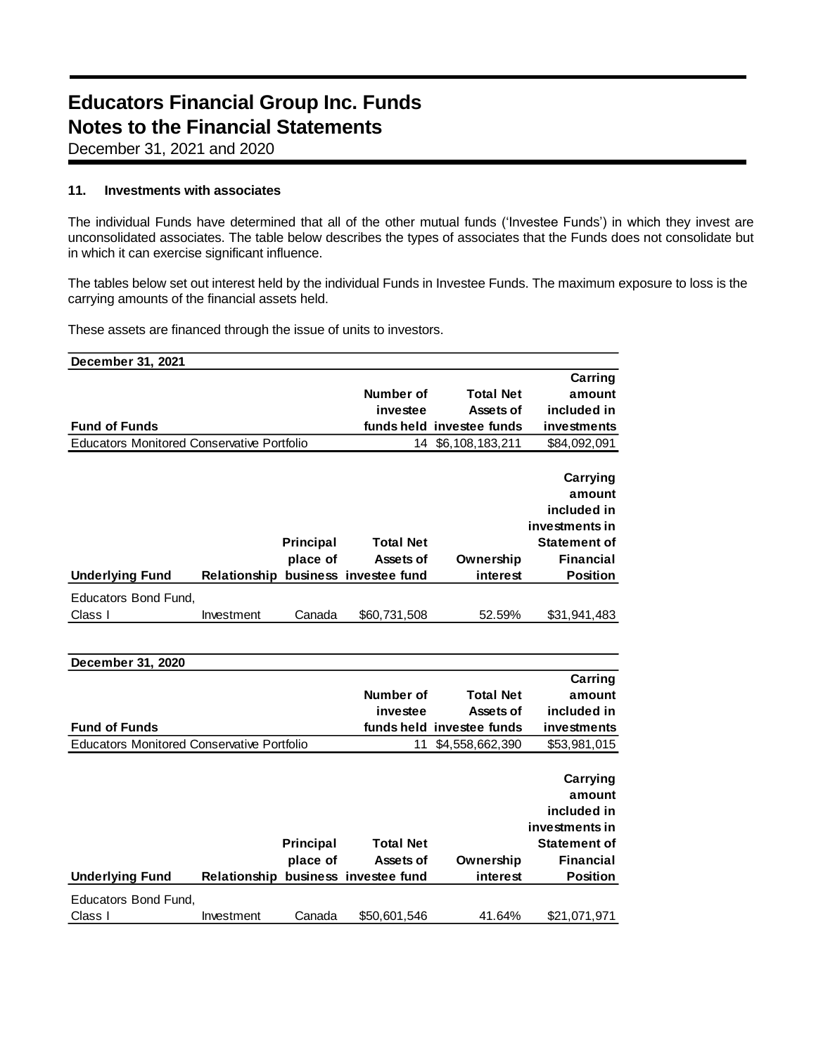# Educators Financial Group Inc. Funds
# Notes to the Financial Statements
December 31, 2021 and 2020

### 11. Investments with associates

The individual Funds have determined that all of the other mutual funds ('Investee Funds') in which they invest are unconsolidated associates. The table below describes the types of associates that the Funds does not consolidate but in which it can exercise significant influence.

The tables below set out interest held by the individual Funds in Investee Funds. The maximum exposure to loss is the carrying amounts of the financial assets held.

These assets are financed through the issue of units to investors.

**December 31, 2021**

| Fund of Funds | Number of investee funds held | Total Net Assets of investee funds | Carring amount included in investments |
|---|---|---|---|
| Educators Monitored Conservative Portfolio | 14 | $6,108,183,211 | $84,092,091 |

| Underlying Fund | Relationship | Principal place of business | Total Net Assets of investee fund | Ownership interest | Carrying amount included in investments in Statement of Financial Position |
|---|---|---|---|---|---|
| Educators Bond Fund, Class I | Investment | Canada | $60,731,508 | 52.59% | $31,941,483 |

**December 31, 2020**

| Fund of Funds | Number of investee funds held | Total Net Assets of investee funds | Carring amount included in investments |
|---|---|---|---|
| Educators Monitored Conservative Portfolio | 11 | $4,558,662,390 | $53,981,015 |

| Underlying Fund | Relationship | Principal place of business | Total Net Assets of investee fund | Ownership interest | Carrying amount included in investments in Statement of Financial Position |
|---|---|---|---|---|---|
| Educators Bond Fund, Class I | Investment | Canada | $50,601,546 | 41.64% | $21,071,971 |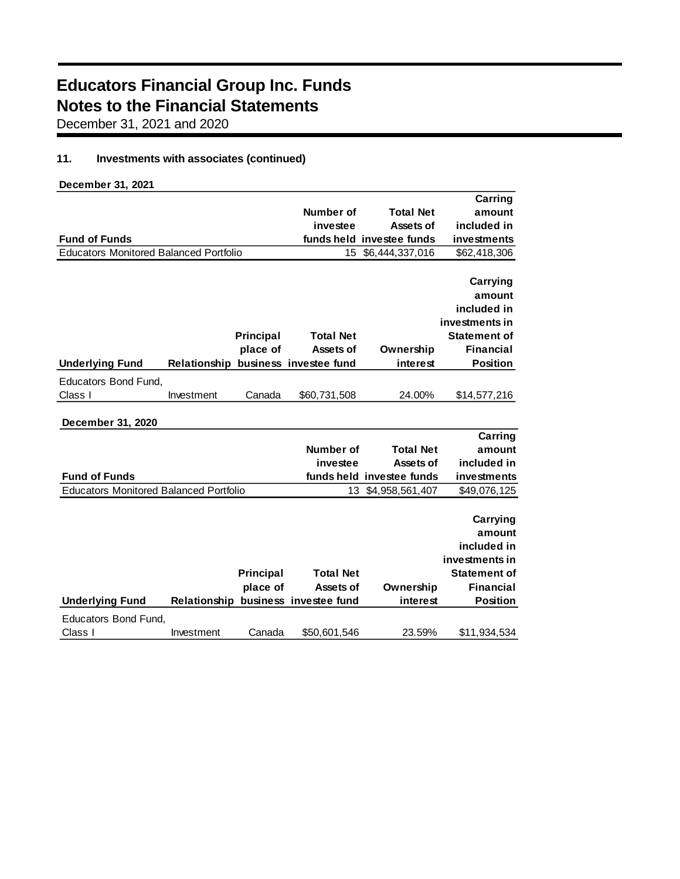# Educators Financial Group Inc. Funds
## Notes to the Financial Statements

December 31, 2021 and 2020

### 11. Investments with associates (continued)

**December 31, 2021**

| Fund of Funds | Number of investee funds held | Total Net Assets of investee funds | Carring amount included in investments |
|---|---|---|---|
| Educators Monitored Balanced Portfolio | 15 | $6,444,337,016 | $62,418,306 |

| Underlying Fund | Relationship | Principal place of business | Total Net Assets of investee fund | Ownership interest | Carrying amount included in investments in Statement of Financial Position |
|---|---|---|---|---|---|
| Educators Bond Fund, Class I | Investment | Canada | $60,731,508 | 24.00% | $14,577,216 |

**December 31, 2020**

| Fund of Funds | Number of investee funds held | Total Net Assets of investee funds | Carring amount included in investments |
|---|---|---|---|
| Educators Monitored Balanced Portfolio | 13 | $4,958,561,407 | $49,076,125 |

| Underlying Fund | Relationship | Principal place of business | Total Net Assets of investee fund | Ownership interest | Carrying amount included in investments in Statement of Financial Position |
|---|---|---|---|---|---|
| Educators Bond Fund, Class I | Investment | Canada | $50,601,546 | 23.59% | $11,934,534 |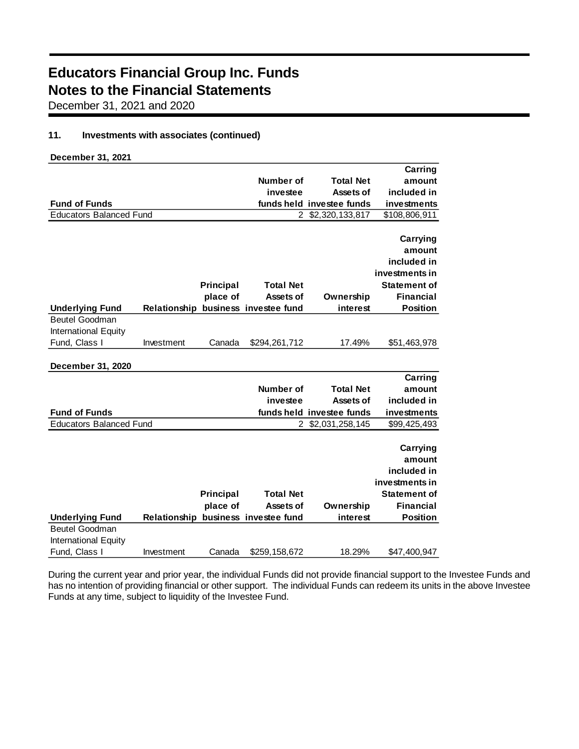# Educators Financial Group Inc. Funds
## Notes to the Financial Statements
December 31, 2021 and 2020

### 11. Investments with associates (continued)

**December 31, 2021**

| Fund of Funds | Number of investee funds held | Total Net Assets of investee funds | Carring amount included in investments |
|---|---|---|---|
| Educators Balanced Fund | 2 | $2,320,133,817 | $108,806,911 |

| Underlying Fund | Relationship | Principal place of business | Total Net Assets of investee fund | Ownership interest | Carrying amount included in investments in Statement of Financial Position |
|---|---|---|---|---|---|
| Beutel Goodman International Equity Fund, Class I | Investment | Canada | $294,261,712 | 17.49% | $51,463,978 |

**December 31, 2020**

| Fund of Funds | Number of investee funds held | Total Net Assets of investee funds | Carring amount included in investments |
|---|---|---|---|
| Educators Balanced Fund | 2 | $2,031,258,145 | $99,425,493 |

| Underlying Fund | Relationship | Principal place of business | Total Net Assets of investee fund | Ownership interest | Carrying amount included in investments in Statement of Financial Position |
|---|---|---|---|---|---|
| Beutel Goodman International Equity Fund, Class I | Investment | Canada | $259,158,672 | 18.29% | $47,400,947 |

During the current year and prior year, the individual Funds did not provide financial support to the Investee Funds and has no intention of providing financial or other support. The individual Funds can redeem its units in the above Investee Funds at any time, subject to liquidity of the Investee Fund.